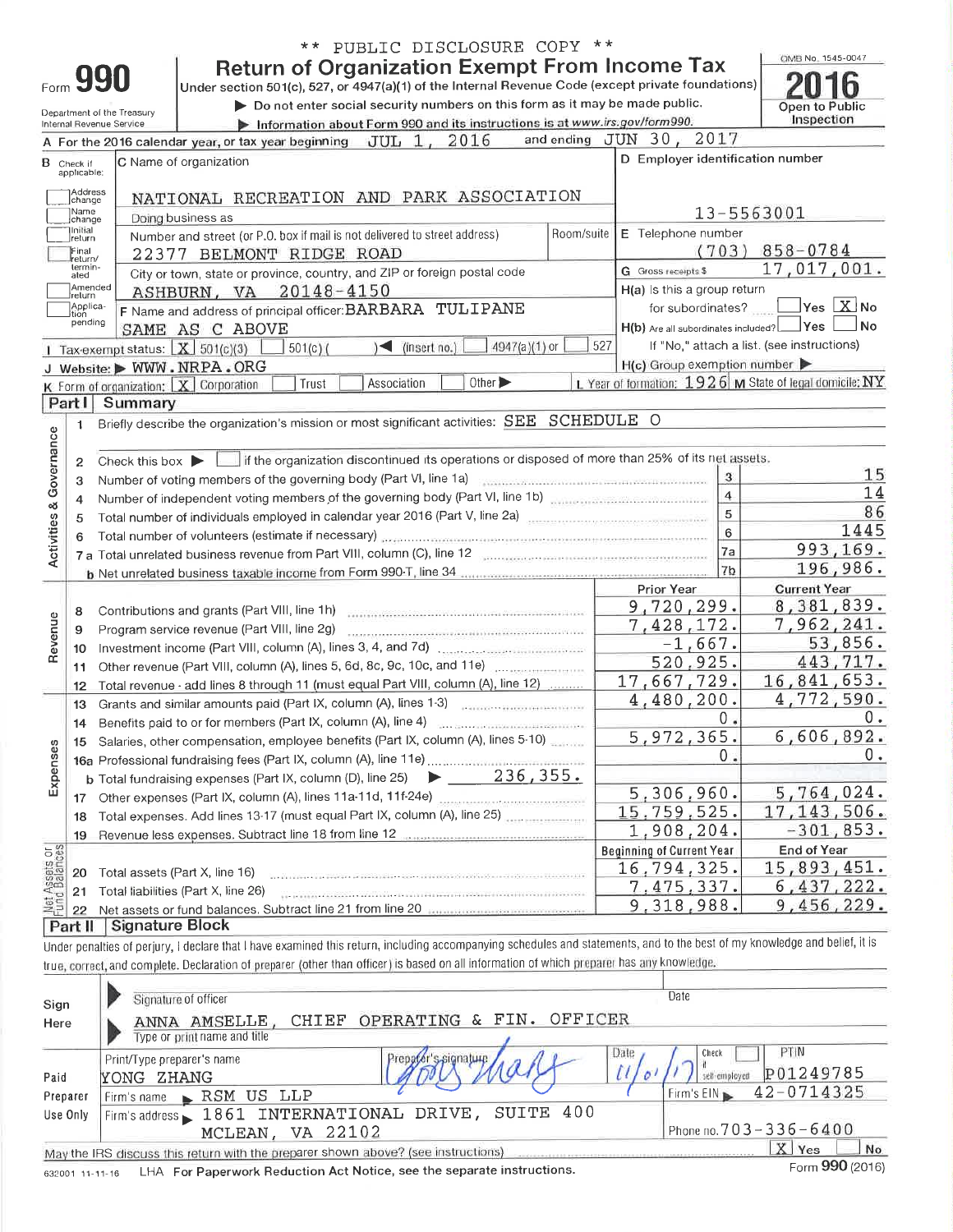** PUBLIC DISCLOSURE COPY **

# Form 990 — Return of Organization Exempt From Income Tax

Under section 501(c), 527, or 4947(a)(1) of the Internal Revenue Code (except private foundations)

▶ Do not enter social security numbers on this form as it may be made public.

▶ Information about Form 990 and its instructions is at www.irs.gov/form990.

Department of the Treasury
Internal Revenue Service

OMB No. 1545-0047

**2016**

Open to Public Inspection

A For the 2016 calendar year, or tax year beginning JUL 1, 2016 and ending JUN 30, 2017

B Check if applicable: Address change, Name change, Initial return, Final return/terminated, Amended return, Application pending

C Name of organization: NATIONAL RECREATION AND PARK ASSOCIATION

Doing business as

Number and street (or P.O. box if mail is not delivered to street address): 22377 BELMONT RIDGE ROAD    Room/suite

City or town, state or province, country, and ZIP or foreign postal code: ASHBURN, VA 20148-4150

F Name and address of principal officer: BARBARA TULIPANE
SAME AS C ABOVE

D Employer identification number: 13-5563001

E Telephone number: (703) 858-0784

G Gross receipts $ 17,017,001.

H(a) Is this a group return for subordinates? Yes [ ] No [X]

H(b) Are all subordinates included? Yes [ ] No [ ]
If "No," attach a list. (see instructions)

H(c) Group exemption number ▶

I Tax-exempt status: [X] 501(c)(3) [ ] 501(c) ( ) ◀ (insert no.) [ ] 4947(a)(1) or [ ] 527

J Website: ▶ WWW.NRPA.ORG

K Form of organization: [X] Corporation [ ] Trust [ ] Association [ ] Other ▶

L Year of formation: 1926 M State of legal domicile: NY

## Part I Summary

**Activities & Governance**

1 Briefly describe the organization's mission or most significant activities: SEE SCHEDULE O

2 Check this box ▶ [ ] if the organization discontinued its operations or disposed of more than 25% of its net assets.

| | | | |
|---|---|---|---|
| 3 | Number of voting members of the governing body (Part VI, line 1a) | 3 | 15 |
| 4 | Number of independent voting members of the governing body (Part VI, line 1b) | 4 | 14 |
| 5 | Total number of individuals employed in calendar year 2016 (Part V, line 2a) | 5 | 86 |
| 6 | Total number of volunteers (estimate if necessary) | 6 | 1445 |
| 7a | Total unrelated business revenue from Part VIII, column (C), line 12 | 7a | 993,169. |
| b | Net unrelated business taxable income from Form 990-T, line 34 | 7b | 196,986. |

| | | Prior Year | Current Year |
|---|---|---|---|
| **Revenue** | | | |
| 8 | Contributions and grants (Part VIII, line 1h) | 9,720,299. | 8,381,839. |
| 9 | Program service revenue (Part VIII, line 2g) | 7,428,172. | 7,962,241. |
| 10 | Investment income (Part VIII, column (A), lines 3, 4, and 7d) | -1,667. | 53,856. |
| 11 | Other revenue (Part VIII, column (A), lines 5, 6d, 8c, 9c, 10c, and 11e) | 520,925. | 443,717. |
| 12 | Total revenue - add lines 8 through 11 (must equal Part VIII, column (A), line 12) | 17,667,729. | 16,841,653. |
| **Expenses** | | | |
| 13 | Grants and similar amounts paid (Part IX, column (A), lines 1-3) | 4,480,200. | 4,772,590. |
| 14 | Benefits paid to or for members (Part IX, column (A), line 4) | 0. | 0. |
| 15 | Salaries, other compensation, employee benefits (Part IX, column (A), lines 5-10) | 5,972,365. | 6,606,892. |
| 16a | Professional fundraising fees (Part IX, column (A), line 11e) | 0. | 0. |
| b | Total fundraising expenses (Part IX, column (D), line 25) ▶ 236,355. | | |
| 17 | Other expenses (Part IX, column (A), lines 11a-11d, 11f-24e) | 5,306,960. | 5,764,024. |
| 18 | Total expenses. Add lines 13-17 (must equal Part IX, column (A), line 25) | 15,759,525. | 17,143,506. |
| 19 | Revenue less expenses. Subtract line 18 from line 12 | 1,908,204. | -301,853. |
| **Net Assets or Fund Balances** | | **Beginning of Current Year** | **End of Year** |
| 20 | Total assets (Part X, line 16) | 16,794,325. | 15,893,451. |
| 21 | Total liabilities (Part X, line 26) | 7,475,337. | 6,437,222. |
| 22 | Net assets or fund balances. Subtract line 21 from line 20 | 9,318,988. | 9,456,229. |

## Part II Signature Block

Under penalties of perjury, I declare that I have examined this return, including accompanying schedules and statements, and to the best of my knowledge and belief, it is true, correct, and complete. Declaration of preparer (other than officer) is based on all information of which preparer has any knowledge.

**Sign Here**

Signature of officer — Date

ANNA AMSELLE, CHIEF OPERATING & FIN. OFFICER
Type or print name and title

**Paid Preparer Use Only**

Print/Type preparer's name: YONG ZHANG
Preparer's signature: [signature]
Date: 11/01/17
Check [ ] if self-employed
PTIN: P01249785
Firm's name ▶ RSM US LLP
Firm's EIN ▶ 42-0714325
Firm's address ▶ 1861 INTERNATIONAL DRIVE, SUITE 400
MCLEAN, VA 22102
Phone no. 703-336-6400

May the IRS discuss this return with the preparer shown above? (see instructions) [X] Yes [ ] No

632001 11-11-16 LHA For Paperwork Reduction Act Notice, see the separate instructions. Form 990 (2016)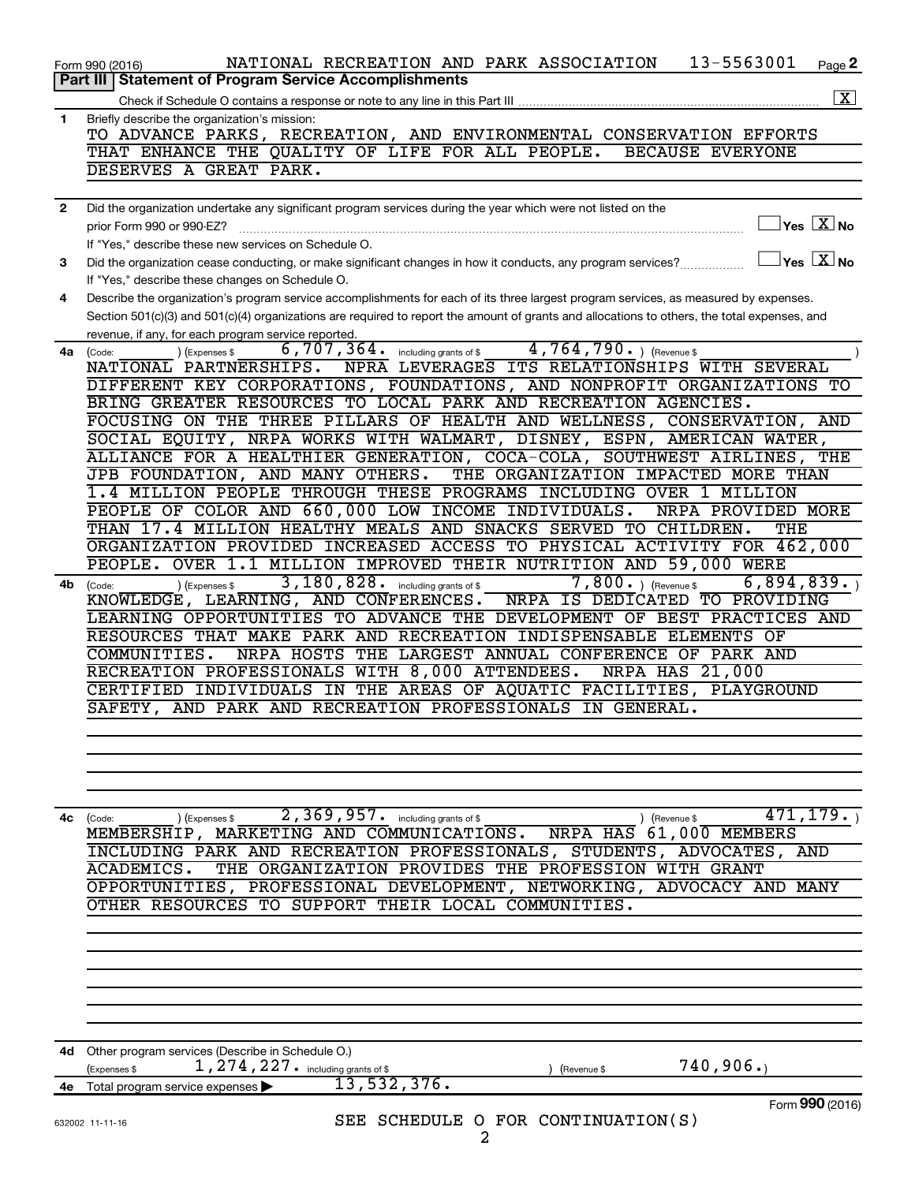Form 990 (2016) NATIONAL RECREATION AND PARK ASSOCIATION 13-5563001 Page 2

## Part III Statement of Program Service Accomplishments

Check if Schedule O contains a response or note to any line in this Part III .......... [X]

**1** Briefly describe the organization's mission:

TO ADVANCE PARKS, RECREATION, AND ENVIRONMENTAL CONSERVATION EFFORTS THAT ENHANCE THE QUALITY OF LIFE FOR ALL PEOPLE. BECAUSE EVERYONE DESERVES A GREAT PARK.

**2** Did the organization undertake any significant program services during the year which were not listed on the prior Form 990 or 990-EZ? .......... [ ] Yes [X] No

If "Yes," describe these new services on Schedule O.

**3** Did the organization cease conducting, or make significant changes in how it conducts, any program services? .......... [ ] Yes [X] No

If "Yes," describe these changes on Schedule O.

**4** Describe the organization's program service accomplishments for each of its three largest program services, as measured by expenses. Section 501(c)(3) and 501(c)(4) organizations are required to report the amount of grants and allocations to others, the total expenses, and revenue, if any, for each program service reported.

**4a** (Code: ) (Expenses $ 6,707,364. including grants of $ 4,764,790. ) (Revenue $ )

NATIONAL PARTNERSHIPS. NPRA LEVERAGES ITS RELATIONSHIPS WITH SEVERAL DIFFERENT KEY CORPORATIONS, FOUNDATIONS, AND NONPROFIT ORGANIZATIONS TO BRING GREATER RESOURCES TO LOCAL PARK AND RECREATION AGENCIES. FOCUSING ON THE THREE PILLARS OF HEALTH AND WELLNESS, CONSERVATION, AND SOCIAL EQUITY, NRPA WORKS WITH WALMART, DISNEY, ESPN, AMERICAN WATER, ALLIANCE FOR A HEALTHIER GENERATION, COCA-COLA, SOUTHWEST AIRLINES, THE JPB FOUNDATION, AND MANY OTHERS. THE ORGANIZATION IMPACTED MORE THAN 1.4 MILLION PEOPLE THROUGH THESE PROGRAMS INCLUDING OVER 1 MILLION PEOPLE OF COLOR AND 660,000 LOW INCOME INDIVIDUALS. NRPA PROVIDED MORE THAN 17.4 MILLION HEALTHY MEALS AND SNACKS SERVED TO CHILDREN. THE ORGANIZATION PROVIDED INCREASED ACCESS TO PHYSICAL ACTIVITY FOR 462,000 PEOPLE. OVER 1.1 MILLION IMPROVED THEIR NUTRITION AND 59,000 WERE

**4b** (Code: ) (Expenses $ 3,180,828. including grants of $ 7,800. ) (Revenue $ 6,894,839. )

KNOWLEDGE, LEARNING, AND CONFERENCES. NRPA IS DEDICATED TO PROVIDING LEARNING OPPORTUNITIES TO ADVANCE THE DEVELOPMENT OF BEST PRACTICES AND RESOURCES THAT MAKE PARK AND RECREATION INDISPENSABLE ELEMENTS OF COMMUNITIES. NRPA HOSTS THE LARGEST ANNUAL CONFERENCE OF PARK AND RECREATION PROFESSIONALS WITH 8,000 ATTENDEES. NRPA HAS 21,000 CERTIFIED INDIVIDUALS IN THE AREAS OF AQUATIC FACILITIES, PLAYGROUND SAFETY, AND PARK AND RECREATION PROFESSIONALS IN GENERAL.

**4c** (Code: ) (Expenses $ 2,369,957. including grants of $ ) (Revenue $ 471,179. )

MEMBERSHIP, MARKETING AND COMMUNICATIONS. NRPA HAS 61,000 MEMBERS INCLUDING PARK AND RECREATION PROFESSIONALS, STUDENTS, ADVOCATES, AND ACADEMICS. THE ORGANIZATION PROVIDES THE PROFESSION WITH GRANT OPPORTUNITIES, PROFESSIONAL DEVELOPMENT, NETWORKING, ADVOCACY AND MANY OTHER RESOURCES TO SUPPORT THEIR LOCAL COMMUNITIES.

**4d** Other program services (Describe in Schedule O.)

(Expenses $ 1,274,227. including grants of $ ) (Revenue $ 740,906.)

**4e** Total program service expenses ▶ 13,532,376.

SEE SCHEDULE O FOR CONTINUATION(S)

632002 11-11-16

Form **990** (2016)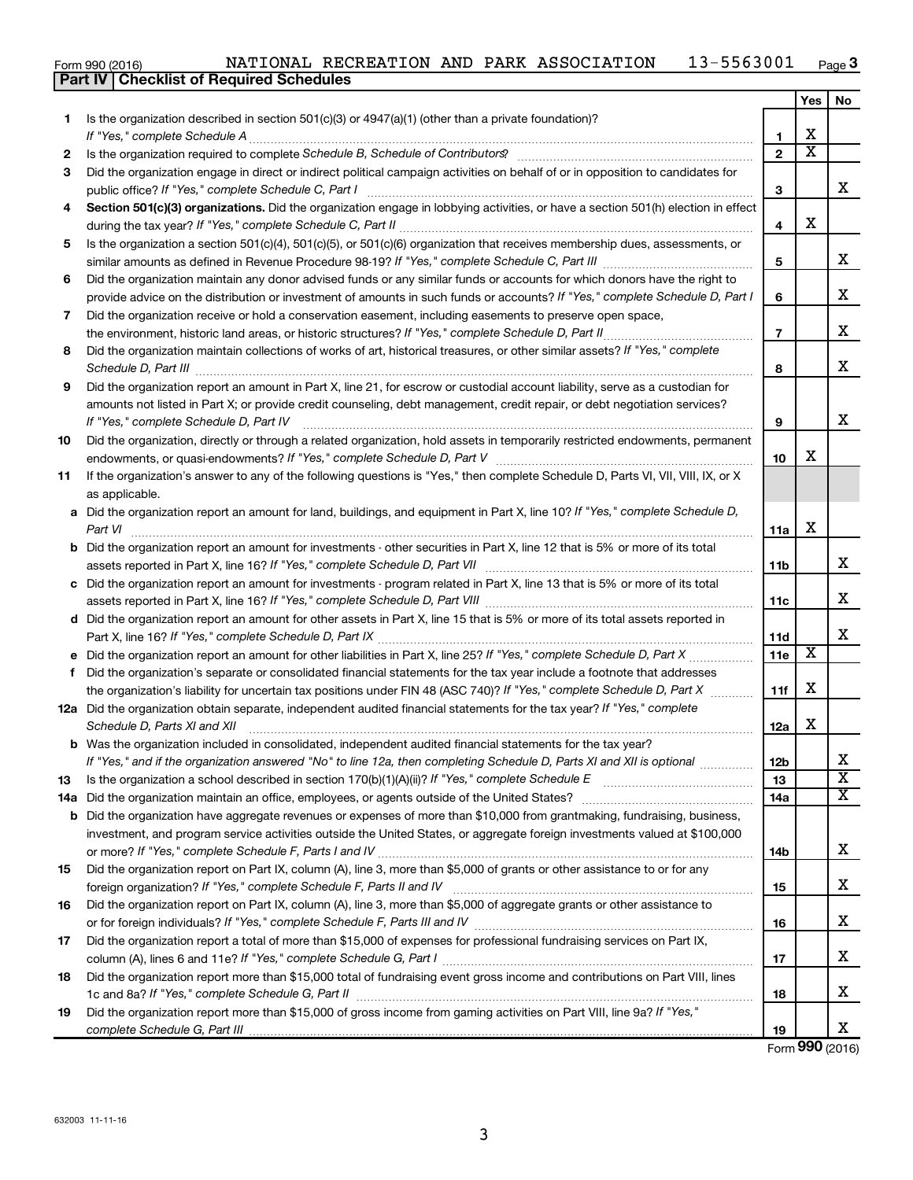Form 990 (2016) NATIONAL RECREATION AND PARK ASSOCIATION 13-5563001 Page 3

**Part IV | Checklist of Required Schedules**

| | | | Yes | No |
|---|---|---|---|---|
| 1 | Is the organization described in section 501(c)(3) or 4947(a)(1) (other than a private foundation)? *If "Yes," complete Schedule A* | 1 | X | |
| 2 | Is the organization required to complete *Schedule B, Schedule of Contributors*? | 2 | X | |
| 3 | Did the organization engage in direct or indirect political campaign activities on behalf of or in opposition to candidates for public office? *If "Yes," complete Schedule C, Part I* | 3 | | X |
| 4 | **Section 501(c)(3) organizations.** Did the organization engage in lobbying activities, or have a section 501(h) election in effect during the tax year? *If "Yes," complete Schedule C, Part II* | 4 | X | |
| 5 | Is the organization a section 501(c)(4), 501(c)(5), or 501(c)(6) organization that receives membership dues, assessments, or similar amounts as defined in Revenue Procedure 98-19? *If "Yes," complete Schedule C, Part III* | 5 | | X |
| 6 | Did the organization maintain any donor advised funds or any similar funds or accounts for which donors have the right to provide advice on the distribution or investment of amounts in such funds or accounts? *If "Yes," complete Schedule D, Part I* | 6 | | X |
| 7 | Did the organization receive or hold a conservation easement, including easements to preserve open space, the environment, historic land areas, or historic structures? *If "Yes," complete Schedule D, Part II* | 7 | | X |
| 8 | Did the organization maintain collections of works of art, historical treasures, or other similar assets? *If "Yes," complete Schedule D, Part III* | 8 | | X |
| 9 | Did the organization report an amount in Part X, line 21, for escrow or custodial account liability, serve as a custodian for amounts not listed in Part X; or provide credit counseling, debt management, credit repair, or debt negotiation services? *If "Yes," complete Schedule D, Part IV* | 9 | | X |
| 10 | Did the organization, directly or through a related organization, hold assets in temporarily restricted endowments, permanent endowments, or quasi-endowments? *If "Yes," complete Schedule D, Part V* | 10 | X | |
| 11 | If the organization's answer to any of the following questions is "Yes," then complete Schedule D, Parts VI, VII, VIII, IX, or X as applicable. | | | |
| a | Did the organization report an amount for land, buildings, and equipment in Part X, line 10? *If "Yes," complete Schedule D, Part VI* | 11a | X | |
| b | Did the organization report an amount for investments - other securities in Part X, line 12 that is 5% or more of its total assets reported in Part X, line 16? *If "Yes," complete Schedule D, Part VII* | 11b | | X |
| c | Did the organization report an amount for investments - program related in Part X, line 13 that is 5% or more of its total assets reported in Part X, line 16? *If "Yes," complete Schedule D, Part VIII* | 11c | | X |
| d | Did the organization report an amount for other assets in Part X, line 15 that is 5% or more of its total assets reported in Part X, line 16? *If "Yes," complete Schedule D, Part IX* | 11d | | X |
| e | Did the organization report an amount for other liabilities in Part X, line 25? *If "Yes," complete Schedule D, Part X* | 11e | X | |
| f | Did the organization's separate or consolidated financial statements for the tax year include a footnote that addresses the organization's liability for uncertain tax positions under FIN 48 (ASC 740)? *If "Yes," complete Schedule D, Part X* | 11f | X | |
| 12a | Did the organization obtain separate, independent audited financial statements for the tax year? *If "Yes," complete Schedule D, Parts XI and XII* | 12a | X | |
| b | Was the organization included in consolidated, independent audited financial statements for the tax year? *If "Yes," and if the organization answered "No" to line 12a, then completing Schedule D, Parts XI and XII is optional* | 12b | | X |
| 13 | Is the organization a school described in section 170(b)(1)(A)(ii)? *If "Yes," complete Schedule E* | 13 | | X |
| 14a | Did the organization maintain an office, employees, or agents outside of the United States? | 14a | | X |
| b | Did the organization have aggregate revenues or expenses of more than $10,000 from grantmaking, fundraising, business, investment, and program service activities outside the United States, or aggregate foreign investments valued at $100,000 or more? *If "Yes," complete Schedule F, Parts I and IV* | 14b | | X |
| 15 | Did the organization report on Part IX, column (A), line 3, more than $5,000 of grants or other assistance to or for any foreign organization? *If "Yes," complete Schedule F, Parts II and IV* | 15 | | X |
| 16 | Did the organization report on Part IX, column (A), line 3, more than $5,000 of aggregate grants or other assistance to or for foreign individuals? *If "Yes," complete Schedule F, Parts III and IV* | 16 | | X |
| 17 | Did the organization report a total of more than $15,000 of expenses for professional fundraising services on Part IX, column (A), lines 6 and 11e? *If "Yes," complete Schedule G, Part I* | 17 | | X |
| 18 | Did the organization report more than $15,000 total of fundraising event gross income and contributions on Part VIII, lines 1c and 8a? *If "Yes," complete Schedule G, Part II* | 18 | | X |
| 19 | Did the organization report more than $15,000 of gross income from gaming activities on Part VIII, line 9a? *If "Yes," complete Schedule G, Part III* | 19 | | X |

Form **990** (2016)

632003 11-11-16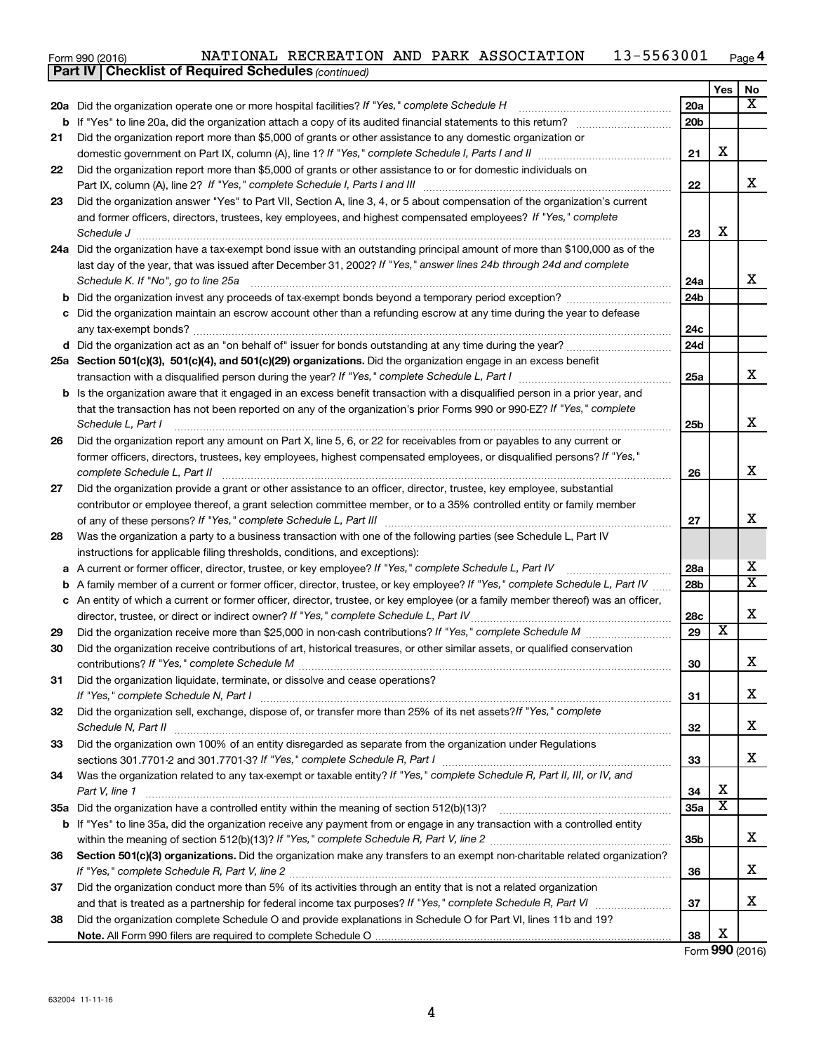Form 990 (2016) NATIONAL RECREATION AND PARK ASSOCIATION 13-5563001 Page 4

**Part IV | Checklist of Required Schedules** *(continued)*

| | | | Yes | No |
|---|---|---|---|---|
| **20a** | Did the organization operate one or more hospital facilities? *If "Yes," complete Schedule H* | 20a | | X |
| **b** | If "Yes" to line 20a, did the organization attach a copy of its audited financial statements to this return? | 20b | | |
| **21** | Did the organization report more than $5,000 of grants or other assistance to any domestic organization or domestic government on Part IX, column (A), line 1? *If "Yes," complete Schedule I, Parts I and II* | 21 | X | |
| **22** | Did the organization report more than $5,000 of grants or other assistance to or for domestic individuals on Part IX, column (A), line 2? *If "Yes," complete Schedule I, Parts I and III* | 22 | | X |
| **23** | Did the organization answer "Yes" to Part VII, Section A, line 3, 4, or 5 about compensation of the organization's current and former officers, directors, trustees, key employees, and highest compensated employees? *If "Yes," complete Schedule J* | 23 | X | |
| **24a** | Did the organization have a tax-exempt bond issue with an outstanding principal amount of more than $100,000 as of the last day of the year, that was issued after December 31, 2002? *If "Yes," answer lines 24b through 24d and complete Schedule K. If "No", go to line 25a* | 24a | | X |
| **b** | Did the organization invest any proceeds of tax-exempt bonds beyond a temporary period exception? | 24b | | |
| **c** | Did the organization maintain an escrow account other than a refunding escrow at any time during the year to defease any tax-exempt bonds? | 24c | | |
| **d** | Did the organization act as an "on behalf of" issuer for bonds outstanding at any time during the year? | 24d | | |
| **25a** | **Section 501(c)(3), 501(c)(4), and 501(c)(29) organizations.** Did the organization engage in an excess benefit transaction with a disqualified person during the year? *If "Yes," complete Schedule L, Part I* | 25a | | X |
| **b** | Is the organization aware that it engaged in an excess benefit transaction with a disqualified person in a prior year, and that the transaction has not been reported on any of the organization's prior Forms 990 or 990-EZ? *If "Yes," complete Schedule L, Part I* | 25b | | X |
| **26** | Did the organization report any amount on Part X, line 5, 6, or 22 for receivables from or payables to any current or former officers, directors, trustees, key employees, highest compensated employees, or disqualified persons? *If "Yes," complete Schedule L, Part II* | 26 | | X |
| **27** | Did the organization provide a grant or other assistance to an officer, director, trustee, key employee, substantial contributor or employee thereof, a grant selection committee member, or to a 35% controlled entity or family member of any of these persons? *If "Yes," complete Schedule L, Part III* | 27 | | X |
| **28** | Was the organization a party to a business transaction with one of the following parties (see Schedule L, Part IV instructions for applicable filing thresholds, conditions, and exceptions): | | | |
| **a** | A current or former officer, director, trustee, or key employee? *If "Yes," complete Schedule L, Part IV* | 28a | | X |
| **b** | A family member of a current or former officer, director, trustee, or key employee? *If "Yes," complete Schedule L, Part IV* | 28b | | X |
| **c** | An entity of which a current or former officer, director, trustee, or key employee (or a family member thereof) was an officer, director, trustee, or direct or indirect owner? *If "Yes," complete Schedule L, Part IV* | 28c | | X |
| **29** | Did the organization receive more than $25,000 in non-cash contributions? *If "Yes," complete Schedule M* | 29 | X | |
| **30** | Did the organization receive contributions of art, historical treasures, or other similar assets, or qualified conservation contributions? *If "Yes," complete Schedule M* | 30 | | X |
| **31** | Did the organization liquidate, terminate, or dissolve and cease operations? *If "Yes," complete Schedule N, Part I* | 31 | | X |
| **32** | Did the organization sell, exchange, dispose of, or transfer more than 25% of its net assets? *If "Yes," complete Schedule N, Part II* | 32 | | X |
| **33** | Did the organization own 100% of an entity disregarded as separate from the organization under Regulations sections 301.7701-2 and 301.7701-3? *If "Yes," complete Schedule R, Part I* | 33 | | X |
| **34** | Was the organization related to any tax-exempt or taxable entity? *If "Yes," complete Schedule R, Part II, III, or IV, and Part V, line 1* | 34 | X | |
| **35a** | Did the organization have a controlled entity within the meaning of section 512(b)(13)? | 35a | X | |
| **b** | If "Yes" to line 35a, did the organization receive any payment from or engage in any transaction with a controlled entity within the meaning of section 512(b)(13)? *If "Yes," complete Schedule R, Part V, line 2* | 35b | | X |
| **36** | **Section 501(c)(3) organizations.** Did the organization make any transfers to an exempt non-charitable related organization? *If "Yes," complete Schedule R, Part V, line 2* | 36 | | X |
| **37** | Did the organization conduct more than 5% of its activities through an entity that is not a related organization and that is treated as a partnership for federal income tax purposes? *If "Yes," complete Schedule R, Part VI* | 37 | | X |
| **38** | Did the organization complete Schedule O and provide explanations in Schedule O for Part VI, lines 11b and 19? **Note.** All Form 990 filers are required to complete Schedule O | 38 | X | |

Form **990** (2016)

632004 11-11-16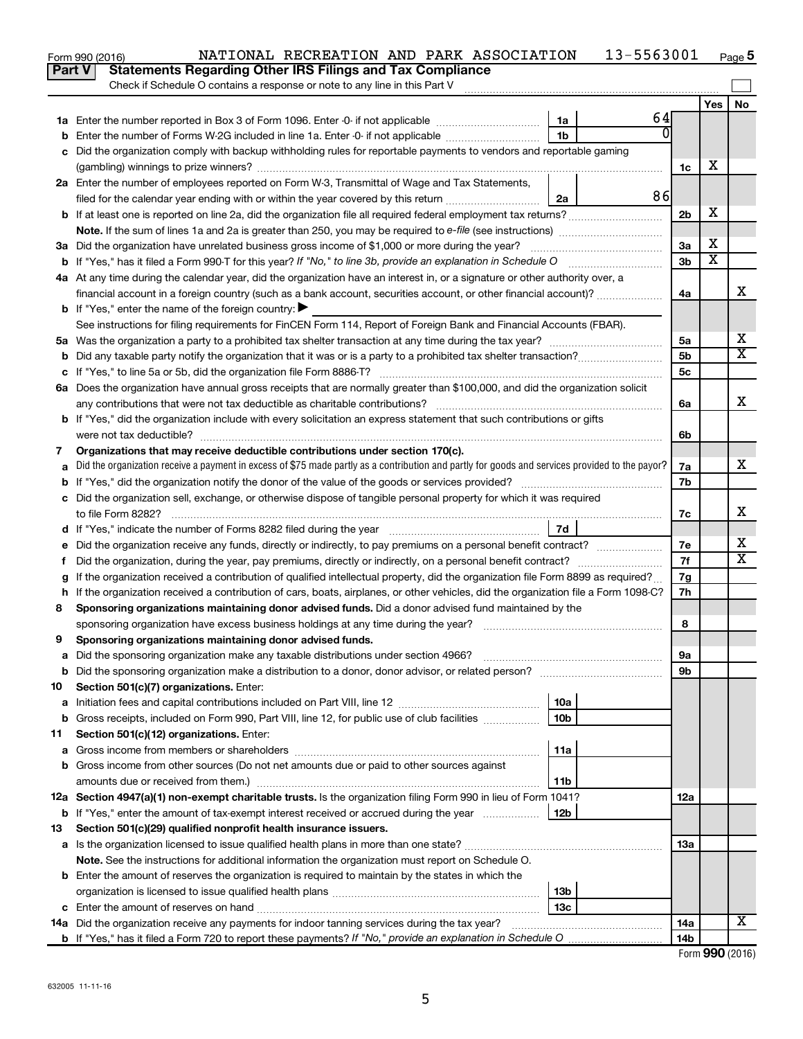Form 990 (2016) NATIONAL RECREATION AND PARK ASSOCIATION 13-5563001 Page 5

**Part V Statements Regarding Other IRS Filings and Tax Compliance**

Check if Schedule O contains a response or note to any line in this Part V

| | | | | | Yes | No |
|---|---|---|---|---|---|---|
| **1a** | Enter the number reported in Box 3 of Form 1096. Enter -0- if not applicable | 1a | 64 | | | |
| **b** | Enter the number of Forms W-2G included in line 1a. Enter -0- if not applicable | 1b | 0 | | | |
| **c** | Did the organization comply with backup withholding rules for reportable payments to vendors and reportable gaming (gambling) winnings to prize winners? | | | 1c | X | |
| **2a** | Enter the number of employees reported on Form W-3, Transmittal of Wage and Tax Statements, filed for the calendar year ending with or within the year covered by this return | 2a | 86 | | | |
| **b** | If at least one is reported on line 2a, did the organization file all required federal employment tax returns? | | | 2b | X | |
| | **Note.** If the sum of lines 1a and 2a is greater than 250, you may be required to *e-file* (see instructions) | | | | | |
| **3a** | Did the organization have unrelated business gross income of $1,000 or more during the year? | | | 3a | X | |
| **b** | If "Yes," has it filed a Form 990-T for this year? *If "No," to line 3b, provide an explanation in Schedule O* | | | 3b | X | |
| **4a** | At any time during the calendar year, did the organization have an interest in, or a signature or other authority over, a financial account in a foreign country (such as a bank account, securities account, or other financial account)? | | | 4a | | X |
| **b** | If "Yes," enter the name of the foreign country: ▶ | | | | | |
| | See instructions for filing requirements for FinCEN Form 114, Report of Foreign Bank and Financial Accounts (FBAR). | | | | | |
| **5a** | Was the organization a party to a prohibited tax shelter transaction at any time during the tax year? | | | 5a | | X |
| **b** | Did any taxable party notify the organization that it was or is a party to a prohibited tax shelter transaction? | | | 5b | | X |
| **c** | If "Yes," to line 5a or 5b, did the organization file Form 8886-T? | | | 5c | | |
| **6a** | Does the organization have annual gross receipts that are normally greater than $100,000, and did the organization solicit any contributions that were not tax deductible as charitable contributions? | | | 6a | | X |
| **b** | If "Yes," did the organization include with every solicitation an express statement that such contributions or gifts were not tax deductible? | | | 6b | | |
| **7** | **Organizations that may receive deductible contributions under section 170(c).** | | | | | |
| **a** | Did the organization receive a payment in excess of $75 made partly as a contribution and partly for goods and services provided to the payor? | | | 7a | | X |
| **b** | If "Yes," did the organization notify the donor of the value of the goods or services provided? | | | 7b | | |
| **c** | Did the organization sell, exchange, or otherwise dispose of tangible personal property for which it was required to file Form 8282? | | | 7c | | X |
| **d** | If "Yes," indicate the number of Forms 8282 filed during the year | 7d | | | | |
| **e** | Did the organization receive any funds, directly or indirectly, to pay premiums on a personal benefit contract? | | | 7e | | X |
| **f** | Did the organization, during the year, pay premiums, directly or indirectly, on a personal benefit contract? | | | 7f | | X |
| **g** | If the organization received a contribution of qualified intellectual property, did the organization file Form 8899 as required? | | | 7g | | |
| **h** | If the organization received a contribution of cars, boats, airplanes, or other vehicles, did the organization file a Form 1098-C? | | | 7h | | |
| **8** | **Sponsoring organizations maintaining donor advised funds.** Did a donor advised fund maintained by the sponsoring organization have excess business holdings at any time during the year? | | | 8 | | |
| **9** | **Sponsoring organizations maintaining donor advised funds.** | | | | | |
| **a** | Did the sponsoring organization make any taxable distributions under section 4966? | | | 9a | | |
| **b** | Did the sponsoring organization make a distribution to a donor, donor advisor, or related person? | | | 9b | | |
| **10** | **Section 501(c)(7) organizations.** Enter: | | | | | |
| **a** | Initiation fees and capital contributions included on Part VIII, line 12 | 10a | | | | |
| **b** | Gross receipts, included on Form 990, Part VIII, line 12, for public use of club facilities | 10b | | | | |
| **11** | **Section 501(c)(12) organizations.** Enter: | | | | | |
| **a** | Gross income from members or shareholders | 11a | | | | |
| **b** | Gross income from other sources (Do not net amounts due or paid to other sources against amounts due or received from them.) | 11b | | | | |
| **12a** | **Section 4947(a)(1) non-exempt charitable trusts.** Is the organization filing Form 990 in lieu of Form 1041? | | | 12a | | |
| **b** | If "Yes," enter the amount of tax-exempt interest received or accrued during the year | 12b | | | | |
| **13** | **Section 501(c)(29) qualified nonprofit health insurance issuers.** | | | | | |
| **a** | Is the organization licensed to issue qualified health plans in more than one state? | | | 13a | | |
| | **Note.** See the instructions for additional information the organization must report on Schedule O. | | | | | |
| **b** | Enter the amount of reserves the organization is required to maintain by the states in which the organization is licensed to issue qualified health plans | 13b | | | | |
| **c** | Enter the amount of reserves on hand | 13c | | | | |
| **14a** | Did the organization receive any payments for indoor tanning services during the tax year? | | | 14a | | X |
| **b** | If "Yes," has it filed a Form 720 to report these payments? *If "No," provide an explanation in Schedule O* | | | 14b | | |

Form **990** (2016)

632005 11-11-16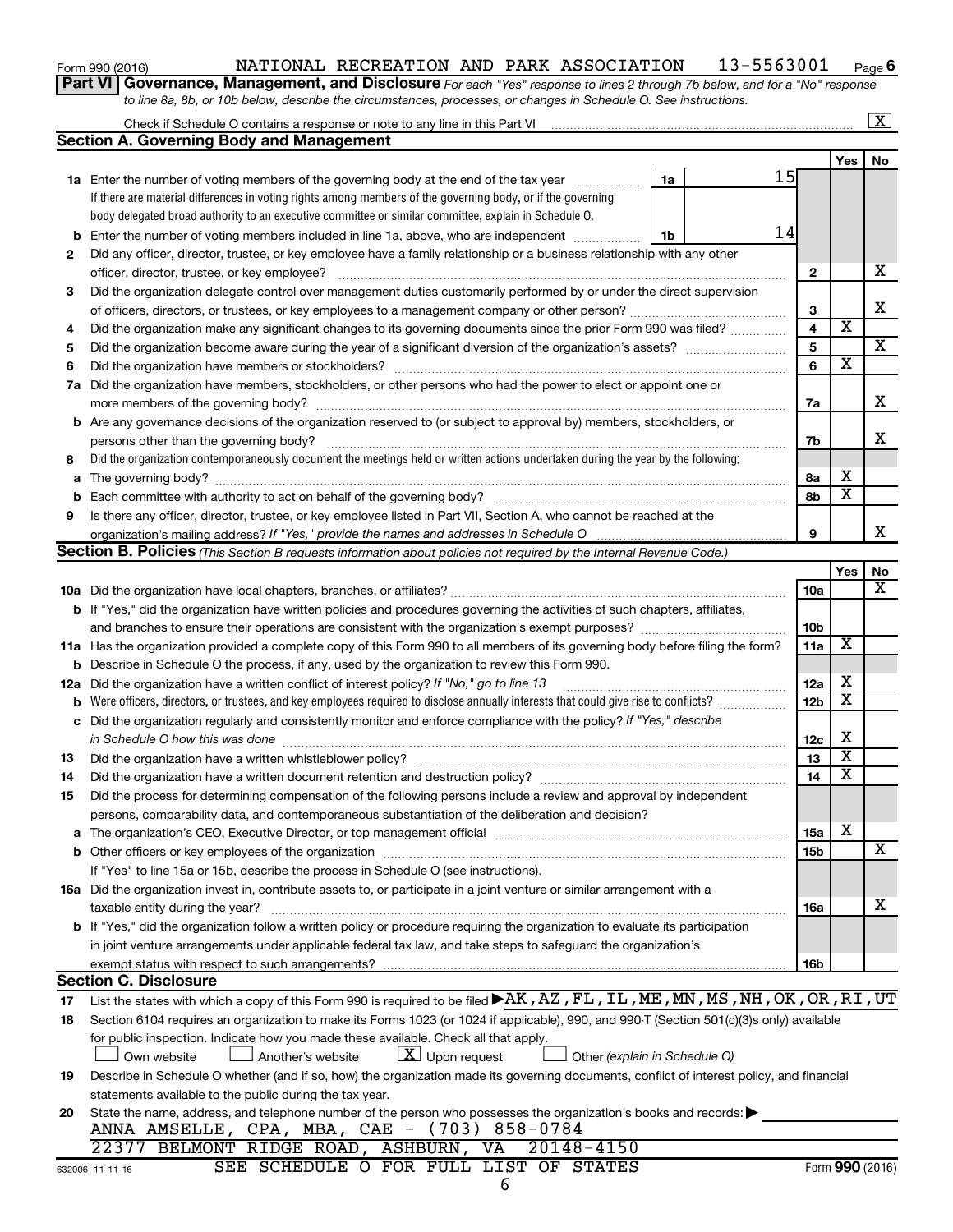Form 990 (2016) NATIONAL RECREATION AND PARK ASSOCIATION 13-5563001 Page 6

**Part VI Governance, Management, and Disclosure** *For each "Yes" response to lines 2 through 7b below, and for a "No" response to line 8a, 8b, or 10b below, describe the circumstances, processes, or changes in Schedule O. See instructions.*

Check if Schedule O contains a response or note to any line in this Part VI .......... [X]

## Section A. Governing Body and Management

| | | | | Yes | No |
|---|---|---|---|---|---|
| **1a** | Enter the number of voting members of the governing body at the end of the tax year .......... **1a** 15<br>If there are material differences in voting rights among members of the governing body, or if the governing body delegated broad authority to an executive committee or similar committee, explain in Schedule O. | | | | |
| **b** | Enter the number of voting members included in line 1a, above, who are independent .......... **1b** 14 | | | | |
| **2** | Did any officer, director, trustee, or key employee have a family relationship or a business relationship with any other officer, director, trustee, or key employee? | | **2** | | X |
| **3** | Did the organization delegate control over management duties customarily performed by or under the direct supervision of officers, directors, or trustees, or key employees to a management company or other person? | | **3** | | X |
| **4** | Did the organization make any significant changes to its governing documents since the prior Form 990 was filed? | | **4** | X | |
| **5** | Did the organization become aware during the year of a significant diversion of the organization's assets? | | **5** | | X |
| **6** | Did the organization have members or stockholders? | | **6** | X | |
| **7a** | Did the organization have members, stockholders, or other persons who had the power to elect or appoint one or more members of the governing body? | | **7a** | | X |
| **b** | Are any governance decisions of the organization reserved to (or subject to approval by) members, stockholders, or persons other than the governing body? | | **7b** | | X |
| **8** | Did the organization contemporaneously document the meetings held or written actions undertaken during the year by the following: | | | | |
| **a** | The governing body? | | **8a** | X | |
| **b** | Each committee with authority to act on behalf of the governing body? | | **8b** | X | |
| **9** | Is there any officer, director, trustee, or key employee listed in Part VII, Section A, who cannot be reached at the organization's mailing address? *If "Yes," provide the names and addresses in Schedule O* | | **9** | | X |

## Section B. Policies *(This Section B requests information about policies not required by the Internal Revenue Code.)*

| | | | Yes | No |
|---|---|---|---|---|
| **10a** | Did the organization have local chapters, branches, or affiliates? | **10a** | | X |
| **b** | If "Yes," did the organization have written policies and procedures governing the activities of such chapters, affiliates, and branches to ensure their operations are consistent with the organization's exempt purposes? | **10b** | | |
| **11a** | Has the organization provided a complete copy of this Form 990 to all members of its governing body before filing the form? | **11a** | X | |
| **b** | Describe in Schedule O the process, if any, used by the organization to review this Form 990. | | | |
| **12a** | Did the organization have a written conflict of interest policy? *If "No," go to line 13* | **12a** | X | |
| **b** | Were officers, directors, or trustees, and key employees required to disclose annually interests that could give rise to conflicts? | **12b** | X | |
| **c** | Did the organization regularly and consistently monitor and enforce compliance with the policy? *If "Yes," describe in Schedule O how this was done* | **12c** | X | |
| **13** | Did the organization have a written whistleblower policy? | **13** | X | |
| **14** | Did the organization have a written document retention and destruction policy? | **14** | X | |
| **15** | Did the process for determining compensation of the following persons include a review and approval by independent persons, comparability data, and contemporaneous substantiation of the deliberation and decision? | | | |
| **a** | The organization's CEO, Executive Director, or top management official | **15a** | X | |
| **b** | Other officers or key employees of the organization | **15b** | | X |
| | If "Yes" to line 15a or 15b, describe the process in Schedule O (see instructions). | | | |
| **16a** | Did the organization invest in, contribute assets to, or participate in a joint venture or similar arrangement with a taxable entity during the year? | **16a** | | X |
| **b** | If "Yes," did the organization follow a written policy or procedure requiring the organization to evaluate its participation in joint venture arrangements under applicable federal tax law, and take steps to safeguard the organization's exempt status with respect to such arrangements? | **16b** | | |

## Section C. Disclosure

**17** List the states with which a copy of this Form 990 is required to be filed ▶ AK,AZ,FL,IL,ME,MN,MS,NH,OK,OR,RI,UT

**18** Section 6104 requires an organization to make its Forms 1023 (or 1024 if applicable), 990, and 990-T (Section 501(c)(3)s only) available for public inspection. Indicate how you made these available. Check all that apply.

[ ] Own website [ ] Another's website [X] Upon request [ ] Other *(explain in Schedule O)*

**19** Describe in Schedule O whether (and if so, how) the organization made its governing documents, conflict of interest policy, and financial statements available to the public during the tax year.

**20** State the name, address, and telephone number of the person who possesses the organization's books and records: ▶

ANNA AMSELLE, CPA, MBA, CAE - (703) 858-0784
22377 BELMONT RIDGE ROAD, ASHBURN, VA 20148-4150

SEE SCHEDULE O FOR FULL LIST OF STATES

632006 11-11-16 Form **990** (2016)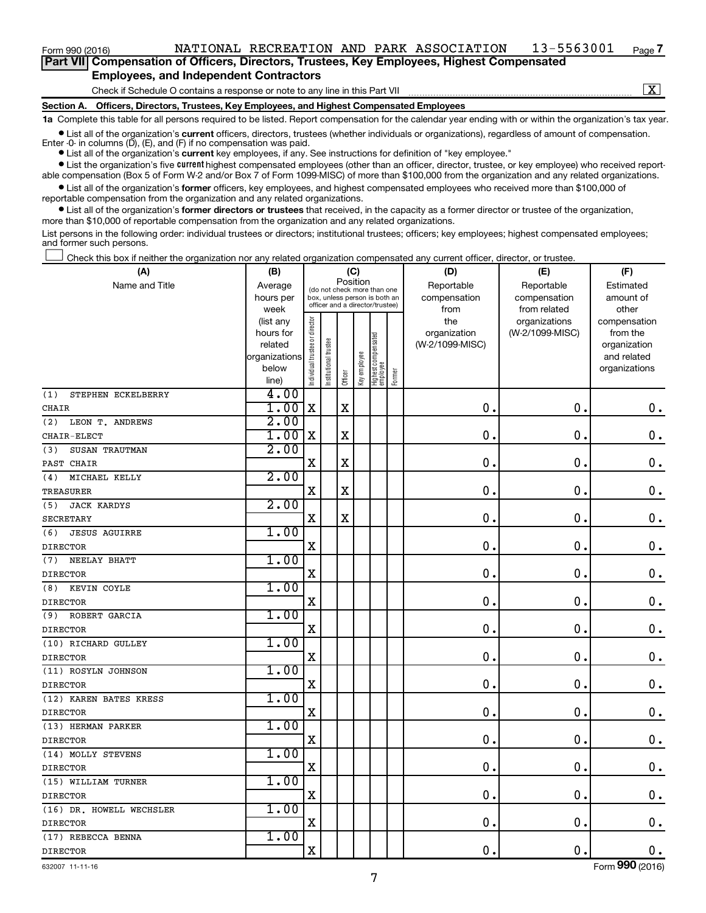Form 990 (2016) NATIONAL RECREATION AND PARK ASSOCIATION 13-5563001 Page 7

## Part VII Compensation of Officers, Directors, Trustees, Key Employees, Highest Compensated Employees, and Independent Contractors

Check if Schedule O contains a response or note to any line in this Part VII ..... [X]

### Section A. Officers, Directors, Trustees, Key Employees, and Highest Compensated Employees

**1a** Complete this table for all persons required to be listed. Report compensation for the calendar year ending with or within the organization's tax year.

- List all of the organization's **current** officers, directors, trustees (whether individuals or organizations), regardless of amount of compensation. Enter -0- in columns (D), (E), and (F) if no compensation was paid.
- List all of the organization's **current** key employees, if any. See instructions for definition of "key employee."
- List the organization's five **current** highest compensated employees (other than an officer, director, trustee, or key employee) who received reportable compensation (Box 5 of Form W-2 and/or Box 7 of Form 1099-MISC) of more than $100,000 from the organization and any related organizations.
- List all of the organization's **former** officers, key employees, and highest compensated employees who received more than $100,000 of reportable compensation from the organization and any related organizations.
- List all of the organization's **former directors or trustees** that received, in the capacity as a former director or trustee of the organization, more than $10,000 of reportable compensation from the organization and any related organizations.

List persons in the following order: individual trustees or directors; institutional trustees; officers; key employees; highest compensated employees; and former such persons.

[ ] Check this box if neither the organization nor any related organization compensated any current officer, director, or trustee.

| (A) Name and Title | (B) Average hours per week (list any hours for related organizations below line) | (C) Position: Individual trustee or director | Institutional trustee | Officer | Key employee | Highest compensated employee | Former | (D) Reportable compensation from the organization (W-2/1099-MISC) | (E) Reportable compensation from related organizations (W-2/1099-MISC) | (F) Estimated amount of other compensation from the organization and related organizations |
|---|---|---|---|---|---|---|---|---|---|---|
| (1) STEPHEN ECKELBERRY<br>CHAIR | 4.00<br>1.00 | X | | X | | | | 0. | 0. | 0. |
| (2) LEON T. ANDREWS<br>CHAIR-ELECT | 2.00<br>1.00 | X | | X | | | | 0. | 0. | 0. |
| (3) SUSAN TRAUTMAN<br>PAST CHAIR | 2.00 | X | | X | | | | 0. | 0. | 0. |
| (4) MICHAEL KELLY<br>TREASURER | 2.00 | X | | X | | | | 0. | 0. | 0. |
| (5) JACK KARDYS<br>SECRETARY | 2.00 | X | | X | | | | 0. | 0. | 0. |
| (6) JESUS AGUIRRE<br>DIRECTOR | 1.00 | X | | | | | | 0. | 0. | 0. |
| (7) NEELAY BHATT<br>DIRECTOR | 1.00 | X | | | | | | 0. | 0. | 0. |
| (8) KEVIN COYLE<br>DIRECTOR | 1.00 | X | | | | | | 0. | 0. | 0. |
| (9) ROBERT GARCIA<br>DIRECTOR | 1.00 | X | | | | | | 0. | 0. | 0. |
| (10) RICHARD GULLEY<br>DIRECTOR | 1.00 | X | | | | | | 0. | 0. | 0. |
| (11) ROSYLN JOHNSON<br>DIRECTOR | 1.00 | X | | | | | | 0. | 0. | 0. |
| (12) KAREN BATES KRESS<br>DIRECTOR | 1.00 | X | | | | | | 0. | 0. | 0. |
| (13) HERMAN PARKER<br>DIRECTOR | 1.00 | X | | | | | | 0. | 0. | 0. |
| (14) MOLLY STEVENS<br>DIRECTOR | 1.00 | X | | | | | | 0. | 0. | 0. |
| (15) WILLIAM TURNER<br>DIRECTOR | 1.00 | X | | | | | | 0. | 0. | 0. |
| (16) DR. HOWELL WECHSLER<br>DIRECTOR | 1.00 | X | | | | | | 0. | 0. | 0. |
| (17) REBECCA BENNA<br>DIRECTOR | 1.00 | X | | | | | | 0. | 0. | 0. |

632007 11-11-16 Form **990** (2016)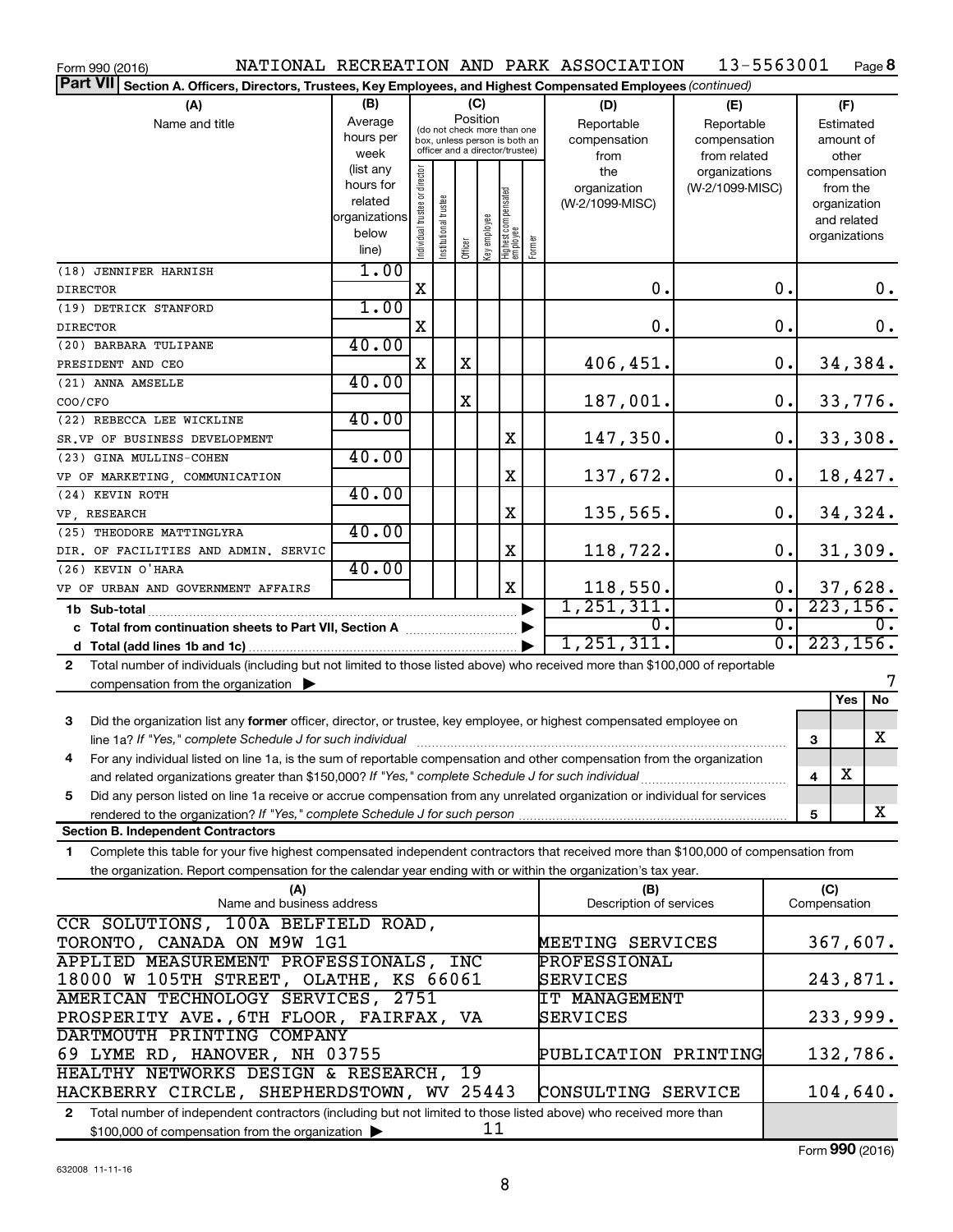Form 990 (2016) NATIONAL RECREATION AND PARK ASSOCIATION 13-5563001 Page 8

**Part VII Section A. Officers, Directors, Trustees, Key Employees, and Highest Compensated Employees** *(continued)*

| (A) Name and title | (B) Average hours per week (list any hours for related organizations below line) | (C) Position: Individual trustee or director | Institutional trustee | Officer | Key employee | Highest compensated employee | Former | (D) Reportable compensation from the organization (W-2/1099-MISC) | (E) Reportable compensation from related organizations (W-2/1099-MISC) | (F) Estimated amount of other compensation from the organization and related organizations |
|---|---|---|---|---|---|---|---|---|---|---|
| (18) JENNIFER HARNISH DIRECTOR | 1.00 | X | | | | | | 0. | 0. | 0. |
| (19) DETRICK STANFORD DIRECTOR | 1.00 | X | | | | | | 0. | 0. | 0. |
| (20) BARBARA TULIPANE PRESIDENT AND CEO | 40.00 | X | | X | | | | 406,451. | 0. | 34,384. |
| (21) ANNA AMSELLE COO/CFO | 40.00 | | | X | | | | 187,001. | 0. | 33,776. |
| (22) REBECCA LEE WICKLINE SR.VP OF BUSINESS DEVELOPMENT | 40.00 | | | | | X | | 147,350. | 0. | 33,308. |
| (23) GINA MULLINS-COHEN VP OF MARKETING, COMMUNICATION | 40.00 | | | | | X | | 137,672. | 0. | 18,427. |
| (24) KEVIN ROTH VP, RESEARCH | 40.00 | | | | | X | | 135,565. | 0. | 34,324. |
| (25) THEODORE MATTINGLYRA DIR. OF FACILITIES AND ADMIN. SERVIC | 40.00 | | | | | X | | 118,722. | 0. | 31,309. |
| (26) KEVIN O'HARA VP OF URBAN AND GOVERNMENT AFFAIRS | 40.00 | | | | | X | | 118,550. | 0. | 37,628. |
| **1b Sub-total** | | | | | | | | 1,251,311. | 0. | 223,156. |
| **c Total from continuation sheets to Part VII, Section A** | | | | | | | | 0. | 0. | 0. |
| **d Total (add lines 1b and 1c)** | | | | | | | | 1,251,311. | 0. | 223,156. |

**2** Total number of individuals (including but not limited to those listed above) who received more than $100,000 of reportable compensation from the organization ▶ 7

| | | | Yes | No |
|---|---|---|---|---|
| **3** | Did the organization list any **former** officer, director, or trustee, key employee, or highest compensated employee on line 1a? *If "Yes," complete Schedule J for such individual* | 3 | | X |
| **4** | For any individual listed on line 1a, is the sum of reportable compensation and other compensation from the organization and related organizations greater than $150,000? *If "Yes," complete Schedule J for such individual* | 4 | X | |
| **5** | Did any person listed on line 1a receive or accrue compensation from any unrelated organization or individual for services rendered to the organization? *If "Yes," complete Schedule J for such person* | 5 | | X |

**Section B. Independent Contractors**

**1** Complete this table for your five highest compensated independent contractors that received more than $100,000 of compensation from the organization. Report compensation for the calendar year ending with or within the organization's tax year.

| (A) Name and business address | (B) Description of services | (C) Compensation |
|---|---|---|
| CCR SOLUTIONS, 100A BELFIELD ROAD, TORONTO, CANADA ON M9W 1G1 | MEETING SERVICES | 367,607. |
| APPLIED MEASUREMENT PROFESSIONALS, INC 18000 W 105TH STREET, OLATHE, KS 66061 | PROFESSIONAL SERVICES | 243,871. |
| AMERICAN TECHNOLOGY SERVICES, 2751 PROSPERITY AVE.,6TH FLOOR, FAIRFAX, VA | IT MANAGEMENT SERVICES | 233,999. |
| DARTMOUTH PRINTING COMPANY 69 LYME RD, HANOVER, NH 03755 | PUBLICATION PRINTING | 132,786. |
| HEALTHY NETWORKS DESIGN & RESEARCH, 19 HACKBERRY CIRCLE, SHEPHERDSTOWN, WV 25443 | CONSULTING SERVICE | 104,640. |

**2** Total number of independent contractors (including but not limited to those listed above) who received more than $100,000 of compensation from the organization ▶ 11

632008 11-11-16 Form **990** (2016)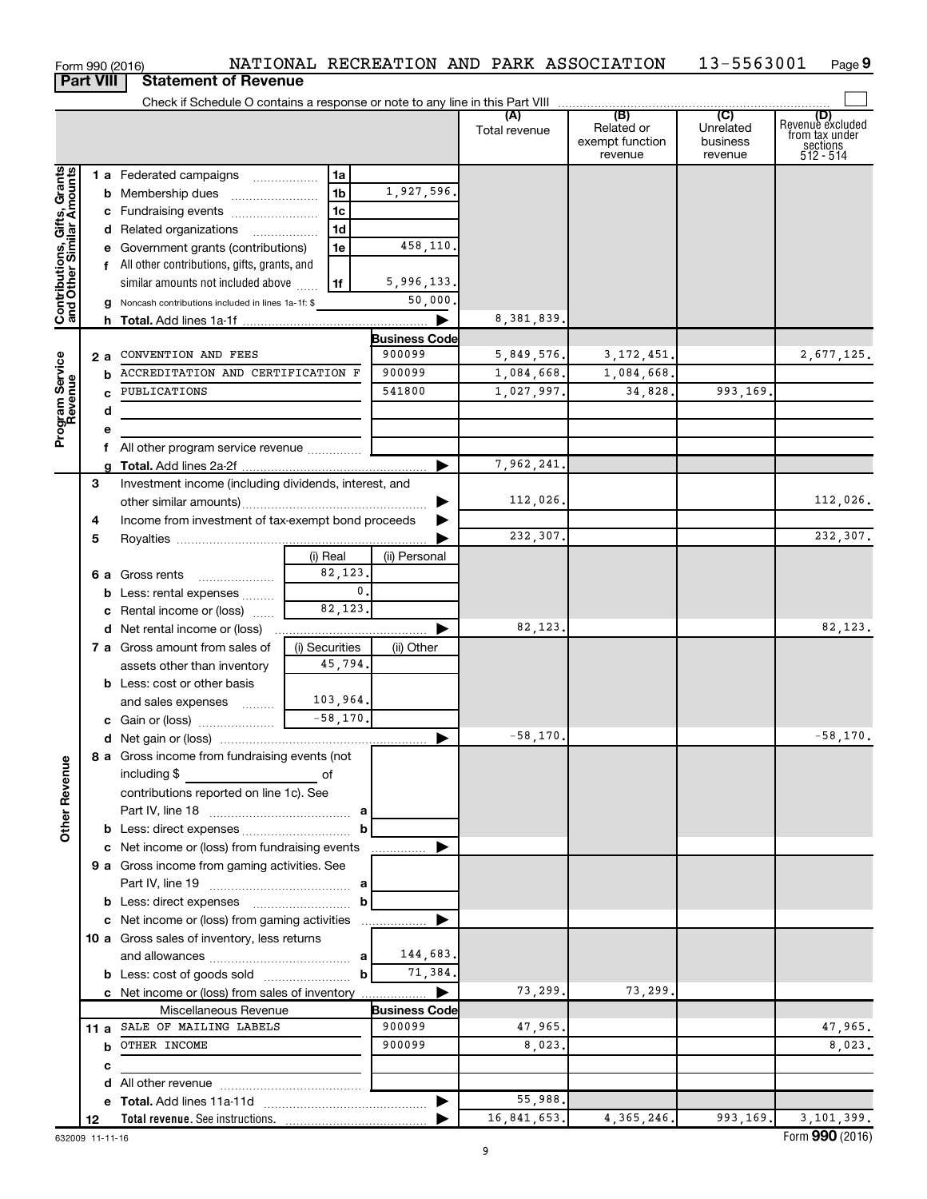Form 990 (2016) NATIONAL RECREATION AND PARK ASSOCIATION 13-5563001

## Part VIII Statement of Revenue

Check if Schedule O contains a response or note to any line in this Part VIII

| | | | | (A) Total revenue | (B) Related or exempt function revenue | (C) Unrelated business revenue | (D) Revenue excluded from tax under sections 512 - 514 |
|---|---|---|---|---|---|---|---|
| **Contributions, Gifts, Grants and Other Similar Amounts** | 1a Federated campaigns | 1a | | | | | |
| | b Membership dues | 1b | 1,927,596. | | | | |
| | c Fundraising events | 1c | | | | | |
| | d Related organizations | 1d | | | | | |
| | e Government grants (contributions) | 1e | 458,110. | | | | |
| | f All other contributions, gifts, grants, and similar amounts not included above | 1f | 5,996,133. | | | | |
| | g Noncash contributions included in lines 1a-1f: $ | | 50,000. | | | | |
| | h Total. Add lines 1a-1f | | ▶ | 8,381,839. | | | |
| **Program Service Revenue** | | | Business Code | | | | |
| | 2 a CONVENTION AND FEES | | 900099 | 5,849,576. | 3,172,451. | | 2,677,125. |
| | b ACCREDITATION AND CERTIFICATION F | | 900099 | 1,084,668. | 1,084,668. | | |
| | c PUBLICATIONS | | 541800 | 1,027,997. | 34,828. | 993,169. | |
| | d | | | | | | |
| | e | | | | | | |
| | f All other program service revenue | | | | | | |
| | g Total. Add lines 2a-2f | | ▶ | 7,962,241. | | | |
| **Other Revenue** | 3 Investment income (including dividends, interest, and other similar amounts) | | ▶ | 112,026. | | | 112,026. |
| | 4 Income from investment of tax-exempt bond proceeds | | ▶ | | | | |
| | 5 Royalties | | ▶ | 232,307. | | | 232,307. |
| | | (i) Real | (ii) Personal | | | | |
| | 6 a Gross rents | 82,123. | | | | | |
| | b Less: rental expenses | 0. | | | | | |
| | c Rental income or (loss) | 82,123. | | | | | |
| | d Net rental income or (loss) | | ▶ | 82,123. | | | 82,123. |
| | 7 a Gross amount from sales of assets other than inventory | (i) Securities 45,794. | (ii) Other | | | | |
| | b Less: cost or other basis and sales expenses | 103,964. | | | | | |
| | c Gain or (loss) | -58,170. | | | | | |
| | d Net gain or (loss) | | ▶ | -58,170. | | | -58,170. |
| | 8 a Gross income from fundraising events (not including $ of contributions reported on line 1c). See Part IV, line 18 | a | | | | | |
| | b Less: direct expenses | b | | | | | |
| | c Net income or (loss) from fundraising events | | ▶ | | | | |
| | 9 a Gross income from gaming activities. See Part IV, line 19 | a | | | | | |
| | b Less: direct expenses | b | | | | | |
| | c Net income or (loss) from gaming activities | | ▶ | | | | |
| | 10 a Gross sales of inventory, less returns and allowances | a | 144,683. | | | | |
| | b Less: cost of goods sold | b | 71,384. | | | | |
| | c Net income or (loss) from sales of inventory | | ▶ | 73,299. | 73,299. | | |
| | Miscellaneous Revenue | | Business Code | | | | |
| | 11 a SALE OF MAILING LABELS | | 900099 | 47,965. | | | 47,965. |
| | b OTHER INCOME | | 900099 | 8,023. | | | 8,023. |
| | c | | | | | | |
| | d All other revenue | | | | | | |
| | e Total. Add lines 11a-11d | | ▶ | 55,988. | | | |
| | 12 Total revenue. See instructions. | | ▶ | 16,841,653. | 4,365,246. | 993,169. | 3,101,399. |

632009 11-11-16

Form **990** (2016)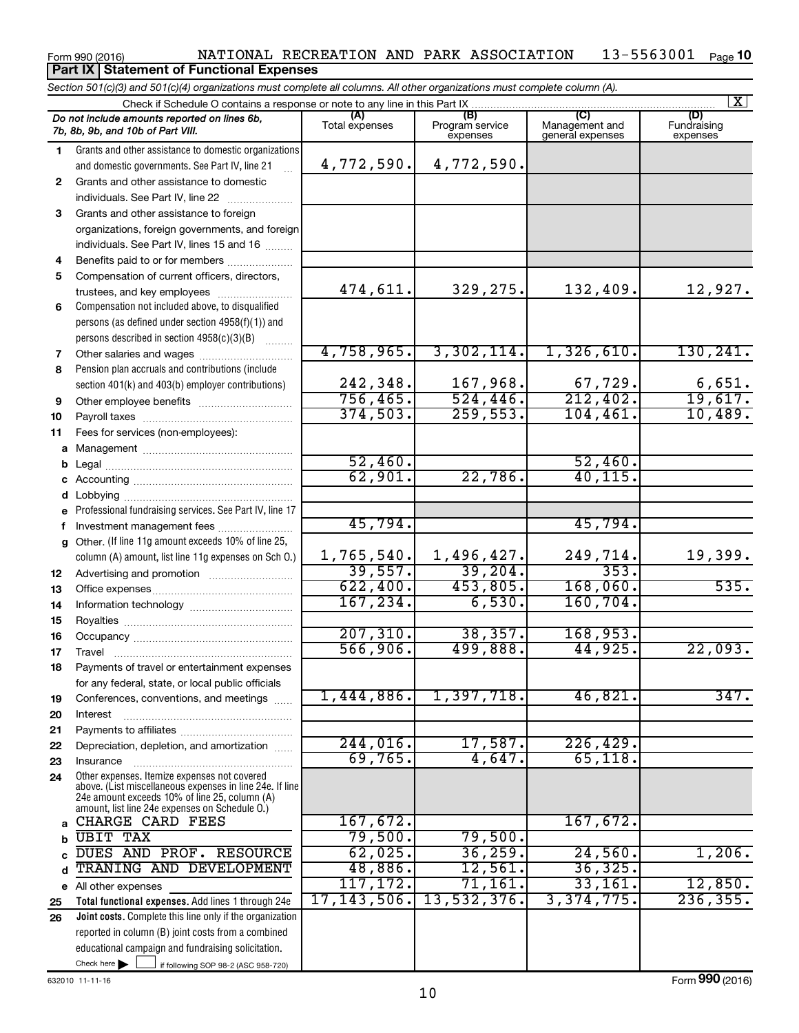Form 990 (2016) NATIONAL RECREATION AND PARK ASSOCIATION 13-5563001 Page **10**

**Part IX Statement of Functional Expenses**

*Section 501(c)(3) and 501(c)(4) organizations must complete all columns. All other organizations must complete column (A).*

Check if Schedule O contains a response or note to any line in this Part IX [X]

| | *Do not include amounts reported on lines 6b, 7b, 8b, 9b, and 10b of Part VIII.* | (A) Total expenses | (B) Program service expenses | (C) Management and general expenses | (D) Fundraising expenses |
|---|---|---|---|---|---|
| 1 | Grants and other assistance to domestic organizations and domestic governments. See Part IV, line 21 | 4,772,590. | 4,772,590. | | |
| 2 | Grants and other assistance to domestic individuals. See Part IV, line 22 | | | | |
| 3 | Grants and other assistance to foreign organizations, foreign governments, and foreign individuals. See Part IV, lines 15 and 16 | | | | |
| 4 | Benefits paid to or for members | | | | |
| 5 | Compensation of current officers, directors, trustees, and key employees | 474,611. | 329,275. | 132,409. | 12,927. |
| 6 | Compensation not included above, to disqualified persons (as defined under section 4958(f)(1)) and persons described in section 4958(c)(3)(B) | | | | |
| 7 | Other salaries and wages | 4,758,965. | 3,302,114. | 1,326,610. | 130,241. |
| 8 | Pension plan accruals and contributions (include section 401(k) and 403(b) employer contributions) | 242,348. | 167,968. | 67,729. | 6,651. |
| 9 | Other employee benefits | 756,465. | 524,446. | 212,402. | 19,617. |
| 10 | Payroll taxes | 374,503. | 259,553. | 104,461. | 10,489. |
| 11 | Fees for services (non-employees): | | | | |
| a | Management | | | | |
| b | Legal | 52,460. | | 52,460. | |
| c | Accounting | 62,901. | 22,786. | 40,115. | |
| d | Lobbying | | | | |
| e | Professional fundraising services. See Part IV, line 17 | | | | |
| f | Investment management fees | 45,794. | | 45,794. | |
| g | Other. (If line 11g amount exceeds 10% of line 25, column (A) amount, list line 11g expenses on Sch O.) | 1,765,540. | 1,496,427. | 249,714. | 19,399. |
| 12 | Advertising and promotion | 39,557. | 39,204. | 353. | |
| 13 | Office expenses | 622,400. | 453,805. | 168,060. | 535. |
| 14 | Information technology | 167,234. | 6,530. | 160,704. | |
| 15 | Royalties | | | | |
| 16 | Occupancy | 207,310. | 38,357. | 168,953. | |
| 17 | Travel | 566,906. | 499,888. | 44,925. | 22,093. |
| 18 | Payments of travel or entertainment expenses for any federal, state, or local public officials | | | | |
| 19 | Conferences, conventions, and meetings | 1,444,886. | 1,397,718. | 46,821. | 347. |
| 20 | Interest | | | | |
| 21 | Payments to affiliates | | | | |
| 22 | Depreciation, depletion, and amortization | 244,016. | 17,587. | 226,429. | |
| 23 | Insurance | 69,765. | 4,647. | 65,118. | |
| 24 | Other expenses. Itemize expenses not covered above. (List miscellaneous expenses in line 24e. If line 24e amount exceeds 10% of line 25, column (A) amount, list line 24e expenses on Schedule O.) | | | | |
| a | CHARGE CARD FEES | 167,672. | | 167,672. | |
| b | UBIT TAX | 79,500. | 79,500. | | |
| c | DUES AND PROF. RESOURCE | 62,025. | 36,259. | 24,560. | 1,206. |
| d | TRANING AND DEVELOPMENT | 48,886. | 12,561. | 36,325. | |
| e | All other expenses | 117,172. | 71,161. | 33,161. | 12,850. |
| 25 | **Total functional expenses.** Add lines 1 through 24e | 17,143,506. | 13,532,376. | 3,374,775. | 236,355. |
| 26 | **Joint costs.** Complete this line only if the organization reported in column (B) joint costs from a combined educational campaign and fundraising solicitation. Check here [ ] if following SOP 98-2 (ASC 958-720) | | | | |

632010 11-11-16

Form **990** (2016)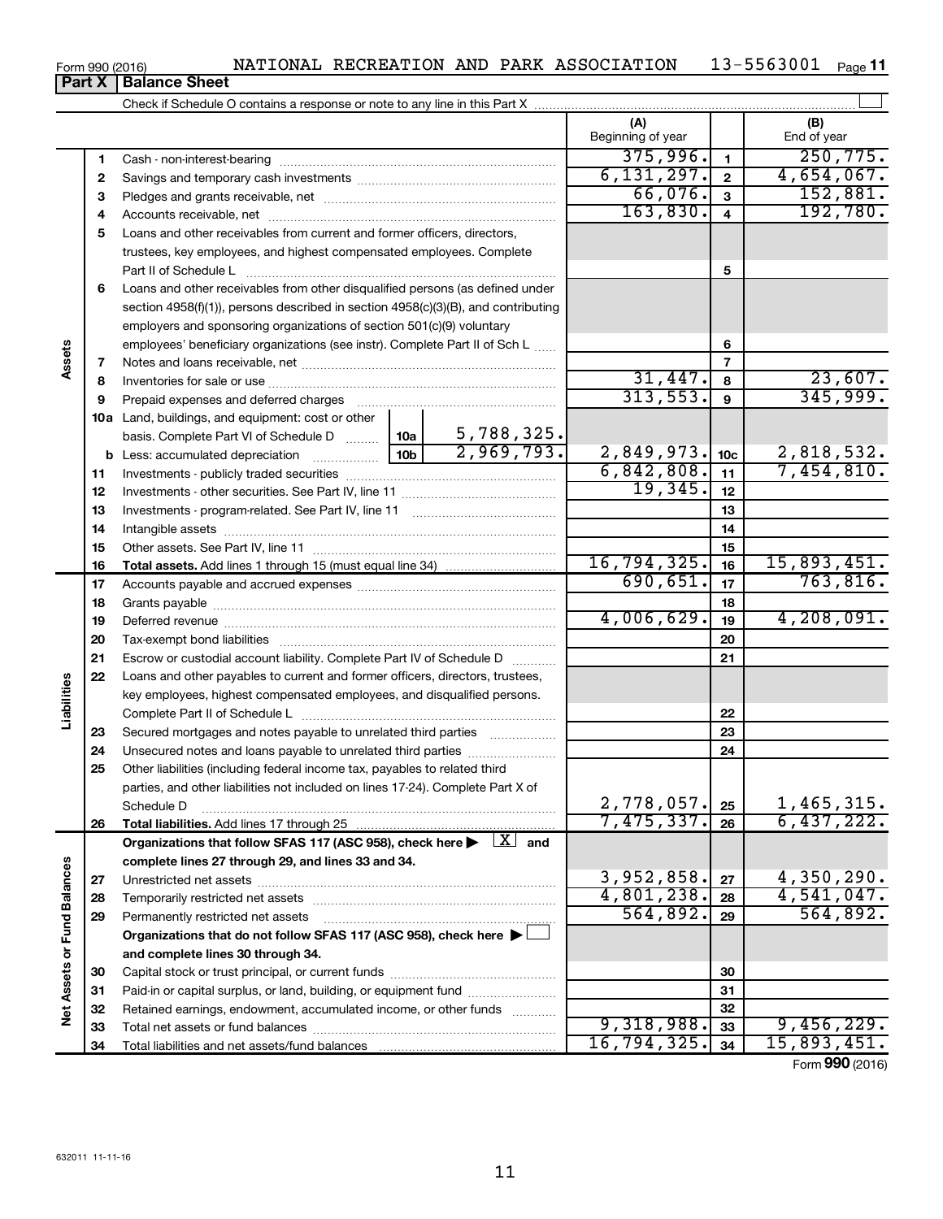Form 990 (2016) NATIONAL RECREATION AND PARK ASSOCIATION 13-5563001 Page 11

## Part X Balance Sheet

Check if Schedule O contains a response or note to any line in this Part X

| | | | | (A) Beginning of year | | (B) End of year |
|---|---|---|---|---|---|---|
| Assets | 1 | Cash - non-interest-bearing | | 375,996. | 1 | 250,775. |
| | 2 | Savings and temporary cash investments | | 6,131,297. | 2 | 4,654,067. |
| | 3 | Pledges and grants receivable, net | | 66,076. | 3 | 152,881. |
| | 4 | Accounts receivable, net | | 163,830. | 4 | 192,780. |
| | 5 | Loans and other receivables from current and former officers, directors, trustees, key employees, and highest compensated employees. Complete Part II of Schedule L | | | 5 | |
| | 6 | Loans and other receivables from other disqualified persons (as defined under section 4958(f)(1)), persons described in section 4958(c)(3)(B), and contributing employers and sponsoring organizations of section 501(c)(9) voluntary employees' beneficiary organizations (see instr). Complete Part II of Sch L | | | 6 | |
| | 7 | Notes and loans receivable, net | | | 7 | |
| | 8 | Inventories for sale or use | | 31,447. | 8 | 23,607. |
| | 9 | Prepaid expenses and deferred charges | | 313,553. | 9 | 345,999. |
| | 10a | Land, buildings, and equipment: cost or other basis. Complete Part VI of Schedule D | 10a 5,788,325. | | | |
| | b | Less: accumulated depreciation | 10b 2,969,793. | 2,849,973. | 10c | 2,818,532. |
| | 11 | Investments - publicly traded securities | | 6,842,808. | 11 | 7,454,810. |
| | 12 | Investments - other securities. See Part IV, line 11 | | 19,345. | 12 | |
| | 13 | Investments - program-related. See Part IV, line 11 | | | 13 | |
| | 14 | Intangible assets | | | 14 | |
| | 15 | Other assets. See Part IV, line 11 | | | 15 | |
| | 16 | **Total assets.** Add lines 1 through 15 (must equal line 34) | | 16,794,325. | 16 | 15,893,451. |
| Liabilities | 17 | Accounts payable and accrued expenses | | 690,651. | 17 | 763,816. |
| | 18 | Grants payable | | | 18 | |
| | 19 | Deferred revenue | | 4,006,629. | 19 | 4,208,091. |
| | 20 | Tax-exempt bond liabilities | | | 20 | |
| | 21 | Escrow or custodial account liability. Complete Part IV of Schedule D | | | 21 | |
| | 22 | Loans and other payables to current and former officers, directors, trustees, key employees, highest compensated employees, and disqualified persons. Complete Part II of Schedule L | | | 22 | |
| | 23 | Secured mortgages and notes payable to unrelated third parties | | | 23 | |
| | 24 | Unsecured notes and loans payable to unrelated third parties | | | 24 | |
| | 25 | Other liabilities (including federal income tax, payables to related third parties, and other liabilities not included on lines 17-24). Complete Part X of Schedule D | | 2,778,057. | 25 | 1,465,315. |
| | 26 | **Total liabilities.** Add lines 17 through 25 | | 7,475,337. | 26 | 6,437,222. |
| Net Assets or Fund Balances | | **Organizations that follow SFAS 117 (ASC 958), check here ▶ [X] and complete lines 27 through 29, and lines 33 and 34.** | | | | |
| | 27 | Unrestricted net assets | | 3,952,858. | 27 | 4,350,290. |
| | 28 | Temporarily restricted net assets | | 4,801,238. | 28 | 4,541,047. |
| | 29 | Permanently restricted net assets | | 564,892. | 29 | 564,892. |
| | | **Organizations that do not follow SFAS 117 (ASC 958), check here ▶ [ ] and complete lines 30 through 34.** | | | | |
| | 30 | Capital stock or trust principal, or current funds | | | 30 | |
| | 31 | Paid-in or capital surplus, or land, building, or equipment fund | | | 31 | |
| | 32 | Retained earnings, endowment, accumulated income, or other funds | | | 32 | |
| | 33 | Total net assets or fund balances | | 9,318,988. | 33 | 9,456,229. |
| | 34 | Total liabilities and net assets/fund balances | | 16,794,325. | 34 | 15,893,451. |

Form **990** (2016)

632011 11-11-16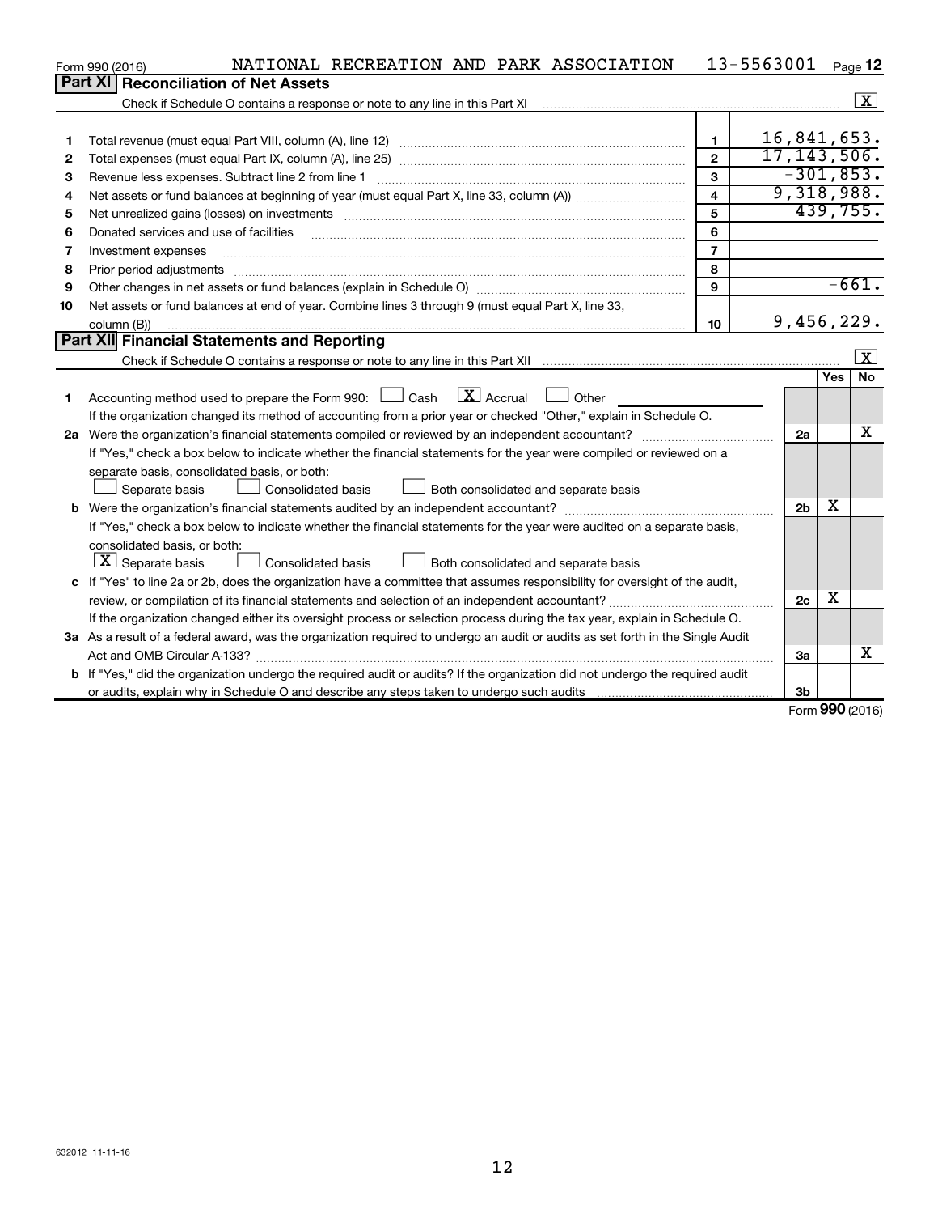Form 990 (2016) NATIONAL RECREATION AND PARK ASSOCIATION 13-5563001 Page 12

## Part XI Reconciliation of Net Assets

Check if Schedule O contains a response or note to any line in this Part XI [X]

| | | | |
|---|---|---|---|
| 1 | Total revenue (must equal Part VIII, column (A), line 12) | 1 | 16,841,653. |
| 2 | Total expenses (must equal Part IX, column (A), line 25) | 2 | 17,143,506. |
| 3 | Revenue less expenses. Subtract line 2 from line 1 | 3 | -301,853. |
| 4 | Net assets or fund balances at beginning of year (must equal Part X, line 33, column (A)) | 4 | 9,318,988. |
| 5 | Net unrealized gains (losses) on investments | 5 | 439,755. |
| 6 | Donated services and use of facilities | 6 | |
| 7 | Investment expenses | 7 | |
| 8 | Prior period adjustments | 8 | |
| 9 | Other changes in net assets or fund balances (explain in Schedule O) | 9 | -661. |
| 10 | Net assets or fund balances at end of year. Combine lines 3 through 9 (must equal Part X, line 33, column (B)) | 10 | 9,456,229. |

## Part XII Financial Statements and Reporting

Check if Schedule O contains a response or note to any line in this Part XII [X]

| | | | Yes | No |
|---|---|---|---|---|
| 1 | Accounting method used to prepare the Form 990: [ ] Cash [X] Accrual [ ] Other ______<br>If the organization changed its method of accounting from a prior year or checked "Other," explain in Schedule O. | | | |
| 2a | Were the organization's financial statements compiled or reviewed by an independent accountant?<br>If "Yes," check a box below to indicate whether the financial statements for the year were compiled or reviewed on a separate basis, consolidated basis, or both:<br>[ ] Separate basis [ ] Consolidated basis [ ] Both consolidated and separate basis | 2a | | X |
| b | Were the organization's financial statements audited by an independent accountant?<br>If "Yes," check a box below to indicate whether the financial statements for the year were audited on a separate basis, consolidated basis, or both:<br>[X] Separate basis [ ] Consolidated basis [ ] Both consolidated and separate basis | 2b | X | |
| c | If "Yes" to line 2a or 2b, does the organization have a committee that assumes responsibility for oversight of the audit, review, or compilation of its financial statements and selection of an independent accountant?<br>If the organization changed either its oversight process or selection process during the tax year, explain in Schedule O. | 2c | X | |
| 3a | As a result of a federal award, was the organization required to undergo an audit or audits as set forth in the Single Audit Act and OMB Circular A-133? | 3a | | X |
| b | If "Yes," did the organization undergo the required audit or audits? If the organization did not undergo the required audit or audits, explain why in Schedule O and describe any steps taken to undergo such audits | 3b | | |

Form **990** (2016)

632012 11-11-16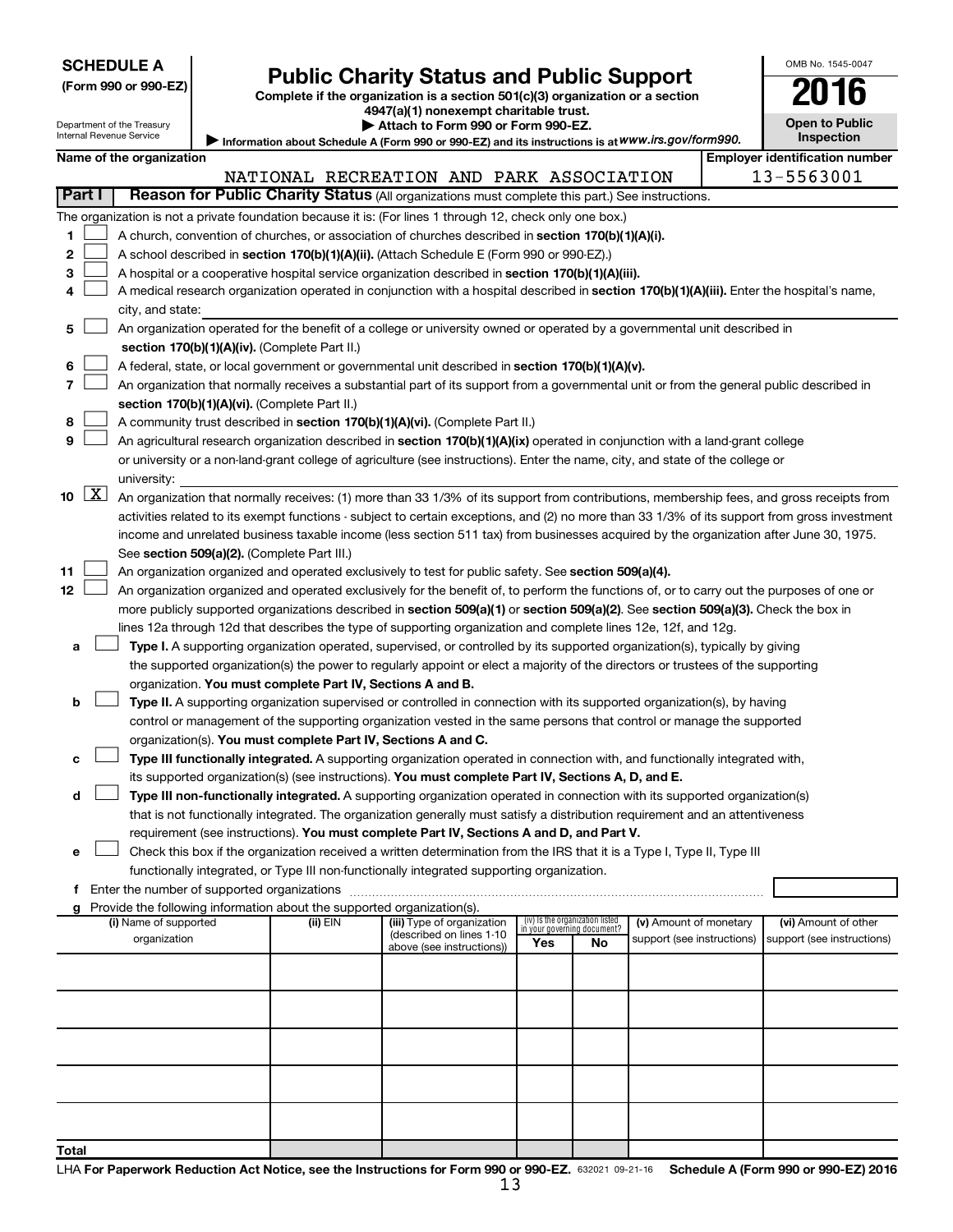**SCHEDULE A**
**(Form 990 or 990-EZ)**

Department of the Treasury
Internal Revenue Service

# Public Charity Status and Public Support

**Complete if the organization is a section 501(c)(3) organization or a section 4947(a)(1) nonexempt charitable trust.**
**▶ Attach to Form 990 or Form 990-EZ.**
**▶ Information about Schedule A (Form 990 or 990-EZ) and its instructions is at** *www.irs.gov/form990.*

OMB No. 1545-0047

**2016**

**Open to Public Inspection**

**Name of the organization:** NATIONAL RECREATION AND PARK ASSOCIATION

**Employer identification number:** 13-5563001

**Part I — Reason for Public Charity Status** (All organizations must complete this part.) See instructions.

The organization is not a private foundation because it is: (For lines 1 through 12, check only one box.)

1. ☐ A church, convention of churches, or association of churches described in **section 170(b)(1)(A)(i).**
2. ☐ A school described in **section 170(b)(1)(A)(ii).** (Attach Schedule E (Form 990 or 990-EZ).)
3. ☐ A hospital or a cooperative hospital service organization described in **section 170(b)(1)(A)(iii).**
4. ☐ A medical research organization operated in conjunction with a hospital described in **section 170(b)(1)(A)(iii).** Enter the hospital's name, city, and state:
5. ☐ An organization operated for the benefit of a college or university owned or operated by a governmental unit described in **section 170(b)(1)(A)(iv).** (Complete Part II.)
6. ☐ A federal, state, or local government or governmental unit described in **section 170(b)(1)(A)(v).**
7. ☐ An organization that normally receives a substantial part of its support from a governmental unit or from the general public described in **section 170(b)(1)(A)(vi).** (Complete Part II.)
8. ☐ A community trust described in **section 170(b)(1)(A)(vi).** (Complete Part II.)
9. ☐ An agricultural research organization described in **section 170(b)(1)(A)(ix)** operated in conjunction with a land-grant college or university or a non-land-grant college of agriculture (see instructions). Enter the name, city, and state of the college or university:
10. ☒ An organization that normally receives: (1) more than 33 1/3% of its support from contributions, membership fees, and gross receipts from activities related to its exempt functions - subject to certain exceptions, and (2) no more than 33 1/3% of its support from gross investment income and unrelated business taxable income (less section 511 tax) from businesses acquired by the organization after June 30, 1975. See **section 509(a)(2).** (Complete Part III.)
11. ☐ An organization organized and operated exclusively to test for public safety. See **section 509(a)(4).**
12. ☐ An organization organized and operated exclusively for the benefit of, to perform the functions of, or to carry out the purposes of one or more publicly supported organizations described in **section 509(a)(1)** or **section 509(a)(2)**. See **section 509(a)(3).** Check the box in lines 12a through 12d that describes the type of supporting organization and complete lines 12e, 12f, and 12g.
   - **a** ☐ **Type I.** A supporting organization operated, supervised, or controlled by its supported organization(s), typically by giving the supported organization(s) the power to regularly appoint or elect a majority of the directors or trustees of the supporting organization. **You must complete Part IV, Sections A and B.**
   - **b** ☐ **Type II.** A supporting organization supervised or controlled in connection with its supported organization(s), by having control or management of the supporting organization vested in the same persons that control or manage the supported organization(s). **You must complete Part IV, Sections A and C.**
   - **c** ☐ **Type III functionally integrated.** A supporting organization operated in connection with, and functionally integrated with, its supported organization(s) (see instructions). **You must complete Part IV, Sections A, D, and E.**
   - **d** ☐ **Type III non-functionally integrated.** A supporting organization operated in connection with its supported organization(s) that is not functionally integrated. The organization generally must satisfy a distribution requirement and an attentiveness requirement (see instructions). **You must complete Part IV, Sections A and D, and Part V.**
   - **e** ☐ Check this box if the organization received a written determination from the IRS that it is a Type I, Type II, Type III functionally integrated, or Type III non-functionally integrated supporting organization.
   - **f** Enter the number of supported organizations
   - **g** Provide the following information about the supported organization(s).

| (i) Name of supported organization | (ii) EIN | (iii) Type of organization (described on lines 1-10 above (see instructions)) | (iv) Is the organization listed in your governing document? Yes | No | (v) Amount of monetary support (see instructions) | (vi) Amount of other support (see instructions) |
|---|---|---|---|---|---|---|
| | | | | | | |
| | | | | | | |
| | | | | | | |
| | | | | | | |
| | | | | | | |
| **Total** | | | | | | |

LHA **For Paperwork Reduction Act Notice, see the Instructions for Form 990 or 990-EZ.** 632021 09-21-16 **Schedule A (Form 990 or 990-EZ) 2016**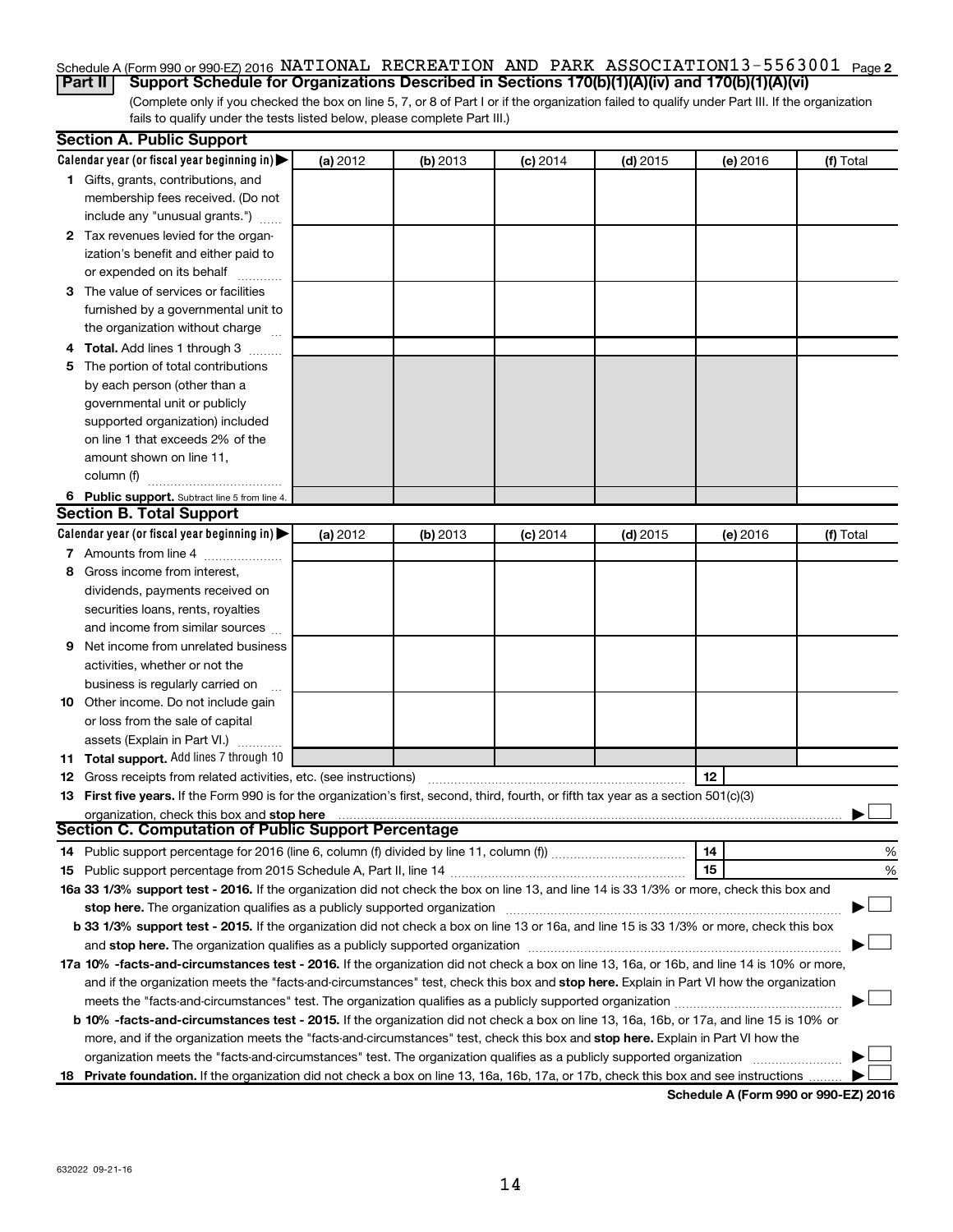Schedule A (Form 990 or 990-EZ) 2016 NATIONAL RECREATION AND PARK ASSOCIATION13-5563001 Page 2

**Part II Support Schedule for Organizations Described in Sections 170(b)(1)(A)(iv) and 170(b)(1)(A)(vi)**

(Complete only if you checked the box on line 5, 7, or 8 of Part I or if the organization failed to qualify under Part III. If the organization fails to qualify under the tests listed below, please complete Part III.)

**Section A. Public Support**

| Calendar year (or fiscal year beginning in) ▶ | (a) 2012 | (b) 2013 | (c) 2014 | (d) 2015 | (e) 2016 | (f) Total |
|---|---|---|---|---|---|---|
| 1 Gifts, grants, contributions, and membership fees received. (Do not include any "unusual grants.") | | | | | | |
| 2 Tax revenues levied for the organization's benefit and either paid to or expended on its behalf | | | | | | |
| 3 The value of services or facilities furnished by a governmental unit to the organization without charge | | | | | | |
| 4 **Total.** Add lines 1 through 3 | | | | | | |
| 5 The portion of total contributions by each person (other than a governmental unit or publicly supported organization) included on line 1 that exceeds 2% of the amount shown on line 11, column (f) | | | | | | |
| 6 **Public support.** Subtract line 5 from line 4. | | | | | | |

**Section B. Total Support**

| Calendar year (or fiscal year beginning in) ▶ | (a) 2012 | (b) 2013 | (c) 2014 | (d) 2015 | (e) 2016 | (f) Total |
|---|---|---|---|---|---|---|
| 7 Amounts from line 4 | | | | | | |
| 8 Gross income from interest, dividends, payments received on securities loans, rents, royalties and income from similar sources | | | | | | |
| 9 Net income from unrelated business activities, whether or not the business is regularly carried on | | | | | | |
| 10 Other income. Do not include gain or loss from the sale of capital assets (Explain in Part VI.) | | | | | | |
| 11 **Total support.** Add lines 7 through 10 | | | | | | |

12 Gross receipts from related activities, etc. (see instructions) | 12 |

13 **First five years.** If the Form 990 is for the organization's first, second, third, fourth, or fifth tax year as a section 501(c)(3) organization, check this box and **stop here** ▶ ☐

**Section C. Computation of Public Support Percentage**

14 Public support percentage for 2016 (line 6, column (f) divided by line 11, column (f)) | 14 | %

15 Public support percentage from 2015 Schedule A, Part II, line 14 | 15 | %

**16a 33 1/3% support test - 2016.** If the organization did not check the box on line 13, and line 14 is 33 1/3% or more, check this box and **stop here.** The organization qualifies as a publicly supported organization ▶ ☐

**b 33 1/3% support test - 2015.** If the organization did not check a box on line 13 or 16a, and line 15 is 33 1/3% or more, check this box and **stop here.** The organization qualifies as a publicly supported organization ▶ ☐

**17a 10% -facts-and-circumstances test - 2016.** If the organization did not check a box on line 13, 16a, or 16b, and line 14 is 10% or more, and if the organization meets the "facts-and-circumstances" test, check this box and **stop here.** Explain in Part VI how the organization meets the "facts-and-circumstances" test. The organization qualifies as a publicly supported organization ▶ ☐

**b 10% -facts-and-circumstances test - 2015.** If the organization did not check a box on line 13, 16a, 16b, or 17a, and line 15 is 10% or more, and if the organization meets the "facts-and-circumstances" test, check this box and **stop here.** Explain in Part VI how the organization meets the "facts-and-circumstances" test. The organization qualifies as a publicly supported organization ▶ ☐

**18 Private foundation.** If the organization did not check a box on line 13, 16a, 16b, 17a, or 17b, check this box and see instructions ▶ ☐

**Schedule A (Form 990 or 990-EZ) 2016**

632022 09-21-16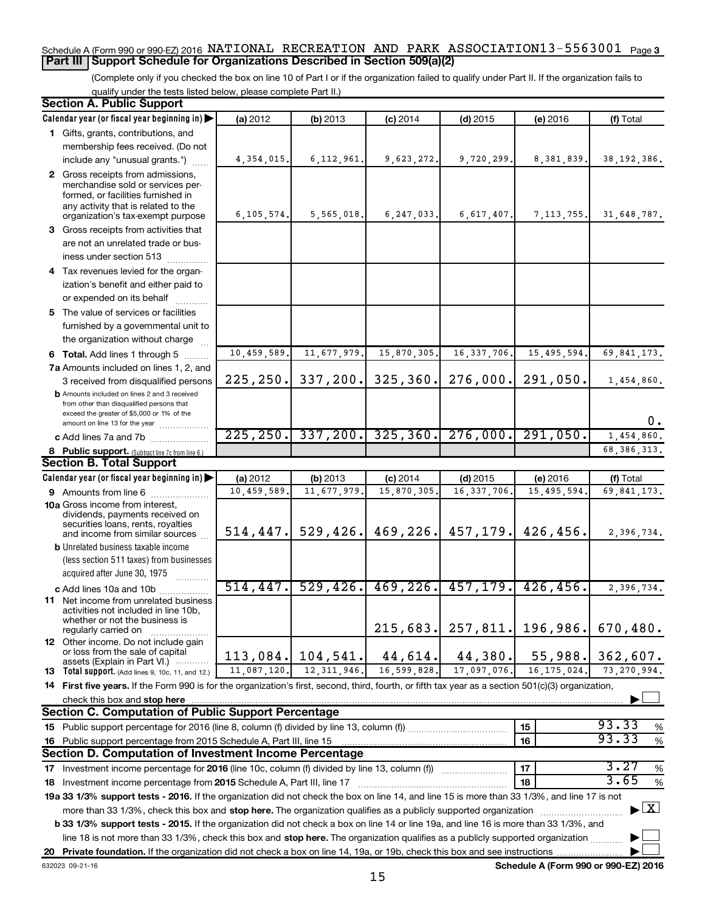Schedule A (Form 990 or 990-EZ) 2016 NATIONAL RECREATION AND PARK ASSOCIATION 13-5563001 Page 3

## Part III Support Schedule for Organizations Described in Section 509(a)(2)

(Complete only if you checked the box on line 10 of Part I or if the organization failed to qualify under Part II. If the organization fails to qualify under the tests listed below, please complete Part II.)

### Section A. Public Support

| Calendar year (or fiscal year beginning in) | (a) 2012 | (b) 2013 | (c) 2014 | (d) 2015 | (e) 2016 | (f) Total |
|---|---|---|---|---|---|---|
| 1 Gifts, grants, contributions, and membership fees received. (Do not include any "unusual grants.") | 4,354,015. | 6,112,961. | 9,623,272. | 9,720,299. | 8,381,839. | 38,192,386. |
| 2 Gross receipts from admissions, merchandise sold or services performed, or facilities furnished in any activity that is related to the organization's tax-exempt purpose | 6,105,574. | 5,565,018. | 6,247,033. | 6,617,407. | 7,113,755. | 31,648,787. |
| 3 Gross receipts from activities that are not an unrelated trade or business under section 513 | | | | | | |
| 4 Tax revenues levied for the organization's benefit and either paid to or expended on its behalf | | | | | | |
| 5 The value of services or facilities furnished by a governmental unit to the organization without charge | | | | | | |
| 6 Total. Add lines 1 through 5 | 10,459,589. | 11,677,979. | 15,870,305. | 16,337,706. | 15,495,594. | 69,841,173. |
| 7a Amounts included on lines 1, 2, and 3 received from disqualified persons | 225,250. | 337,200. | 325,360. | 276,000. | 291,050. | 1,454,860. |
| b Amounts included on lines 2 and 3 received from other than disqualified persons that exceed the greater of $5,000 or 1% of the amount on line 13 for the year | | | | | | 0. |
| c Add lines 7a and 7b | 225,250. | 337,200. | 325,360. | 276,000. | 291,050. | 1,454,860. |
| 8 Public support. (Subtract line 7c from line 6.) | | | | | | 68,386,313. |

### Section B. Total Support

| Calendar year (or fiscal year beginning in) | (a) 2012 | (b) 2013 | (c) 2014 | (d) 2015 | (e) 2016 | (f) Total |
|---|---|---|---|---|---|---|
| 9 Amounts from line 6 | 10,459,589. | 11,677,979. | 15,870,305. | 16,337,706. | 15,495,594. | 69,841,173. |
| 10a Gross income from interest, dividends, payments received on securities loans, rents, royalties and income from similar sources | 514,447. | 529,426. | 469,226. | 457,179. | 426,456. | 2,396,734. |
| b Unrelated business taxable income (less section 511 taxes) from businesses acquired after June 30, 1975 | | | | | | |
| c Add lines 10a and 10b | 514,447. | 529,426. | 469,226. | 457,179. | 426,456. | 2,396,734. |
| 11 Net income from unrelated business activities not included in line 10b, whether or not the business is regularly carried on | | | 215,683. | 257,811. | 196,986. | 670,480. |
| 12 Other income. Do not include gain or loss from the sale of capital assets (Explain in Part VI.) | 113,084. | 104,541. | 44,614. | 44,380. | 55,988. | 362,607. |
| 13 Total support. (Add lines 9, 10c, 11, and 12.) | 11,087,120. | 12,311,946. | 16,599,828. | 17,097,076. | 16,175,024. | 73,270,994. |

14 First five years. If the Form 990 is for the organization's first, second, third, fourth, or fifth tax year as a section 501(c)(3) organization, check this box and stop here ☐

### Section C. Computation of Public Support Percentage

| | | | |
|---|---|---|---|
| 15 Public support percentage for 2016 (line 8, column (f) divided by line 13, column (f)) | 15 | 93.33 | % |
| 16 Public support percentage from 2015 Schedule A, Part III, line 15 | 16 | 93.33 | % |

### Section D. Computation of Investment Income Percentage

| | | | |
|---|---|---|---|
| 17 Investment income percentage for 2016 (line 10c, column (f) divided by line 13, column (f)) | 17 | 3.27 | % |
| 18 Investment income percentage from 2015 Schedule A, Part III, line 17 | 18 | 3.65 | % |

19a 33 1/3% support tests - 2016. If the organization did not check the box on line 14, and line 15 is more than 33 1/3%, and line 17 is not more than 33 1/3%, check this box and stop here. The organization qualifies as a publicly supported organization ☒

b 33 1/3% support tests - 2015. If the organization did not check a box on line 14 or line 19a, and line 16 is more than 33 1/3%, and line 18 is not more than 33 1/3%, check this box and stop here. The organization qualifies as a publicly supported organization ☐

20 Private foundation. If the organization did not check a box on line 14, 19a, or 19b, check this box and see instructions ☐

632023 09-21-16 Schedule A (Form 990 or 990-EZ) 2016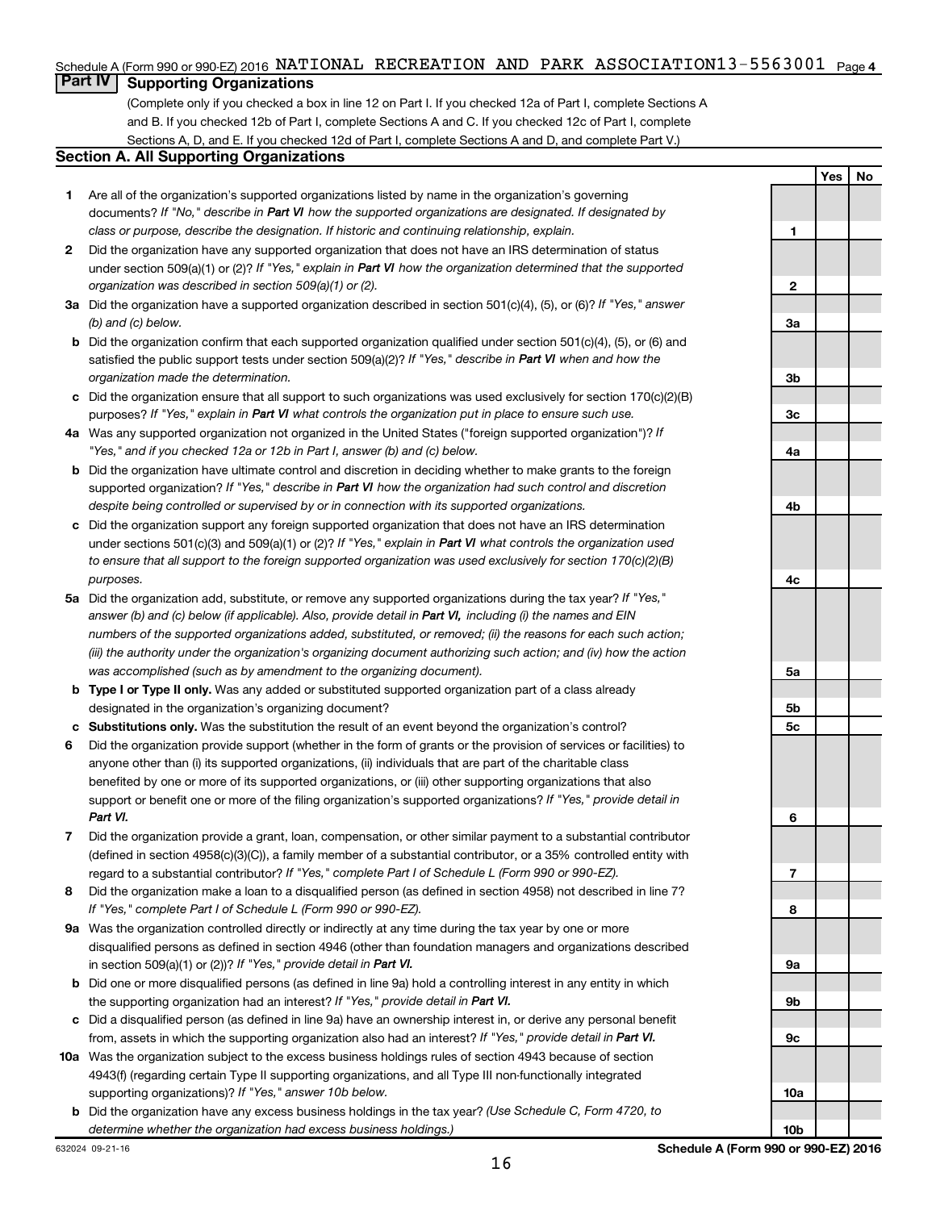Schedule A (Form 990 or 990-EZ) 2016 NATIONAL RECREATION AND PARK ASSOCIATION 13-5563001 Page 4

## Part IV Supporting Organizations

(Complete only if you checked a box in line 12 on Part I. If you checked 12a of Part I, complete Sections A and B. If you checked 12b of Part I, complete Sections A and C. If you checked 12c of Part I, complete Sections A, D, and E. If you checked 12d of Part I, complete Sections A and D, and complete Part V.)

### Section A. All Supporting Organizations

| | | Line | Yes | No |
|---|---|---|---|---|
| **1** | Are all of the organization's supported organizations listed by name in the organization's governing documents? *If "No," describe in **Part VI** how the supported organizations are designated. If designated by class or purpose, describe the designation. If historic and continuing relationship, explain.* | 1 | | |
| **2** | Did the organization have any supported organization that does not have an IRS determination of status under section 509(a)(1) or (2)? *If "Yes," explain in **Part VI** how the organization determined that the supported organization was described in section 509(a)(1) or (2).* | 2 | | |
| **3a** | Did the organization have a supported organization described in section 501(c)(4), (5), or (6)? *If "Yes," answer (b) and (c) below.* | 3a | | |
| **b** | Did the organization confirm that each supported organization qualified under section 501(c)(4), (5), or (6) and satisfied the public support tests under section 509(a)(2)? *If "Yes," describe in **Part VI** when and how the organization made the determination.* | 3b | | |
| **c** | Did the organization ensure that all support to such organizations was used exclusively for section 170(c)(2)(B) purposes? *If "Yes," explain in **Part VI** what controls the organization put in place to ensure such use.* | 3c | | |
| **4a** | Was any supported organization not organized in the United States ("foreign supported organization")? *If "Yes," and if you checked 12a or 12b in Part I, answer (b) and (c) below.* | 4a | | |
| **b** | Did the organization have ultimate control and discretion in deciding whether to make grants to the foreign supported organization? *If "Yes," describe in **Part VI** how the organization had such control and discretion despite being controlled or supervised by or in connection with its supported organizations.* | 4b | | |
| **c** | Did the organization support any foreign supported organization that does not have an IRS determination under sections 501(c)(3) and 509(a)(1) or (2)? *If "Yes," explain in **Part VI** what controls the organization used to ensure that all support to the foreign supported organization was used exclusively for section 170(c)(2)(B) purposes.* | 4c | | |
| **5a** | Did the organization add, substitute, or remove any supported organizations during the tax year? *If "Yes," answer (b) and (c) below (if applicable). Also, provide detail in **Part VI,** including (i) the names and EIN numbers of the supported organizations added, substituted, or removed; (ii) the reasons for each such action; (iii) the authority under the organization's organizing document authorizing such action; and (iv) how the action was accomplished (such as by amendment to the organizing document).* | 5a | | |
| **b** | **Type I or Type II only.** Was any added or substituted supported organization part of a class already designated in the organization's organizing document? | 5b | | |
| **c** | **Substitutions only.** Was the substitution the result of an event beyond the organization's control? | 5c | | |
| **6** | Did the organization provide support (whether in the form of grants or the provision of services or facilities) to anyone other than (i) its supported organizations, (ii) individuals that are part of the charitable class benefited by one or more of its supported organizations, or (iii) other supporting organizations that also support or benefit one or more of the filing organization's supported organizations? *If "Yes," provide detail in **Part VI.*** | 6 | | |
| **7** | Did the organization provide a grant, loan, compensation, or other similar payment to a substantial contributor (defined in section 4958(c)(3)(C)), a family member of a substantial contributor, or a 35% controlled entity with regard to a substantial contributor? *If "Yes," complete Part I of Schedule L (Form 990 or 990-EZ).* | 7 | | |
| **8** | Did the organization make a loan to a disqualified person (as defined in section 4958) not described in line 7? *If "Yes," complete Part I of Schedule L (Form 990 or 990-EZ).* | 8 | | |
| **9a** | Was the organization controlled directly or indirectly at any time during the tax year by one or more disqualified persons as defined in section 4946 (other than foundation managers and organizations described in section 509(a)(1) or (2))? *If "Yes," provide detail in **Part VI.*** | 9a | | |
| **b** | Did one or more disqualified persons (as defined in line 9a) hold a controlling interest in any entity in which the supporting organization had an interest? *If "Yes," provide detail in **Part VI.*** | 9b | | |
| **c** | Did a disqualified person (as defined in line 9a) have an ownership interest in, or derive any personal benefit from, assets in which the supporting organization also had an interest? *If "Yes," provide detail in **Part VI.*** | 9c | | |
| **10a** | Was the organization subject to the excess business holdings rules of section 4943 because of section 4943(f) (regarding certain Type II supporting organizations, and all Type III non-functionally integrated supporting organizations)? *If "Yes," answer 10b below.* | 10a | | |
| **b** | Did the organization have any excess business holdings in the tax year? *(Use Schedule C, Form 4720, to determine whether the organization had excess business holdings.)* | 10b | | |

632024 09-21-16

**Schedule A (Form 990 or 990-EZ) 2016**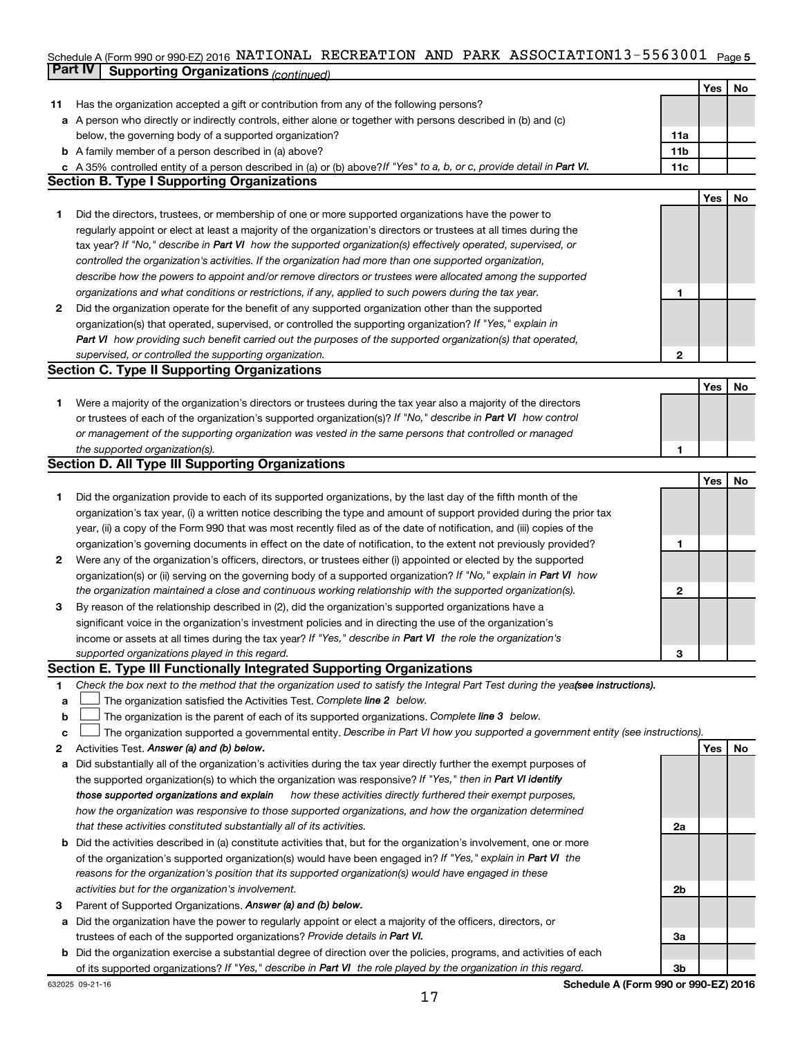Schedule A (Form 990 or 990-EZ) 2016 NATIONAL RECREATION AND PARK ASSOCIATION 13-5563001 Page 5

**Part IV Supporting Organizations** *(continued)*

| | | | Yes | No |
|---|---|---|---|---|
| **11** | Has the organization accepted a gift or contribution from any of the following persons? | | | |
| **a** | A person who directly or indirectly controls, either alone or together with persons described in (b) and (c) below, the governing body of a supported organization? | **11a** | | |
| **b** | A family member of a person described in (a) above? | **11b** | | |
| **c** | A 35% controlled entity of a person described in (a) or (b) above? *If "Yes" to a, b, or c, provide detail in* ***Part VI.*** | **11c** | | |

**Section B. Type I Supporting Organizations**

| | | | Yes | No |
|---|---|---|---|---|
| **1** | Did the directors, trustees, or membership of one or more supported organizations have the power to regularly appoint or elect at least a majority of the organization's directors or trustees at all times during the tax year? *If "No," describe in* ***Part VI*** *how the supported organization(s) effectively operated, supervised, or controlled the organization's activities. If the organization had more than one supported organization, describe how the powers to appoint and/or remove directors or trustees were allocated among the supported organizations and what conditions or restrictions, if any, applied to such powers during the tax year.* | **1** | | |
| **2** | Did the organization operate for the benefit of any supported organization other than the supported organization(s) that operated, supervised, or controlled the supporting organization? *If "Yes," explain in* ***Part VI*** *how providing such benefit carried out the purposes of the supported organization(s) that operated, supervised, or controlled the supporting organization.* | **2** | | |

**Section C. Type II Supporting Organizations**

| | | | Yes | No |
|---|---|---|---|---|
| **1** | Were a majority of the organization's directors or trustees during the tax year also a majority of the directors or trustees of each of the organization's supported organization(s)? *If "No," describe in* ***Part VI*** *how control or management of the supporting organization was vested in the same persons that controlled or managed the supported organization(s).* | **1** | | |

**Section D. All Type III Supporting Organizations**

| | | | Yes | No |
|---|---|---|---|---|
| **1** | Did the organization provide to each of its supported organizations, by the last day of the fifth month of the organization's tax year, (i) a written notice describing the type and amount of support provided during the prior tax year, (ii) a copy of the Form 990 that was most recently filed as of the date of notification, and (iii) copies of the organization's governing documents in effect on the date of notification, to the extent not previously provided? | **1** | | |
| **2** | Were any of the organization's officers, directors, or trustees either (i) appointed or elected by the supported organization(s) or (ii) serving on the governing body of a supported organization? *If "No," explain in* ***Part VI*** *how the organization maintained a close and continuous working relationship with the supported organization(s).* | **2** | | |
| **3** | By reason of the relationship described in (2), did the organization's supported organizations have a significant voice in the organization's investment policies and in directing the use of the organization's income or assets at all times during the tax year? *If "Yes," describe in* ***Part VI*** *the role the organization's supported organizations played in this regard.* | **3** | | |

**Section E. Type III Functionally Integrated Supporting Organizations**

**1** *Check the box next to the method that the organization used to satisfy the Integral Part Test during the year* ***(see instructions).***

**a** ☐ The organization satisfied the Activities Test. *Complete* ***line 2*** *below.*

**b** ☐ The organization is the parent of each of its supported organizations. *Complete* ***line 3*** *below.*

**c** ☐ The organization supported a governmental entity. *Describe in Part VI how you supported a government entity (see instructions).*

| | | | Yes | No |
|---|---|---|---|---|
| **2** | Activities Test. ***Answer (a) and (b) below.*** | | | |
| **a** | Did substantially all of the organization's activities during the tax year directly further the exempt purposes of the supported organization(s) to which the organization was responsive? *If "Yes," then in* ***Part VI identify those supported organizations and explain*** *how these activities directly furthered their exempt purposes, how the organization was responsive to those supported organizations, and how the organization determined that these activities constituted substantially all of its activities.* | **2a** | | |
| **b** | Did the activities described in (a) constitute activities that, but for the organization's involvement, one or more of the organization's supported organization(s) would have been engaged in? *If "Yes," explain in* ***Part VI*** *the reasons for the organization's position that its supported organization(s) would have engaged in these activities but for the organization's involvement.* | **2b** | | |
| **3** | Parent of Supported Organizations. ***Answer (a) and (b) below.*** | | | |
| **a** | Did the organization have the power to regularly appoint or elect a majority of the officers, directors, or trustees of each of the supported organizations? *Provide details in* ***Part VI.*** | **3a** | | |
| **b** | Did the organization exercise a substantial degree of direction over the policies, programs, and activities of each of its supported organizations? *If "Yes," describe in* ***Part VI*** *the role played by the organization in this regard.* | **3b** | | |

632025 09-21-16 **Schedule A (Form 990 or 990-EZ) 2016**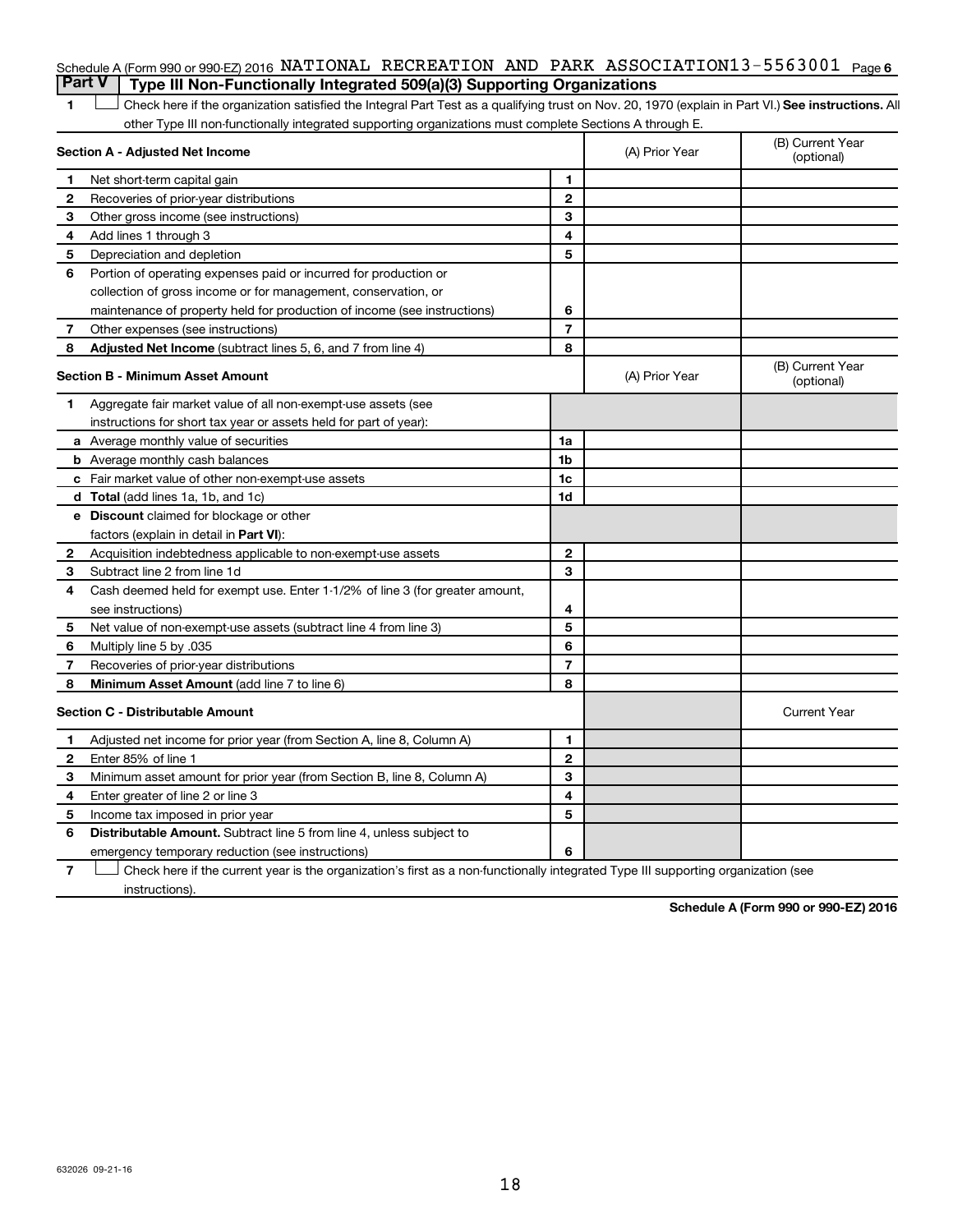Schedule A (Form 990 or 990-EZ) 2016 NATIONAL RECREATION AND PARK ASSOCIATION 13-5563001 Page 6

## Part V Type III Non-Functionally Integrated 509(a)(3) Supporting Organizations

1 ☐ Check here if the organization satisfied the Integral Part Test as a qualifying trust on Nov. 20, 1970 (explain in Part VI.) **See instructions.** All other Type III non-functionally integrated supporting organizations must complete Sections A through E.

| Section A - Adjusted Net Income | | (A) Prior Year | (B) Current Year (optional) |
|---|---|---|---|
| 1 Net short-term capital gain | 1 | | |
| 2 Recoveries of prior-year distributions | 2 | | |
| 3 Other gross income (see instructions) | 3 | | |
| 4 Add lines 1 through 3 | 4 | | |
| 5 Depreciation and depletion | 5 | | |
| 6 Portion of operating expenses paid or incurred for production or collection of gross income or for management, conservation, or maintenance of property held for production of income (see instructions) | 6 | | |
| 7 Other expenses (see instructions) | 7 | | |
| 8 **Adjusted Net Income** (subtract lines 5, 6, and 7 from line 4) | 8 | | |

| Section B - Minimum Asset Amount | | (A) Prior Year | (B) Current Year (optional) |
|---|---|---|---|
| 1 Aggregate fair market value of all non-exempt-use assets (see instructions for short tax year or assets held for part of year): | | | |
| a Average monthly value of securities | 1a | | |
| b Average monthly cash balances | 1b | | |
| c Fair market value of other non-exempt-use assets | 1c | | |
| d **Total** (add lines 1a, 1b, and 1c) | 1d | | |
| e **Discount** claimed for blockage or other factors (explain in detail in **Part VI**): | | | |
| 2 Acquisition indebtedness applicable to non-exempt-use assets | 2 | | |
| 3 Subtract line 2 from line 1d | 3 | | |
| 4 Cash deemed held for exempt use. Enter 1-1/2% of line 3 (for greater amount, see instructions) | 4 | | |
| 5 Net value of non-exempt-use assets (subtract line 4 from line 3) | 5 | | |
| 6 Multiply line 5 by .035 | 6 | | |
| 7 Recoveries of prior-year distributions | 7 | | |
| 8 **Minimum Asset Amount** (add line 7 to line 6) | 8 | | |

| Section C - Distributable Amount | | | Current Year |
|---|---|---|---|
| 1 Adjusted net income for prior year (from Section A, line 8, Column A) | 1 | | |
| 2 Enter 85% of line 1 | 2 | | |
| 3 Minimum asset amount for prior year (from Section B, line 8, Column A) | 3 | | |
| 4 Enter greater of line 2 or line 3 | 4 | | |
| 5 Income tax imposed in prior year | 5 | | |
| 6 **Distributable Amount.** Subtract line 5 from line 4, unless subject to emergency temporary reduction (see instructions) | 6 | | |

7 ☐ Check here if the current year is the organization's first as a non-functionally integrated Type III supporting organization (see instructions).

**Schedule A (Form 990 or 990-EZ) 2016**

632026 09-21-16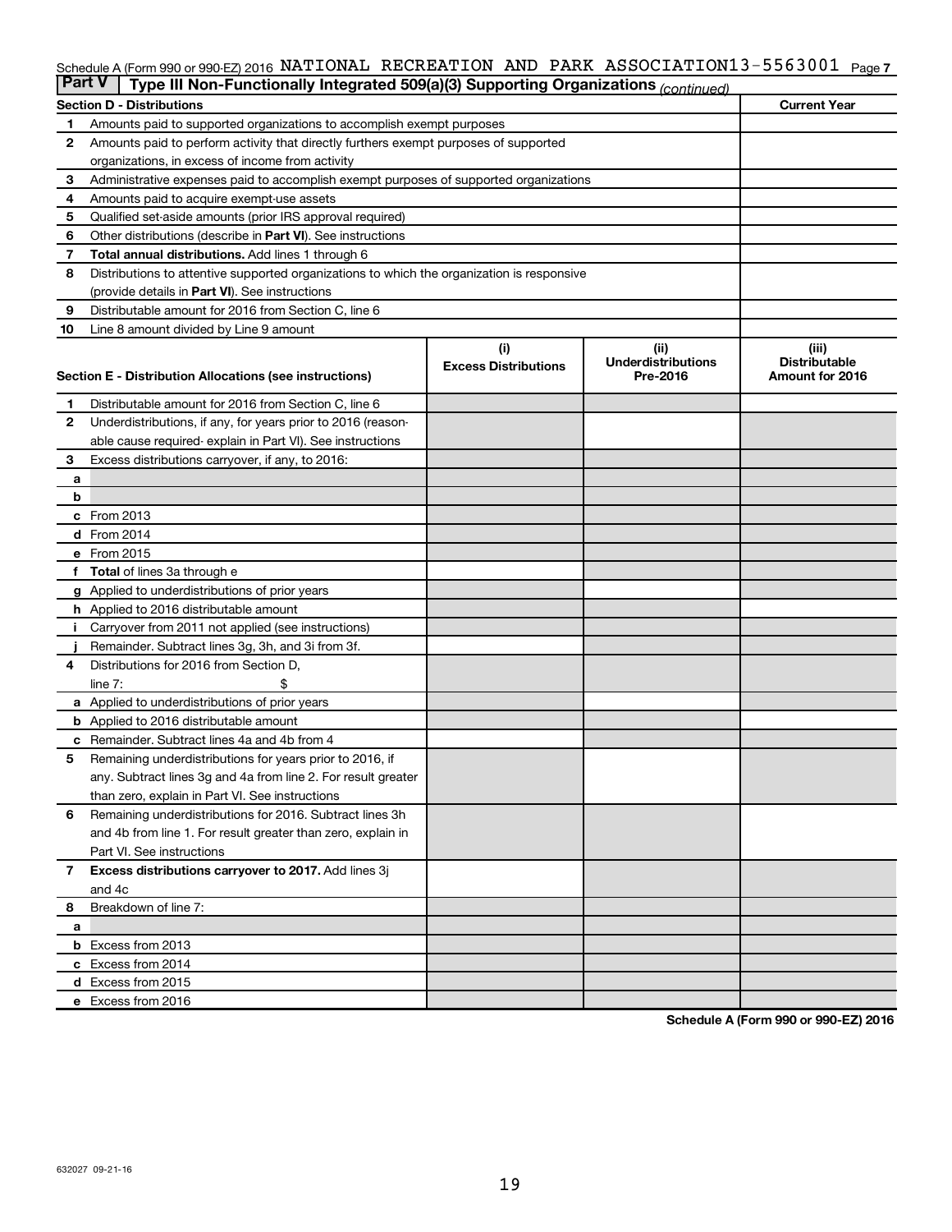Schedule A (Form 990 or 990-EZ) 2016 NATIONAL RECREATION AND PARK ASSOCIATION 13-5563001 Page 7

**Part V | Type III Non-Functionally Integrated 509(a)(3) Supporting Organizations** *(continued)*

| **Section D - Distributions** | | **Current Year** |
|---|---|---|
| 1 | Amounts paid to supported organizations to accomplish exempt purposes | |
| 2 | Amounts paid to perform activity that directly furthers exempt purposes of supported organizations, in excess of income from activity | |
| 3 | Administrative expenses paid to accomplish exempt purposes of supported organizations | |
| 4 | Amounts paid to acquire exempt-use assets | |
| 5 | Qualified set-aside amounts (prior IRS approval required) | |
| 6 | Other distributions (describe in **Part VI**). See instructions | |
| 7 | **Total annual distributions.** Add lines 1 through 6 | |
| 8 | Distributions to attentive supported organizations to which the organization is responsive (provide details in **Part VI**). See instructions | |
| 9 | Distributable amount for 2016 from Section C, line 6 | |
| 10 | Line 8 amount divided by Line 9 amount | |

| **Section E - Distribution Allocations (see instructions)** | | (i) Excess Distributions | (ii) Underdistributions Pre-2016 | (iii) Distributable Amount for 2016 |
|---|---|---|---|---|
| 1 | Distributable amount for 2016 from Section C, line 6 | | | |
| 2 | Underdistributions, if any, for years prior to 2016 (reasonable cause required- explain in Part VI). See instructions | | | |
| 3 | Excess distributions carryover, if any, to 2016: | | | |
| a | | | | |
| b | | | | |
| c | From 2013 | | | |
| d | From 2014 | | | |
| e | From 2015 | | | |
| f | **Total** of lines 3a through e | | | |
| g | Applied to underdistributions of prior years | | | |
| h | Applied to 2016 distributable amount | | | |
| i | Carryover from 2011 not applied (see instructions) | | | |
| j | Remainder. Subtract lines 3g, 3h, and 3i from 3f. | | | |
| 4 | Distributions for 2016 from Section D, line 7: $ | | | |
| a | Applied to underdistributions of prior years | | | |
| b | Applied to 2016 distributable amount | | | |
| c | Remainder. Subtract lines 4a and 4b from 4 | | | |
| 5 | Remaining underdistributions for years prior to 2016, if any. Subtract lines 3g and 4a from line 2. For result greater than zero, explain in Part VI. See instructions | | | |
| 6 | Remaining underdistributions for 2016. Subtract lines 3h and 4b from line 1. For result greater than zero, explain in Part VI. See instructions | | | |
| 7 | **Excess distributions carryover to 2017.** Add lines 3j and 4c | | | |
| 8 | Breakdown of line 7: | | | |
| a | | | | |
| b | Excess from 2013 | | | |
| c | Excess from 2014 | | | |
| d | Excess from 2015 | | | |
| e | Excess from 2016 | | | |

**Schedule A (Form 990 or 990-EZ) 2016**

632027 09-21-16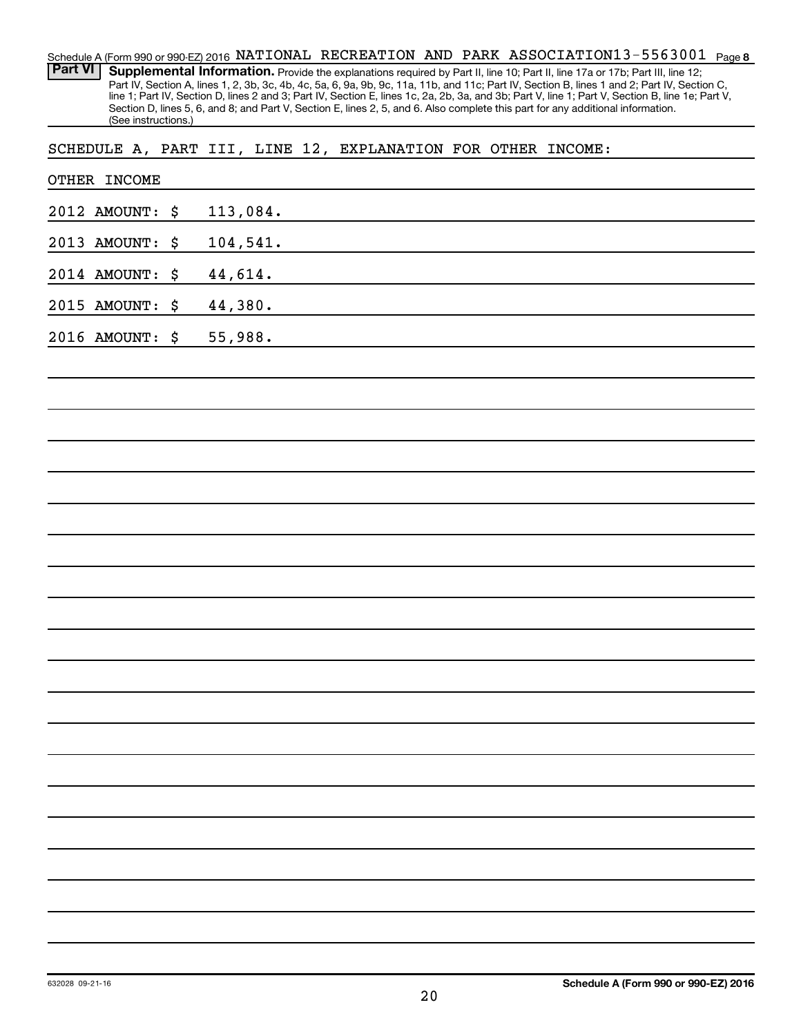Schedule A (Form 990 or 990-EZ) 2016 NATIONAL RECREATION AND PARK ASSOCIATION 13-5563001 Page 8

**Part VI** **Supplemental Information.** Provide the explanations required by Part II, line 10; Part II, line 17a or 17b; Part III, line 12; Part IV, Section A, lines 1, 2, 3b, 3c, 4b, 4c, 5a, 6, 9a, 9b, 9c, 11a, 11b, and 11c; Part IV, Section B, lines 1 and 2; Part IV, Section C, line 1; Part IV, Section D, lines 2 and 3; Part IV, Section E, lines 1c, 2a, 2b, 3a, and 3b; Part V, line 1; Part V, Section B, line 1e; Part V, Section D, lines 5, 6, and 8; and Part V, Section E, lines 2, 5, and 6. Also complete this part for any additional information. (See instructions.)

SCHEDULE A, PART III, LINE 12, EXPLANATION FOR OTHER INCOME:

OTHER INCOME

2012 AMOUNT: $ 113,084.

2013 AMOUNT: $ 104,541.

2014 AMOUNT: $ 44,614.

2015 AMOUNT: $ 44,380.

2016 AMOUNT: $ 55,988.

632028 09-21-16

**Schedule A (Form 990 or 990-EZ) 2016**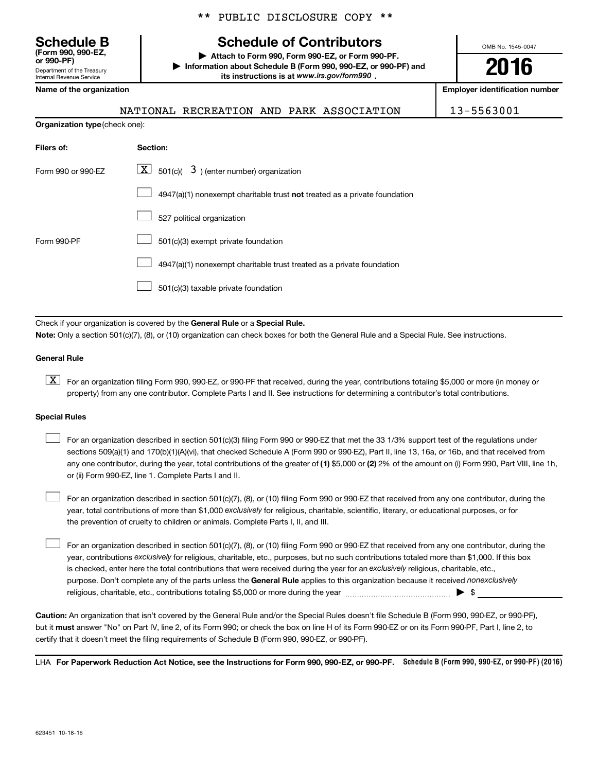** PUBLIC DISCLOSURE COPY **

**Schedule B**
**(Form 990, 990-EZ, or 990-PF)**
Department of the Treasury
Internal Revenue Service

# Schedule of Contributors

▶ **Attach to Form 990, Form 990-EZ, or Form 990-PF.**
▶ **Information about Schedule B (Form 990, 990-EZ, or 990-PF) and its instructions is at *www.irs.gov/form990*.**

OMB No. 1545-0047

**2016**

| **Name of the organization** | **Employer identification number** |
|---|---|
| NATIONAL RECREATION AND PARK ASSOCIATION | 13-5563001 |

**Organization type** (check one):

| **Filers of:** | **Section:** |
|---|---|
| Form 990 or 990-EZ | [X] 501(c)( 3 ) (enter number) organization |
| | [ ] 4947(a)(1) nonexempt charitable trust **not** treated as a private foundation |
| | [ ] 527 political organization |
| Form 990-PF | [ ] 501(c)(3) exempt private foundation |
| | [ ] 4947(a)(1) nonexempt charitable trust treated as a private foundation |
| | [ ] 501(c)(3) taxable private foundation |

Check if your organization is covered by the **General Rule** or a **Special Rule.**

**Note:** Only a section 501(c)(7), (8), or (10) organization can check boxes for both the General Rule and a Special Rule. See instructions.

**General Rule**

[X] For an organization filing Form 990, 990-EZ, or 990-PF that received, during the year, contributions totaling $5,000 or more (in money or property) from any one contributor. Complete Parts I and II. See instructions for determining a contributor's total contributions.

**Special Rules**

[ ] For an organization described in section 501(c)(3) filing Form 990 or 990-EZ that met the 33 1/3% support test of the regulations under sections 509(a)(1) and 170(b)(1)(A)(vi), that checked Schedule A (Form 990 or 990-EZ), Part II, line 13, 16a, or 16b, and that received from any one contributor, during the year, total contributions of the greater of **(1)** $5,000 or **(2)** 2% of the amount on (i) Form 990, Part VIII, line 1h, or (ii) Form 990-EZ, line 1. Complete Parts I and II.

[ ] For an organization described in section 501(c)(7), (8), or (10) filing Form 990 or 990-EZ that received from any one contributor, during the year, total contributions of more than $1,000 *exclusively* for religious, charitable, scientific, literary, or educational purposes, or for the prevention of cruelty to children or animals. Complete Parts I, II, and III.

[ ] For an organization described in section 501(c)(7), (8), or (10) filing Form 990 or 990-EZ that received from any one contributor, during the year, contributions *exclusively* for religious, charitable, etc., purposes, but no such contributions totaled more than $1,000. If this box is checked, enter here the total contributions that were received during the year for an *exclusively* religious, charitable, etc., purpose. Don't complete any of the parts unless the **General Rule** applies to this organization because it received *nonexclusively* religious, charitable, etc., contributions totaling $5,000 or more during the year ▶ $ ____________

**Caution:** An organization that isn't covered by the General Rule and/or the Special Rules doesn't file Schedule B (Form 990, 990-EZ, or 990-PF), but it **must** answer "No" on Part IV, line 2, of its Form 990; or check the box on line H of its Form 990-EZ or on its Form 990-PF, Part I, line 2, to certify that it doesn't meet the filing requirements of Schedule B (Form 990, 990-EZ, or 990-PF).

LHA **For Paperwork Reduction Act Notice, see the Instructions for Form 990, 990-EZ, or 990-PF.** **Schedule B (Form 990, 990-EZ, or 990-PF) (2016)**

623451 10-18-16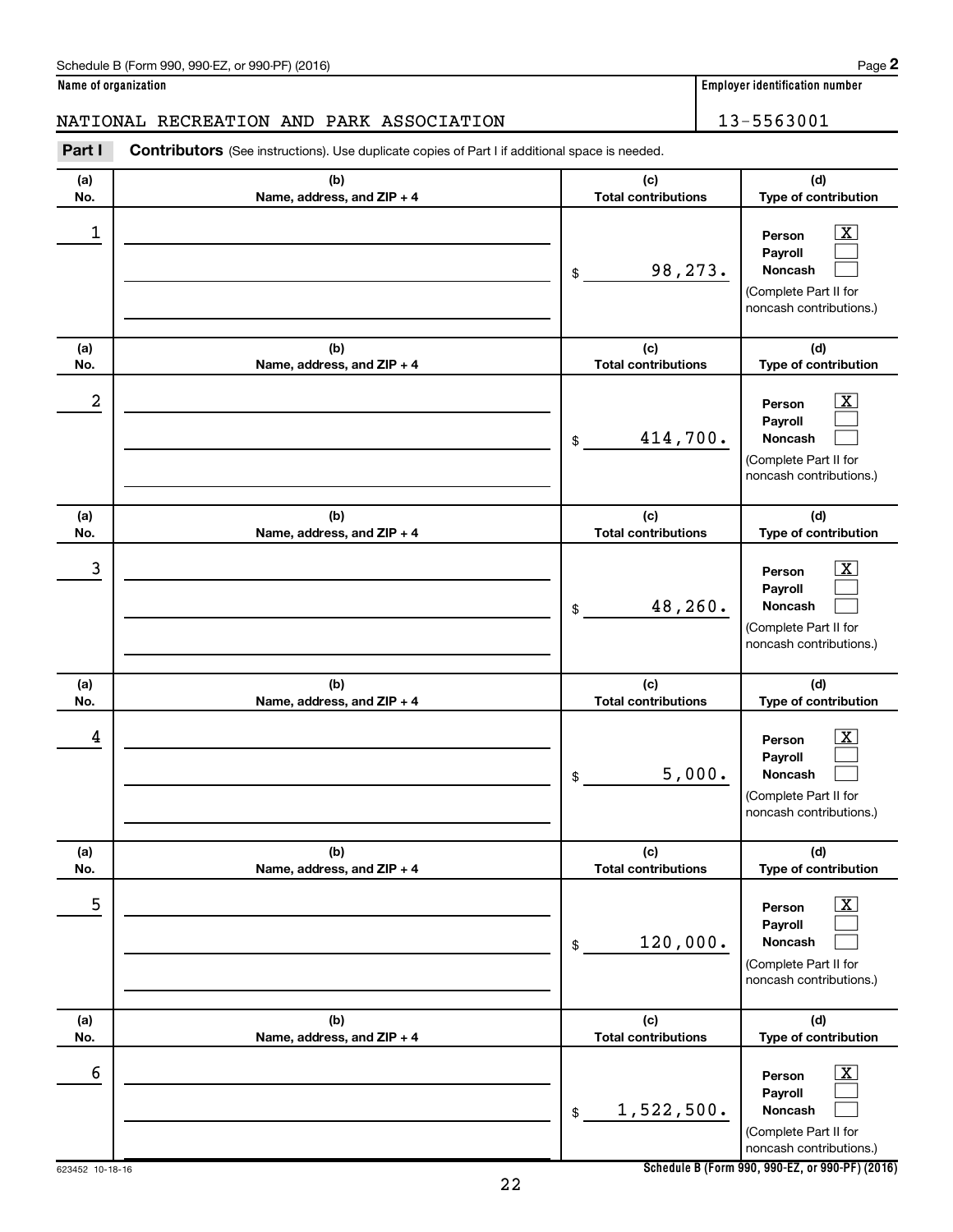Schedule B (Form 990, 990-EZ, or 990-PF) (2016) Page **2**

**Name of organization**

NATIONAL RECREATION AND PARK ASSOCIATION

**Employer identification number**

13-5563001

**Part I** **Contributors** (See instructions). Use duplicate copies of Part I if additional space is needed.

| (a) No. | (b) Name, address, and ZIP + 4 | (c) Total contributions | (d) Type of contribution |
|---|---|---|---|
| 1 | | $ 98,273. | Person [X] Payroll [ ] Noncash [ ] (Complete Part II for noncash contributions.) |
| 2 | | $ 414,700. | Person [X] Payroll [ ] Noncash [ ] (Complete Part II for noncash contributions.) |
| 3 | | $ 48,260. | Person [X] Payroll [ ] Noncash [ ] (Complete Part II for noncash contributions.) |
| 4 | | $ 5,000. | Person [X] Payroll [ ] Noncash [ ] (Complete Part II for noncash contributions.) |
| 5 | | $ 120,000. | Person [X] Payroll [ ] Noncash [ ] (Complete Part II for noncash contributions.) |
| 6 | | $ 1,522,500. | Person [X] Payroll [ ] Noncash [ ] (Complete Part II for noncash contributions.) |

623452 10-18-16 **Schedule B (Form 990, 990-EZ, or 990-PF) (2016)**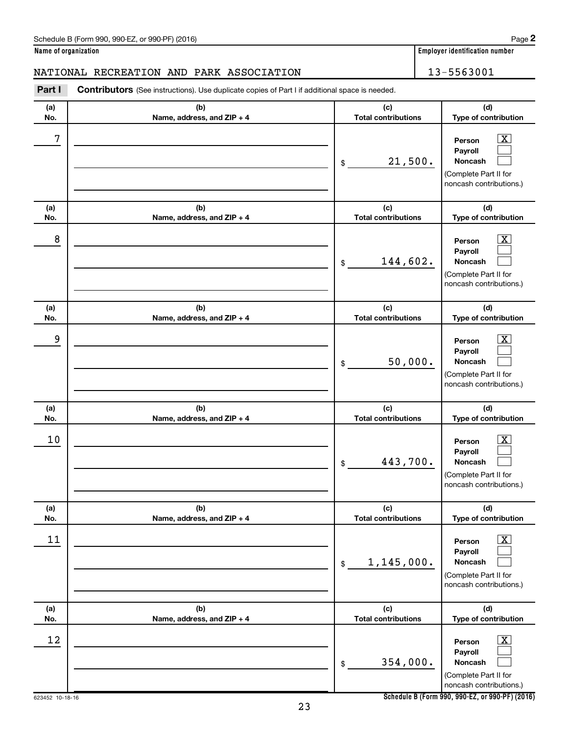Schedule B (Form 990, 990-EZ, or 990-PF) (2016) Page **2**

**Name of organization**

NATIONAL RECREATION AND PARK ASSOCIATION

**Employer identification number**

13-5563001

**Part I** **Contributors** (See instructions). Use duplicate copies of Part I if additional space is needed.

| (a) No. | (b) Name, address, and ZIP + 4 | (c) Total contributions | (d) Type of contribution |
|---|---|---|---|
| 7 | | $ 21,500. | Person [X] Payroll [ ] Noncash [ ] (Complete Part II for noncash contributions.) |
| 8 | | $ 144,602. | Person [X] Payroll [ ] Noncash [ ] (Complete Part II for noncash contributions.) |
| 9 | | $ 50,000. | Person [X] Payroll [ ] Noncash [ ] (Complete Part II for noncash contributions.) |
| 10 | | $ 443,700. | Person [X] Payroll [ ] Noncash [ ] (Complete Part II for noncash contributions.) |
| 11 | | $ 1,145,000. | Person [X] Payroll [ ] Noncash [ ] (Complete Part II for noncash contributions.) |
| 12 | | $ 354,000. | Person [X] Payroll [ ] Noncash [ ] (Complete Part II for noncash contributions.) |

623452 10-18-16 **Schedule B (Form 990, 990-EZ, or 990-PF) (2016)**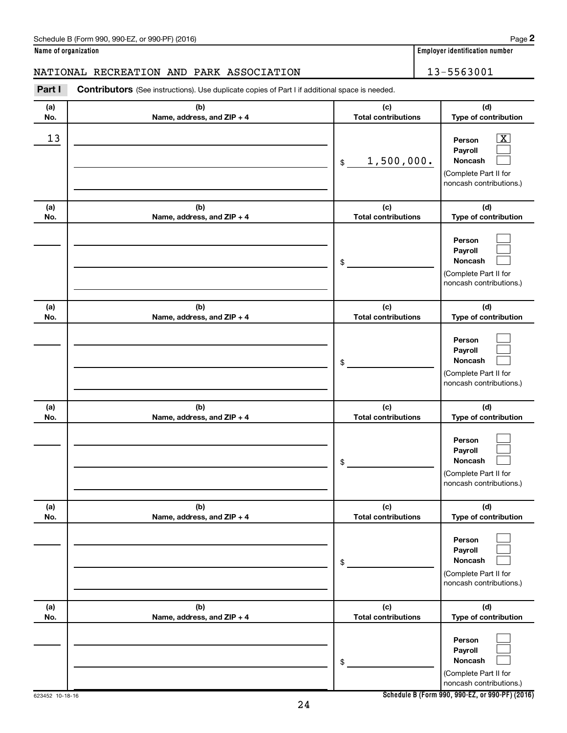Schedule B (Form 990, 990-EZ, or 990-PF) (2016) Page **2**

**Name of organization** | **Employer identification number**

NATIONAL RECREATION AND PARK ASSOCIATION | 13-5563001

**Part I** **Contributors** (See instructions). Use duplicate copies of Part I if additional space is needed.

| (a) No. | (b) Name, address, and ZIP + 4 | (c) Total contributions | (d) Type of contribution |
|---|---|---|---|
| 13 | | $ 1,500,000. | Person [X] Payroll [ ] Noncash [ ] (Complete Part II for noncash contributions.) |
| | | $ | Person [ ] Payroll [ ] Noncash [ ] (Complete Part II for noncash contributions.) |
| | | $ | Person [ ] Payroll [ ] Noncash [ ] (Complete Part II for noncash contributions.) |
| | | $ | Person [ ] Payroll [ ] Noncash [ ] (Complete Part II for noncash contributions.) |
| | | $ | Person [ ] Payroll [ ] Noncash [ ] (Complete Part II for noncash contributions.) |
| | | $ | Person [ ] Payroll [ ] Noncash [ ] (Complete Part II for noncash contributions.) |

623452 10-18-16 **Schedule B (Form 990, 990-EZ, or 990-PF) (2016)**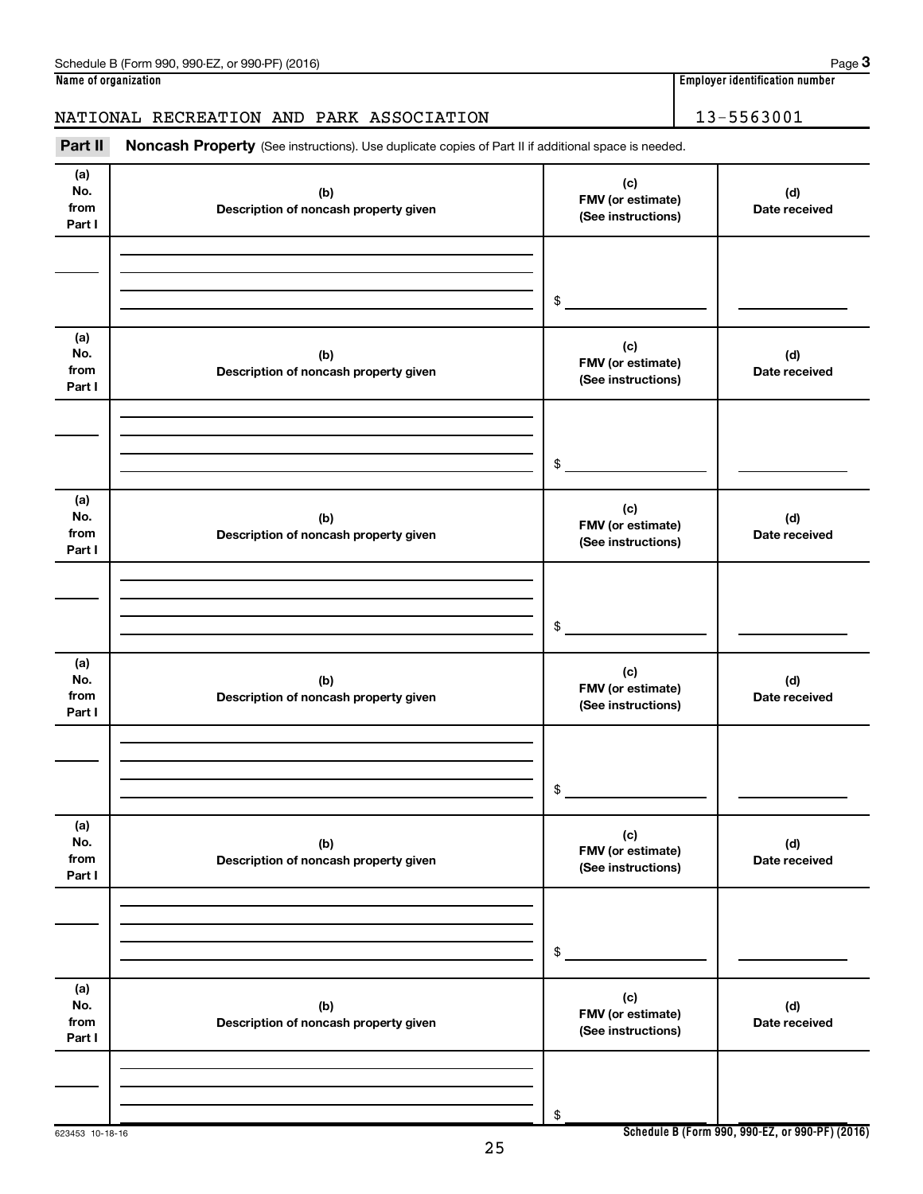Schedule B (Form 990, 990-EZ, or 990-PF) (2016) Page **3**

**Name of organization** | **Employer identification number**

NATIONAL RECREATION AND PARK ASSOCIATION | 13-5563001

**Part II** **Noncash Property** (See instructions). Use duplicate copies of Part II if additional space is needed.

| (a) No. from Part I | (b) Description of noncash property given | (c) FMV (or estimate) (See instructions) | (d) Date received |
|---|---|---|---|
| | | $ | |

| (a) No. from Part I | (b) Description of noncash property given | (c) FMV (or estimate) (See instructions) | (d) Date received |
|---|---|---|---|
| | | $ | |

| (a) No. from Part I | (b) Description of noncash property given | (c) FMV (or estimate) (See instructions) | (d) Date received |
|---|---|---|---|
| | | $ | |

| (a) No. from Part I | (b) Description of noncash property given | (c) FMV (or estimate) (See instructions) | (d) Date received |
|---|---|---|---|
| | | $ | |

| (a) No. from Part I | (b) Description of noncash property given | (c) FMV (or estimate) (See instructions) | (d) Date received |
|---|---|---|---|
| | | $ | |

| (a) No. from Part I | (b) Description of noncash property given | (c) FMV (or estimate) (See instructions) | (d) Date received |
|---|---|---|---|
| | | $ | |

623453 10-18-16 **Schedule B (Form 990, 990-EZ, or 990-PF) (2016)**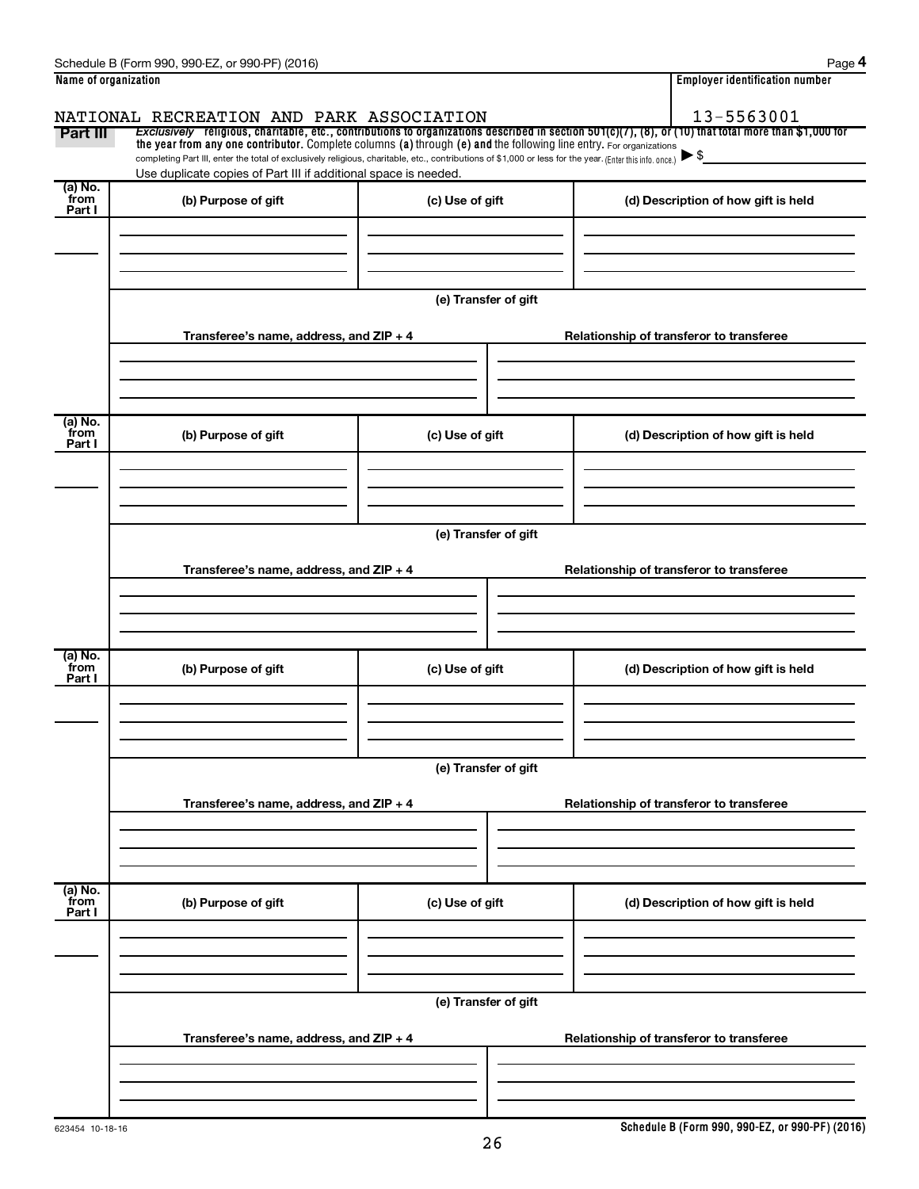Schedule B (Form 990, 990-EZ, or 990-PF) (2016)

| Name of organization | Employer identification number |
| --- | --- |
| NATIONAL RECREATION AND PARK ASSOCIATION | 13-5563001 |

**Part III** *Exclusively* religious, charitable, etc., contributions to organizations described in section 501(c)(7), (8), or (10) that total more than $1,000 for the year from any one contributor. Complete columns (a) through (e) and the following line entry. For organizations completing Part III, enter the total of exclusively religious, charitable, etc., contributions of $1,000 or less for the year. (Enter this info. once.) ▶ $

Use duplicate copies of Part III if additional space is needed.

| (a) No. from Part I | (b) Purpose of gift | (c) Use of gift | (d) Description of how gift is held |
| --- | --- | --- | --- |
| | | | |

(e) Transfer of gift

| Transferee's name, address, and ZIP + 4 | Relationship of transferor to transferee |
| --- | --- |
| | |

| (a) No. from Part I | (b) Purpose of gift | (c) Use of gift | (d) Description of how gift is held |
| --- | --- | --- | --- |
| | | | |

(e) Transfer of gift

| Transferee's name, address, and ZIP + 4 | Relationship of transferor to transferee |
| --- | --- |
| | |

| (a) No. from Part I | (b) Purpose of gift | (c) Use of gift | (d) Description of how gift is held |
| --- | --- | --- | --- |
| | | | |

(e) Transfer of gift

| Transferee's name, address, and ZIP + 4 | Relationship of transferor to transferee |
| --- | --- |
| | |

| (a) No. from Part I | (b) Purpose of gift | (c) Use of gift | (d) Description of how gift is held |
| --- | --- | --- | --- |
| | | | |

(e) Transfer of gift

| Transferee's name, address, and ZIP + 4 | Relationship of transferor to transferee |
| --- | --- |
| | |

623454 10-18-16

Schedule B (Form 990, 990-EZ, or 990-PF) (2016)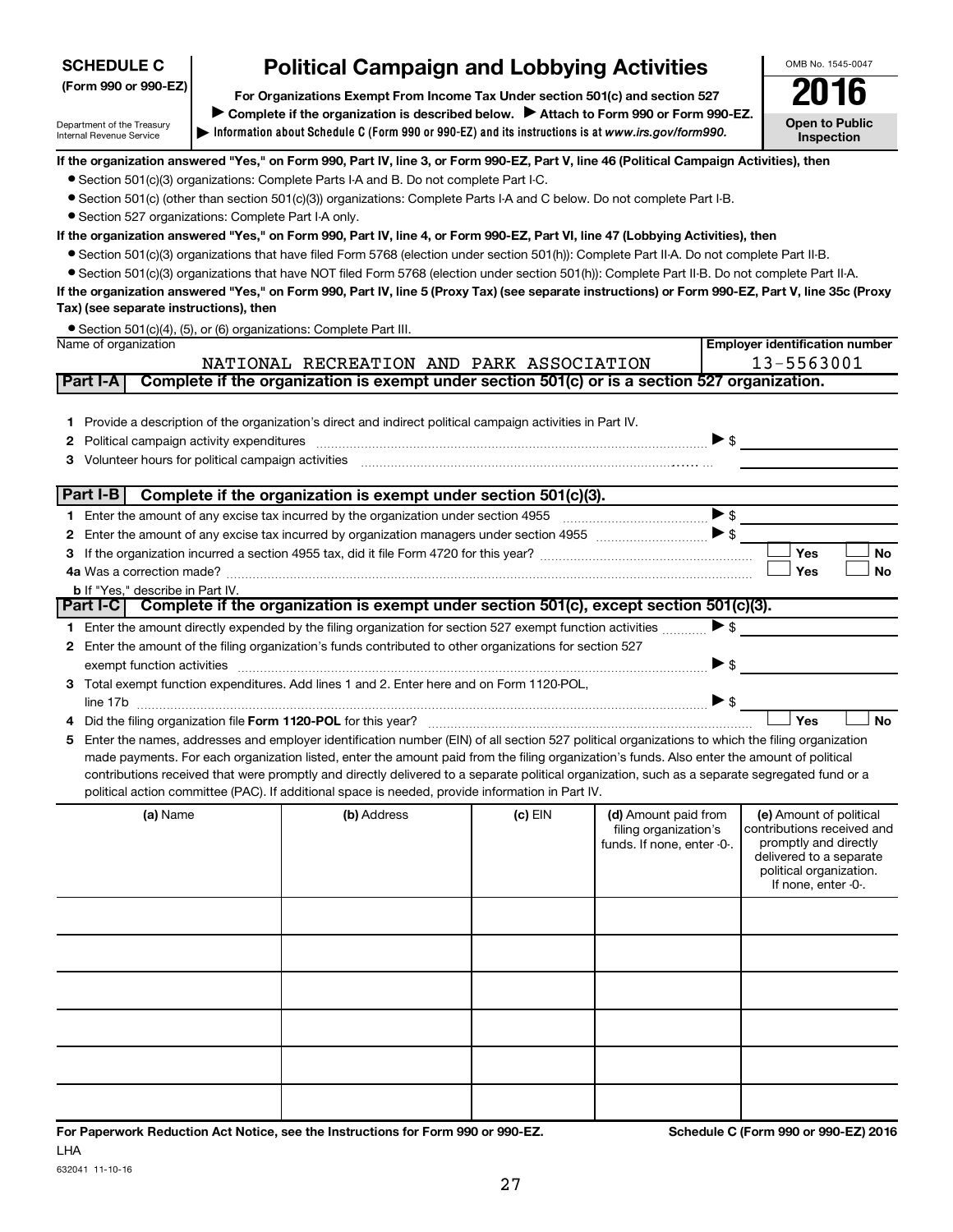**SCHEDULE C**
**(Form 990 or 990-EZ)**

Department of the Treasury
Internal Revenue Service

# Political Campaign and Lobbying Activities

**For Organizations Exempt From Income Tax Under section 501(c) and section 527**

▶ **Complete if the organization is described below.** ▶ **Attach to Form 990 or Form 990-EZ.**

▶ **Information about Schedule C (Form 990 or 990-EZ) and its instructions is at** ***www.irs.gov/form990.***

OMB No. 1545-0047

**2016**

**Open to Public Inspection**

**If the organization answered "Yes," on Form 990, Part IV, line 3, or Form 990-EZ, Part V, line 46 (Political Campaign Activities), then**

- Section 501(c)(3) organizations: Complete Parts I-A and B. Do not complete Part I-C.
- Section 501(c) (other than section 501(c)(3)) organizations: Complete Parts I-A and C below. Do not complete Part I-B.
- Section 527 organizations: Complete Part I-A only.

**If the organization answered "Yes," on Form 990, Part IV, line 4, or Form 990-EZ, Part VI, line 47 (Lobbying Activities), then**

- Section 501(c)(3) organizations that have filed Form 5768 (election under section 501(h)): Complete Part II-A. Do not complete Part II-B.
- Section 501(c)(3) organizations that have NOT filed Form 5768 (election under section 501(h)): Complete Part II-B. Do not complete Part II-A.

**If the organization answered "Yes," on Form 990, Part IV, line 5 (Proxy Tax) (see separate instructions) or Form 990-EZ, Part V, line 35c (Proxy Tax) (see separate instructions), then**

- Section 501(c)(4), (5), or (6) organizations: Complete Part III.

| Name of organization | Employer identification number |
|---|---|
| NATIONAL RECREATION AND PARK ASSOCIATION | 13-5563001 |

## Part I-A Complete if the organization is exempt under section 501(c) or is a section 527 organization.

1. Provide a description of the organization's direct and indirect political campaign activities in Part IV.
2. Political campaign activity expenditures ▶ $
3. Volunteer hours for political campaign activities

## Part I-B Complete if the organization is exempt under section 501(c)(3).

1. Enter the amount of any excise tax incurred by the organization under section 4955 ▶ $
2. Enter the amount of any excise tax incurred by organization managers under section 4955 ▶ $
3. If the organization incurred a section 4955 tax, did it file Form 4720 for this year? ☐ Yes ☐ No

4a. Was a correction made? ☐ Yes ☐ No

b. If "Yes," describe in Part IV.

## Part I-C Complete if the organization is exempt under section 501(c), except section 501(c)(3).

1. Enter the amount directly expended by the filing organization for section 527 exempt function activities ▶ $
2. Enter the amount of the filing organization's funds contributed to other organizations for section 527 exempt function activities ▶ $
3. Total exempt function expenditures. Add lines 1 and 2. Enter here and on Form 1120-POL, line 17b ▶ $
4. Did the filing organization file **Form 1120-POL** for this year? ☐ Yes ☐ No
5. Enter the names, addresses and employer identification number (EIN) of all section 527 political organizations to which the filing organization made payments. For each organization listed, enter the amount paid from the filing organization's funds. Also enter the amount of political contributions received that were promptly and directly delivered to a separate political organization, such as a separate segregated fund or a political action committee (PAC). If additional space is needed, provide information in Part IV.

| (a) Name | (b) Address | (c) EIN | (d) Amount paid from filing organization's funds. If none, enter -0-. | (e) Amount of political contributions received and promptly and directly delivered to a separate political organization. If none, enter -0-. |
|---|---|---|---|---|
| | | | | |
| | | | | |
| | | | | |
| | | | | |
| | | | | |
| | | | | |

**For Paperwork Reduction Act Notice, see the Instructions for Form 990 or 990-EZ.**

**Schedule C (Form 990 or 990-EZ) 2016**

LHA

632041 11-10-16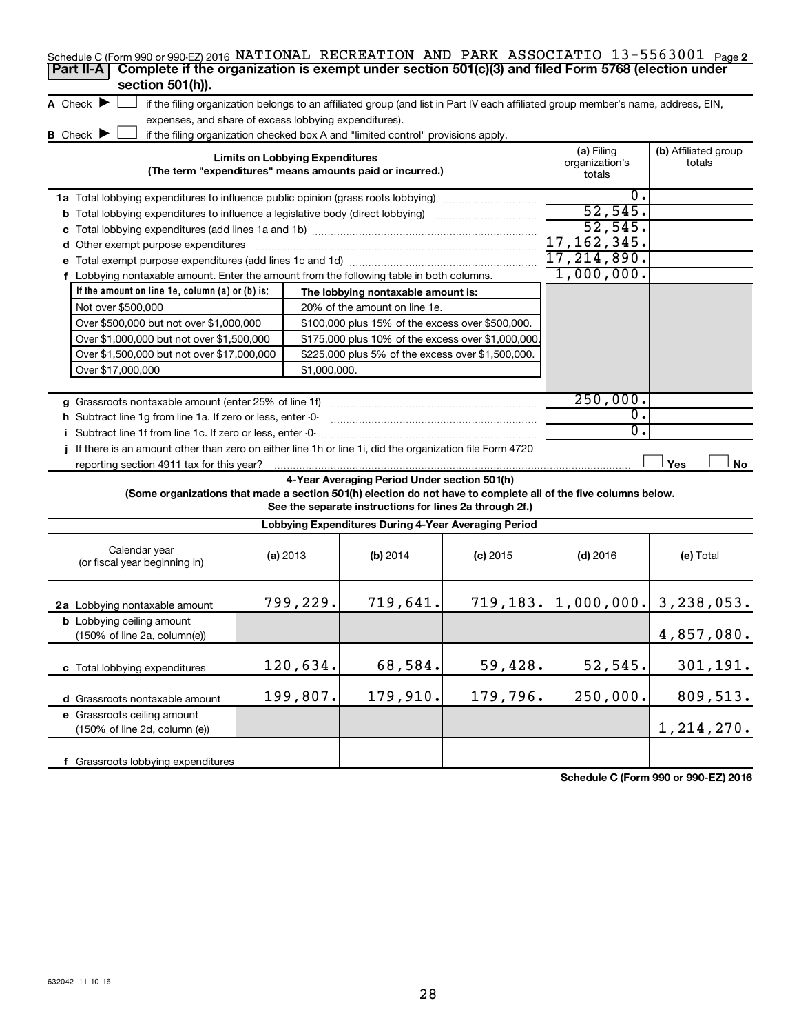Schedule C (Form 990 or 990-EZ) 2016 NATIONAL RECREATION AND PARK ASSOCIATIO 13-5563001 Page 2

**Part II-A** **Complete if the organization is exempt under section 501(c)(3) and filed Form 5768 (election under section 501(h)).**

A Check ▶ ☐ if the filing organization belongs to an affiliated group (and list in Part IV each affiliated group member's name, address, EIN, expenses, and share of excess lobbying expenditures).

B Check ▶ ☐ if the filing organization checked box A and "limited control" provisions apply.

| **Limits on Lobbying Expenditures** (The term "expenditures" means amounts paid or incurred.) | **(a)** Filing organization's totals | **(b)** Affiliated group totals |
|---|---|---|
| **1a** Total lobbying expenditures to influence public opinion (grass roots lobbying) | 0. | |
| **b** Total lobbying expenditures to influence a legislative body (direct lobbying) | 52,545. | |
| **c** Total lobbying expenditures (add lines 1a and 1b) | 52,545. | |
| **d** Other exempt purpose expenditures | 17,162,345. | |
| **e** Total exempt purpose expenditures (add lines 1c and 1d) | 17,214,890. | |
| **f** Lobbying nontaxable amount. Enter the amount from the following table in both columns. | 1,000,000. | |

| If the amount on line 1e, column (a) or (b) is: | The lobbying nontaxable amount is: |
|---|---|
| Not over $500,000 | 20% of the amount on line 1e. |
| Over $500,000 but not over $1,000,000 | $100,000 plus 15% of the excess over $500,000. |
| Over $1,000,000 but not over $1,500,000 | $175,000 plus 10% of the excess over $1,000,000. |
| Over $1,500,000 but not over $17,000,000 | $225,000 plus 5% of the excess over $1,500,000. |
| Over $17,000,000 | $1,000,000. |

| | (a) | (b) |
|---|---|---|
| **g** Grassroots nontaxable amount (enter 25% of line 1f) | 250,000. | |
| **h** Subtract line 1g from line 1a. If zero or less, enter -0- | 0. | |
| **i** Subtract line 1f from line 1c. If zero or less, enter -0- | 0. | |
| **j** If there is an amount other than zero on either line 1h or line 1i, did the organization file Form 4720 reporting section 4911 tax for this year? | ☐ Yes | ☐ No |

**4-Year Averaging Period Under section 501(h)**

**(Some organizations that made a section 501(h) election do not have to complete all of the five columns below. See the separate instructions for lines 2a through 2f.)**

| **Lobbying Expenditures During 4-Year Averaging Period** | | | | | |
|---|---|---|---|---|---|
| Calendar year (or fiscal year beginning in) | **(a)** 2013 | **(b)** 2014 | **(c)** 2015 | **(d)** 2016 | **(e)** Total |
| **2a** Lobbying nontaxable amount | 799,229. | 719,641. | 719,183. | 1,000,000. | 3,238,053. |
| **b** Lobbying ceiling amount (150% of line 2a, column(e)) | | | | | 4,857,080. |
| **c** Total lobbying expenditures | 120,634. | 68,584. | 59,428. | 52,545. | 301,191. |
| **d** Grassroots nontaxable amount | 199,807. | 179,910. | 179,796. | 250,000. | 809,513. |
| **e** Grassroots ceiling amount (150% of line 2d, column (e)) | | | | | 1,214,270. |
| **f** Grassroots lobbying expenditures | | | | | |

**Schedule C (Form 990 or 990-EZ) 2016**

632042 11-10-16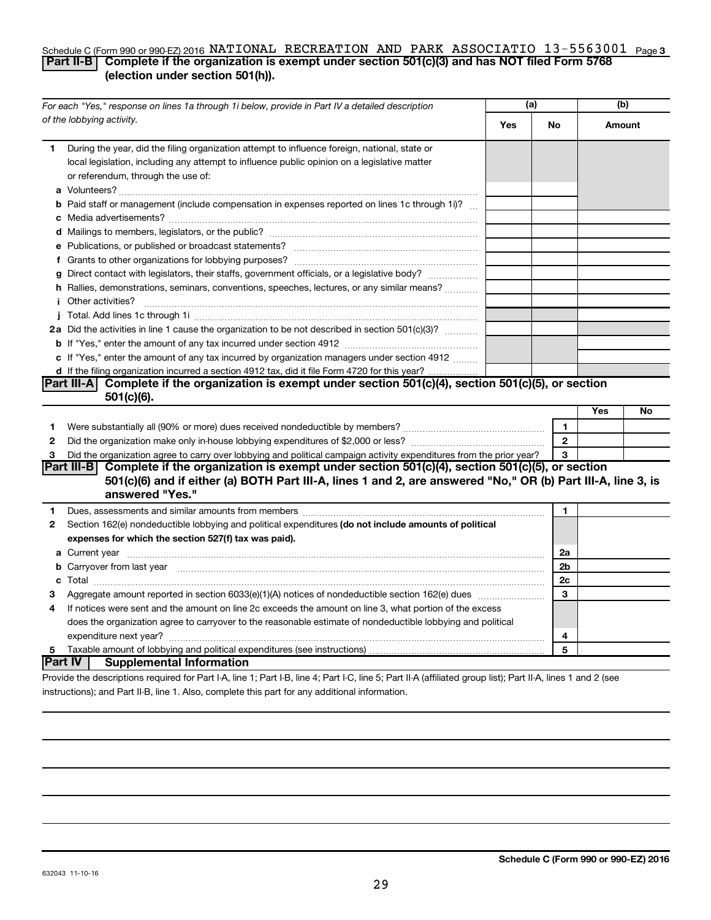Schedule C (Form 990 or 990-EZ) 2016 NATIONAL RECREATION AND PARK ASSOCIATIO 13-5563001 Page 3

## Part II-B Complete if the organization is exempt under section 501(c)(3) and has NOT filed Form 5768 (election under section 501(h)).

| *For each "Yes," response on lines 1a through 1i below, provide in Part IV a detailed description of the lobbying activity.* | (a) Yes | (a) No | (b) Amount |
|---|---|---|---|
| **1** During the year, did the filing organization attempt to influence foreign, national, state or local legislation, including any attempt to influence public opinion on a legislative matter or referendum, through the use of: | | | |
| **a** Volunteers? | | | |
| **b** Paid staff or management (include compensation in expenses reported on lines 1c through 1i)? | | | |
| **c** Media advertisements? | | | |
| **d** Mailings to members, legislators, or the public? | | | |
| **e** Publications, or published or broadcast statements? | | | |
| **f** Grants to other organizations for lobbying purposes? | | | |
| **g** Direct contact with legislators, their staffs, government officials, or a legislative body? | | | |
| **h** Rallies, demonstrations, seminars, conventions, speeches, lectures, or any similar means? | | | |
| **i** Other activities? | | | |
| **j** Total. Add lines 1c through 1i | | | |
| **2a** Did the activities in line 1 cause the organization to be not described in section 501(c)(3)? | | | |
| **b** If "Yes," enter the amount of any tax incurred under section 4912 | | | |
| **c** If "Yes," enter the amount of any tax incurred by organization managers under section 4912 | | | |
| **d** If the filing organization incurred a section 4912 tax, did it file Form 4720 for this year? | | | |

## Part III-A Complete if the organization is exempt under section 501(c)(4), section 501(c)(5), or section 501(c)(6).

| | | | Yes | No |
|---|---|---|---|---|
| **1** | Were substantially all (90% or more) dues received nondeductible by members? | 1 | | |
| **2** | Did the organization make only in-house lobbying expenditures of $2,000 or less? | 2 | | |
| **3** | Did the organization agree to carry over lobbying and political campaign activity expenditures from the prior year? | 3 | | |

## Part III-B Complete if the organization is exempt under section 501(c)(4), section 501(c)(5), or section 501(c)(6) and if either (a) BOTH Part III-A, lines 1 and 2, are answered "No," OR (b) Part III-A, line 3, is answered "Yes."

| | | | |
|---|---|---|---|
| **1** | Dues, assessments and similar amounts from members | 1 | |
| **2** | Section 162(e) nondeductible lobbying and political expenditures **(do not include amounts of political expenses for which the section 527(f) tax was paid).** | | |
| **a** | Current year | 2a | |
| **b** | Carryover from last year | 2b | |
| **c** | Total | 2c | |
| **3** | Aggregate amount reported in section 6033(e)(1)(A) notices of nondeductible section 162(e) dues | 3 | |
| **4** | If notices were sent and the amount on line 2c exceeds the amount on line 3, what portion of the excess does the organization agree to carryover to the reasonable estimate of nondeductible lobbying and political expenditure next year? | 4 | |
| **5** | Taxable amount of lobbying and political expenditures (see instructions) | 5 | |

## Part IV Supplemental Information

Provide the descriptions required for Part I-A, line 1; Part I-B, line 4; Part I-C, line 5; Part II-A (affiliated group list); Part II-A, lines 1 and 2 (see instructions); and Part II-B, line 1. Also, complete this part for any additional information.

632043 11-10-16

**Schedule C (Form 990 or 990-EZ) 2016**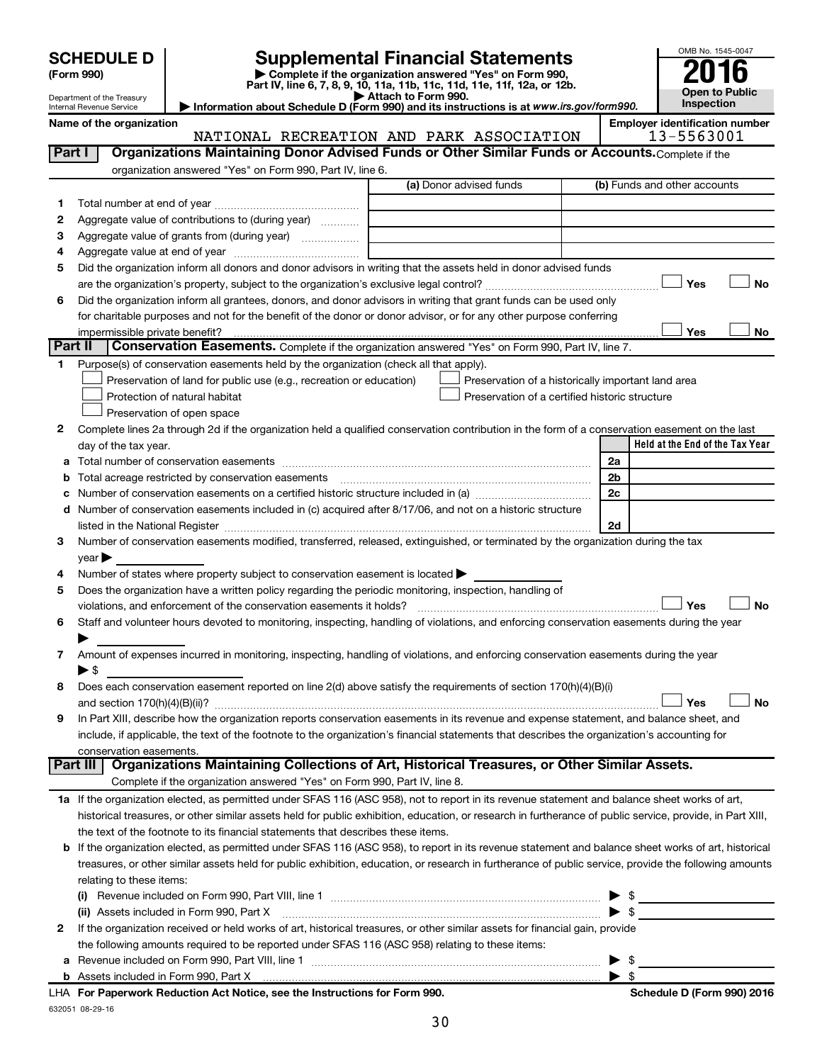# SCHEDULE D (Form 990)

Department of the Treasury
Internal Revenue Service

## Supplemental Financial Statements

▶ Complete if the organization answered "Yes" on Form 990, Part IV, line 6, 7, 8, 9, 10, 11a, 11b, 11c, 11d, 11e, 11f, 12a, or 12b.
▶ Attach to Form 990.
▶ Information about Schedule D (Form 990) and its instructions is at *www.irs.gov/form990*.

OMB No. 1545-0047
**2016**
**Open to Public Inspection**

**Name of the organization:** NATIONAL RECREATION AND PARK ASSOCIATION
**Employer identification number:** 13-5563001

### Part I Organizations Maintaining Donor Advised Funds or Other Similar Funds or Accounts. Complete if the organization answered "Yes" on Form 990, Part IV, line 6.

| | | (a) Donor advised funds | (b) Funds and other accounts |
|---|---|---|---|
| 1 | Total number at end of year | | |
| 2 | Aggregate value of contributions to (during year) | | |
| 3 | Aggregate value of grants from (during year) | | |
| 4 | Aggregate value at end of year | | |

5 Did the organization inform all donors and donor advisors in writing that the assets held in donor advised funds are the organization's property, subject to the organization's exclusive legal control? ☐ Yes ☐ No

6 Did the organization inform all grantees, donors, and donor advisors in writing that grant funds can be used only for charitable purposes and not for the benefit of the donor or donor advisor, or for any other purpose conferring impermissible private benefit? ☐ Yes ☐ No

### Part II Conservation Easements. Complete if the organization answered "Yes" on Form 990, Part IV, line 7.

1 Purpose(s) of conservation easements held by the organization (check all that apply).
- ☐ Preservation of land for public use (e.g., recreation or education)
- ☐ Preservation of a historically important land area
- ☐ Protection of natural habitat
- ☐ Preservation of a certified historic structure
- ☐ Preservation of open space

2 Complete lines 2a through 2d if the organization held a qualified conservation contribution in the form of a conservation easement on the last day of the tax year.

| | | | Held at the End of the Tax Year |
|---|---|---|---|
| a | Total number of conservation easements | 2a | |
| b | Total acreage restricted by conservation easements | 2b | |
| c | Number of conservation easements on a certified historic structure included in (a) | 2c | |
| d | Number of conservation easements included in (c) acquired after 8/17/06, and not on a historic structure listed in the National Register | 2d | |

3 Number of conservation easements modified, transferred, released, extinguished, or terminated by the organization during the tax year ▶

4 Number of states where property subject to conservation easement is located ▶

5 Does the organization have a written policy regarding the periodic monitoring, inspection, handling of violations, and enforcement of the conservation easements it holds? ☐ Yes ☐ No

6 Staff and volunteer hours devoted to monitoring, inspecting, handling of violations, and enforcing conservation easements during the year ▶

7 Amount of expenses incurred in monitoring, inspecting, handling of violations, and enforcing conservation easements during the year ▶ $

8 Does each conservation easement reported on line 2(d) above satisfy the requirements of section 170(h)(4)(B)(i) and section 170(h)(4)(B)(ii)? ☐ Yes ☐ No

9 In Part XIII, describe how the organization reports conservation easements in its revenue and expense statement, and balance sheet, and include, if applicable, the text of the footnote to the organization's financial statements that describes the organization's accounting for conservation easements.

### Part III Organizations Maintaining Collections of Art, Historical Treasures, or Other Similar Assets. Complete if the organization answered "Yes" on Form 990, Part IV, line 8.

1a If the organization elected, as permitted under SFAS 116 (ASC 958), not to report in its revenue statement and balance sheet works of art, historical treasures, or other similar assets held for public exhibition, education, or research in furtherance of public service, provide, in Part XIII, the text of the footnote to its financial statements that describes these items.

b If the organization elected, as permitted under SFAS 116 (ASC 958), to report in its revenue statement and balance sheet works of art, historical treasures, or other similar assets held for public exhibition, education, or research in furtherance of public service, provide the following amounts relating to these items:

(i) Revenue included on Form 990, Part VIII, line 1 ▶ $

(ii) Assets included in Form 990, Part X ▶ $

2 If the organization received or held works of art, historical treasures, or other similar assets for financial gain, provide the following amounts required to be reported under SFAS 116 (ASC 958) relating to these items:

a Revenue included on Form 990, Part VIII, line 1 ▶ $

b Assets included in Form 990, Part X ▶ $

LHA **For Paperwork Reduction Act Notice, see the Instructions for Form 990.** **Schedule D (Form 990) 2016**

632051 08-29-16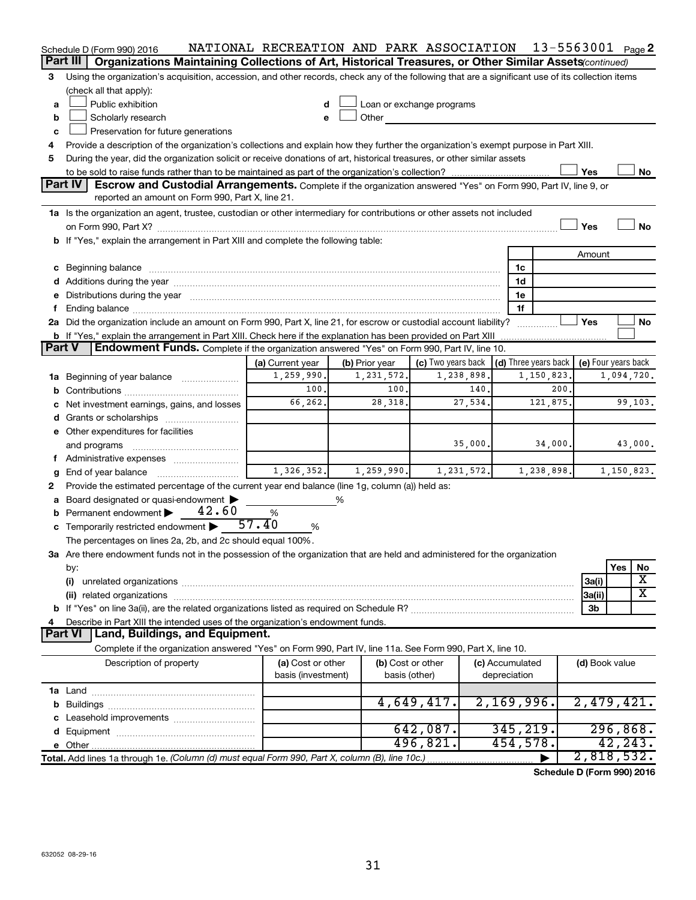Schedule D (Form 990) 2016 NATIONAL RECREATION AND PARK ASSOCIATION 13-5563001 Page 2

## Part III Organizations Maintaining Collections of Art, Historical Treasures, or Other Similar Assets *(continued)*

**3** Using the organization's acquisition, accession, and other records, check any of the following that are a significant use of its collection items (check all that apply):

- **a** ☐ Public exhibition
- **b** ☐ Scholarly research
- **c** ☐ Preservation for future generations
- **d** ☐ Loan or exchange programs
- **e** ☐ Other

**4** Provide a description of the organization's collections and explain how they further the organization's exempt purpose in Part XIII.

**5** During the year, did the organization solicit or receive donations of art, historical treasures, or other similar assets to be sold to raise funds rather than to be maintained as part of the organization's collection? ☐ Yes ☐ No

## Part IV Escrow and Custodial Arrangements.

Complete if the organization answered "Yes" on Form 990, Part IV, line 9, or reported an amount on Form 990, Part X, line 21.

**1a** Is the organization an agent, trustee, custodian or other intermediary for contributions or other assets not included on Form 990, Part X? ☐ Yes ☐ No

**b** If "Yes," explain the arrangement in Part XIII and complete the following table:

| | | Amount |
|---|---|---|
| **c** Beginning balance | 1c | |
| **d** Additions during the year | 1d | |
| **e** Distributions during the year | 1e | |
| **f** Ending balance | 1f | |

**2a** Did the organization include an amount on Form 990, Part X, line 21, for escrow or custodial account liability? ☐ Yes ☐ No

**b** If "Yes," explain the arrangement in Part XIII. Check here if the explanation has been provided on Part XIII ☐

## Part V Endowment Funds.

Complete if the organization answered "Yes" on Form 990, Part IV, line 10.

| | (a) Current year | (b) Prior year | (c) Two years back | (d) Three years back | (e) Four years back |
|---|---|---|---|---|---|
| **1a** Beginning of year balance | 1,259,990. | 1,231,572. | 1,238,898. | 1,150,823. | 1,094,720. |
| **b** Contributions | 100. | 100. | 140. | 200. | |
| **c** Net investment earnings, gains, and losses | 66,262. | 28,318. | 27,534. | 121,875. | 99,103. |
| **d** Grants or scholarships | | | | | |
| **e** Other expenditures for facilities and programs | | | 35,000. | 34,000. | 43,000. |
| **f** Administrative expenses | | | | | |
| **g** End of year balance | 1,326,352. | 1,259,990. | 1,231,572. | 1,238,898. | 1,150,823. |

**2** Provide the estimated percentage of the current year end balance (line 1g, column (a)) held as:

- **a** Board designated or quasi-endowment ▶ _____ %
- **b** Permanent endowment ▶ 42.60 %
- **c** Temporarily restricted endowment ▶ 57.40 %

The percentages on lines 2a, 2b, and 2c should equal 100%.

**3a** Are there endowment funds not in the possession of the organization that are held and administered for the organization by:

| | | Yes | No |
|---|---|---|---|
| **(i)** unrelated organizations | 3a(i) | | X |
| **(ii)** related organizations | 3a(ii) | | X |
| **b** If "Yes" on line 3a(ii), are the related organizations listed as required on Schedule R? | 3b | | |

**4** Describe in Part XIII the intended uses of the organization's endowment funds.

## Part VI Land, Buildings, and Equipment.

Complete if the organization answered "Yes" on Form 990, Part IV, line 11a. See Form 990, Part X, line 10.

| Description of property | (a) Cost or other basis (investment) | (b) Cost or other basis (other) | (c) Accumulated depreciation | (d) Book value |
|---|---|---|---|---|
| **1a** Land | | | | |
| **b** Buildings | | 4,649,417. | 2,169,996. | 2,479,421. |
| **c** Leasehold improvements | | | | |
| **d** Equipment | | 642,087. | 345,219. | 296,868. |
| **e** Other | | 496,821. | 454,578. | 42,243. |
| **Total.** Add lines 1a through 1e. *(Column (d) must equal Form 990, Part X, column (B), line 10c.)* | | | ▶ | 2,818,532. |

**Schedule D (Form 990) 2016**

632052 08-29-16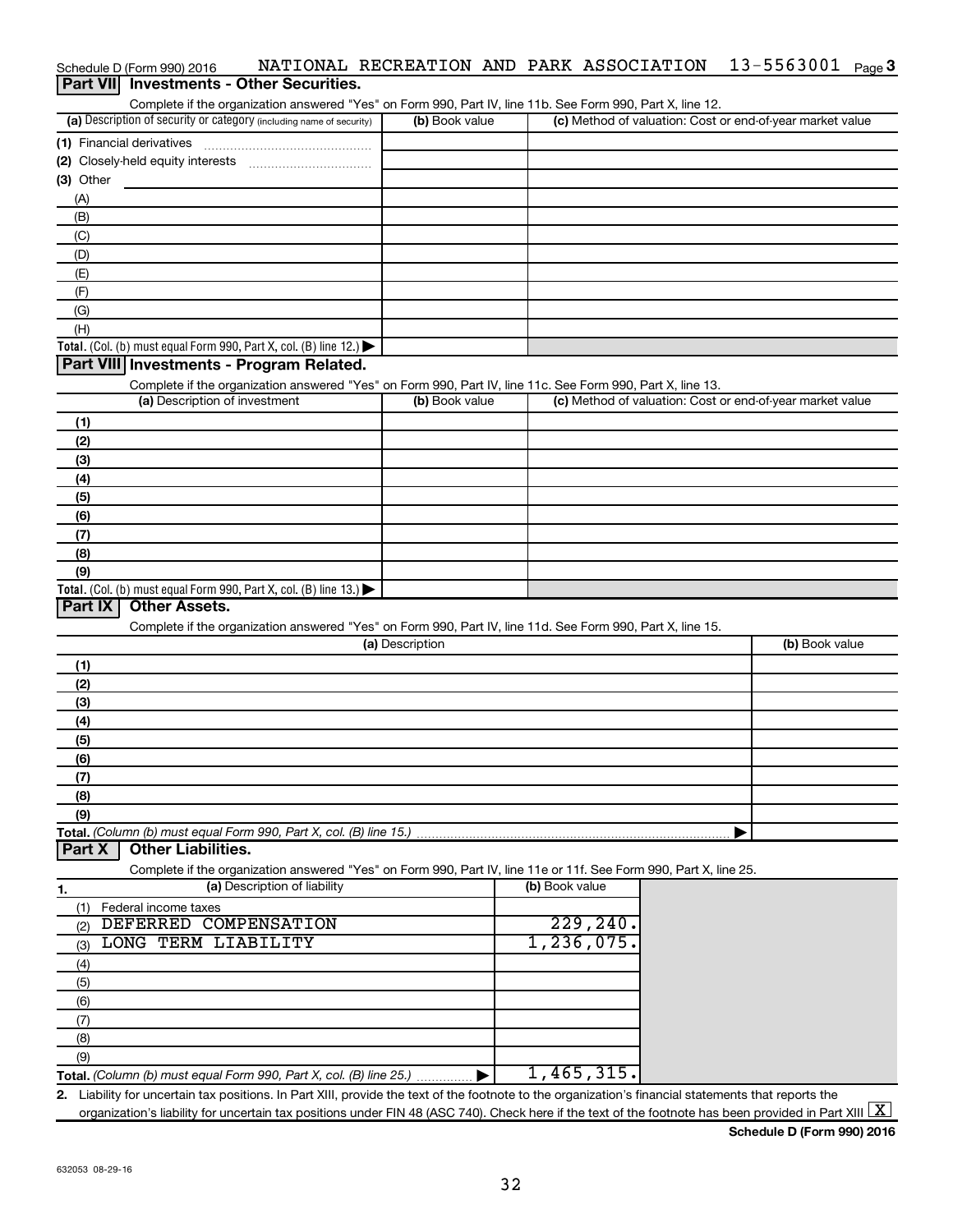Schedule D (Form 990) 2016 NATIONAL RECREATION AND PARK ASSOCIATION 13-5563001 Page 3

## Part VII Investments - Other Securities.

Complete if the organization answered "Yes" on Form 990, Part IV, line 11b. See Form 990, Part X, line 12.

| (a) Description of security or category (including name of security) | (b) Book value | (c) Method of valuation: Cost or end-of-year market value |
|---|---|---|
| (1) Financial derivatives | | |
| (2) Closely-held equity interests | | |
| (3) Other | | |
| (A) | | |
| (B) | | |
| (C) | | |
| (D) | | |
| (E) | | |
| (F) | | |
| (G) | | |
| (H) | | |
| **Total.** (Col. (b) must equal Form 990, Part X, col. (B) line 12.) ▶ | | |

## Part VIII Investments - Program Related.

Complete if the organization answered "Yes" on Form 990, Part IV, line 11c. See Form 990, Part X, line 13.

| (a) Description of investment | (b) Book value | (c) Method of valuation: Cost or end-of-year market value |
|---|---|---|
| (1) | | |
| (2) | | |
| (3) | | |
| (4) | | |
| (5) | | |
| (6) | | |
| (7) | | |
| (8) | | |
| (9) | | |
| **Total.** (Col. (b) must equal Form 990, Part X, col. (B) line 13.) ▶ | | |

## Part IX Other Assets.

Complete if the organization answered "Yes" on Form 990, Part IV, line 11d. See Form 990, Part X, line 15.

| (a) Description | (b) Book value |
|---|---|
| (1) | |
| (2) | |
| (3) | |
| (4) | |
| (5) | |
| (6) | |
| (7) | |
| (8) | |
| (9) | |
| **Total.** *(Column (b) must equal Form 990, Part X, col. (B) line 15.)* ▶ | |

## Part X Other Liabilities.

Complete if the organization answered "Yes" on Form 990, Part IV, line 11e or 11f. See Form 990, Part X, line 25.

| 1. (a) Description of liability | (b) Book value |
|---|---|
| (1) Federal income taxes | |
| (2) DEFERRED COMPENSATION | 229,240. |
| (3) LONG TERM LIABILITY | 1,236,075. |
| (4) | |
| (5) | |
| (6) | |
| (7) | |
| (8) | |
| (9) | |
| **Total.** *(Column (b) must equal Form 990, Part X, col. (B) line 25.)* ▶ | 1,465,315. |

2. Liability for uncertain tax positions. In Part XIII, provide the text of the footnote to the organization's financial statements that reports the organization's liability for uncertain tax positions under FIN 48 (ASC 740). Check here if the text of the footnote has been provided in Part XIII [X]

**Schedule D (Form 990) 2016**

632053 08-29-16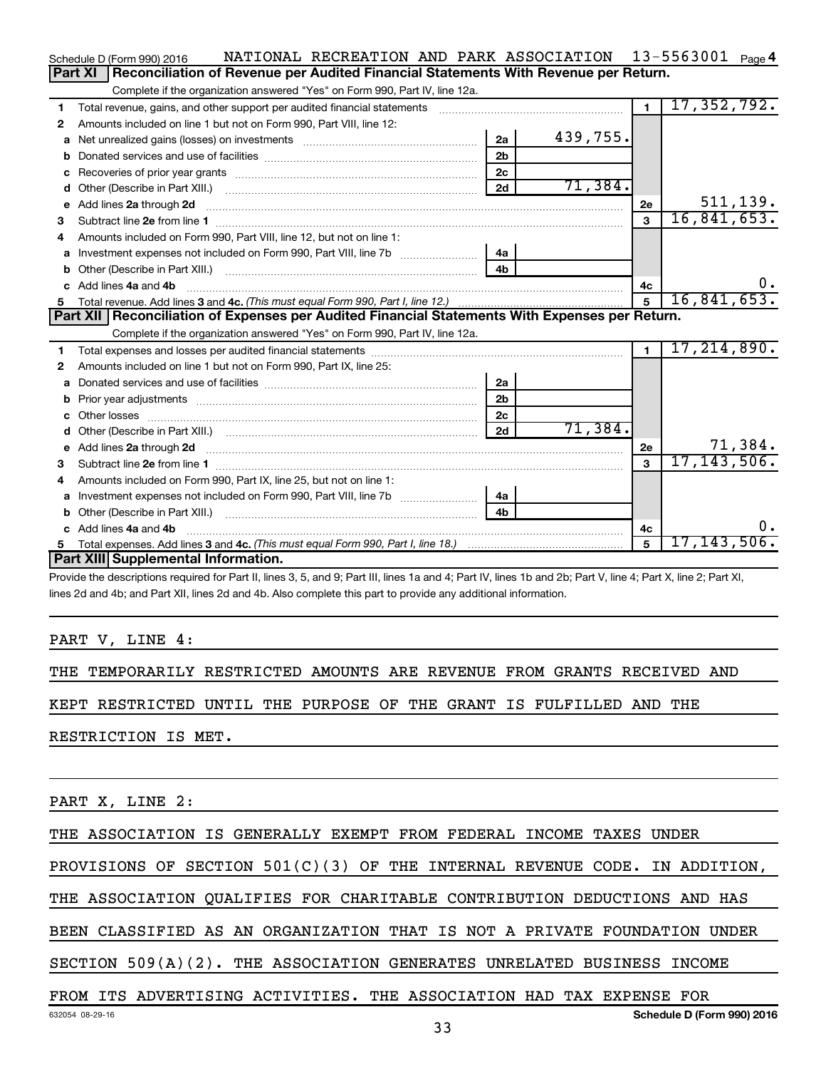Schedule D (Form 990) 2016 NATIONAL RECREATION AND PARK ASSOCIATION 13-5563001 Page 4

## Part XI Reconciliation of Revenue per Audited Financial Statements With Revenue per Return.

Complete if the organization answered "Yes" on Form 990, Part IV, line 12a.

| | | | | | |
|---|---|---|---|---|---|
| 1 | Total revenue, gains, and other support per audited financial statements | | | 1 | 17,352,792. |
| 2 | Amounts included on line 1 but not on Form 990, Part VIII, line 12: | | | | |
| a | Net unrealized gains (losses) on investments | 2a | 439,755. | | |
| b | Donated services and use of facilities | 2b | | | |
| c | Recoveries of prior year grants | 2c | | | |
| d | Other (Describe in Part XIII.) | 2d | 71,384. | | |
| e | Add lines 2a through 2d | | | 2e | 511,139. |
| 3 | Subtract line 2e from line 1 | | | 3 | 16,841,653. |
| 4 | Amounts included on Form 990, Part VIII, line 12, but not on line 1: | | | | |
| a | Investment expenses not included on Form 990, Part VIII, line 7b | 4a | | | |
| b | Other (Describe in Part XIII.) | 4b | | | |
| c | Add lines 4a and 4b | | | 4c | 0. |
| 5 | Total revenue. Add lines 3 and 4c. *(This must equal Form 990, Part I, line 12.)* | | | 5 | 16,841,653. |

## Part XII Reconciliation of Expenses per Audited Financial Statements With Expenses per Return.

Complete if the organization answered "Yes" on Form 990, Part IV, line 12a.

| | | | | | |
|---|---|---|---|---|---|
| 1 | Total expenses and losses per audited financial statements | | | 1 | 17,214,890. |
| 2 | Amounts included on line 1 but not on Form 990, Part IX, line 25: | | | | |
| a | Donated services and use of facilities | 2a | | | |
| b | Prior year adjustments | 2b | | | |
| c | Other losses | 2c | | | |
| d | Other (Describe in Part XIII.) | 2d | 71,384. | | |
| e | Add lines 2a through 2d | | | 2e | 71,384. |
| 3 | Subtract line 2e from line 1 | | | 3 | 17,143,506. |
| 4 | Amounts included on Form 990, Part IX, line 25, but not on line 1: | | | | |
| a | Investment expenses not included on Form 990, Part VIII, line 7b | 4a | | | |
| b | Other (Describe in Part XIII.) | 4b | | | |
| c | Add lines 4a and 4b | | | 4c | 0. |
| 5 | Total expenses. Add lines 3 and 4c. *(This must equal Form 990, Part I, line 18.)* | | | 5 | 17,143,506. |

## Part XIII Supplemental Information.

Provide the descriptions required for Part II, lines 3, 5, and 9; Part III, lines 1a and 4; Part IV, lines 1b and 2b; Part V, line 4; Part X, line 2; Part XI, lines 2d and 4b; and Part XII, lines 2d and 4b. Also complete this part to provide any additional information.

PART V, LINE 4:

THE TEMPORARILY RESTRICTED AMOUNTS ARE REVENUE FROM GRANTS RECEIVED AND KEPT RESTRICTED UNTIL THE PURPOSE OF THE GRANT IS FULFILLED AND THE RESTRICTION IS MET.

PART X, LINE 2:

THE ASSOCIATION IS GENERALLY EXEMPT FROM FEDERAL INCOME TAXES UNDER PROVISIONS OF SECTION 501(C)(3) OF THE INTERNAL REVENUE CODE. IN ADDITION, THE ASSOCIATION QUALIFIES FOR CHARITABLE CONTRIBUTION DEDUCTIONS AND HAS BEEN CLASSIFIED AS AN ORGANIZATION THAT IS NOT A PRIVATE FOUNDATION UNDER SECTION 509(A)(2). THE ASSOCIATION GENERATES UNRELATED BUSINESS INCOME FROM ITS ADVERTISING ACTIVITIES. THE ASSOCIATION HAD TAX EXPENSE FOR

632054 08-29-16 Schedule D (Form 990) 2016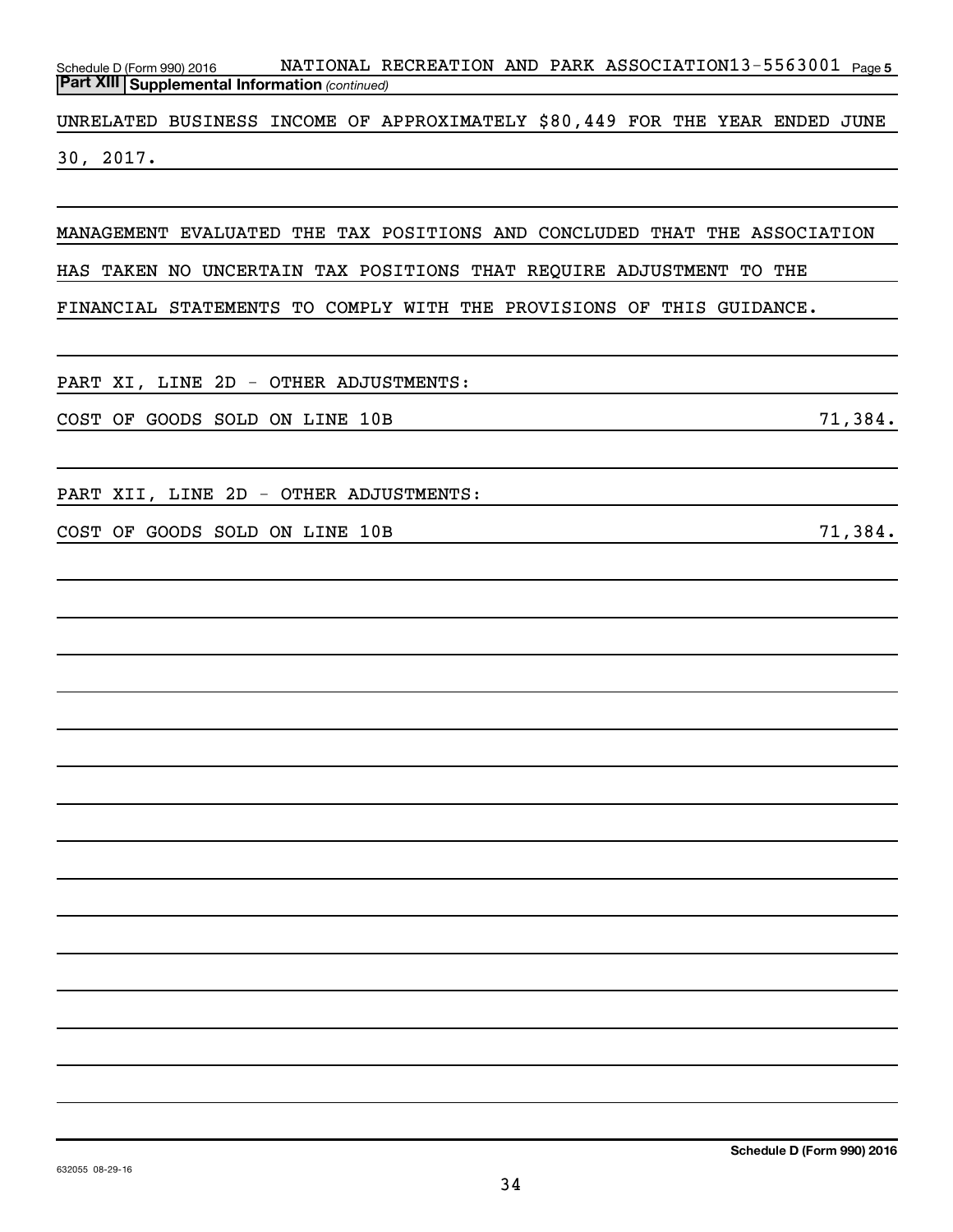Schedule D (Form 990) 2016 NATIONAL RECREATION AND PARK ASSOCIATION 13-5563001 Page 5

**Part XIII Supplemental Information** *(continued)*

UNRELATED BUSINESS INCOME OF APPROXIMATELY $80,449 FOR THE YEAR ENDED JUNE 30, 2017.

MANAGEMENT EVALUATED THE TAX POSITIONS AND CONCLUDED THAT THE ASSOCIATION HAS TAKEN NO UNCERTAIN TAX POSITIONS THAT REQUIRE ADJUSTMENT TO THE FINANCIAL STATEMENTS TO COMPLY WITH THE PROVISIONS OF THIS GUIDANCE.

PART XI, LINE 2D - OTHER ADJUSTMENTS:

COST OF GOODS SOLD ON LINE 10B 71,384.

PART XII, LINE 2D - OTHER ADJUSTMENTS:

COST OF GOODS SOLD ON LINE 10B 71,384.

**Schedule D (Form 990) 2016**

632055 08-29-16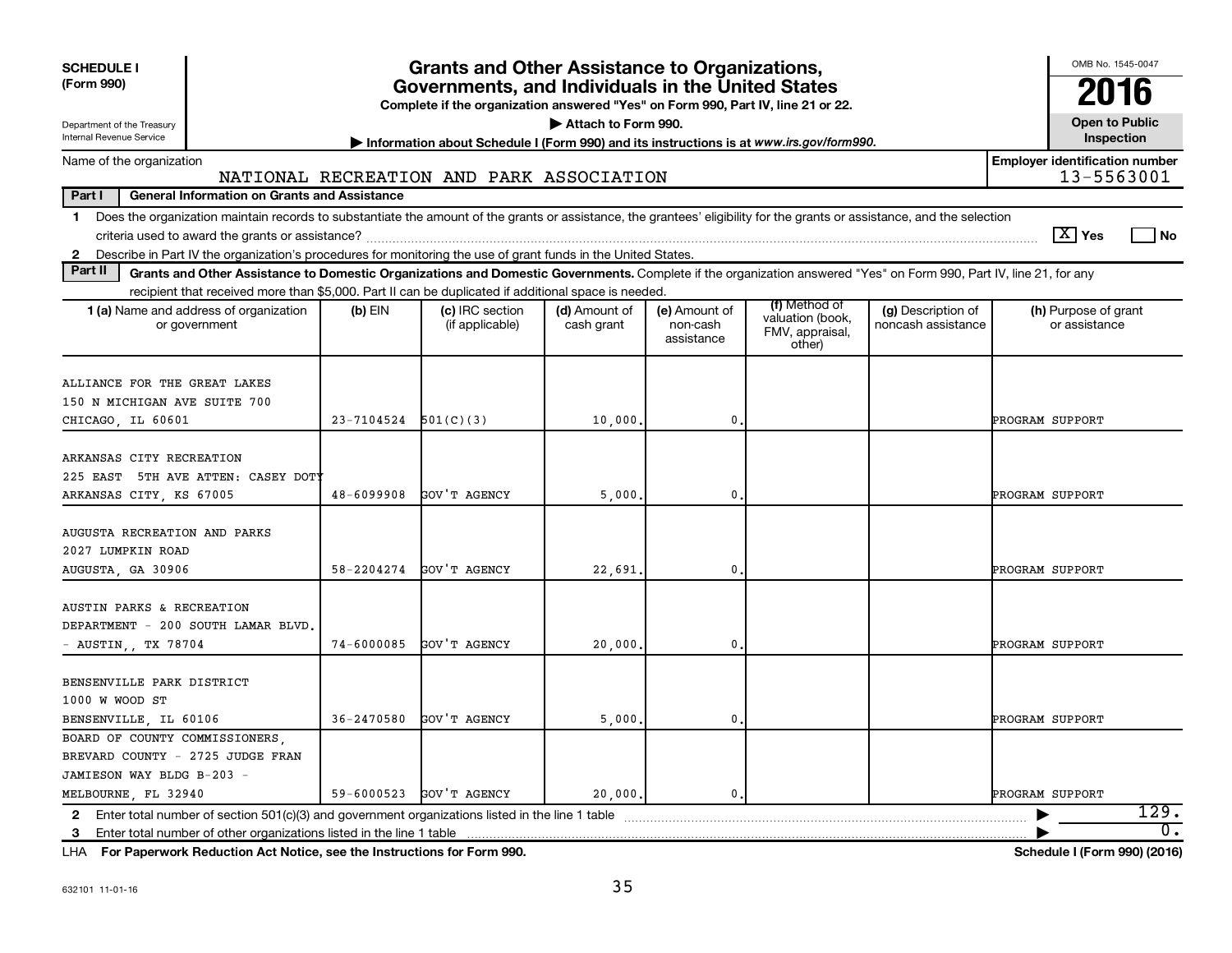**SCHEDULE I (Form 990)**

Department of the Treasury
Internal Revenue Service

# Grants and Other Assistance to Organizations, Governments, and Individuals in the United States

**Complete if the organization answered "Yes" on Form 990, Part IV, line 21 or 22.**

▶ **Attach to Form 990.**

▶ **Information about Schedule I (Form 990) and its instructions is at www.irs.gov/form990.**

OMB No. 1545-0047

**2016**

**Open to Public Inspection**

Name of the organization: NATIONAL RECREATION AND PARK ASSOCIATION

**Employer identification number** 13-5563001

**Part I General Information on Grants and Assistance**

1 Does the organization maintain records to substantiate the amount of the grants or assistance, the grantees' eligibility for the grants or assistance, and the selection criteria used to award the grants or assistance? [X] Yes [ ] No

2 Describe in Part IV the organization's procedures for monitoring the use of grant funds in the United States.

**Part II Grants and Other Assistance to Domestic Organizations and Domestic Governments.** Complete if the organization answered "Yes" on Form 990, Part IV, line 21, for any recipient that received more than $5,000. Part II can be duplicated if additional space is needed.

| 1 (a) Name and address of organization or government | (b) EIN | (c) IRC section (if applicable) | (d) Amount of cash grant | (e) Amount of non-cash assistance | (f) Method of valuation (book, FMV, appraisal, other) | (g) Description of noncash assistance | (h) Purpose of grant or assistance |
|---|---|---|---|---|---|---|---|
| ALLIANCE FOR THE GREAT LAKES 150 N MICHIGAN AVE SUITE 700 CHICAGO, IL 60601 | 23-7104524 | 501(C)(3) | 10,000. | 0. | | | PROGRAM SUPPORT |
| ARKANSAS CITY RECREATION 225 EAST 5TH AVE ATTEN: CASEY DOTY ARKANSAS CITY, KS 67005 | 48-6099908 | GOV'T AGENCY | 5,000. | 0. | | | PROGRAM SUPPORT |
| AUGUSTA RECREATION AND PARKS 2027 LUMPKIN ROAD AUGUSTA, GA 30906 | 58-2204274 | GOV'T AGENCY | 22,691. | 0. | | | PROGRAM SUPPORT |
| AUSTIN PARKS & RECREATION DEPARTMENT - 200 SOUTH LAMAR BLVD. - AUSTIN,, TX 78704 | 74-6000085 | GOV'T AGENCY | 20,000. | 0. | | | PROGRAM SUPPORT |
| BENSENVILLE PARK DISTRICT 1000 W WOOD ST BENSENVILLE, IL 60106 | 36-2470580 | GOV'T AGENCY | 5,000. | 0. | | | PROGRAM SUPPORT |
| BOARD OF COUNTY COMMISSIONERS, BREVARD COUNTY - 2725 JUDGE FRAN JAMIESON WAY BLDG B-203 - MELBOURNE, FL 32940 | 59-6000523 | GOV'T AGENCY | 20,000. | 0. | | | PROGRAM SUPPORT |

2 Enter total number of section 501(c)(3) and government organizations listed in the line 1 table ▶ 129.

3 Enter total number of other organizations listed in the line 1 table ▶ 0.

LHA **For Paperwork Reduction Act Notice, see the Instructions for Form 990.** **Schedule I (Form 990) (2016)**

632101 11-01-16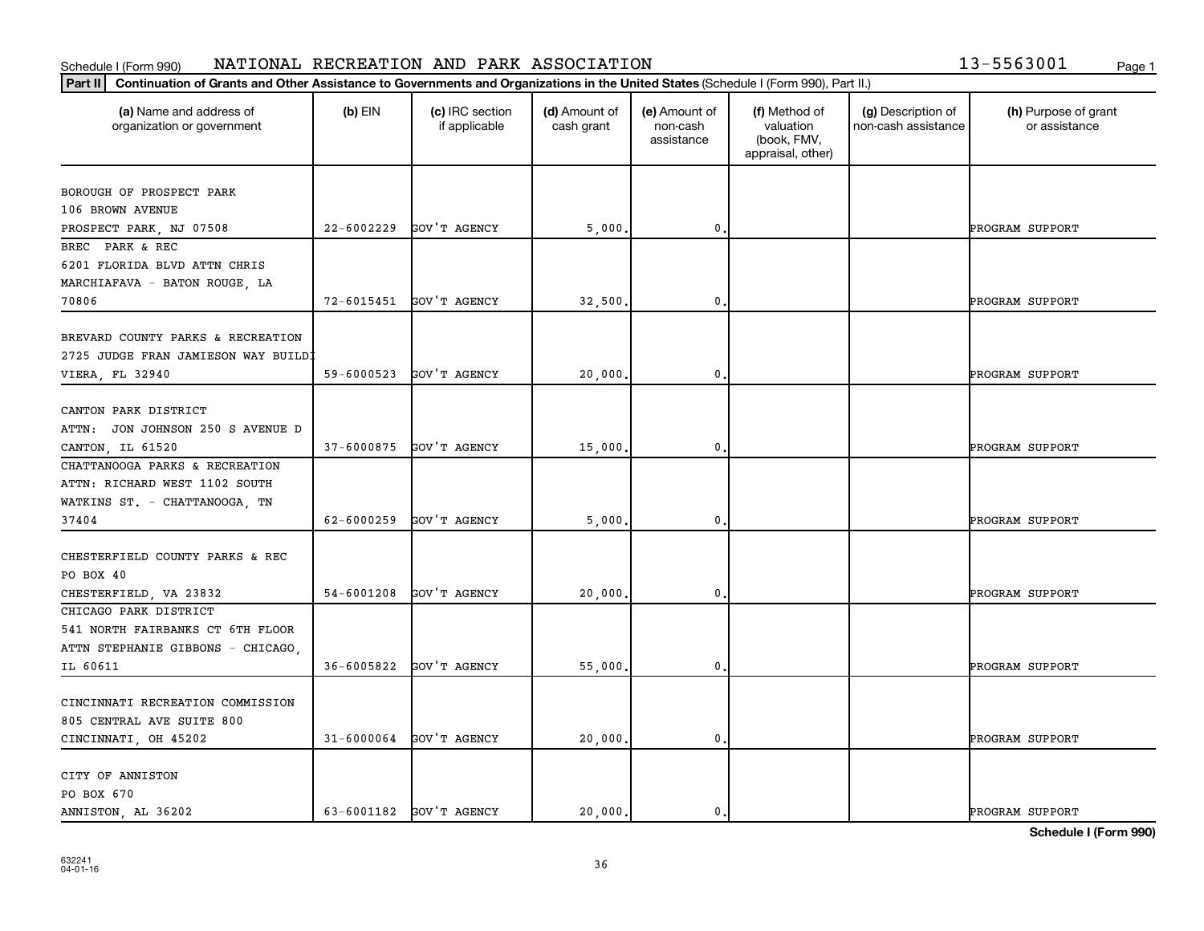Schedule I (Form 990) NATIONAL RECREATION AND PARK ASSOCIATION 13-5563001

**Part II** **Continuation of Grants and Other Assistance to Governments and Organizations in the United States** (Schedule I (Form 990), Part II.)

| (a) Name and address of organization or government | (b) EIN | (c) IRC section if applicable | (d) Amount of cash grant | (e) Amount of non-cash assistance | (f) Method of valuation (book, FMV, appraisal, other) | (g) Description of non-cash assistance | (h) Purpose of grant or assistance |
|---|---|---|---|---|---|---|---|
| BOROUGH OF PROSPECT PARK 106 BROWN AVENUE PROSPECT PARK, NJ 07508 | 22-6002229 | GOV'T AGENCY | 5,000. | 0. | | | PROGRAM SUPPORT |
| BREC PARK & REC 6201 FLORIDA BLVD ATTN CHRIS MARCHIAFAVA - BATON ROUGE, LA 70806 | 72-6015451 | GOV'T AGENCY | 32,500. | 0. | | | PROGRAM SUPPORT |
| BREVARD COUNTY PARKS & RECREATION 2725 JUDGE FRAN JAMIESON WAY BUILDI VIERA, FL 32940 | 59-6000523 | GOV'T AGENCY | 20,000. | 0. | | | PROGRAM SUPPORT |
| CANTON PARK DISTRICT ATTN: JON JOHNSON 250 S AVENUE D CANTON, IL 61520 | 37-6000875 | GOV'T AGENCY | 15,000. | 0. | | | PROGRAM SUPPORT |
| CHATTANOOGA PARKS & RECREATION ATTN: RICHARD WEST 1102 SOUTH WATKINS ST. - CHATTANOOGA, TN 37404 | 62-6000259 | GOV'T AGENCY | 5,000. | 0. | | | PROGRAM SUPPORT |
| CHESTERFIELD COUNTY PARKS & REC PO BOX 40 CHESTERFIELD, VA 23832 | 54-6001208 | GOV'T AGENCY | 20,000. | 0. | | | PROGRAM SUPPORT |
| CHICAGO PARK DISTRICT 541 NORTH FAIRBANKS CT 6TH FLOOR ATTN STEPHANIE GIBBONS - CHICAGO, IL 60611 | 36-6005822 | GOV'T AGENCY | 55,000. | 0. | | | PROGRAM SUPPORT |
| CINCINNATI RECREATION COMMISSION 805 CENTRAL AVE SUITE 800 CINCINNATI, OH 45202 | 31-6000064 | GOV'T AGENCY | 20,000. | 0. | | | PROGRAM SUPPORT |
| CITY OF ANNISTON PO BOX 670 ANNISTON, AL 36202 | 63-6001182 | GOV'T AGENCY | 20,000. | 0. | | | PROGRAM SUPPORT |

**Schedule I (Form 990)**

632241
04-01-16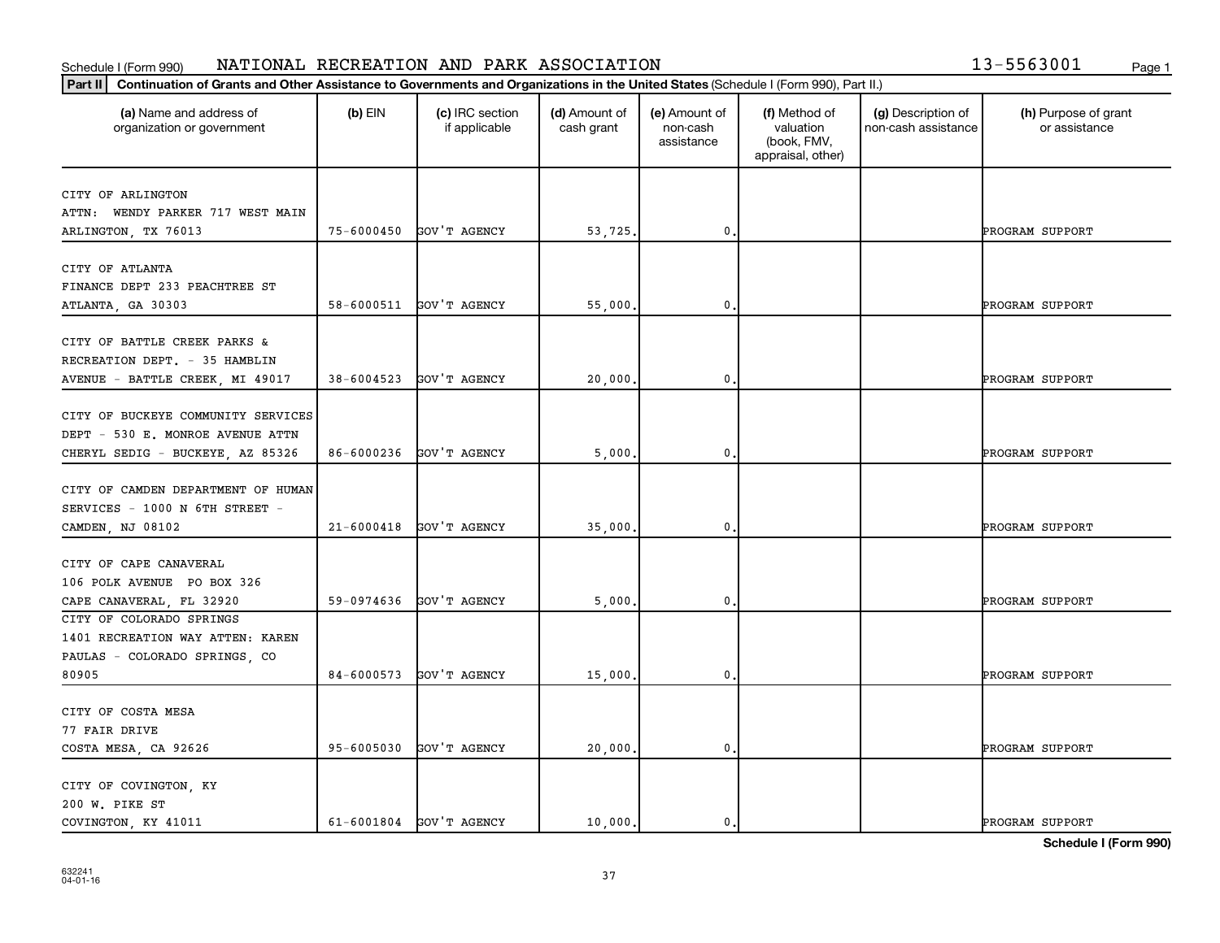Schedule I (Form 990) NATIONAL RECREATION AND PARK ASSOCIATION 13-5563001

**Part II** **Continuation of Grants and Other Assistance to Governments and Organizations in the United States** (Schedule I (Form 990), Part II.)

| (a) Name and address of organization or government | (b) EIN | (c) IRC section if applicable | (d) Amount of cash grant | (e) Amount of non-cash assistance | (f) Method of valuation (book, FMV, appraisal, other) | (g) Description of non-cash assistance | (h) Purpose of grant or assistance |
|---|---|---|---|---|---|---|---|
| CITY OF ARLINGTON ATTN: WENDY PARKER 717 WEST MAIN ARLINGTON, TX 76013 | 75-6000450 | GOV'T AGENCY | 53,725. | 0. | | | PROGRAM SUPPORT |
| CITY OF ATLANTA FINANCE DEPT 233 PEACHTREE ST ATLANTA, GA 30303 | 58-6000511 | GOV'T AGENCY | 55,000. | 0. | | | PROGRAM SUPPORT |
| CITY OF BATTLE CREEK PARKS & RECREATION DEPT. - 35 HAMBLIN AVENUE - BATTLE CREEK, MI 49017 | 38-6004523 | GOV'T AGENCY | 20,000. | 0. | | | PROGRAM SUPPORT |
| CITY OF BUCKEYE COMMUNITY SERVICES DEPT - 530 E. MONROE AVENUE ATTN CHERYL SEDIG - BUCKEYE, AZ 85326 | 86-6000236 | GOV'T AGENCY | 5,000. | 0. | | | PROGRAM SUPPORT |
| CITY OF CAMDEN DEPARTMENT OF HUMAN SERVICES - 1000 N 6TH STREET - CAMDEN, NJ 08102 | 21-6000418 | GOV'T AGENCY | 35,000. | 0. | | | PROGRAM SUPPORT |
| CITY OF CAPE CANAVERAL 106 POLK AVENUE PO BOX 326 CAPE CANAVERAL, FL 32920 | 59-0974636 | GOV'T AGENCY | 5,000. | 0. | | | PROGRAM SUPPORT |
| CITY OF COLORADO SPRINGS 1401 RECREATION WAY ATTEN: KAREN PAULAS - COLORADO SPRINGS, CO 80905 | 84-6000573 | GOV'T AGENCY | 15,000. | 0. | | | PROGRAM SUPPORT |
| CITY OF COSTA MESA 77 FAIR DRIVE COSTA MESA, CA 92626 | 95-6005030 | GOV'T AGENCY | 20,000. | 0. | | | PROGRAM SUPPORT |
| CITY OF COVINGTON, KY 200 W. PIKE ST COVINGTON, KY 41011 | 61-6001804 | GOV'T AGENCY | 10,000. | 0. | | | PROGRAM SUPPORT |

**Schedule I (Form 990)**

632241 04-01-16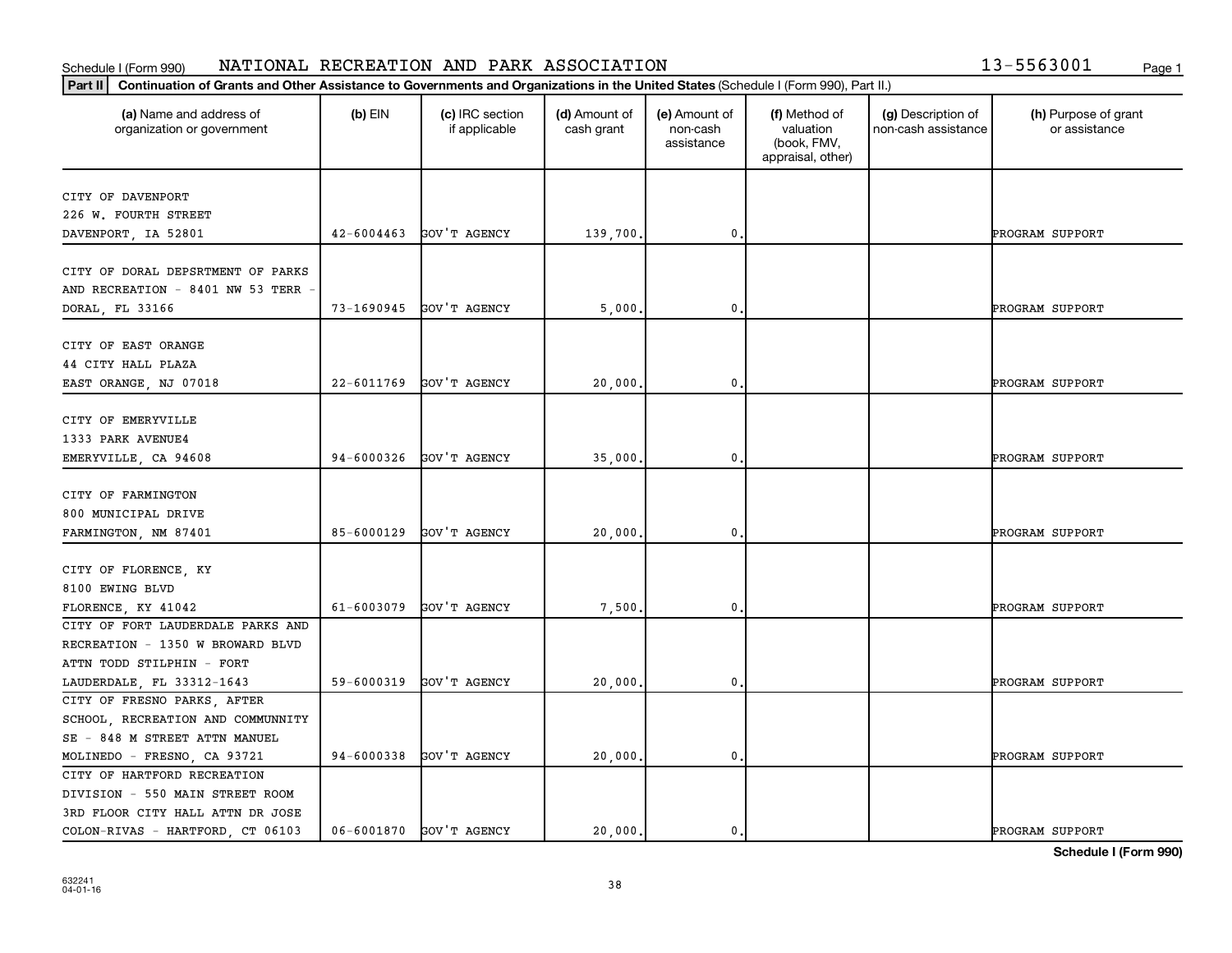Schedule I (Form 990) NATIONAL RECREATION AND PARK ASSOCIATION 13-5563001

**Part II** **Continuation of Grants and Other Assistance to Governments and Organizations in the United States** (Schedule I (Form 990), Part II.)

| (a) Name and address of organization or government | (b) EIN | (c) IRC section if applicable | (d) Amount of cash grant | (e) Amount of non-cash assistance | (f) Method of valuation (book, FMV, appraisal, other) | (g) Description of non-cash assistance | (h) Purpose of grant or assistance |
|---|---|---|---|---|---|---|---|
| CITY OF DAVENPORT 226 W. FOURTH STREET DAVENPORT, IA 52801 | 42-6004463 | GOV'T AGENCY | 139,700. | 0. | | | PROGRAM SUPPORT |
| CITY OF DORAL DEPSRTMENT OF PARKS AND RECREATION - 8401 NW 53 TERR - DORAL, FL 33166 | 73-1690945 | GOV'T AGENCY | 5,000. | 0. | | | PROGRAM SUPPORT |
| CITY OF EAST ORANGE 44 CITY HALL PLAZA EAST ORANGE, NJ 07018 | 22-6011769 | GOV'T AGENCY | 20,000. | 0. | | | PROGRAM SUPPORT |
| CITY OF EMERYVILLE 1333 PARK AVENUE4 EMERYVILLE, CA 94608 | 94-6000326 | GOV'T AGENCY | 35,000. | 0. | | | PROGRAM SUPPORT |
| CITY OF FARMINGTON 800 MUNICIPAL DRIVE FARMINGTON, NM 87401 | 85-6000129 | GOV'T AGENCY | 20,000. | 0. | | | PROGRAM SUPPORT |
| CITY OF FLORENCE, KY 8100 EWING BLVD FLORENCE, KY 41042 | 61-6003079 | GOV'T AGENCY | 7,500. | 0. | | | PROGRAM SUPPORT |
| CITY OF FORT LAUDERDALE PARKS AND RECREATION - 1350 W BROWARD BLVD ATTN TODD STILPHIN - FORT LAUDERDALE, FL 33312-1643 | 59-6000319 | GOV'T AGENCY | 20,000. | 0. | | | PROGRAM SUPPORT |
| CITY OF FRESNO PARKS, AFTER SCHOOL, RECREATION AND COMMUNNITY SE - 848 M STREET ATTN MANUEL MOLINEDO - FRESNO, CA 93721 | 94-6000338 | GOV'T AGENCY | 20,000. | 0. | | | PROGRAM SUPPORT |
| CITY OF HARTFORD RECREATION DIVISION - 550 MAIN STREET ROOM 3RD FLOOR CITY HALL ATTN DR JOSE COLON-RIVAS - HARTFORD, CT 06103 | 06-6001870 | GOV'T AGENCY | 20,000. | 0. | | | PROGRAM SUPPORT |

**Schedule I (Form 990)**

632241 04-01-16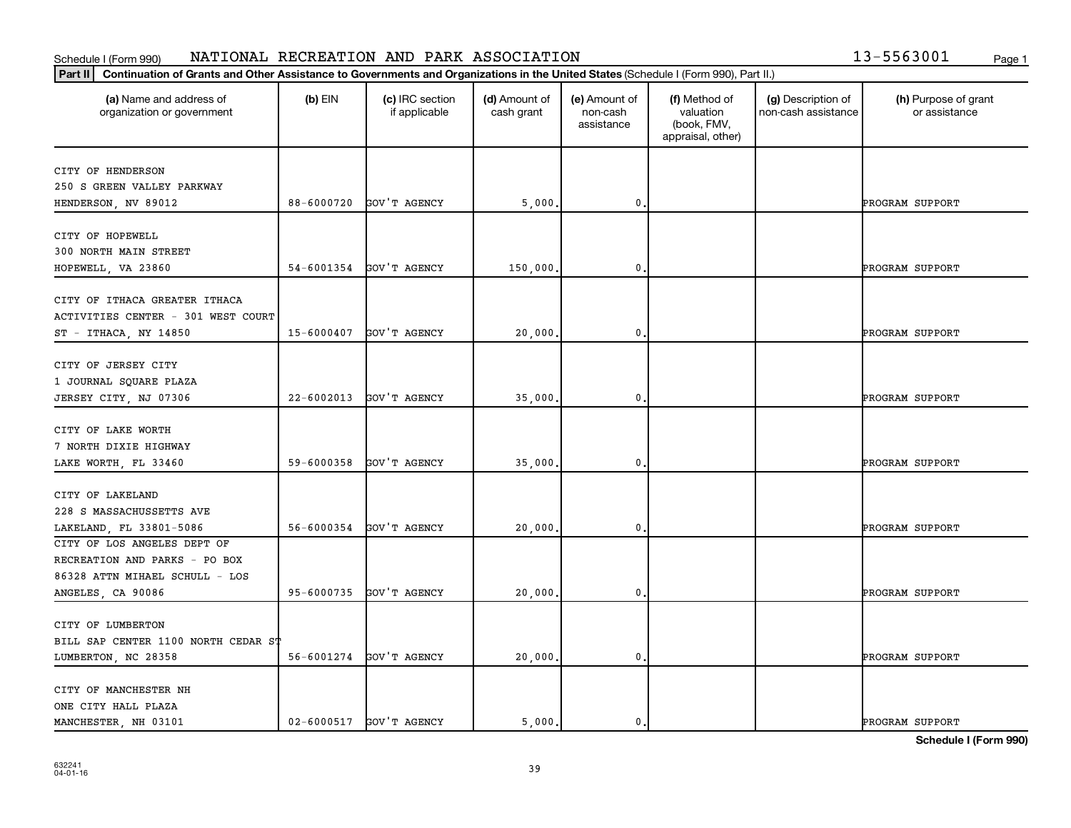Schedule I (Form 990) NATIONAL RECREATION AND PARK ASSOCIATION 13-5563001

**Part II Continuation of Grants and Other Assistance to Governments and Organizations in the United States** (Schedule I (Form 990), Part II.)

| (a) Name and address of organization or government | (b) EIN | (c) IRC section if applicable | (d) Amount of cash grant | (e) Amount of non-cash assistance | (f) Method of valuation (book, FMV, appraisal, other) | (g) Description of non-cash assistance | (h) Purpose of grant or assistance |
|---|---|---|---|---|---|---|---|
| CITY OF HENDERSON 250 S GREEN VALLEY PARKWAY HENDERSON, NV 89012 | 88-6000720 | GOV'T AGENCY | 5,000. | 0. | | | PROGRAM SUPPORT |
| CITY OF HOPEWELL 300 NORTH MAIN STREET HOPEWELL, VA 23860 | 54-6001354 | GOV'T AGENCY | 150,000. | 0. | | | PROGRAM SUPPORT |
| CITY OF ITHACA GREATER ITHACA ACTIVITIES CENTER - 301 WEST COURT ST - ITHACA, NY 14850 | 15-6000407 | GOV'T AGENCY | 20,000. | 0. | | | PROGRAM SUPPORT |
| CITY OF JERSEY CITY 1 JOURNAL SQUARE PLAZA JERSEY CITY, NJ 07306 | 22-6002013 | GOV'T AGENCY | 35,000. | 0. | | | PROGRAM SUPPORT |
| CITY OF LAKE WORTH 7 NORTH DIXIE HIGHWAY LAKE WORTH, FL 33460 | 59-6000358 | GOV'T AGENCY | 35,000. | 0. | | | PROGRAM SUPPORT |
| CITY OF LAKELAND 228 S MASSACHUSSETTS AVE LAKELAND, FL 33801-5086 | 56-6000354 | GOV'T AGENCY | 20,000. | 0. | | | PROGRAM SUPPORT |
| CITY OF LOS ANGELES DEPT OF RECREATION AND PARKS - PO BOX 86328 ATTN MIHAEL SCHULL - LOS ANGELES, CA 90086 | 95-6000735 | GOV'T AGENCY | 20,000. | 0. | | | PROGRAM SUPPORT |
| CITY OF LUMBERTON BILL SAP CENTER 1100 NORTH CEDAR ST LUMBERTON, NC 28358 | 56-6001274 | GOV'T AGENCY | 20,000. | 0. | | | PROGRAM SUPPORT |
| CITY OF MANCHESTER NH ONE CITY HALL PLAZA MANCHESTER, NH 03101 | 02-6000517 | GOV'T AGENCY | 5,000. | 0. | | | PROGRAM SUPPORT |

**Schedule I (Form 990)**

632241 04-01-16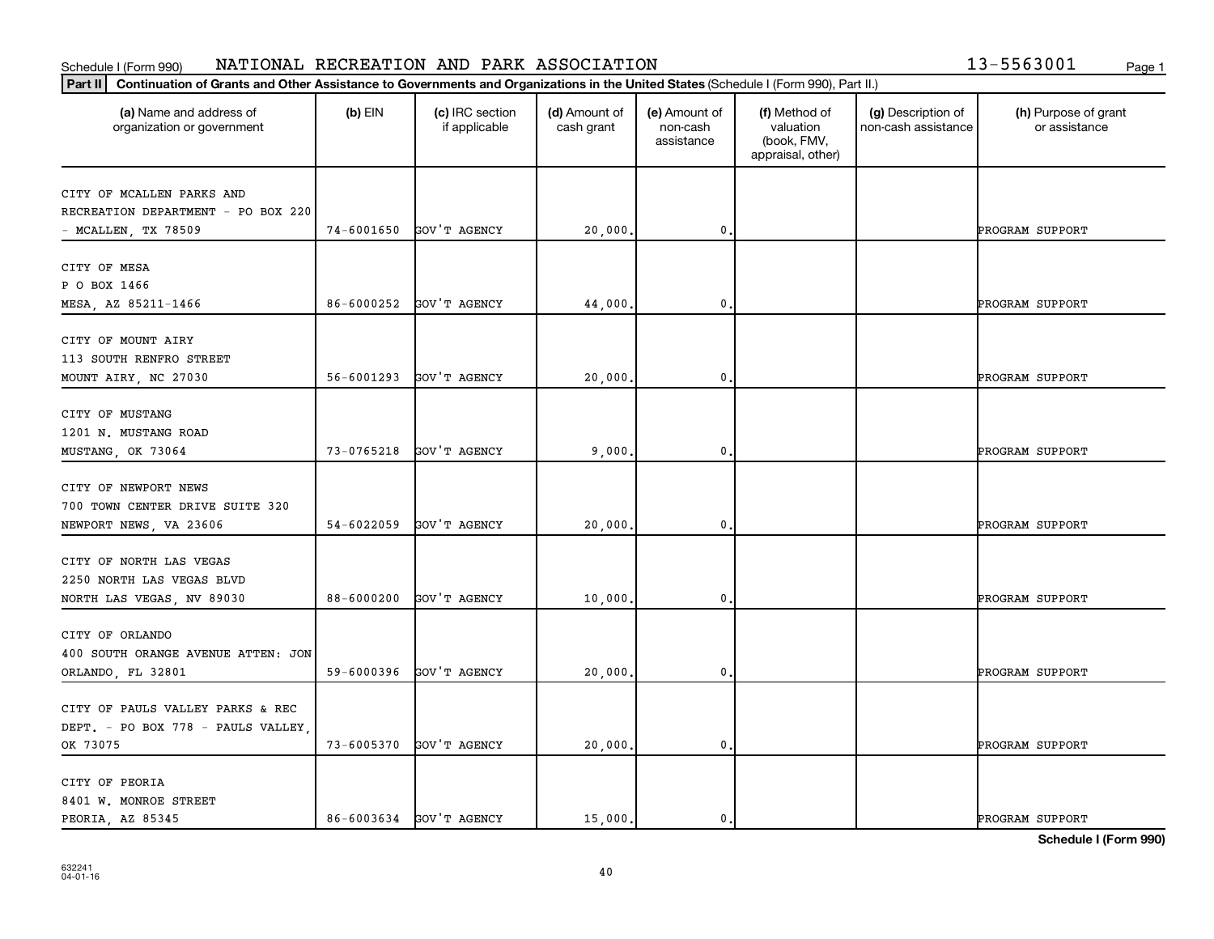Schedule I (Form 990) NATIONAL RECREATION AND PARK ASSOCIATION 13-5563001

**Part II** **Continuation of Grants and Other Assistance to Governments and Organizations in the United States** (Schedule I (Form 990), Part II.)

| (a) Name and address of organization or government | (b) EIN | (c) IRC section if applicable | (d) Amount of cash grant | (e) Amount of non-cash assistance | (f) Method of valuation (book, FMV, appraisal, other) | (g) Description of non-cash assistance | (h) Purpose of grant or assistance |
|---|---|---|---|---|---|---|---|
| CITY OF MCALLEN PARKS AND RECREATION DEPARTMENT - PO BOX 220 - MCALLEN, TX 78509 | 74-6001650 | GOV'T AGENCY | 20,000. | 0. | | | PROGRAM SUPPORT |
| CITY OF MESA P O BOX 1466 MESA, AZ 85211-1466 | 86-6000252 | GOV'T AGENCY | 44,000. | 0. | | | PROGRAM SUPPORT |
| CITY OF MOUNT AIRY 113 SOUTH RENFRO STREET MOUNT AIRY, NC 27030 | 56-6001293 | GOV'T AGENCY | 20,000. | 0. | | | PROGRAM SUPPORT |
| CITY OF MUSTANG 1201 N. MUSTANG ROAD MUSTANG, OK 73064 | 73-0765218 | GOV'T AGENCY | 9,000. | 0. | | | PROGRAM SUPPORT |
| CITY OF NEWPORT NEWS 700 TOWN CENTER DRIVE SUITE 320 NEWPORT NEWS, VA 23606 | 54-6022059 | GOV'T AGENCY | 20,000. | 0. | | | PROGRAM SUPPORT |
| CITY OF NORTH LAS VEGAS 2250 NORTH LAS VEGAS BLVD NORTH LAS VEGAS, NV 89030 | 88-6000200 | GOV'T AGENCY | 10,000. | 0. | | | PROGRAM SUPPORT |
| CITY OF ORLANDO 400 SOUTH ORANGE AVENUE ATTEN: JON ORLANDO, FL 32801 | 59-6000396 | GOV'T AGENCY | 20,000. | 0. | | | PROGRAM SUPPORT |
| CITY OF PAULS VALLEY PARKS & REC DEPT. - PO BOX 778 - PAULS VALLEY, OK 73075 | 73-6005370 | GOV'T AGENCY | 20,000. | 0. | | | PROGRAM SUPPORT |
| CITY OF PEORIA 8401 W. MONROE STREET PEORIA, AZ 85345 | 86-6003634 | GOV'T AGENCY | 15,000. | 0. | | | PROGRAM SUPPORT |

**Schedule I (Form 990)**

632241 04-01-16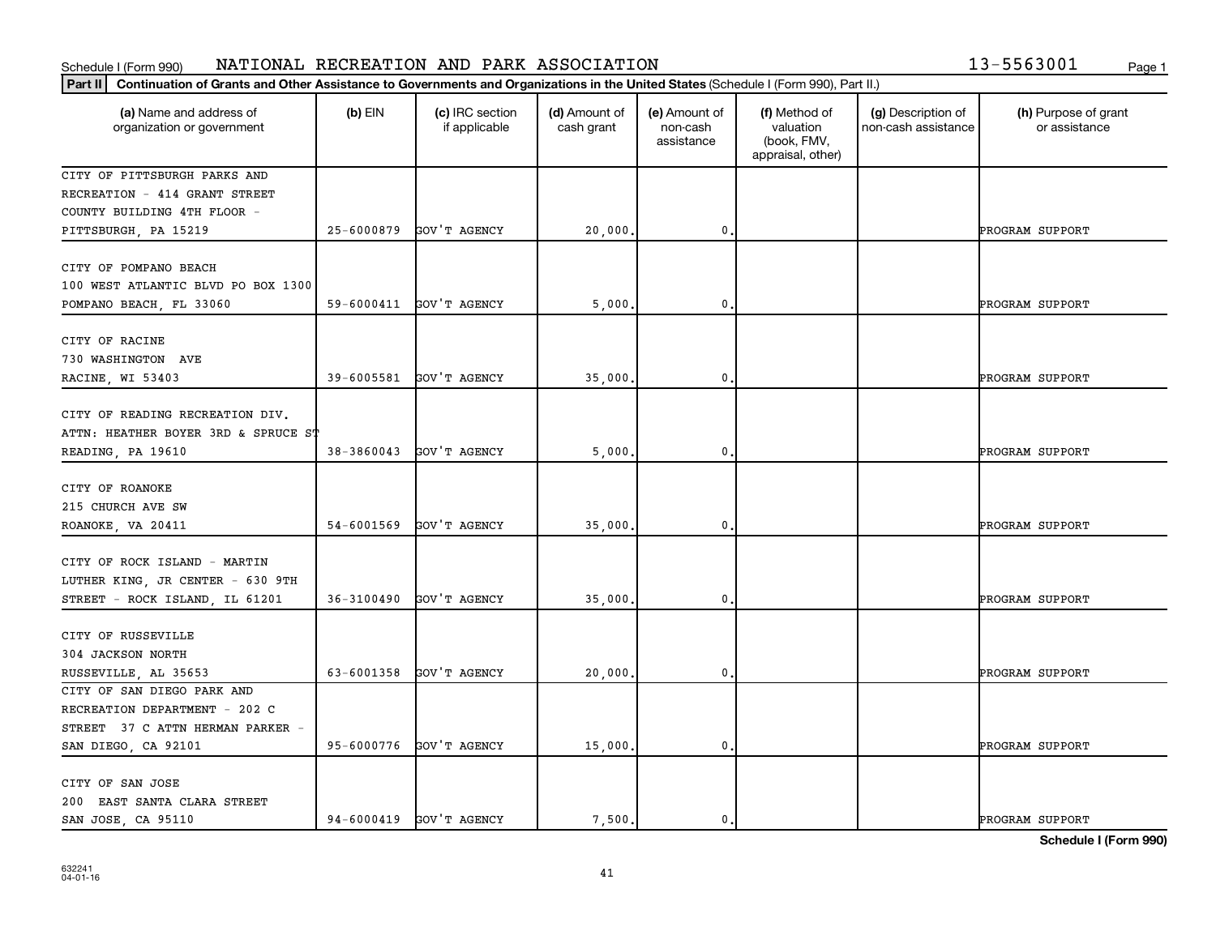Schedule I (Form 990) NATIONAL RECREATION AND PARK ASSOCIATION 13-5563001

**Part II** **Continuation of Grants and Other Assistance to Governments and Organizations in the United States** (Schedule I (Form 990), Part II.)

| (a) Name and address of organization or government | (b) EIN | (c) IRC section if applicable | (d) Amount of cash grant | (e) Amount of non-cash assistance | (f) Method of valuation (book, FMV, appraisal, other) | (g) Description of non-cash assistance | (h) Purpose of grant or assistance |
|---|---|---|---|---|---|---|---|
| CITY OF PITTSBURGH PARKS AND RECREATION - 414 GRANT STREET COUNTY BUILDING 4TH FLOOR - PITTSBURGH, PA 15219 | 25-6000879 | GOV'T AGENCY | 20,000. | 0. | | | PROGRAM SUPPORT |
| CITY OF POMPANO BEACH 100 WEST ATLANTIC BLVD PO BOX 1300 POMPANO BEACH, FL 33060 | 59-6000411 | GOV'T AGENCY | 5,000. | 0. | | | PROGRAM SUPPORT |
| CITY OF RACINE 730 WASHINGTON AVE RACINE, WI 53403 | 39-6005581 | GOV'T AGENCY | 35,000. | 0. | | | PROGRAM SUPPORT |
| CITY OF READING RECREATION DIV. ATTN: HEATHER BOYER 3RD & SPRUCE ST READING, PA 19610 | 38-3860043 | GOV'T AGENCY | 5,000. | 0. | | | PROGRAM SUPPORT |
| CITY OF ROANOKE 215 CHURCH AVE SW ROANOKE, VA 20411 | 54-6001569 | GOV'T AGENCY | 35,000. | 0. | | | PROGRAM SUPPORT |
| CITY OF ROCK ISLAND - MARTIN LUTHER KING, JR CENTER - 630 9TH STREET - ROCK ISLAND, IL 61201 | 36-3100490 | GOV'T AGENCY | 35,000. | 0. | | | PROGRAM SUPPORT |
| CITY OF RUSSEVILLE 304 JACKSON NORTH RUSSEVILLE, AL 35653 | 63-6001358 | GOV'T AGENCY | 20,000. | 0. | | | PROGRAM SUPPORT |
| CITY OF SAN DIEGO PARK AND RECREATION DEPARTMENT - 202 C STREET 37 C ATTN HERMAN PARKER - SAN DIEGO, CA 92101 | 95-6000776 | GOV'T AGENCY | 15,000. | 0. | | | PROGRAM SUPPORT |
| CITY OF SAN JOSE 200 EAST SANTA CLARA STREET SAN JOSE, CA 95110 | 94-6000419 | GOV'T AGENCY | 7,500. | 0. | | | PROGRAM SUPPORT |

**Schedule I (Form 990)**

632241 04-01-16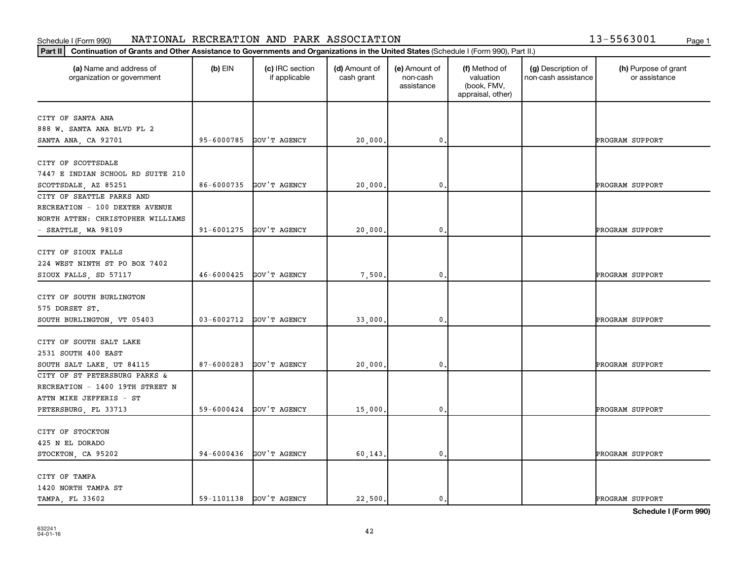Schedule I (Form 990) NATIONAL RECREATION AND PARK ASSOCIATION 13-5563001

**Part II** **Continuation of Grants and Other Assistance to Governments and Organizations in the United States** (Schedule I (Form 990), Part II.)

| (a) Name and address of organization or government | (b) EIN | (c) IRC section if applicable | (d) Amount of cash grant | (e) Amount of non-cash assistance | (f) Method of valuation (book, FMV, appraisal, other) | (g) Description of non-cash assistance | (h) Purpose of grant or assistance |
|---|---|---|---|---|---|---|---|
| CITY OF SANTA ANA<br>888 W. SANTA ANA BLVD FL 2<br>SANTA ANA, CA 92701 | 95-6000785 | GOV'T AGENCY | 20,000. | 0. | | | PROGRAM SUPPORT |
| CITY OF SCOTTSDALE<br>7447 E INDIAN SCHOOL RD SUITE 210<br>SCOTTSDALE, AZ 85251 | 86-6000735 | GOV'T AGENCY | 20,000. | 0. | | | PROGRAM SUPPORT |
| CITY OF SEATTLE PARKS AND<br>RECREATION - 100 DEXTER AVENUE<br>NORTH ATTEN: CHRISTOPHER WILLIAMS<br>- SEATTLE, WA 98109 | 91-6001275 | GOV'T AGENCY | 20,000. | 0. | | | PROGRAM SUPPORT |
| CITY OF SIOUX FALLS<br>224 WEST NINTH ST PO BOX 7402<br>SIOUX FALLS, SD 57117 | 46-6000425 | GOV'T AGENCY | 7,500. | 0. | | | PROGRAM SUPPORT |
| CITY OF SOUTH BURLINGTON<br>575 DORSET ST.<br>SOUTH BURLINGTON, VT 05403 | 03-6002712 | GOV'T AGENCY | 33,000. | 0. | | | PROGRAM SUPPORT |
| CITY OF SOUTH SALT LAKE<br>2531 SOUTH 400 EAST<br>SOUTH SALT LAKE, UT 84115 | 87-6000283 | GOV'T AGENCY | 20,000. | 0. | | | PROGRAM SUPPORT |
| CITY OF ST PETERSBURG PARKS &<br>RECREATION - 1400 19TH STREET N<br>ATTN MIKE JEFFERIS - ST<br>PETERSBURG, FL 33713 | 59-6000424 | GOV'T AGENCY | 15,000. | 0. | | | PROGRAM SUPPORT |
| CITY OF STOCKTON<br>425 N EL DORADO<br>STOCKTON, CA 95202 | 94-6000436 | GOV'T AGENCY | 60,143. | 0. | | | PROGRAM SUPPORT |
| CITY OF TAMPA<br>1420 NORTH TAMPA ST<br>TAMPA, FL 33602 | 59-1101138 | GOV'T AGENCY | 22,500. | 0. | | | PROGRAM SUPPORT |

**Schedule I (Form 990)**

632241
04-01-16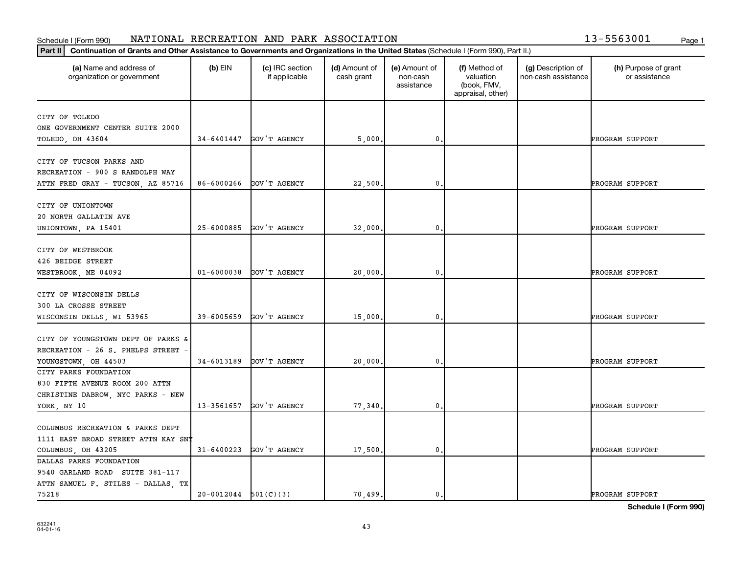Schedule I (Form 990) NATIONAL RECREATION AND PARK ASSOCIATION 13-5563001

**Part II Continuation of Grants and Other Assistance to Governments and Organizations in the United States** (Schedule I (Form 990), Part II.)

| (a) Name and address of organization or government | (b) EIN | (c) IRC section if applicable | (d) Amount of cash grant | (e) Amount of non-cash assistance | (f) Method of valuation (book, FMV, appraisal, other) | (g) Description of non-cash assistance | (h) Purpose of grant or assistance |
|---|---|---|---|---|---|---|---|
| CITY OF TOLEDO ONE GOVERNMENT CENTER SUITE 2000 TOLEDO, OH 43604 | 34-6401447 | GOV'T AGENCY | 5,000. | 0. | | | PROGRAM SUPPORT |
| CITY OF TUCSON PARKS AND RECREATION - 900 S RANDOLPH WAY ATTN FRED GRAY - TUCSON, AZ 85716 | 86-6000266 | GOV'T AGENCY | 22,500. | 0. | | | PROGRAM SUPPORT |
| CITY OF UNIONTOWN 20 NORTH GALLATIN AVE UNIONTOWN, PA 15401 | 25-6000885 | GOV'T AGENCY | 32,000. | 0. | | | PROGRAM SUPPORT |
| CITY OF WESTBROOK 426 BEIDGE STREET WESTBROOK, ME 04092 | 01-6000038 | GOV'T AGENCY | 20,000. | 0. | | | PROGRAM SUPPORT |
| CITY OF WISCONSIN DELLS 300 LA CROSSE STREET WISCONSIN DELLS, WI 53965 | 39-6005659 | GOV'T AGENCY | 15,000. | 0. | | | PROGRAM SUPPORT |
| CITY OF YOUNGSTOWN DEPT OF PARKS & RECREATION - 26 S. PHELPS STREET - YOUNGSTOWN, OH 44503 | 34-6013189 | GOV'T AGENCY | 20,000. | 0. | | | PROGRAM SUPPORT |
| CITY PARKS FOUNDATION 830 FIFTH AVENUE ROOM 200 ATTN CHRISTINE DABROW, NYC PARKS - NEW YORK, NY 10 | 13-3561657 | GOV'T AGENCY | 77,340. | 0. | | | PROGRAM SUPPORT |
| COLUMBUS RECREATION & PARKS DEPT 1111 EAST BROAD STREET ATTN KAY SNY COLUMBUS, OH 43205 | 31-6400223 | GOV'T AGENCY | 17,500. | 0. | | | PROGRAM SUPPORT |
| DALLAS PARKS FOUNDATION 9540 GARLAND ROAD SUITE 381-117 ATTN SAMUEL F. STILES - DALLAS, TX 75218 | 20-0012044 | 501(C)(3) | 70,499. | 0. | | | PROGRAM SUPPORT |

**Schedule I (Form 990)**

632241
04-01-16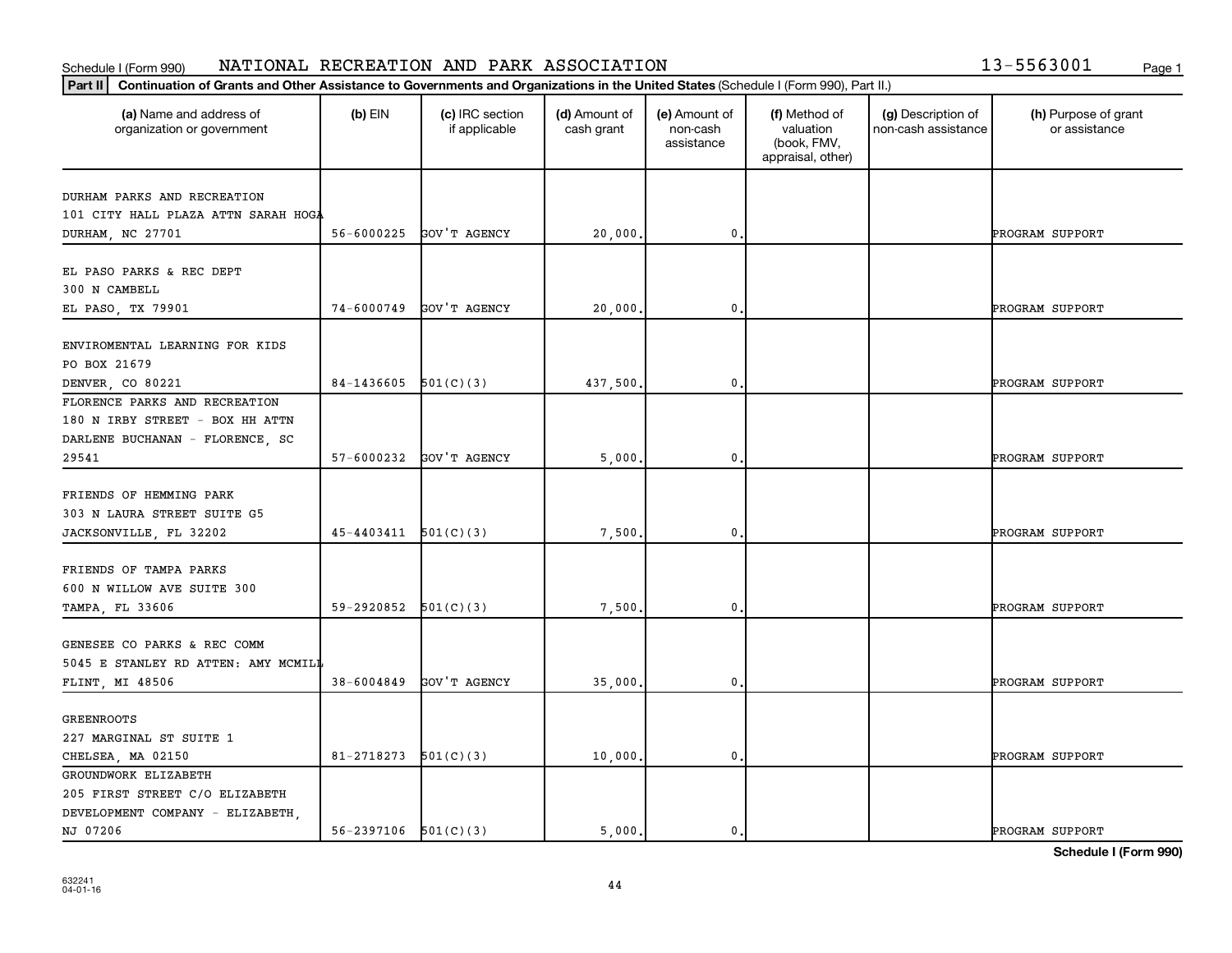Schedule I (Form 990) NATIONAL RECREATION AND PARK ASSOCIATION 13-5563001

**Part II Continuation of Grants and Other Assistance to Governments and Organizations in the United States** (Schedule I (Form 990), Part II.)

| (a) Name and address of organization or government | (b) EIN | (c) IRC section if applicable | (d) Amount of cash grant | (e) Amount of non-cash assistance | (f) Method of valuation (book, FMV, appraisal, other) | (g) Description of non-cash assistance | (h) Purpose of grant or assistance |
|---|---|---|---|---|---|---|---|
| DURHAM PARKS AND RECREATION 101 CITY HALL PLAZA ATTN SARAH HOGA DURHAM, NC 27701 | 56-6000225 | GOV'T AGENCY | 20,000. | 0. | | | PROGRAM SUPPORT |
| EL PASO PARKS & REC DEPT 300 N CAMBELL EL PASO, TX 79901 | 74-6000749 | GOV'T AGENCY | 20,000. | 0. | | | PROGRAM SUPPORT |
| ENVIROMENTAL LEARNING FOR KIDS PO BOX 21679 DENVER, CO 80221 | 84-1436605 | 501(C)(3) | 437,500. | 0. | | | PROGRAM SUPPORT |
| FLORENCE PARKS AND RECREATION 180 N IRBY STREET - BOX HH ATTN DARLENE BUCHANAN - FLORENCE, SC 29541 | 57-6000232 | GOV'T AGENCY | 5,000. | 0. | | | PROGRAM SUPPORT |
| FRIENDS OF HEMMING PARK 303 N LAURA STREET SUITE G5 JACKSONVILLE, FL 32202 | 45-4403411 | 501(C)(3) | 7,500. | 0. | | | PROGRAM SUPPORT |
| FRIENDS OF TAMPA PARKS 600 N WILLOW AVE SUITE 300 TAMPA, FL 33606 | 59-2920852 | 501(C)(3) | 7,500. | 0. | | | PROGRAM SUPPORT |
| GENESEE CO PARKS & REC COMM 5045 E STANLEY RD ATTEN: AMY MCMILL FLINT, MI 48506 | 38-6004849 | GOV'T AGENCY | 35,000. | 0. | | | PROGRAM SUPPORT |
| GREENROOTS 227 MARGINAL ST SUITE 1 CHELSEA, MA 02150 | 81-2718273 | 501(C)(3) | 10,000. | 0. | | | PROGRAM SUPPORT |
| GROUNDWORK ELIZABETH 205 FIRST STREET C/O ELIZABETH DEVELOPMENT COMPANY - ELIZABETH, NJ 07206 | 56-2397106 | 501(C)(3) | 5,000. | 0. | | | PROGRAM SUPPORT |

**Schedule I (Form 990)**

632241 04-01-16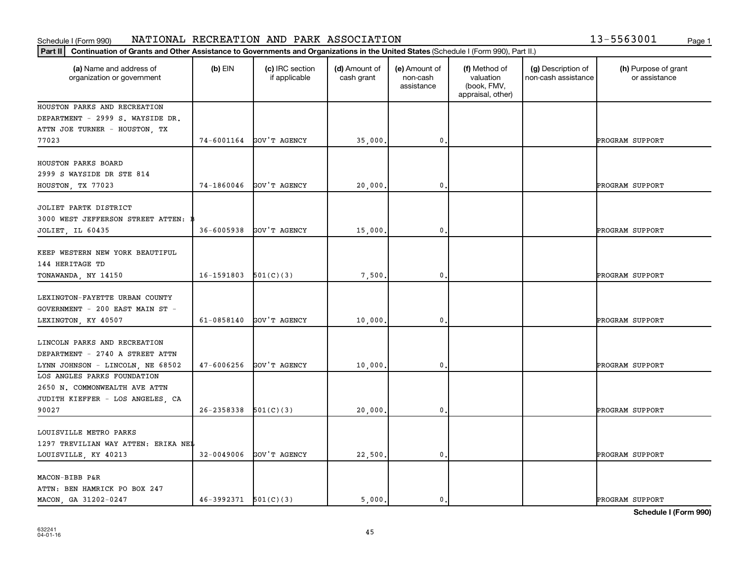Schedule I (Form 990) NATIONAL RECREATION AND PARK ASSOCIATION 13-5563001

**Part II** **Continuation of Grants and Other Assistance to Governments and Organizations in the United States** (Schedule I (Form 990), Part II.)

| (a) Name and address of organization or government | (b) EIN | (c) IRC section if applicable | (d) Amount of cash grant | (e) Amount of non-cash assistance | (f) Method of valuation (book, FMV, appraisal, other) | (g) Description of non-cash assistance | (h) Purpose of grant or assistance |
|---|---|---|---|---|---|---|---|
| HOUSTON PARKS AND RECREATION DEPARTMENT - 2999 S. WAYSIDE DR. ATTN JOE TURNER - HOUSTON, TX 77023 | 74-6001164 | GOV'T AGENCY | 35,000. | 0. | | | PROGRAM SUPPORT |
| HOUSTON PARKS BOARD 2999 S WAYSIDE DR STE 814 HOUSTON, TX 77023 | 74-1860046 | GOV'T AGENCY | 20,000. | 0. | | | PROGRAM SUPPORT |
| JOLIET PARTK DISTRICT 3000 WEST JEFFERSON STREET ATTEN: B JOLIET, IL 60435 | 36-6005938 | GOV'T AGENCY | 15,000. | 0. | | | PROGRAM SUPPORT |
| KEEP WESTERN NEW YORK BEAUTIFUL 144 HERITAGE TD TONAWANDA, NY 14150 | 16-1591803 | 501(C)(3) | 7,500. | 0. | | | PROGRAM SUPPORT |
| LEXINGTON-FAYETTE URBAN COUNTY GOVERNMENT - 200 EAST MAIN ST - LEXINGTON, KY 40507 | 61-0858140 | GOV'T AGENCY | 10,000. | 0. | | | PROGRAM SUPPORT |
| LINCOLN PARKS AND RECREATION DEPARTMENT - 2740 A STREET ATTN LYNN JOHNSON - LINCOLN, NE 68502 | 47-6006256 | GOV'T AGENCY | 10,000. | 0. | | | PROGRAM SUPPORT |
| LOS ANGLES PARKS FOUNDATION 2650 N. COMMONWEALTH AVE ATTN JUDITH KIEFFER - LOS ANGELES, CA 90027 | 26-2358338 | 501(C)(3) | 20,000. | 0. | | | PROGRAM SUPPORT |
| LOUISVILLE METRO PARKS 1297 TREVILIAN WAY ATTEN: ERIKA NEL LOUISVILLE, KY 40213 | 32-0049006 | GOV'T AGENCY | 22,500. | 0. | | | PROGRAM SUPPORT |
| MACON-BIBB P&R ATTN: BEN HAMRICK PO BOX 247 MACON, GA 31202-0247 | 46-3992371 | 501(C)(3) | 5,000. | 0. | | | PROGRAM SUPPORT |

**Schedule I (Form 990)**

632241
04-01-16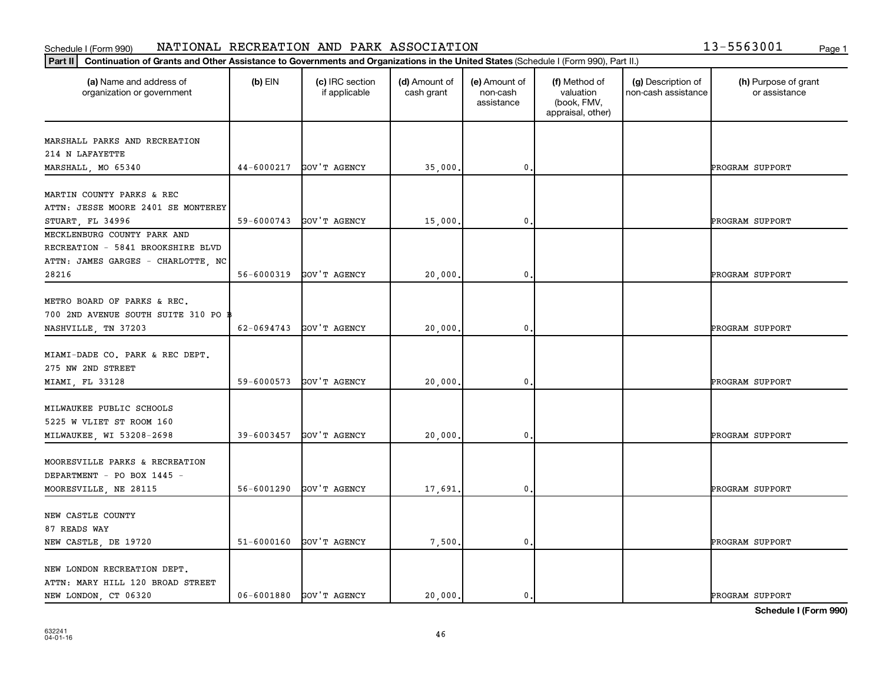Schedule I (Form 990) NATIONAL RECREATION AND PARK ASSOCIATION 13-5563001

**Part II** **Continuation of Grants and Other Assistance to Governments and Organizations in the United States** (Schedule I (Form 990), Part II.)

| (a) Name and address of organization or government | (b) EIN | (c) IRC section if applicable | (d) Amount of cash grant | (e) Amount of non-cash assistance | (f) Method of valuation (book, FMV, appraisal, other) | (g) Description of non-cash assistance | (h) Purpose of grant or assistance |
|---|---|---|---|---|---|---|---|
| MARSHALL PARKS AND RECREATION 214 N LAFAYETTE MARSHALL, MO 65340 | 44-6000217 | GOV'T AGENCY | 35,000. | 0. | | | PROGRAM SUPPORT |
| MARTIN COUNTY PARKS & REC ATTN: JESSE MOORE 2401 SE MONTEREY STUART, FL 34996 | 59-6000743 | GOV'T AGENCY | 15,000. | 0. | | | PROGRAM SUPPORT |
| MECKLENBURG COUNTY PARK AND RECREATION - 5841 BROOKSHIRE BLVD ATTN: JAMES GARGES - CHARLOTTE, NC 28216 | 56-6000319 | GOV'T AGENCY | 20,000. | 0. | | | PROGRAM SUPPORT |
| METRO BOARD OF PARKS & REC. 700 2ND AVENUE SOUTH SUITE 310 PO B NASHVILLE, TN 37203 | 62-0694743 | GOV'T AGENCY | 20,000. | 0. | | | PROGRAM SUPPORT |
| MIAMI-DADE CO. PARK & REC DEPT. 275 NW 2ND STREET MIAMI, FL 33128 | 59-6000573 | GOV'T AGENCY | 20,000. | 0. | | | PROGRAM SUPPORT |
| MILWAUKEE PUBLIC SCHOOLS 5225 W VLIET ST ROOM 160 MILWAUKEE, WI 53208-2698 | 39-6003457 | GOV'T AGENCY | 20,000. | 0. | | | PROGRAM SUPPORT |
| MOORESVILLE PARKS & RECREATION DEPARTMENT - PO BOX 1445 - MOORESVILLE, NE 28115 | 56-6001290 | GOV'T AGENCY | 17,691. | 0. | | | PROGRAM SUPPORT |
| NEW CASTLE COUNTY 87 READS WAY NEW CASTLE, DE 19720 | 51-6000160 | GOV'T AGENCY | 7,500. | 0. | | | PROGRAM SUPPORT |
| NEW LONDON RECREATION DEPT. ATTN: MARY HILL 120 BROAD STREET NEW LONDON, CT 06320 | 06-6001880 | GOV'T AGENCY | 20,000. | 0. | | | PROGRAM SUPPORT |

**Schedule I (Form 990)**

632241 04-01-16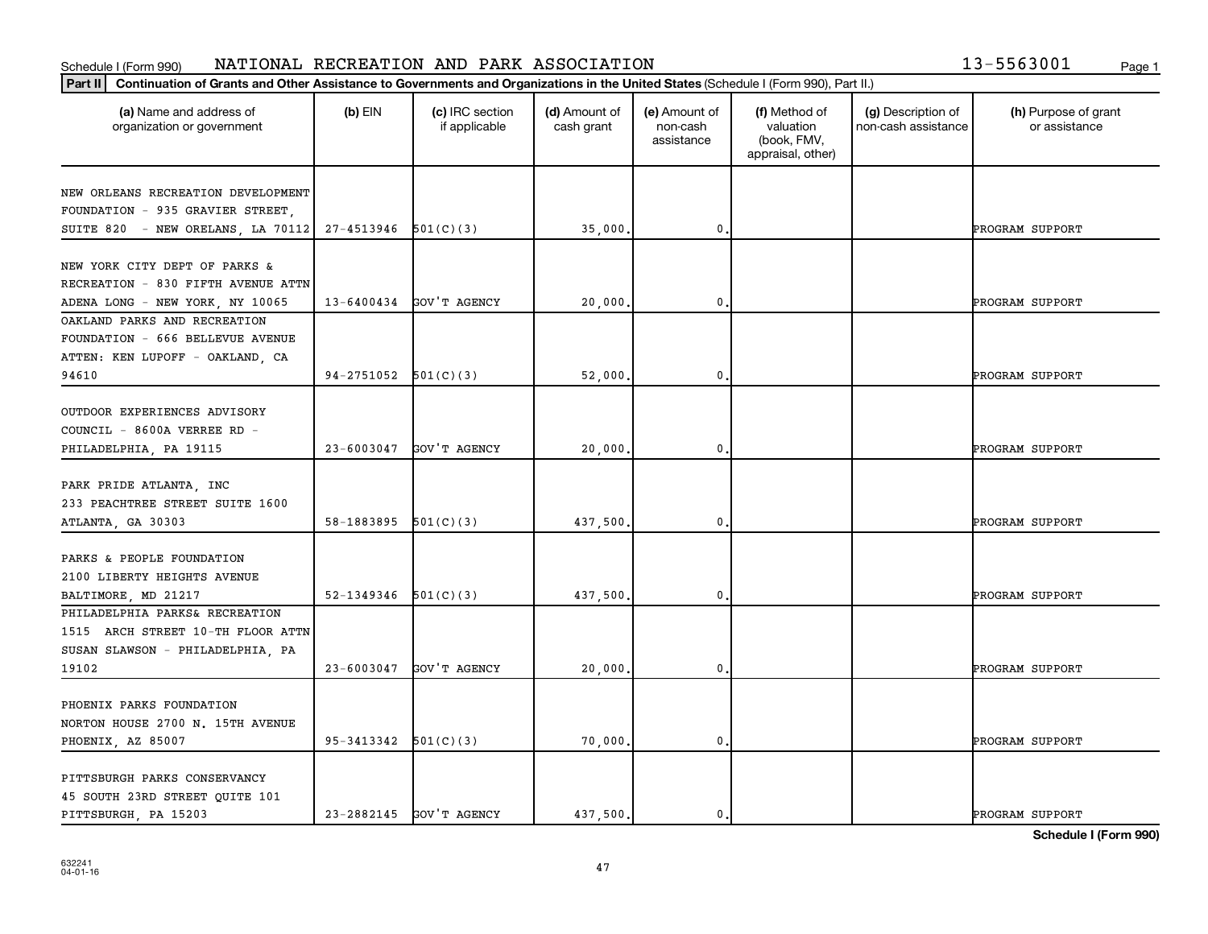Schedule I (Form 990) NATIONAL RECREATION AND PARK ASSOCIATION 13-5563001

**Part II** **Continuation of Grants and Other Assistance to Governments and Organizations in the United States** (Schedule I (Form 990), Part II.)

| (a) Name and address of organization or government | (b) EIN | (c) IRC section if applicable | (d) Amount of cash grant | (e) Amount of non-cash assistance | (f) Method of valuation (book, FMV, appraisal, other) | (g) Description of non-cash assistance | (h) Purpose of grant or assistance |
|---|---|---|---|---|---|---|---|
| NEW ORLEANS RECREATION DEVELOPMENT FOUNDATION - 935 GRAVIER STREET, SUITE 820 - NEW ORELANS, LA 70112 | 27-4513946 | 501(C)(3) | 35,000. | 0. | | | PROGRAM SUPPORT |
| NEW YORK CITY DEPT OF PARKS & RECREATION - 830 FIFTH AVENUE ATTN ADENA LONG - NEW YORK, NY 10065 | 13-6400434 | GOV'T AGENCY | 20,000. | 0. | | | PROGRAM SUPPORT |
| OAKLAND PARKS AND RECREATION FOUNDATION - 666 BELLEVUE AVENUE ATTEN: KEN LUPOFF - OAKLAND, CA 94610 | 94-2751052 | 501(C)(3) | 52,000. | 0. | | | PROGRAM SUPPORT |
| OUTDOOR EXPERIENCES ADVISORY COUNCIL - 8600A VERREE RD - PHILADELPHIA, PA 19115 | 23-6003047 | GOV'T AGENCY | 20,000. | 0. | | | PROGRAM SUPPORT |
| PARK PRIDE ATLANTA, INC 233 PEACHTREE STREET SUITE 1600 ATLANTA, GA 30303 | 58-1883895 | 501(C)(3) | 437,500. | 0. | | | PROGRAM SUPPORT |
| PARKS & PEOPLE FOUNDATION 2100 LIBERTY HEIGHTS AVENUE BALTIMORE, MD 21217 | 52-1349346 | 501(C)(3) | 437,500. | 0. | | | PROGRAM SUPPORT |
| PHILADELPHIA PARKS& RECREATION 1515 ARCH STREET 10-TH FLOOR ATTN SUSAN SLAWSON - PHILADELPHIA, PA 19102 | 23-6003047 | GOV'T AGENCY | 20,000. | 0. | | | PROGRAM SUPPORT |
| PHOENIX PARKS FOUNDATION NORTON HOUSE 2700 N. 15TH AVENUE PHOENIX, AZ 85007 | 95-3413342 | 501(C)(3) | 70,000. | 0. | | | PROGRAM SUPPORT |
| PITTSBURGH PARKS CONSERVANCY 45 SOUTH 23RD STREET QUITE 101 PITTSBURGH, PA 15203 | 23-2882145 | GOV'T AGENCY | 437,500. | 0. | | | PROGRAM SUPPORT |

**Schedule I (Form 990)**

632241
04-01-16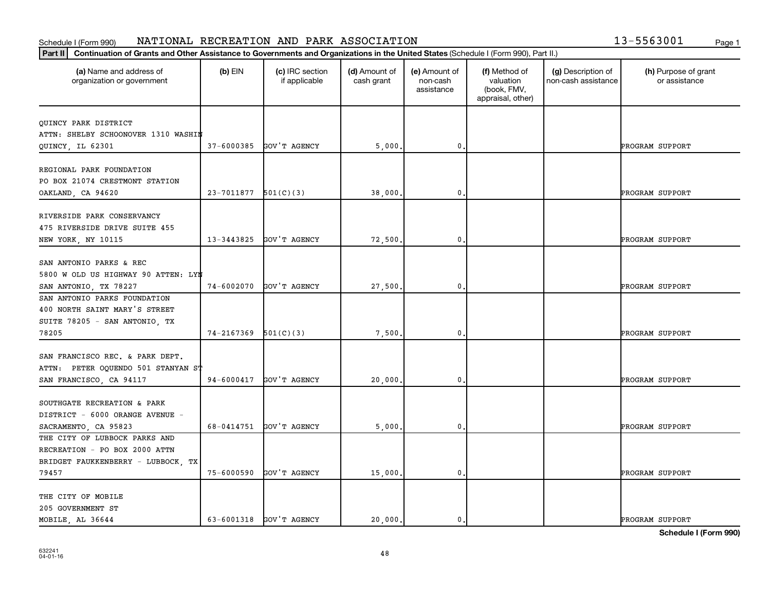Schedule I (Form 990) NATIONAL RECREATION AND PARK ASSOCIATION 13-5563001

**Part II** **Continuation of Grants and Other Assistance to Governments and Organizations in the United States** (Schedule I (Form 990), Part II.)

| (a) Name and address of organization or government | (b) EIN | (c) IRC section if applicable | (d) Amount of cash grant | (e) Amount of non-cash assistance | (f) Method of valuation (book, FMV, appraisal, other) | (g) Description of non-cash assistance | (h) Purpose of grant or assistance |
|---|---|---|---|---|---|---|---|
| QUINCY PARK DISTRICT ATTN: SHELBY SCHOONOVER 1310 WASHIN QUINCY, IL 62301 | 37-6000385 | GOV'T AGENCY | 5,000. | 0. | | | PROGRAM SUPPORT |
| REGIONAL PARK FOUNDATION PO BOX 21074 CRESTMONT STATION OAKLAND, CA 94620 | 23-7011877 | 501(C)(3) | 38,000. | 0. | | | PROGRAM SUPPORT |
| RIVERSIDE PARK CONSERVANCY 475 RIVERSIDE DRIVE SUITE 455 NEW YORK, NY 10115 | 13-3443825 | GOV'T AGENCY | 72,500. | 0. | | | PROGRAM SUPPORT |
| SAN ANTONIO PARKS & REC 5800 W OLD US HIGHWAY 90 ATTEN: LYN SAN ANTONIO, TX 78227 | 74-6002070 | GOV'T AGENCY | 27,500. | 0. | | | PROGRAM SUPPORT |
| SAN ANTONIO PARKS FOUNDATION 400 NORTH SAINT MARY'S STREET SUITE 78205 - SAN ANTONIO, TX 78205 | 74-2167369 | 501(C)(3) | 7,500. | 0. | | | PROGRAM SUPPORT |
| SAN FRANCISCO REC. & PARK DEPT. ATTN: PETER OQUENDO 501 STANYAN ST SAN FRANCISCO, CA 94117 | 94-6000417 | GOV'T AGENCY | 20,000. | 0. | | | PROGRAM SUPPORT |
| SOUTHGATE RECREATION & PARK DISTRICT - 6000 ORANGE AVENUE - SACRAMENTO, CA 95823 | 68-0414751 | GOV'T AGENCY | 5,000. | 0. | | | PROGRAM SUPPORT |
| THE CITY OF LUBBOCK PARKS AND RECREATION - PO BOX 2000 ATTN BRIDGET FAUKKENBERRY - LUBBOCK, TX 79457 | 75-6000590 | GOV'T AGENCY | 15,000. | 0. | | | PROGRAM SUPPORT |
| THE CITY OF MOBILE 205 GOVERNMENT ST MOBILE, AL 36644 | 63-6001318 | GOV'T AGENCY | 20,000. | 0. | | | PROGRAM SUPPORT |

**Schedule I (Form 990)**

632241 04-01-16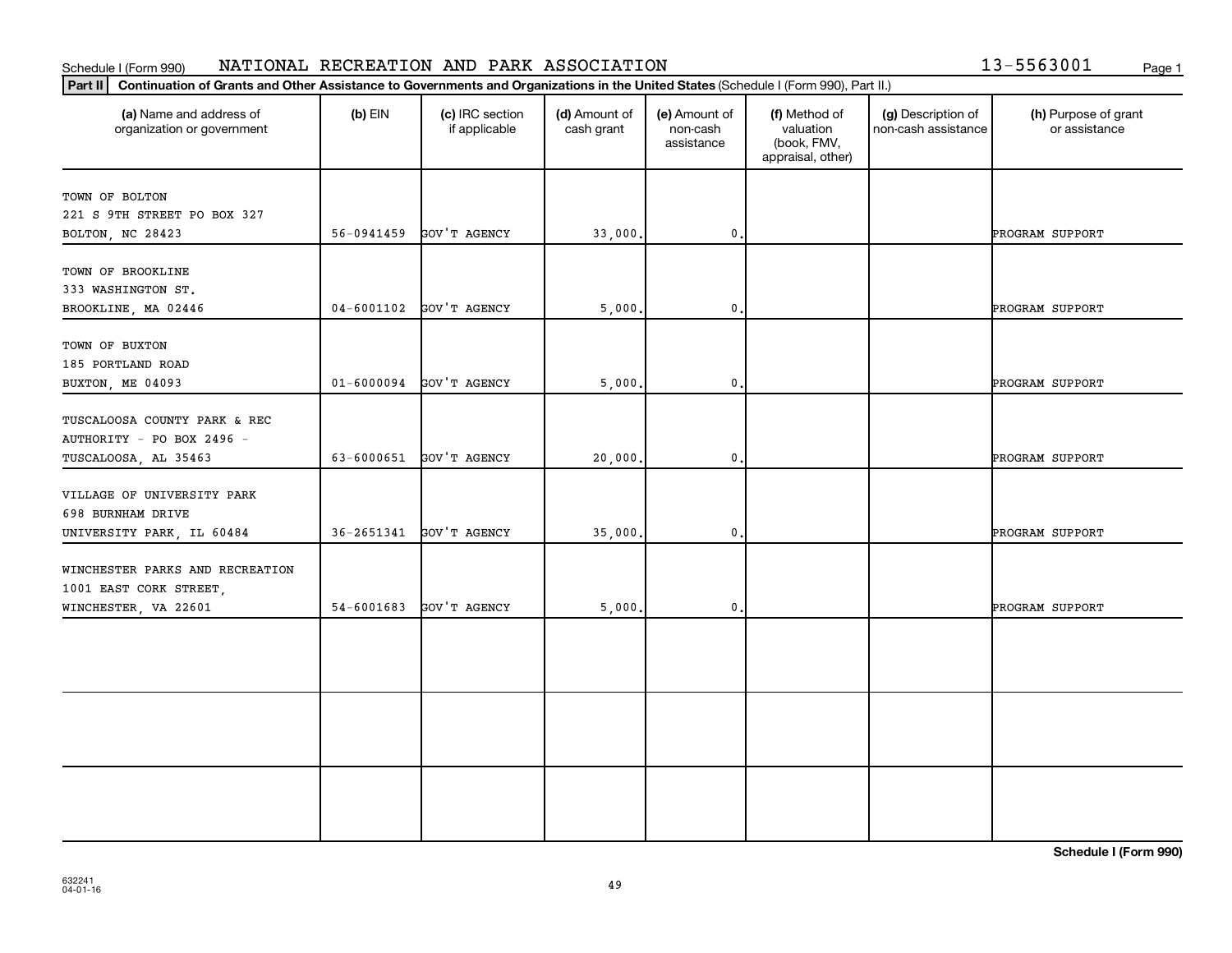Schedule I (Form 990) NATIONAL RECREATION AND PARK ASSOCIATION 13-5563001

**Part II** **Continuation of Grants and Other Assistance to Governments and Organizations in the United States** (Schedule I (Form 990), Part II.)

| (a) Name and address of organization or government | (b) EIN | (c) IRC section if applicable | (d) Amount of cash grant | (e) Amount of non-cash assistance | (f) Method of valuation (book, FMV, appraisal, other) | (g) Description of non-cash assistance | (h) Purpose of grant or assistance |
|---|---|---|---|---|---|---|---|
| TOWN OF BOLTON<br>221 S 9TH STREET PO BOX 327<br>BOLTON, NC 28423 | 56-0941459 | GOV'T AGENCY | 33,000. | 0. | | | PROGRAM SUPPORT |
| TOWN OF BROOKLINE<br>333 WASHINGTON ST.<br>BROOKLINE, MA 02446 | 04-6001102 | GOV'T AGENCY | 5,000. | 0. | | | PROGRAM SUPPORT |
| TOWN OF BUXTON<br>185 PORTLAND ROAD<br>BUXTON, ME 04093 | 01-6000094 | GOV'T AGENCY | 5,000. | 0. | | | PROGRAM SUPPORT |
| TUSCALOOSA COUNTY PARK & REC<br>AUTHORITY - PO BOX 2496 -<br>TUSCALOOSA, AL 35463 | 63-6000651 | GOV'T AGENCY | 20,000. | 0. | | | PROGRAM SUPPORT |
| VILLAGE OF UNIVERSITY PARK<br>698 BURNHAM DRIVE<br>UNIVERSITY PARK, IL 60484 | 36-2651341 | GOV'T AGENCY | 35,000. | 0. | | | PROGRAM SUPPORT |
| WINCHESTER PARKS AND RECREATION<br>1001 EAST CORK STREET,<br>WINCHESTER, VA 22601 | 54-6001683 | GOV'T AGENCY | 5,000. | 0. | | | PROGRAM SUPPORT |
| | | | | | | | |
| | | | | | | | |
| | | | | | | | |

**Schedule I (Form 990)**

632241
04-01-16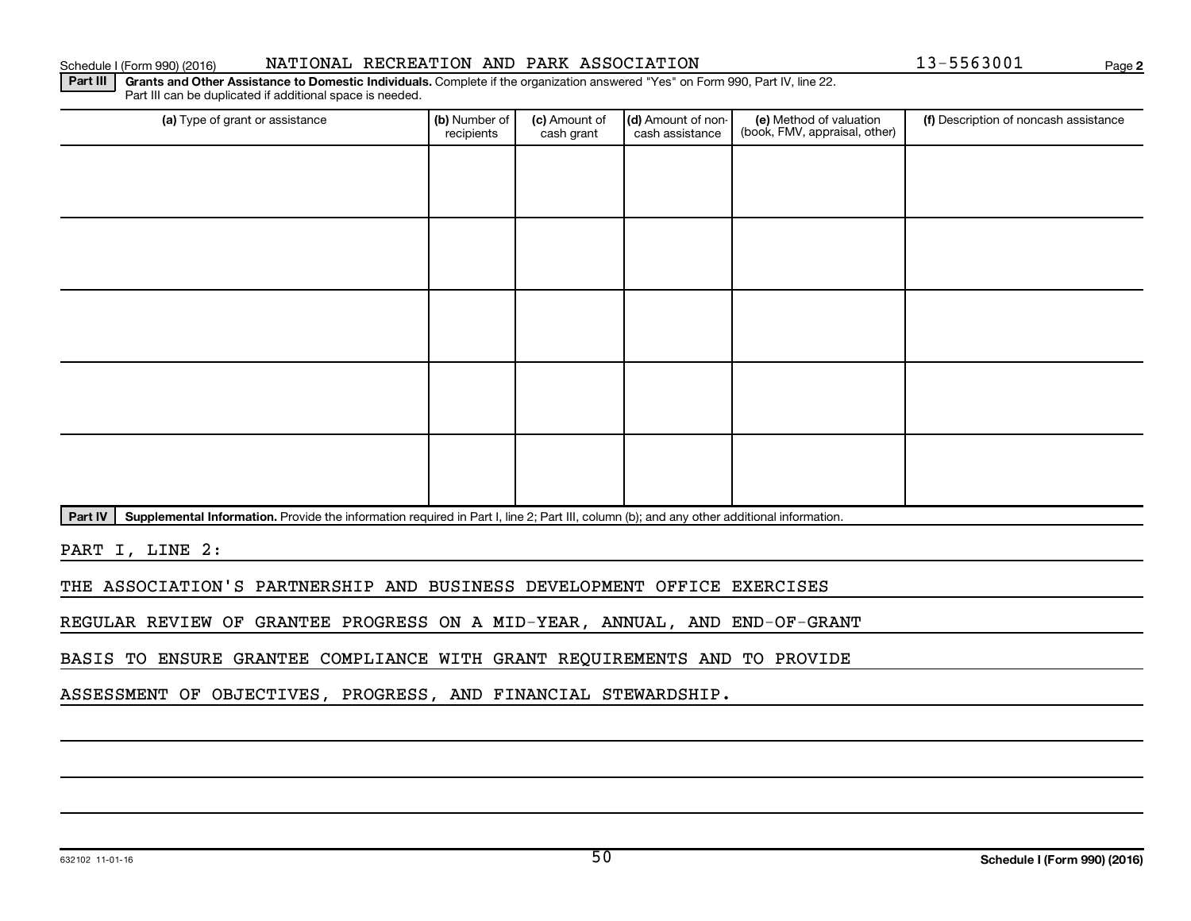Schedule I (Form 990) (2016) NATIONAL RECREATION AND PARK ASSOCIATION 13-5563001 Page 2

**Part III** **Grants and Other Assistance to Domestic Individuals.** Complete if the organization answered "Yes" on Form 990, Part IV, line 22. Part III can be duplicated if additional space is needed.

| (a) Type of grant or assistance | (b) Number of recipients | (c) Amount of cash grant | (d) Amount of non-cash assistance | (e) Method of valuation (book, FMV, appraisal, other) | (f) Description of noncash assistance |
|---|---|---|---|---|---|
| | | | | | |
| | | | | | |
| | | | | | |
| | | | | | |
| | | | | | |

**Part IV** **Supplemental Information.** Provide the information required in Part I, line 2; Part III, column (b); and any other additional information.

PART I, LINE 2:

THE ASSOCIATION'S PARTNERSHIP AND BUSINESS DEVELOPMENT OFFICE EXERCISES REGULAR REVIEW OF GRANTEE PROGRESS ON A MID-YEAR, ANNUAL, AND END-OF-GRANT BASIS TO ENSURE GRANTEE COMPLIANCE WITH GRANT REQUIREMENTS AND TO PROVIDE ASSESSMENT OF OBJECTIVES, PROGRESS, AND FINANCIAL STEWARDSHIP.

632102 11-01-16 Schedule I (Form 990) (2016)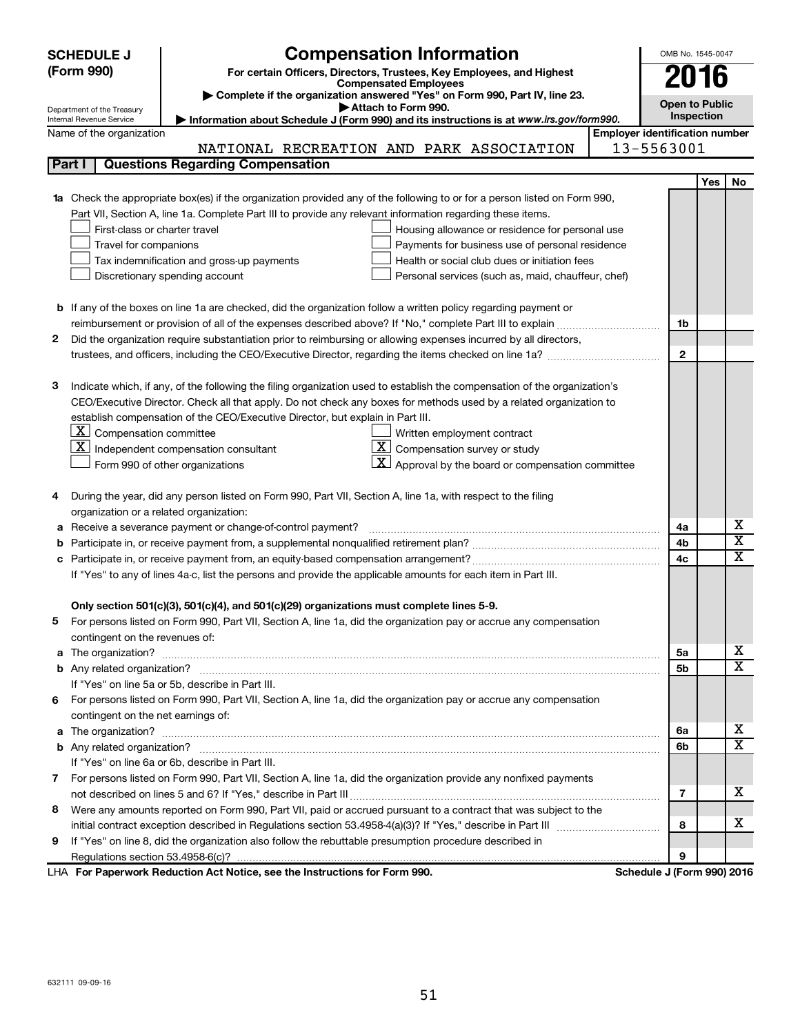# SCHEDULE J (Form 990)

## Compensation Information

**For certain Officers, Directors, Trustees, Key Employees, and Highest Compensated Employees**

▶ Complete if the organization answered "Yes" on Form 990, Part IV, line 23.

▶ Attach to Form 990.

▶ Information about Schedule J (Form 990) and its instructions is at www.irs.gov/form990.

Department of the Treasury
Internal Revenue Service

OMB No. 1545-0047

**2016**

**Open to Public Inspection**

Name of the organization: NATIONAL RECREATION AND PARK ASSOCIATION

Employer identification number: 13-5563001

### Part I Questions Regarding Compensation

| | | Line | Yes | No |
|---|---|---|---|---|
| **1a** | Check the appropriate box(es) if the organization provided any of the following to or for a person listed on Form 990, Part VII, Section A, line 1a. Complete Part III to provide any relevant information regarding these items.<br>☐ First-class or charter travel ☐ Housing allowance or residence for personal use<br>☐ Travel for companions ☐ Payments for business use of personal residence<br>☐ Tax indemnification and gross-up payments ☐ Health or social club dues or initiation fees<br>☐ Discretionary spending account ☐ Personal services (such as, maid, chauffeur, chef) | | | |
| **b** | If any of the boxes on line 1a are checked, did the organization follow a written policy regarding payment or reimbursement or provision of all of the expenses described above? If "No," complete Part III to explain | 1b | | |
| **2** | Did the organization require substantiation prior to reimbursing or allowing expenses incurred by all directors, trustees, and officers, including the CEO/Executive Director, regarding the items checked on line 1a? | 2 | | |
| **3** | Indicate which, if any, of the following the filing organization used to establish the compensation of the organization's CEO/Executive Director. Check all that apply. Do not check any boxes for methods used by a related organization to establish compensation of the CEO/Executive Director, but explain in Part III.<br>☒ Compensation committee ☐ Written employment contract<br>☒ Independent compensation consultant ☒ Compensation survey or study<br>☐ Form 990 of other organizations ☒ Approval by the board or compensation committee | | | |
| **4** | During the year, did any person listed on Form 990, Part VII, Section A, line 1a, with respect to the filing organization or a related organization: | | | |
| **a** | Receive a severance payment or change-of-control payment? | 4a | | X |
| **b** | Participate in, or receive payment from, a supplemental nonqualified retirement plan? | 4b | | X |
| **c** | Participate in, or receive payment from, an equity-based compensation arrangement? | 4c | | X |
| | If "Yes" to any of lines 4a-c, list the persons and provide the applicable amounts for each item in Part III. | | | |
| | **Only section 501(c)(3), 501(c)(4), and 501(c)(29) organizations must complete lines 5-9.** | | | |
| **5** | For persons listed on Form 990, Part VII, Section A, line 1a, did the organization pay or accrue any compensation contingent on the revenues of: | | | |
| **a** | The organization? | 5a | | X |
| **b** | Any related organization? | 5b | | X |
| | If "Yes" on line 5a or 5b, describe in Part III. | | | |
| **6** | For persons listed on Form 990, Part VII, Section A, line 1a, did the organization pay or accrue any compensation contingent on the net earnings of: | | | |
| **a** | The organization? | 6a | | X |
| **b** | Any related organization? | 6b | | X |
| | If "Yes" on line 6a or 6b, describe in Part III. | | | |
| **7** | For persons listed on Form 990, Part VII, Section A, line 1a, did the organization provide any nonfixed payments not described on lines 5 and 6? If "Yes," describe in Part III | 7 | | X |
| **8** | Were any amounts reported on Form 990, Part VII, paid or accrued pursuant to a contract that was subject to the initial contract exception described in Regulations section 53.4958-4(a)(3)? If "Yes," describe in Part III | 8 | | X |
| **9** | If "Yes" on line 8, did the organization also follow the rebuttable presumption procedure described in Regulations section 53.4958-6(c)? | 9 | | |

LHA **For Paperwork Reduction Act Notice, see the Instructions for Form 990.** **Schedule J (Form 990) 2016**

632111 09-09-16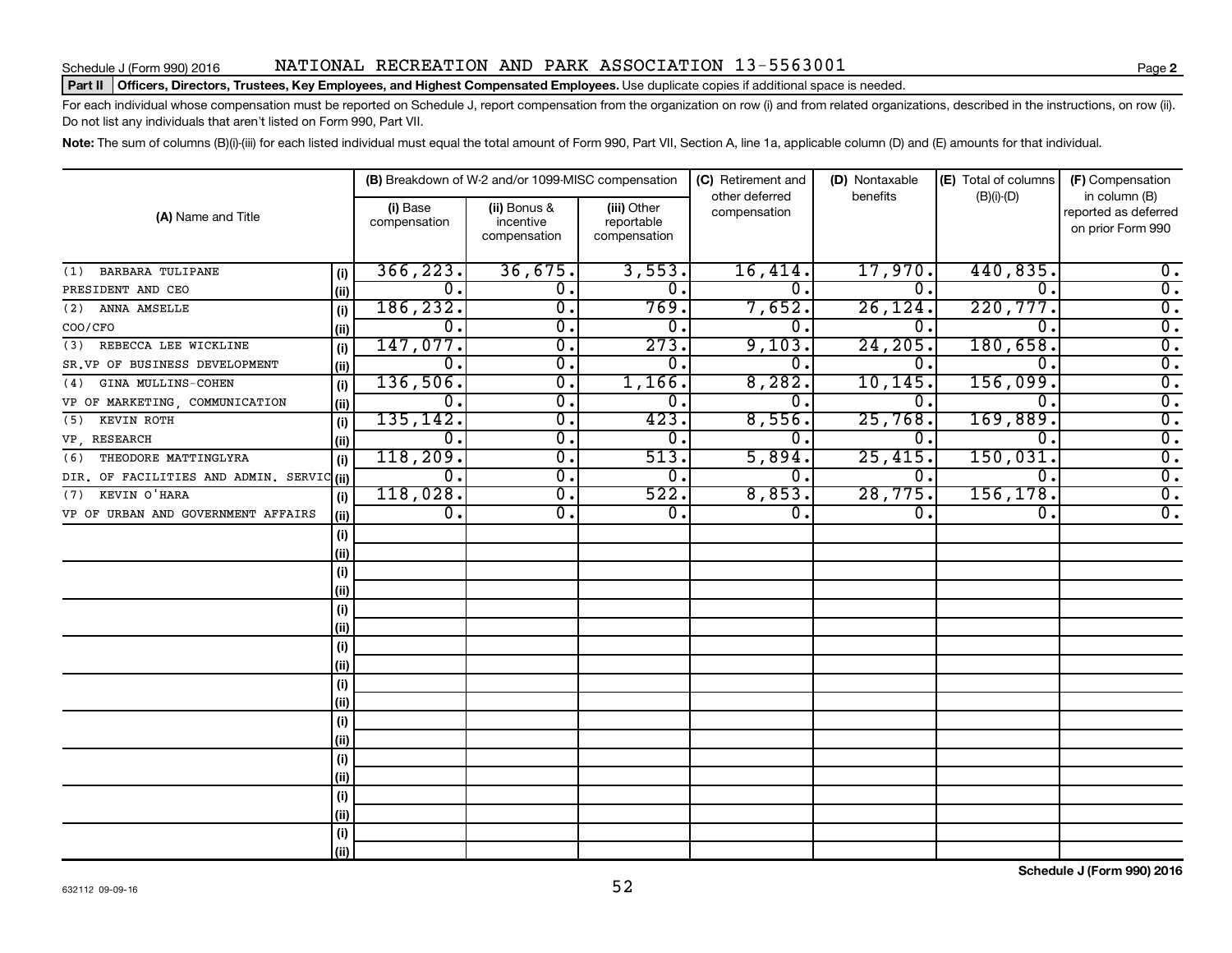Schedule J (Form 990) 2016 NATIONAL RECREATION AND PARK ASSOCIATION 13-5563001

**Part II Officers, Directors, Trustees, Key Employees, and Highest Compensated Employees.** Use duplicate copies if additional space is needed.

For each individual whose compensation must be reported on Schedule J, report compensation from the organization on row (i) and from related organizations, described in the instructions, on row (ii). Do not list any individuals that aren't listed on Form 990, Part VII.

**Note:** The sum of columns (B)(i)-(iii) for each listed individual must equal the total amount of Form 990, Part VII, Section A, line 1a, applicable column (D) and (E) amounts for that individual.

| (A) Name and Title | | (B) Breakdown of W-2 and/or 1099-MISC compensation | | | (C) Retirement and other deferred compensation | (D) Nontaxable benefits | (E) Total of columns (B)(i)-(D) | (F) Compensation in column (B) reported as deferred on prior Form 990 |
|---|---|---|---|---|---|---|---|---|
| | | (i) Base compensation | (ii) Bonus & incentive compensation | (iii) Other reportable compensation | | | | |
| (1) BARBARA TULIPANE | (i) | 366,223. | 36,675. | 3,553. | 16,414. | 17,970. | 440,835. | 0. |
| PRESIDENT AND CEO | (ii) | 0. | 0. | 0. | 0. | 0. | 0. | 0. |
| (2) ANNA AMSELLE | (i) | 186,232. | 0. | 769. | 7,652. | 26,124. | 220,777. | 0. |
| COO/CFO | (ii) | 0. | 0. | 0. | 0. | 0. | 0. | 0. |
| (3) REBECCA LEE WICKLINE | (i) | 147,077. | 0. | 273. | 9,103. | 24,205. | 180,658. | 0. |
| SR.VP OF BUSINESS DEVELOPMENT | (ii) | 0. | 0. | 0. | 0. | 0. | 0. | 0. |
| (4) GINA MULLINS-COHEN | (i) | 136,506. | 0. | 1,166. | 8,282. | 10,145. | 156,099. | 0. |
| VP OF MARKETING, COMMUNICATION | (ii) | 0. | 0. | 0. | 0. | 0. | 0. | 0. |
| (5) KEVIN ROTH | (i) | 135,142. | 0. | 423. | 8,556. | 25,768. | 169,889. | 0. |
| VP, RESEARCH | (ii) | 0. | 0. | 0. | 0. | 0. | 0. | 0. |
| (6) THEODORE MATTINGLYRA | (i) | 118,209. | 0. | 513. | 5,894. | 25,415. | 150,031. | 0. |
| DIR. OF FACILITIES AND ADMIN. SERVIC | (ii) | 0. | 0. | 0. | 0. | 0. | 0. | 0. |
| (7) KEVIN O'HARA | (i) | 118,028. | 0. | 522. | 8,853. | 28,775. | 156,178. | 0. |
| VP OF URBAN AND GOVERNMENT AFFAIRS | (ii) | 0. | 0. | 0. | 0. | 0. | 0. | 0. |
| | (i) | | | | | | | |
| | (ii) | | | | | | | |
| | (i) | | | | | | | |
| | (ii) | | | | | | | |
| | (i) | | | | | | | |
| | (ii) | | | | | | | |
| | (i) | | | | | | | |
| | (ii) | | | | | | | |
| | (i) | | | | | | | |
| | (ii) | | | | | | | |
| | (i) | | | | | | | |
| | (ii) | | | | | | | |
| | (i) | | | | | | | |
| | (ii) | | | | | | | |
| | (i) | | | | | | | |
| | (ii) | | | | | | | |
| | (i) | | | | | | | |
| | (ii) | | | | | | | |

**Schedule J (Form 990) 2016**

632112 09-09-16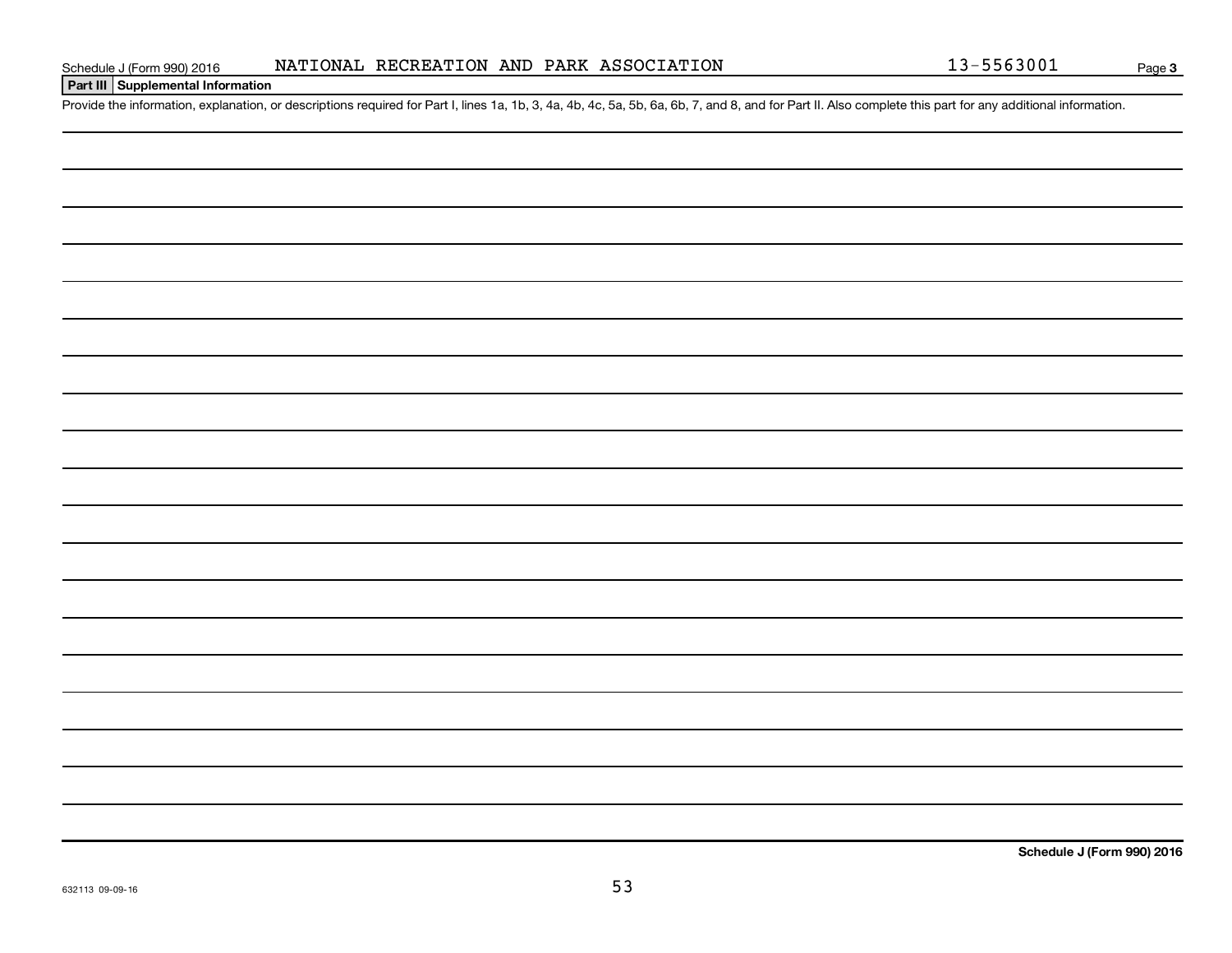Schedule J (Form 990) 2016 NATIONAL RECREATION AND PARK ASSOCIATION 13-5563001 Page 3

**Part III Supplemental Information**

Provide the information, explanation, or descriptions required for Part I, lines 1a, 1b, 3, 4a, 4b, 4c, 5a, 5b, 6a, 6b, 7, and 8, and for Part II. Also complete this part for any additional information.

**Schedule J (Form 990) 2016**

632113 09-09-16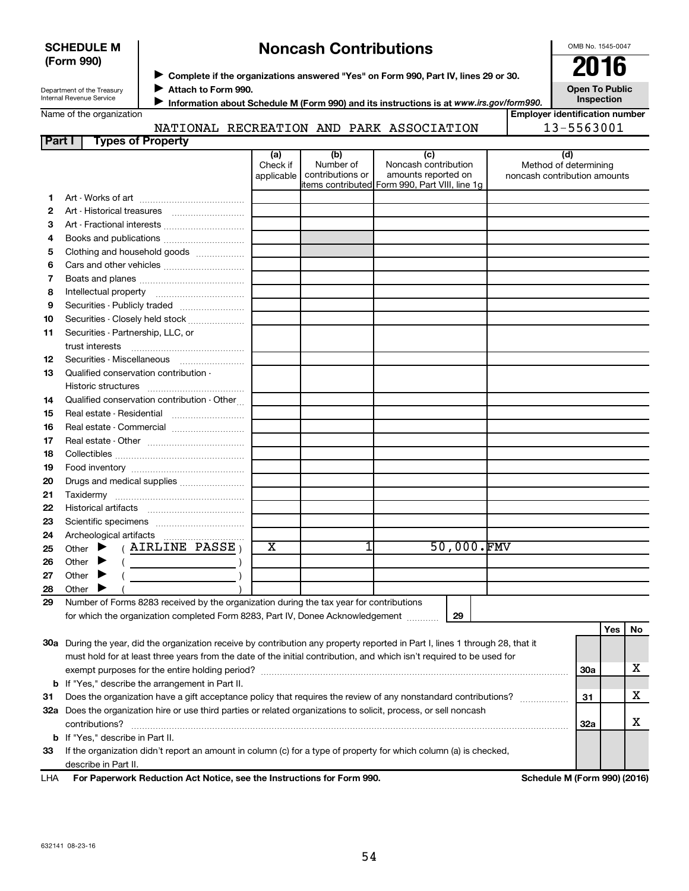**SCHEDULE M (Form 990)**

Department of the Treasury
Internal Revenue Service

# Noncash Contributions

▶ **Complete if the organizations answered "Yes" on Form 990, Part IV, lines 29 or 30.**
▶ **Attach to Form 990.**
▶ **Information about Schedule M (Form 990) and its instructions is at *www.irs.gov/form990*.**

OMB No. 1545-0047

**2016**

**Open To Public Inspection**

Name of the organization: NATIONAL RECREATION AND PARK ASSOCIATION

**Employer identification number:** 13-5563001

**Part I — Types of Property**

| | | (a) Check if applicable | (b) Number of contributions or items contributed | (c) Noncash contribution amounts reported on Form 990, Part VIII, line 1g | (d) Method of determining noncash contribution amounts |
|---|---|---|---|---|---|
| 1 | Art - Works of art | | | | |
| 2 | Art - Historical treasures | | | | |
| 3 | Art - Fractional interests | | | | |
| 4 | Books and publications | | | | |
| 5 | Clothing and household goods | | | | |
| 6 | Cars and other vehicles | | | | |
| 7 | Boats and planes | | | | |
| 8 | Intellectual property | | | | |
| 9 | Securities - Publicly traded | | | | |
| 10 | Securities - Closely held stock | | | | |
| 11 | Securities - Partnership, LLC, or trust interests | | | | |
| 12 | Securities - Miscellaneous | | | | |
| 13 | Qualified conservation contribution - Historic structures | | | | |
| 14 | Qualified conservation contribution - Other | | | | |
| 15 | Real estate - Residential | | | | |
| 16 | Real estate - Commercial | | | | |
| 17 | Real estate - Other | | | | |
| 18 | Collectibles | | | | |
| 19 | Food inventory | | | | |
| 20 | Drugs and medical supplies | | | | |
| 21 | Taxidermy | | | | |
| 22 | Historical artifacts | | | | |
| 23 | Scientific specimens | | | | |
| 24 | Archeological artifacts | | | | |
| 25 | Other ▶ ( AIRLINE PASSE ) | X | 1 | 50,000. | FMV |
| 26 | Other ▶ ( ) | | | | |
| 27 | Other ▶ ( ) | | | | |
| 28 | Other ▶ ( ) | | | | |

**29** Number of Forms 8283 received by the organization during the tax year for contributions for which the organization completed Form 8283, Part IV, Donee Acknowledgement ..... **29**

| | | | Yes | No |
|---|---|---|---|---|
| **30a** | During the year, did the organization receive by contribution any property reported in Part I, lines 1 through 28, that it must hold for at least three years from the date of the initial contribution, and which isn't required to be used for exempt purposes for the entire holding period? | 30a | | X |
| **b** | If "Yes," describe the arrangement in Part II. | | | |
| **31** | Does the organization have a gift acceptance policy that requires the review of any nonstandard contributions? | 31 | | X |
| **32a** | Does the organization hire or use third parties or related organizations to solicit, process, or sell noncash contributions? | 32a | | X |
| **b** | If "Yes," describe in Part II. | | | |
| **33** | If the organization didn't report an amount in column (c) for a type of property for which column (a) is checked, describe in Part II. | | | |

LHA **For Paperwork Reduction Act Notice, see the Instructions for Form 990.** **Schedule M (Form 990) (2016)**

632141 08-23-16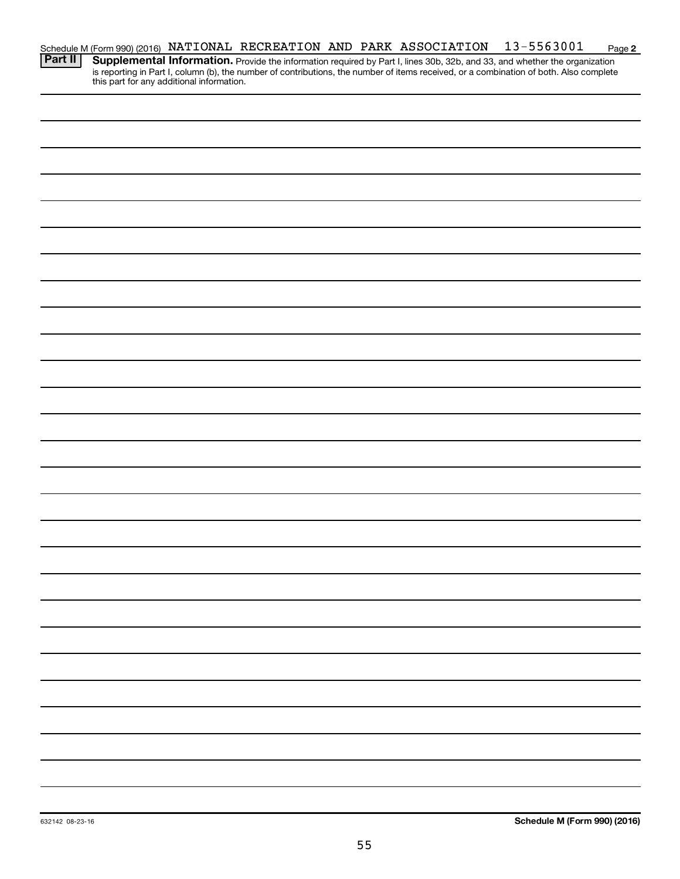Schedule M (Form 990) (2016) NATIONAL RECREATION AND PARK ASSOCIATION 13-5563001 Page **2**

**Part II** **Supplemental Information.** Provide the information required by Part I, lines 30b, 32b, and 33, and whether the organization is reporting in Part I, column (b), the number of contributions, the number of items received, or a combination of both. Also complete this part for any additional information.

632142 08-23-16

**Schedule M (Form 990) (2016)**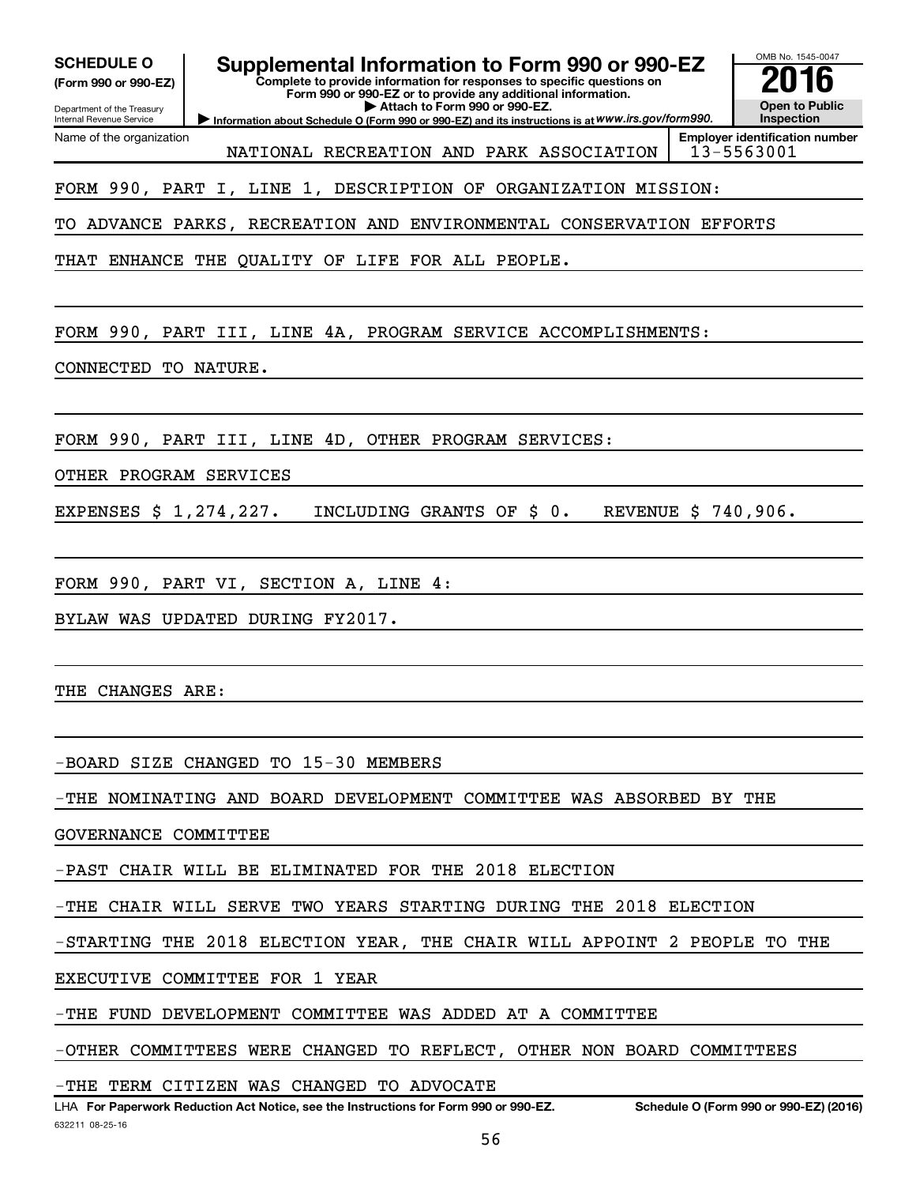**SCHEDULE O** (Form 990 or 990-EZ)

Department of the Treasury
Internal Revenue Service

# Supplemental Information to Form 990 or 990-EZ

**Complete to provide information for responses to specific questions on Form 990 or 990-EZ or to provide any additional information.**
**▶ Attach to Form 990 or 990-EZ.**
**▶ Information about Schedule O (Form 990 or 990-EZ) and its instructions is at *www.irs.gov/form990.***

OMB No. 1545-0047
**2016**
**Open to Public Inspection**

Name of the organization: NATIONAL RECREATION AND PARK ASSOCIATION
**Employer identification number**: 13-5563001

FORM 990, PART I, LINE 1, DESCRIPTION OF ORGANIZATION MISSION:

TO ADVANCE PARKS, RECREATION AND ENVIRONMENTAL CONSERVATION EFFORTS THAT ENHANCE THE QUALITY OF LIFE FOR ALL PEOPLE.

FORM 990, PART III, LINE 4A, PROGRAM SERVICE ACCOMPLISHMENTS:

CONNECTED TO NATURE.

FORM 990, PART III, LINE 4D, OTHER PROGRAM SERVICES:

OTHER PROGRAM SERVICES

EXPENSES $ 1,274,227.   INCLUDING GRANTS OF $ 0.   REVENUE $ 740,906.

FORM 990, PART VI, SECTION A, LINE 4:

BYLAW WAS UPDATED DURING FY2017.

THE CHANGES ARE:

-BOARD SIZE CHANGED TO 15-30 MEMBERS

-THE NOMINATING AND BOARD DEVELOPMENT COMMITTEE WAS ABSORBED BY THE GOVERNANCE COMMITTEE

-PAST CHAIR WILL BE ELIMINATED FOR THE 2018 ELECTION

-THE CHAIR WILL SERVE TWO YEARS STARTING DURING THE 2018 ELECTION

-STARTING THE 2018 ELECTION YEAR, THE CHAIR WILL APPOINT 2 PEOPLE TO THE EXECUTIVE COMMITTEE FOR 1 YEAR

-THE FUND DEVELOPMENT COMMITTEE WAS ADDED AT A COMMITTEE

-OTHER COMMITTEES WERE CHANGED TO REFLECT, OTHER NON BOARD COMMITTEES

-THE TERM CITIZEN WAS CHANGED TO ADVOCATE

LHA **For Paperwork Reduction Act Notice, see the Instructions for Form 990 or 990-EZ.** **Schedule O (Form 990 or 990-EZ) (2016)**

632211 08-25-16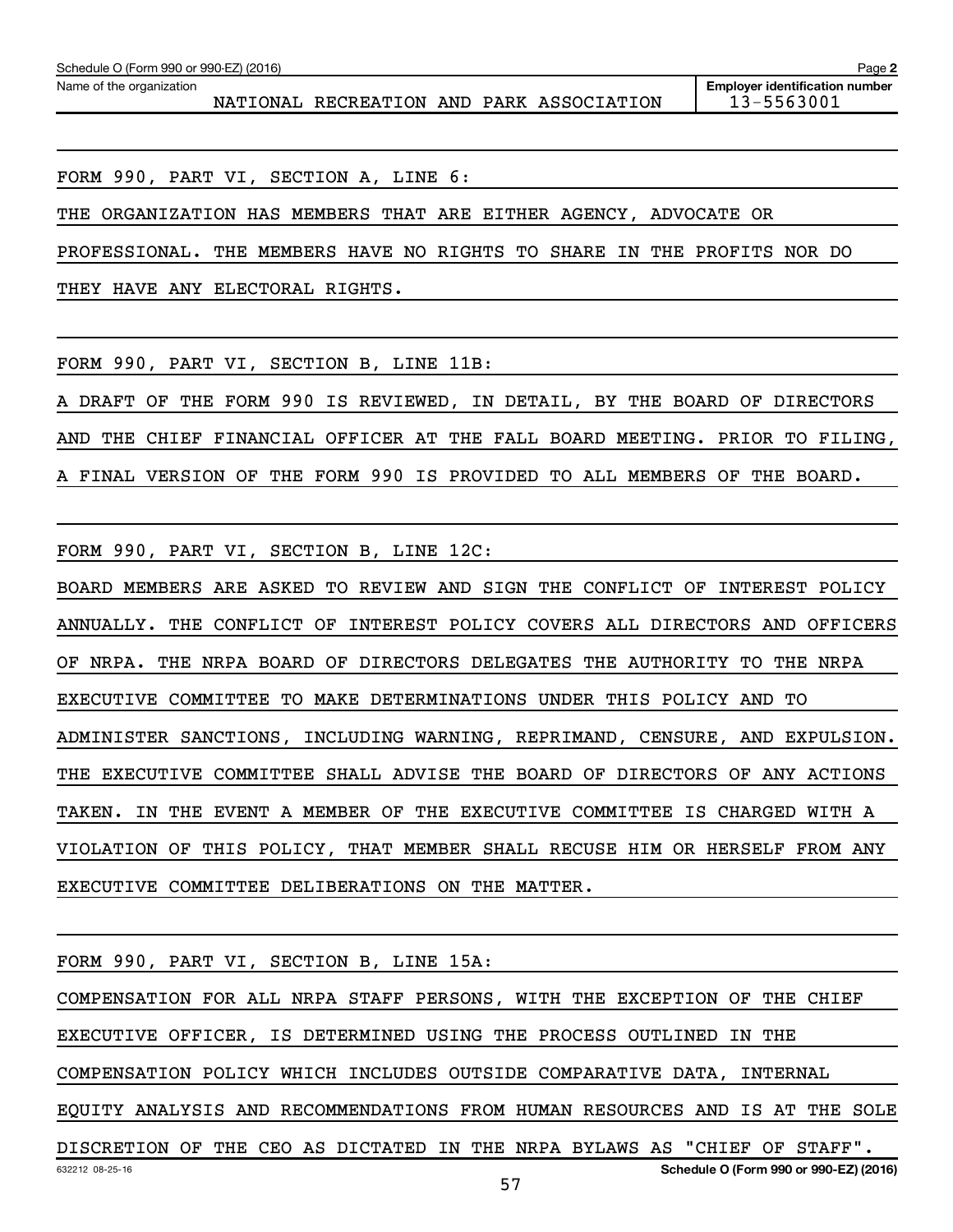Schedule O (Form 990 or 990-EZ) (2016)

Name of the organization: NATIONAL RECREATION AND PARK ASSOCIATION

Employer identification number: 13-5563001

FORM 990, PART VI, SECTION A, LINE 6:

THE ORGANIZATION HAS MEMBERS THAT ARE EITHER AGENCY, ADVOCATE OR PROFESSIONAL. THE MEMBERS HAVE NO RIGHTS TO SHARE IN THE PROFITS NOR DO THEY HAVE ANY ELECTORAL RIGHTS.

FORM 990, PART VI, SECTION B, LINE 11B:

A DRAFT OF THE FORM 990 IS REVIEWED, IN DETAIL, BY THE BOARD OF DIRECTORS AND THE CHIEF FINANCIAL OFFICER AT THE FALL BOARD MEETING. PRIOR TO FILING, A FINAL VERSION OF THE FORM 990 IS PROVIDED TO ALL MEMBERS OF THE BOARD.

FORM 990, PART VI, SECTION B, LINE 12C:

BOARD MEMBERS ARE ASKED TO REVIEW AND SIGN THE CONFLICT OF INTEREST POLICY ANNUALLY. THE CONFLICT OF INTEREST POLICY COVERS ALL DIRECTORS AND OFFICERS OF NRPA. THE NRPA BOARD OF DIRECTORS DELEGATES THE AUTHORITY TO THE NRPA EXECUTIVE COMMITTEE TO MAKE DETERMINATIONS UNDER THIS POLICY AND TO ADMINISTER SANCTIONS, INCLUDING WARNING, REPRIMAND, CENSURE, AND EXPULSION. THE EXECUTIVE COMMITTEE SHALL ADVISE THE BOARD OF DIRECTORS OF ANY ACTIONS TAKEN. IN THE EVENT A MEMBER OF THE EXECUTIVE COMMITTEE IS CHARGED WITH A VIOLATION OF THIS POLICY, THAT MEMBER SHALL RECUSE HIM OR HERSELF FROM ANY EXECUTIVE COMMITTEE DELIBERATIONS ON THE MATTER.

FORM 990, PART VI, SECTION B, LINE 15A:

COMPENSATION FOR ALL NRPA STAFF PERSONS, WITH THE EXCEPTION OF THE CHIEF EXECUTIVE OFFICER, IS DETERMINED USING THE PROCESS OUTLINED IN THE COMPENSATION POLICY WHICH INCLUDES OUTSIDE COMPARATIVE DATA, INTERNAL EQUITY ANALYSIS AND RECOMMENDATIONS FROM HUMAN RESOURCES AND IS AT THE SOLE DISCRETION OF THE CEO AS DICTATED IN THE NRPA BYLAWS AS "CHIEF OF STAFF".

632212 08-25-16

Schedule O (Form 990 or 990-EZ) (2016)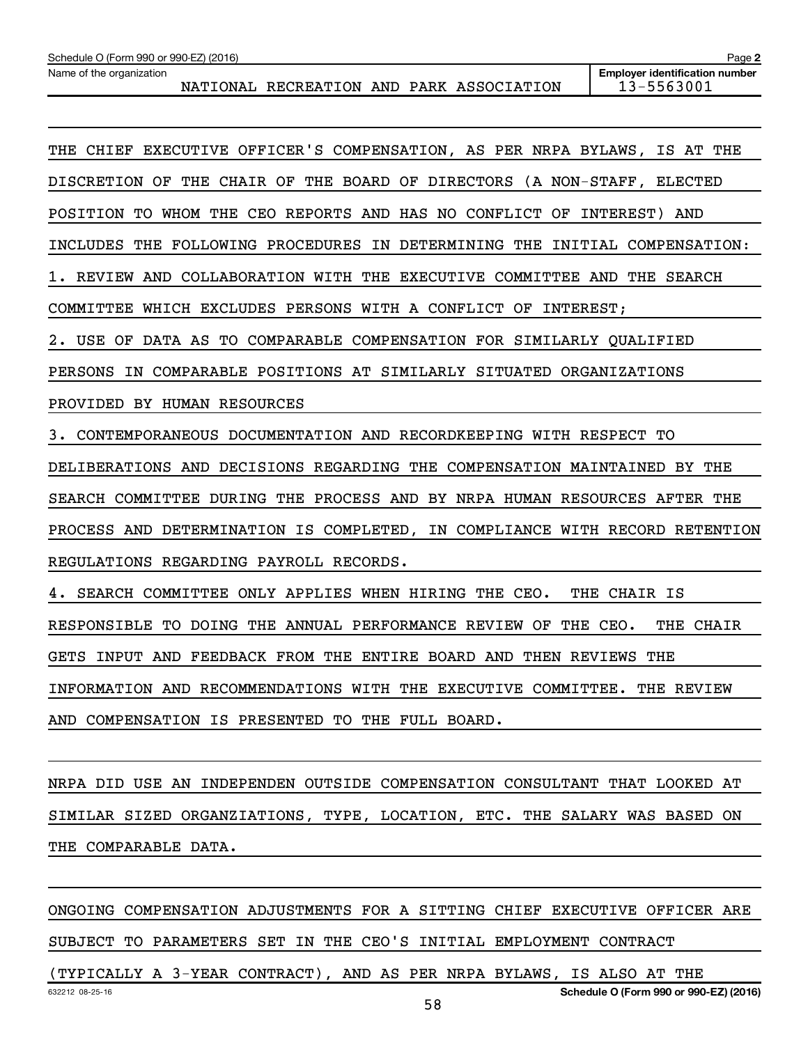Schedule O (Form 990 or 990-EZ) (2016)

Name of the organization: NATIONAL RECREATION AND PARK ASSOCIATION

Employer identification number: 13-5563001

THE CHIEF EXECUTIVE OFFICER'S COMPENSATION, AS PER NRPA BYLAWS, IS AT THE DISCRETION OF THE CHAIR OF THE BOARD OF DIRECTORS (A NON-STAFF, ELECTED POSITION TO WHOM THE CEO REPORTS AND HAS NO CONFLICT OF INTEREST) AND INCLUDES THE FOLLOWING PROCEDURES IN DETERMINING THE INITIAL COMPENSATION:

1. REVIEW AND COLLABORATION WITH THE EXECUTIVE COMMITTEE AND THE SEARCH COMMITTEE WHICH EXCLUDES PERSONS WITH A CONFLICT OF INTEREST;
2. USE OF DATA AS TO COMPARABLE COMPENSATION FOR SIMILARLY QUALIFIED PERSONS IN COMPARABLE POSITIONS AT SIMILARLY SITUATED ORGANIZATIONS PROVIDED BY HUMAN RESOURCES
3. CONTEMPORANEOUS DOCUMENTATION AND RECORDKEEPING WITH RESPECT TO DELIBERATIONS AND DECISIONS REGARDING THE COMPENSATION MAINTAINED BY THE SEARCH COMMITTEE DURING THE PROCESS AND BY NRPA HUMAN RESOURCES AFTER THE PROCESS AND DETERMINATION IS COMPLETED, IN COMPLIANCE WITH RECORD RETENTION REGULATIONS REGARDING PAYROLL RECORDS.
4. SEARCH COMMITTEE ONLY APPLIES WHEN HIRING THE CEO. THE CHAIR IS RESPONSIBLE TO DOING THE ANNUAL PERFORMANCE REVIEW OF THE CEO. THE CHAIR GETS INPUT AND FEEDBACK FROM THE ENTIRE BOARD AND THEN REVIEWS THE INFORMATION AND RECOMMENDATIONS WITH THE EXECUTIVE COMMITTEE. THE REVIEW AND COMPENSATION IS PRESENTED TO THE FULL BOARD.

NRPA DID USE AN INDEPENDEN OUTSIDE COMPENSATION CONSULTANT THAT LOOKED AT SIMILAR SIZED ORGANZIATIONS, TYPE, LOCATION, ETC. THE SALARY WAS BASED ON THE COMPARABLE DATA.

ONGOING COMPENSATION ADJUSTMENTS FOR A SITTING CHIEF EXECUTIVE OFFICER ARE SUBJECT TO PARAMETERS SET IN THE CEO'S INITIAL EMPLOYMENT CONTRACT (TYPICALLY A 3-YEAR CONTRACT), AND AS PER NRPA BYLAWS, IS ALSO AT THE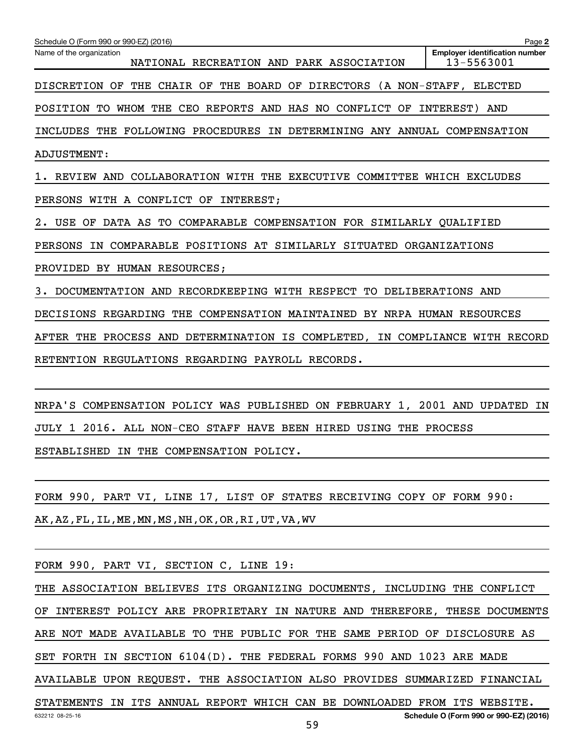Schedule O (Form 990 or 990-EZ) (2016)

Name of the organization: NATIONAL RECREATION AND PARK ASSOCIATION

Employer identification number: 13-5563001

DISCRETION OF THE CHAIR OF THE BOARD OF DIRECTORS (A NON-STAFF, ELECTED POSITION TO WHOM THE CEO REPORTS AND HAS NO CONFLICT OF INTEREST) AND INCLUDES THE FOLLOWING PROCEDURES IN DETERMINING ANY ANNUAL COMPENSATION ADJUSTMENT:

1. REVIEW AND COLLABORATION WITH THE EXECUTIVE COMMITTEE WHICH EXCLUDES PERSONS WITH A CONFLICT OF INTEREST;
2. USE OF DATA AS TO COMPARABLE COMPENSATION FOR SIMILARLY QUALIFIED PERSONS IN COMPARABLE POSITIONS AT SIMILARLY SITUATED ORGANIZATIONS PROVIDED BY HUMAN RESOURCES;
3. DOCUMENTATION AND RECORDKEEPING WITH RESPECT TO DELIBERATIONS AND DECISIONS REGARDING THE COMPENSATION MAINTAINED BY NRPA HUMAN RESOURCES AFTER THE PROCESS AND DETERMINATION IS COMPLETED, IN COMPLIANCE WITH RECORD RETENTION REGULATIONS REGARDING PAYROLL RECORDS.

NRPA'S COMPENSATION POLICY WAS PUBLISHED ON FEBRUARY 1, 2001 AND UPDATED IN JULY 1 2016. ALL NON-CEO STAFF HAVE BEEN HIRED USING THE PROCESS ESTABLISHED IN THE COMPENSATION POLICY.

FORM 990, PART VI, LINE 17, LIST OF STATES RECEIVING COPY OF FORM 990:

AK,AZ,FL,IL,ME,MN,MS,NH,OK,OR,RI,UT,VA,WV

FORM 990, PART VI, SECTION C, LINE 19:

THE ASSOCIATION BELIEVES ITS ORGANIZING DOCUMENTS, INCLUDING THE CONFLICT OF INTEREST POLICY ARE PROPRIETARY IN NATURE AND THEREFORE, THESE DOCUMENTS ARE NOT MADE AVAILABLE TO THE PUBLIC FOR THE SAME PERIOD OF DISCLOSURE AS SET FORTH IN SECTION 6104(D). THE FEDERAL FORMS 990 AND 1023 ARE MADE AVAILABLE UPON REQUEST. THE ASSOCIATION ALSO PROVIDES SUMMARIZED FINANCIAL STATEMENTS IN ITS ANNUAL REPORT WHICH CAN BE DOWNLOADED FROM ITS WEBSITE.

632212 08-25-16

Schedule O (Form 990 or 990-EZ) (2016)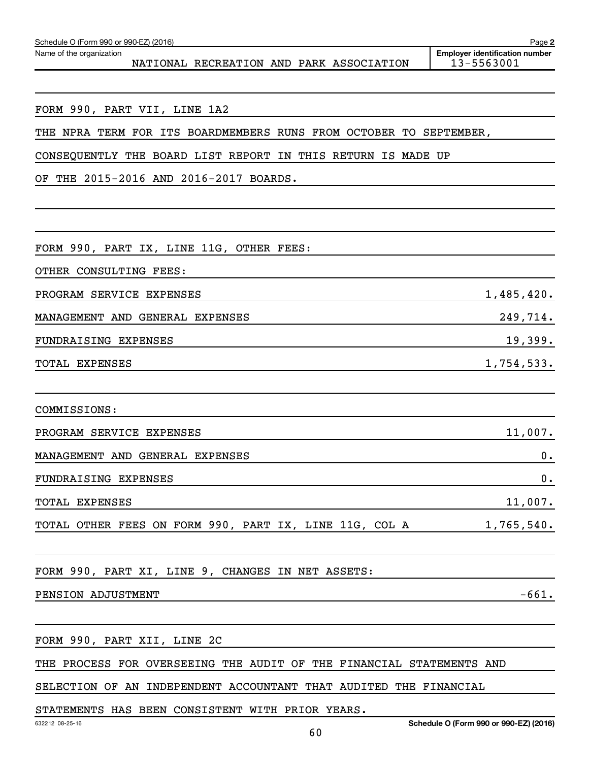Schedule O (Form 990 or 990-EZ) (2016) Page **2**

Name of the organization: NATIONAL RECREATION AND PARK ASSOCIATION

**Employer identification number** 13-5563001

FORM 990, PART VII, LINE 1A2

THE NPRA TERM FOR ITS BOARDMEMBERS RUNS FROM OCTOBER TO SEPTEMBER, CONSEQUENTLY THE BOARD LIST REPORT IN THIS RETURN IS MADE UP OF THE 2015-2016 AND 2016-2017 BOARDS.

FORM 990, PART IX, LINE 11G, OTHER FEES:

OTHER CONSULTING FEES:

| | |
|---|---|
| PROGRAM SERVICE EXPENSES | 1,485,420. |
| MANAGEMENT AND GENERAL EXPENSES | 249,714. |
| FUNDRAISING EXPENSES | 19,399. |
| TOTAL EXPENSES | 1,754,533. |

COMMISSIONS:

| | |
|---|---|
| PROGRAM SERVICE EXPENSES | 11,007. |
| MANAGEMENT AND GENERAL EXPENSES | 0. |
| FUNDRAISING EXPENSES | 0. |
| TOTAL EXPENSES | 11,007. |
| TOTAL OTHER FEES ON FORM 990, PART IX, LINE 11G, COL A | 1,765,540. |

FORM 990, PART XI, LINE 9, CHANGES IN NET ASSETS:

| | |
|---|---|
| PENSION ADJUSTMENT | -661. |

FORM 990, PART XII, LINE 2C

THE PROCESS FOR OVERSEEING THE AUDIT OF THE FINANCIAL STATEMENTS AND SELECTION OF AN INDEPENDENT ACCOUNTANT THAT AUDITED THE FINANCIAL STATEMENTS HAS BEEN CONSISTENT WITH PRIOR YEARS.

632212 08-25-16 **Schedule O (Form 990 or 990-EZ) (2016)**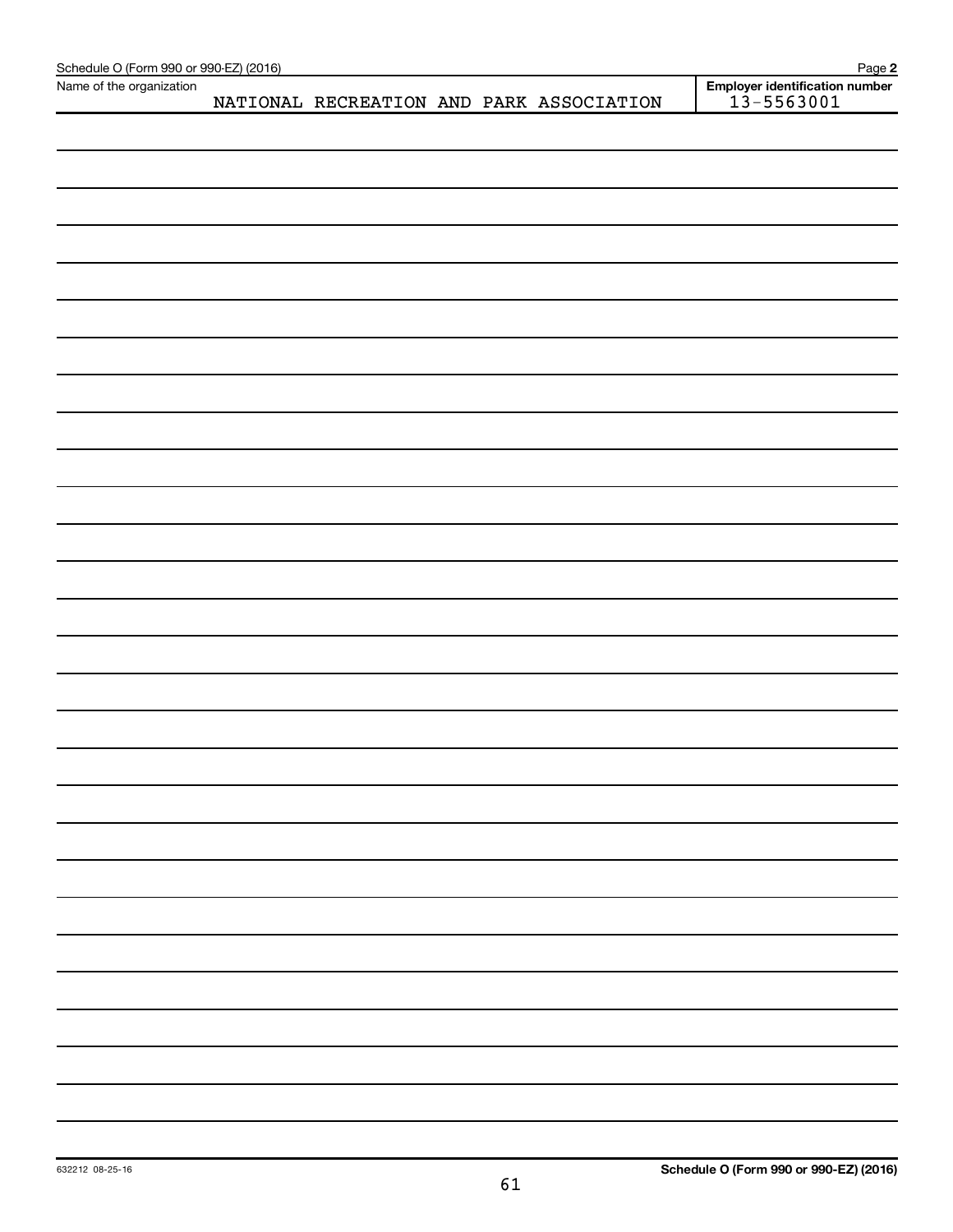Schedule O (Form 990 or 990-EZ) (2016)

Name of the organization: NATIONAL RECREATION AND PARK ASSOCIATION

Employer identification number: 13-5563001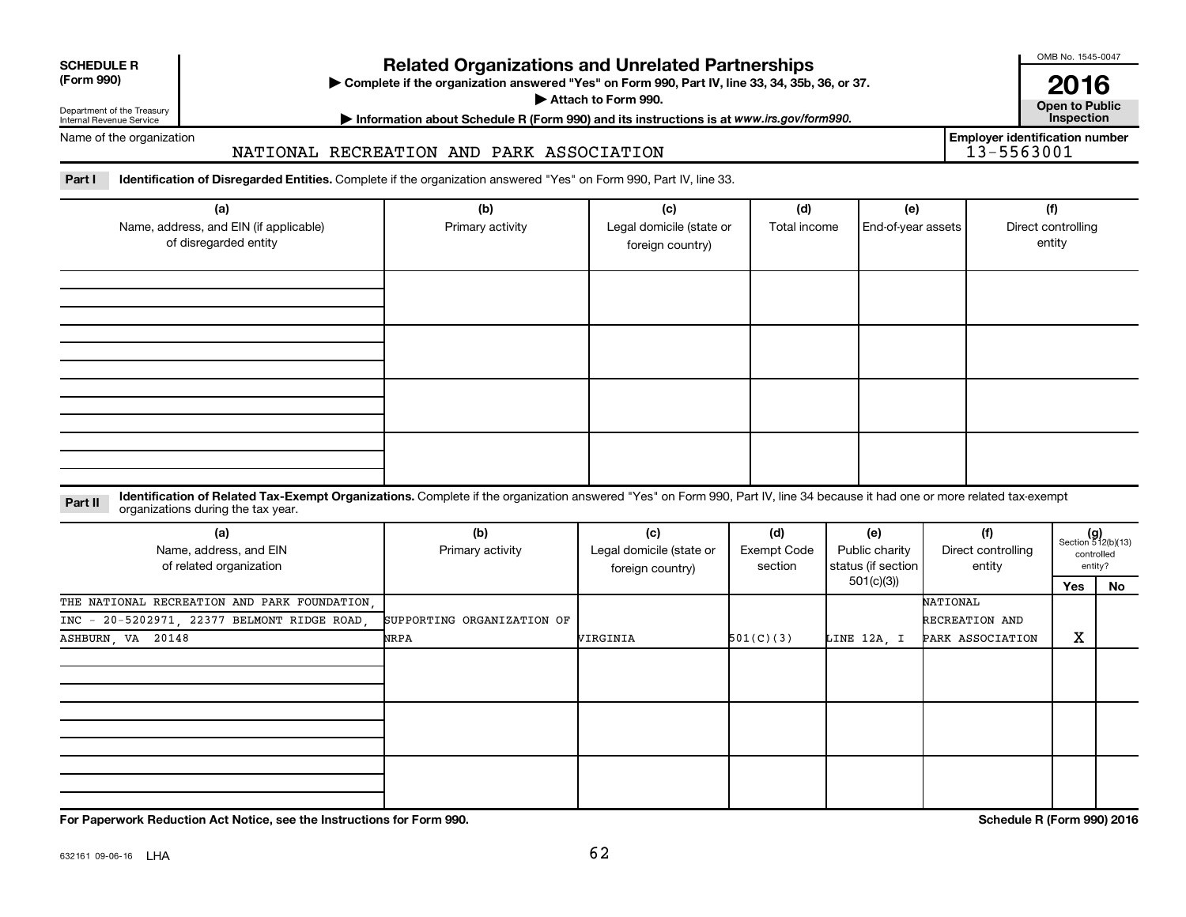**SCHEDULE R (Form 990)**

Department of the Treasury
Internal Revenue Service

# Related Organizations and Unrelated Partnerships

▶ Complete if the organization answered "Yes" on Form 990, Part IV, line 33, 34, 35b, 36, or 37.
▶ Attach to Form 990.
▶ Information about Schedule R (Form 990) and its instructions is at www.irs.gov/form990.

OMB No. 1545-0047

**2016**

**Open to Public Inspection**

Name of the organization: NATIONAL RECREATION AND PARK ASSOCIATION

Employer identification number: 13-5563001

**Part I** **Identification of Disregarded Entities.** Complete if the organization answered "Yes" on Form 990, Part IV, line 33.

| (a) Name, address, and EIN (if applicable) of disregarded entity | (b) Primary activity | (c) Legal domicile (state or foreign country) | (d) Total income | (e) End-of-year assets | (f) Direct controlling entity |
|---|---|---|---|---|---|
| | | | | | |
| | | | | | |
| | | | | | |
| | | | | | |

**Part II** **Identification of Related Tax-Exempt Organizations.** Complete if the organization answered "Yes" on Form 990, Part IV, line 34 because it had one or more related tax-exempt organizations during the tax year.

| (a) Name, address, and EIN of related organization | (b) Primary activity | (c) Legal domicile (state or foreign country) | (d) Exempt Code section | (e) Public charity status (if section 501(c)(3)) | (f) Direct controlling entity | (g) Section 512(b)(13) controlled entity? Yes | No |
|---|---|---|---|---|---|---|---|
| THE NATIONAL RECREATION AND PARK FOUNDATION, INC - 20-5202971, 22377 BELMONT RIDGE ROAD, ASHBURN, VA 20148 | SUPPORTING ORGANIZATION OF NRPA | VIRGINIA | 501(C)(3) | LINE 12A, I | NATIONAL RECREATION AND PARK ASSOCIATION | X | |
| | | | | | | | |
| | | | | | | | |
| | | | | | | | |

**For Paperwork Reduction Act Notice, see the Instructions for Form 990.**

**Schedule R (Form 990) 2016**

632161 09-06-16 LHA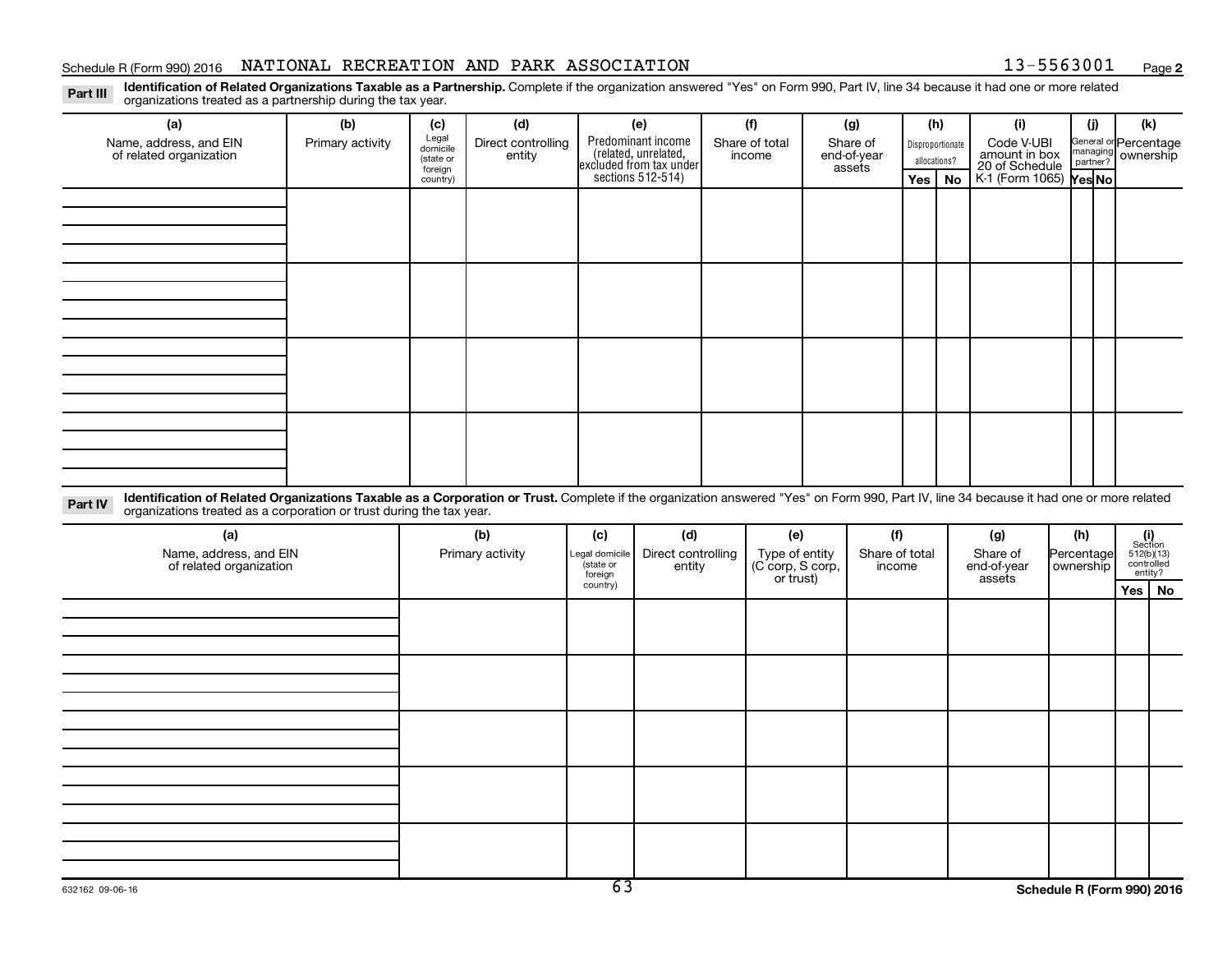Schedule R (Form 990) 2016 NATIONAL RECREATION AND PARK ASSOCIATION 13-5563001 Page **2**

**Part III** **Identification of Related Organizations Taxable as a Partnership.** Complete if the organization answered "Yes" on Form 990, Part IV, line 34 because it had one or more related organizations treated as a partnership during the tax year.

| (a) Name, address, and EIN of related organization | (b) Primary activity | (c) Legal domicile (state or foreign country) | (d) Direct controlling entity | (e) Predominant income (related, unrelated, excluded from tax under sections 512-514) | (f) Share of total income | (g) Share of end-of-year assets | (h) Disproportionate allocations? Yes | (h) No | (i) Code V-UBI amount in box 20 of Schedule K-1 (Form 1065) | (j) General or managing partner? Yes | (j) No | (k) Percentage ownership |
|---|---|---|---|---|---|---|---|---|---|---|---|---|
| | | | | | | | | | | | | |
| | | | | | | | | | | | | |
| | | | | | | | | | | | | |
| | | | | | | | | | | | | |

**Part IV** **Identification of Related Organizations Taxable as a Corporation or Trust.** Complete if the organization answered "Yes" on Form 990, Part IV, line 34 because it had one or more related organizations treated as a corporation or trust during the tax year.

| (a) Name, address, and EIN of related organization | (b) Primary activity | (c) Legal domicile (state or foreign country) | (d) Direct controlling entity | (e) Type of entity (C corp, S corp, or trust) | (f) Share of total income | (g) Share of end-of-year assets | (h) Percentage ownership | (i) Section 512(b)(13) controlled entity? Yes | (i) No |
|---|---|---|---|---|---|---|---|---|---|
| | | | | | | | | | |
| | | | | | | | | | |
| | | | | | | | | | |
| | | | | | | | | | |
| | | | | | | | | | |

632162 09-06-16 **Schedule R (Form 990) 2016**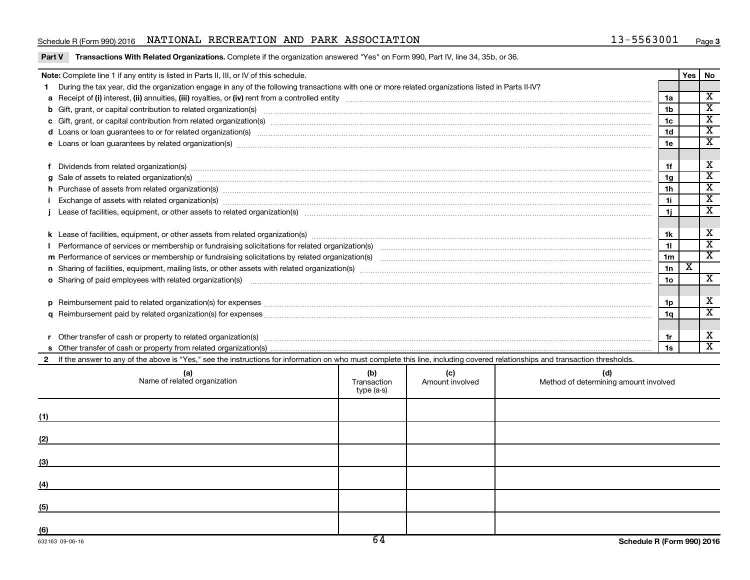Schedule R (Form 990) 2016 NATIONAL RECREATION AND PARK ASSOCIATION 13-5563001 Page 3

**Part V Transactions With Related Organizations.** Complete if the organization answered "Yes" on Form 990, Part IV, line 34, 35b, or 36.

| **Note:** Complete line 1 if any entity is listed in Parts II, III, or IV of this schedule. | | Yes | No |
|---|---|---|---|
| **1** During the tax year, did the organization engage in any of the following transactions with one or more related organizations listed in Parts II-IV? | | | |
| **a** Receipt of **(i)** interest, **(ii)** annuities, **(iii)** royalties, or **(iv)** rent from a controlled entity | 1a | | X |
| **b** Gift, grant, or capital contribution to related organization(s) | 1b | | X |
| **c** Gift, grant, or capital contribution from related organization(s) | 1c | | X |
| **d** Loans or loan guarantees to or for related organization(s) | 1d | | X |
| **e** Loans or loan guarantees by related organization(s) | 1e | | X |
| **f** Dividends from related organization(s) | 1f | | X |
| **g** Sale of assets to related organization(s) | 1g | | X |
| **h** Purchase of assets from related organization(s) | 1h | | X |
| **i** Exchange of assets with related organization(s) | 1i | | X |
| **j** Lease of facilities, equipment, or other assets to related organization(s) | 1j | | X |
| **k** Lease of facilities, equipment, or other assets from related organization(s) | 1k | | X |
| **l** Performance of services or membership or fundraising solicitations for related organization(s) | 1l | | X |
| **m** Performance of services or membership or fundraising solicitations by related organization(s) | 1m | | X |
| **n** Sharing of facilities, equipment, mailing lists, or other assets with related organization(s) | 1n | X | |
| **o** Sharing of paid employees with related organization(s) | 1o | | X |
| **p** Reimbursement paid to related organization(s) for expenses | 1p | | X |
| **q** Reimbursement paid by related organization(s) for expenses | 1q | | X |
| **r** Other transfer of cash or property to related organization(s) | 1r | | X |
| **s** Other transfer of cash or property from related organization(s) | 1s | | X |

**2** If the answer to any of the above is "Yes," see the instructions for information on who must complete this line, including covered relationships and transaction thresholds.

| (a) Name of related organization | (b) Transaction type (a-s) | (c) Amount involved | (d) Method of determining amount involved |
|---|---|---|---|
| (1) | | | |
| (2) | | | |
| (3) | | | |
| (4) | | | |
| (5) | | | |
| (6) | | | |

632163 09-06-16 Schedule R (Form 990) 2016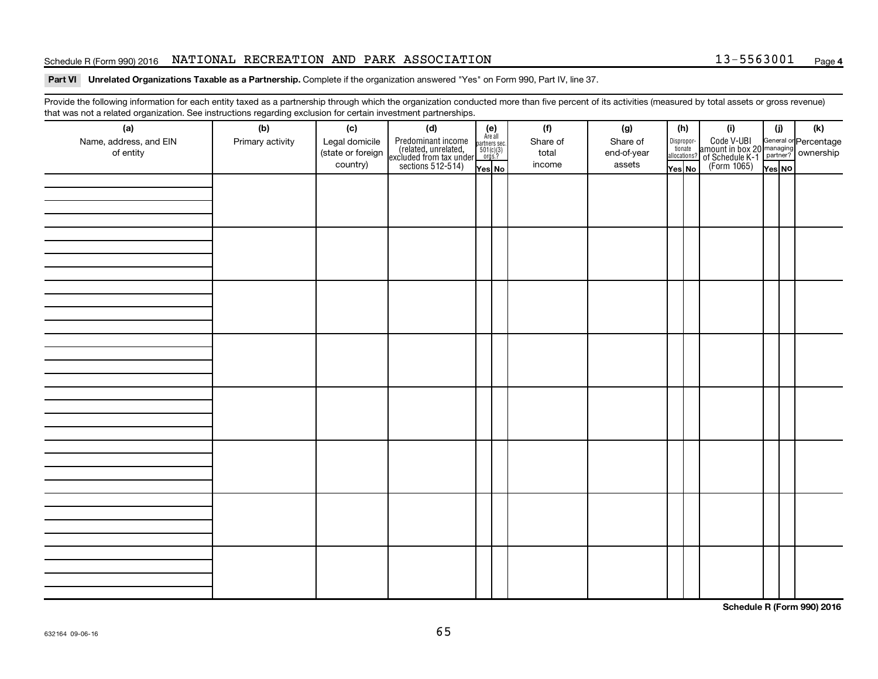Schedule R (Form 990) 2016 NATIONAL RECREATION AND PARK ASSOCIATION 13-5563001 Page **4**

**Part VI Unrelated Organizations Taxable as a Partnership.** Complete if the organization answered "Yes" on Form 990, Part IV, line 37.

Provide the following information for each entity taxed as a partnership through which the organization conducted more than five percent of its activities (measured by total assets or gross revenue) that was not a related organization. See instructions regarding exclusion for certain investment partnerships.

| (a) Name, address, and EIN of entity | (b) Primary activity | (c) Legal domicile (state or foreign country) | (d) Predominant income (related, unrelated, excluded from tax under sections 512-514) | (e) Are all partners sec. 501(c)(3) orgs.? | | (f) Share of total income | (g) Share of end-of-year assets | (h) Disproportionate allocations? | | (i) Code V-UBI amount in box 20 of Schedule K-1 (Form 1065) | (j) General or managing partner? | | (k) Percentage ownership |
|---|---|---|---|---|---|---|---|---|---|---|---|---|---|
| | | | | Yes | No | | | Yes | No | | Yes | No | |
| | | | | | | | | | | | | | |
| | | | | | | | | | | | | | |
| | | | | | | | | | | | | | |
| | | | | | | | | | | | | | |
| | | | | | | | | | | | | | |
| | | | | | | | | | | | | | |
| | | | | | | | | | | | | | |
| | | | | | | | | | | | | | |

**Schedule R (Form 990) 2016**

632164 09-06-16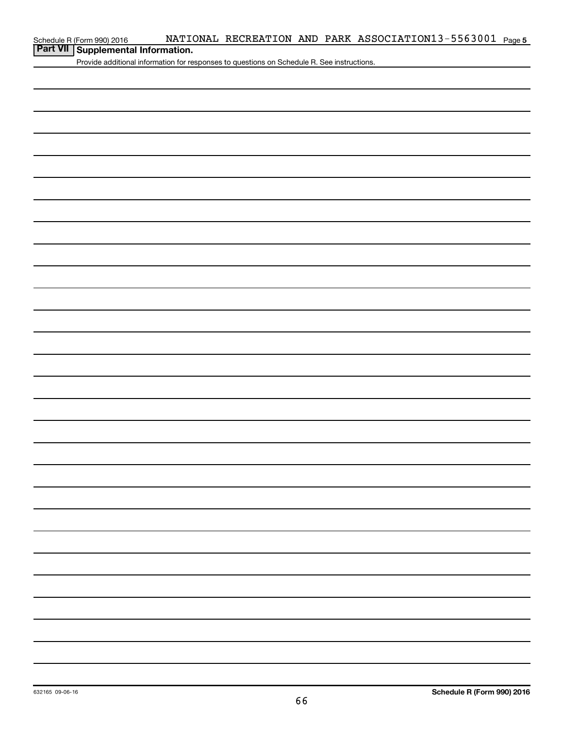Schedule R (Form 990) 2016 NATIONAL RECREATION AND PARK ASSOCIATION 13-5563001 Page 5

**Part VII** **Supplemental Information.**

Provide additional information for responses to questions on Schedule R. See instructions.

632165 09-06-16 **Schedule R (Form 990) 2016**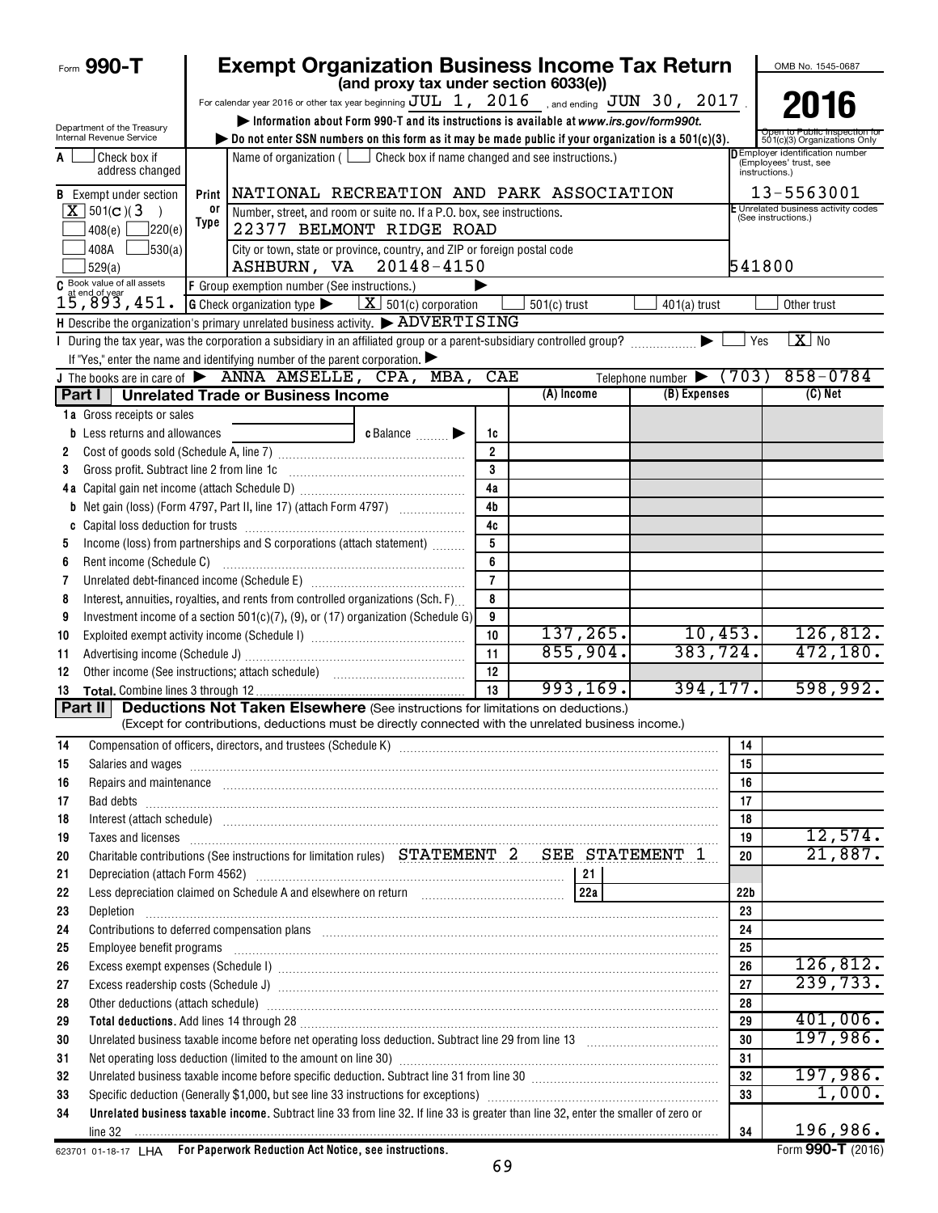Form **990-T**

# Exempt Organization Business Income Tax Return

**(and proxy tax under section 6033(e))**

For calendar year 2016 or other tax year beginning JUL 1, 2016, and ending JUN 30, 2017.

▶ Information about Form 990-T and its instructions is available at *www.irs.gov/form990t.*

▶ Do not enter SSN numbers on this form as it may be made public if your organization is a 501(c)(3).

Department of the Treasury Internal Revenue Service

OMB No. 1545-0687

**2016**

Open to Public Inspection for 501(c)(3) Organizations Only

A ☐ Check box if address changed

B Exempt under section [X] 501(C)(3) ☐ 408(e) ☐ 220(e) ☐ 408A ☐ 530(a) ☐ 529(a)

C Book value of all assets at end of year 15,893,451.

Print or Type — Name of organization ( ☐ Check box if name changed and see instructions.)
NATIONAL RECREATION AND PARK ASSOCIATION
Number, street, and room or suite no. If a P.O. box, see instructions.
22377 BELMONT RIDGE ROAD
City or town, state or province, country, and ZIP or foreign postal code
ASHBURN, VA 20148-4150

D Employer identification number (Employees' trust, see instructions.) 13-5563001

E Unrelated business activity codes (See instructions.) 541800

F Group exemption number (See instructions.) ▶

G Check organization type ▶ [X] 501(c) corporation ☐ 501(c) trust ☐ 401(a) trust ☐ Other trust

H Describe the organization's primary unrelated business activity. ▶ ADVERTISING

I During the tax year, was the corporation a subsidiary in an affiliated group or a parent-subsidiary controlled group? ▶ ☐ Yes [X] No

If "Yes," enter the name and identifying number of the parent corporation. ▶

J The books are in care of ▶ ANNA AMSELLE, CPA, MBA, CAE Telephone number ▶ (703) 858-0784

## Part I Unrelated Trade or Business Income

| | | | (A) Income | (B) Expenses | (C) Net |
|---|---|---|---|---|---|
| 1a | Gross receipts or sales | | | | |
| b | Less returns and allowances ... c Balance ▶ | 1c | | | |
| 2 | Cost of goods sold (Schedule A, line 7) | 2 | | | |
| 3 | Gross profit. Subtract line 2 from line 1c | 3 | | | |
| 4a | Capital gain net income (attach Schedule D) | 4a | | | |
| b | Net gain (loss) (Form 4797, Part II, line 17) (attach Form 4797) | 4b | | | |
| c | Capital loss deduction for trusts | 4c | | | |
| 5 | Income (loss) from partnerships and S corporations (attach statement) | 5 | | | |
| 6 | Rent income (Schedule C) | 6 | | | |
| 7 | Unrelated debt-financed income (Schedule E) | 7 | | | |
| 8 | Interest, annuities, royalties, and rents from controlled organizations (Sch. F) | 8 | | | |
| 9 | Investment income of a section 501(c)(7), (9), or (17) organization (Schedule G) | 9 | | | |
| 10 | Exploited exempt activity income (Schedule I) | 10 | 137,265. | 10,453. | 126,812. |
| 11 | Advertising income (Schedule J) | 11 | 855,904. | 383,724. | 472,180. |
| 12 | Other income (See instructions; attach schedule) | 12 | | | |
| 13 | **Total.** Combine lines 3 through 12 | 13 | 993,169. | 394,177. | 598,992. |

## Part II Deductions Not Taken Elsewhere (See instructions for limitations on deductions.)

(Except for contributions, deductions must be directly connected with the unrelated business income.)

| | | | |
|---|---|---|---|
| 14 | Compensation of officers, directors, and trustees (Schedule K) | 14 | |
| 15 | Salaries and wages | 15 | |
| 16 | Repairs and maintenance | 16 | |
| 17 | Bad debts | 17 | |
| 18 | Interest (attach schedule) | 18 | |
| 19 | Taxes and licenses | 19 | 12,574. |
| 20 | Charitable contributions (See instructions for limitation rules) STATEMENT 2 SEE STATEMENT 1 | 20 | 21,887. |
| 21 | Depreciation (attach Form 4562) — 21 | | |
| 22 | Less depreciation claimed on Schedule A and elsewhere on return — 22a | 22b | |
| 23 | Depletion | 23 | |
| 24 | Contributions to deferred compensation plans | 24 | |
| 25 | Employee benefit programs | 25 | |
| 26 | Excess exempt expenses (Schedule I) | 26 | 126,812. |
| 27 | Excess readership costs (Schedule J) | 27 | 239,733. |
| 28 | Other deductions (attach schedule) | 28 | |
| 29 | **Total deductions.** Add lines 14 through 28 | 29 | 401,006. |
| 30 | Unrelated business taxable income before net operating loss deduction. Subtract line 29 from line 13 | 30 | 197,986. |
| 31 | Net operating loss deduction (limited to the amount on line 30) | 31 | |
| 32 | Unrelated business taxable income before specific deduction. Subtract line 31 from line 30 | 32 | 197,986. |
| 33 | Specific deduction (Generally $1,000, but see line 33 instructions for exceptions) | 33 | 1,000. |
| 34 | **Unrelated business taxable income.** Subtract line 33 from line 32. If line 33 is greater than line 32, enter the smaller of zero or line 32 | 34 | 196,986. |

623701 01-18-17 LHA **For Paperwork Reduction Act Notice, see instructions.** Form **990-T** (2016)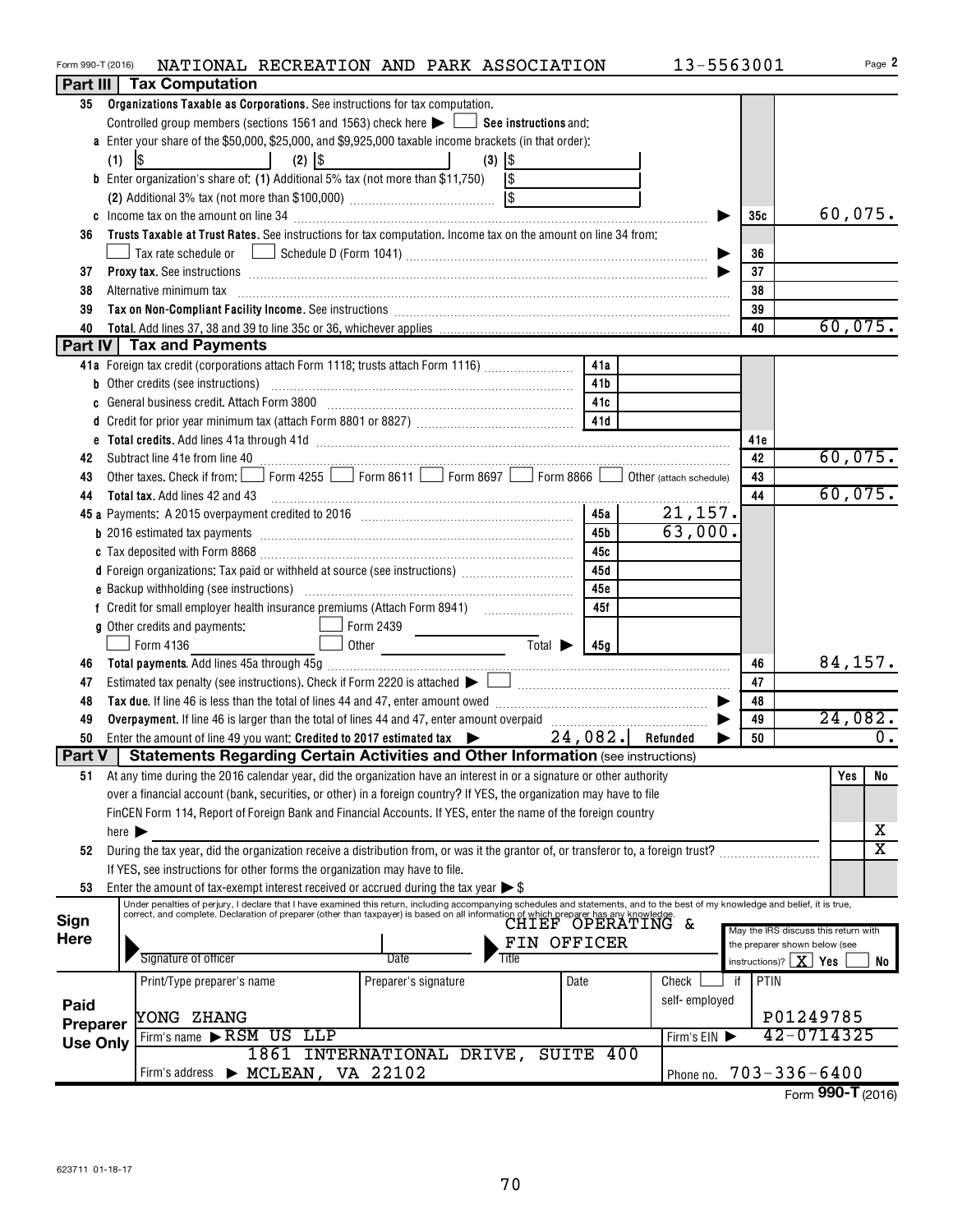Form 990-T (2016) NATIONAL RECREATION AND PARK ASSOCIATION 13-5563001 Page **2**

## Part III Tax Computation

| | | | |
|---|---|---|---|
| **35** | **Organizations Taxable as Corporations.** See instructions for tax computation. Controlled group members (sections 1561 and 1563) check here ▶ ☐ **See instructions** and: | | |
| **a** | Enter your share of the $50,000, $25,000, and $9,925,000 taxable income brackets (in that order): (1) $ (2) $ (3) $ | | |
| **b** | Enter organization's share of: (1) Additional 5% tax (not more than $11,750) $ (2) Additional 3% tax (not more than $100,000) $ | | |
| **c** | Income tax on the amount on line 34 ▶ | 35c | 60,075. |
| **36** | **Trusts Taxable at Trust Rates.** See instructions for tax computation. Income tax on the amount on line 34 from: ☐ Tax rate schedule or ☐ Schedule D (Form 1041) ▶ | 36 | |
| **37** | **Proxy tax.** See instructions ▶ | 37 | |
| **38** | Alternative minimum tax | 38 | |
| **39** | **Tax on Non-Compliant Facility Income.** See instructions | 39 | |
| **40** | **Total.** Add lines 37, 38 and 39 to line 35c or 36, whichever applies | 40 | 60,075. |

## Part IV Tax and Payments

| | | | | | |
|---|---|---|---|---|---|
| **41a** | Foreign tax credit (corporations attach Form 1118; trusts attach Form 1116) | 41a | | | |
| **b** | Other credits (see instructions) | 41b | | | |
| **c** | General business credit. Attach Form 3800 | 41c | | | |
| **d** | Credit for prior year minimum tax (attach Form 8801 or 8827) | 41d | | | |
| **e** | **Total credits.** Add lines 41a through 41d | | | 41e | |
| **42** | Subtract line 41e from line 40 | | | 42 | 60,075. |
| **43** | Other taxes. Check if from: ☐ Form 4255 ☐ Form 8611 ☐ Form 8697 ☐ Form 8866 ☐ Other (attach schedule) | | | 43 | |
| **44** | **Total tax.** Add lines 42 and 43 | | | 44 | 60,075. |
| **45a** | Payments: A 2015 overpayment credited to 2016 | 45a | 21,157. | | |
| **b** | 2016 estimated tax payments | 45b | 63,000. | | |
| **c** | Tax deposited with Form 8868 | 45c | | | |
| **d** | Foreign organizations: Tax paid or withheld at source (see instructions) | 45d | | | |
| **e** | Backup withholding (see instructions) | 45e | | | |
| **f** | Credit for small employer health insurance premiums (Attach Form 8941) | 45f | | | |
| **g** | Other credits and payments: ☐ Form 2439 ☐ Form 4136 ☐ Other Total ▶ | 45g | | | |
| **46** | **Total payments.** Add lines 45a through 45g | | | 46 | 84,157. |
| **47** | Estimated tax penalty (see instructions). Check if Form 2220 is attached ▶ ☐ | | | 47 | |
| **48** | **Tax due.** If line 46 is less than the total of lines 44 and 47, enter amount owed ▶ | | | 48 | |
| **49** | **Overpayment.** If line 46 is larger than the total of lines 44 and 47, enter amount overpaid ▶ | | | 49 | 24,082. |
| **50** | Enter the amount of line 49 you want: **Credited to 2017 estimated tax** ▶ 24,082. **Refunded** ▶ | | | 50 | 0. |

## Part V Statements Regarding Certain Activities and Other Information (see instructions)

| | | Yes | No |
|---|---|---|---|
| **51** | At any time during the 2016 calendar year, did the organization have an interest in or a signature or other authority over a financial account (bank, securities, or other) in a foreign country? If YES, the organization may have to file FinCEN Form 114, Report of Foreign Bank and Financial Accounts. If YES, enter the name of the foreign country here ▶ | | X |
| **52** | During the tax year, did the organization receive a distribution from, or was it the grantor of, or transferor to, a foreign trust? If YES, see instructions for other forms the organization may have to file. | | X |
| **53** | Enter the amount of tax-exempt interest received or accrued during the tax year ▶ $ | | |

**Sign Here**

Under penalties of perjury, I declare that I have examined this return, including accompanying schedules and statements, and to the best of my knowledge and belief, it is true, correct, and complete. Declaration of preparer (other than taxpayer) is based on all information of which preparer has any knowledge.

Signature of officer | Date | Title: CHIEF OPERATING & FIN OFFICER

May the IRS discuss this return with the preparer shown below (see instructions)? ☒ Yes ☐ No

**Paid Preparer Use Only**

| Print/Type preparer's name | Preparer's signature | Date | Check ☐ if self-employed | PTIN |
|---|---|---|---|---|
| YONG ZHANG | | | | P01249785 |

Firm's name ▶ RSM US LLP | Firm's EIN ▶ 42-0714325

Firm's address ▶ 1861 INTERNATIONAL DRIVE, SUITE 400, MCLEAN, VA 22102 | Phone no. 703-336-6400

Form **990-T** (2016)

623711 01-18-17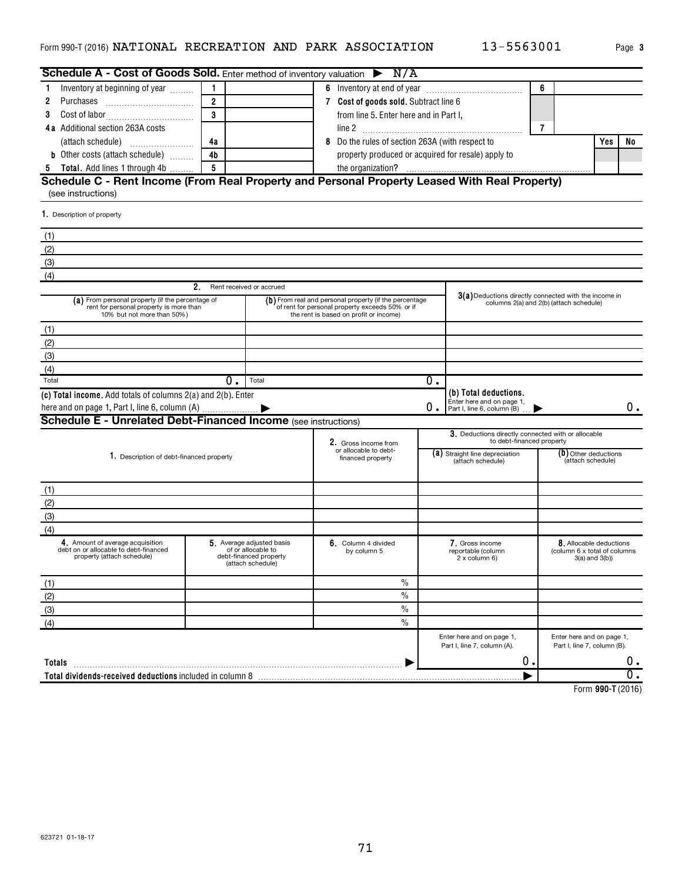Form 990-T (2016) NATIONAL RECREATION AND PARK ASSOCIATION 13-5563001

## Schedule A - Cost of Goods Sold. Enter method of inventory valuation ▶ N/A

| | | | | | | |
|---|---|---|---|---|---|---|
| 1 Inventory at beginning of year | 1 | | 6 Inventory at end of year | 6 | | |
| 2 Purchases | 2 | | 7 **Cost of goods sold.** Subtract line 6 from line 5. Enter here and in Part I, line 2 | 7 | | |
| 3 Cost of labor | 3 | | | | | |
| 4a Additional section 263A costs (attach schedule) | 4a | | 8 Do the rules of section 263A (with respect to property produced or acquired for resale) apply to the organization? | | Yes | No |
| b Other costs (attach schedule) | 4b | | | | | |
| 5 **Total.** Add lines 1 through 4b | 5 | | | | | |

## Schedule C - Rent Income (From Real Property and Personal Property Leased With Real Property)

(see instructions)

| 1. Description of property |
|---|
| (1) |
| (2) |
| (3) |
| (4) |

| 2. Rent received or accrued | | 3(a) Deductions directly connected with the income in columns 2(a) and 2(b) (attach schedule) |
|---|---|---|
| (a) From personal property (if the percentage of rent for personal property is more than 10% but not more than 50%) | (b) From real and personal property (if the percentage of rent for personal property exceeds 50% or if the rent is based on profit or income) | |
| (1) | | |
| (2) | | |
| (3) | | |
| (4) | | |
| Total 0. | Total 0. | |
| (c) **Total income.** Add totals of columns 2(a) and 2(b). Enter here and on page 1, Part I, line 6, column (A) ▶ 0. | | (b) **Total deductions.** Enter here and on page 1, Part I, line 6, column (B) ▶ 0. |

## Schedule E - Unrelated Debt-Financed Income (see instructions)

| 1. Description of debt-financed property | 2. Gross income from or allocable to debt-financed property | 3. Deductions directly connected with or allocable to debt-financed property (a) Straight line depreciation (attach schedule) | (b) Other deductions (attach schedule) |
|---|---|---|---|
| (1) | | | |
| (2) | | | |
| (3) | | | |
| (4) | | | |

| 4. Amount of average acquisition debt on or allocable to debt-financed property (attach schedule) | 5. Average adjusted basis of or allocable to debt-financed property (attach schedule) | 6. Column 4 divided by column 5 | 7. Gross income reportable (column 2 x column 6) | 8. Allocable deductions (column 6 x total of columns 3(a) and 3(b)) |
|---|---|---|---|---|
| (1) | | % | | |
| (2) | | % | | |
| (3) | | % | | |
| (4) | | % | | |
| | | | Enter here and on page 1, Part I, line 7, column (A). | Enter here and on page 1, Part I, line 7, column (B). |
| **Totals** ▶ | | | 0. | 0. |
| **Total dividends-received deductions** included in column 8 ▶ | | | | 0. |

Form **990-T** (2016)

623721 01-18-17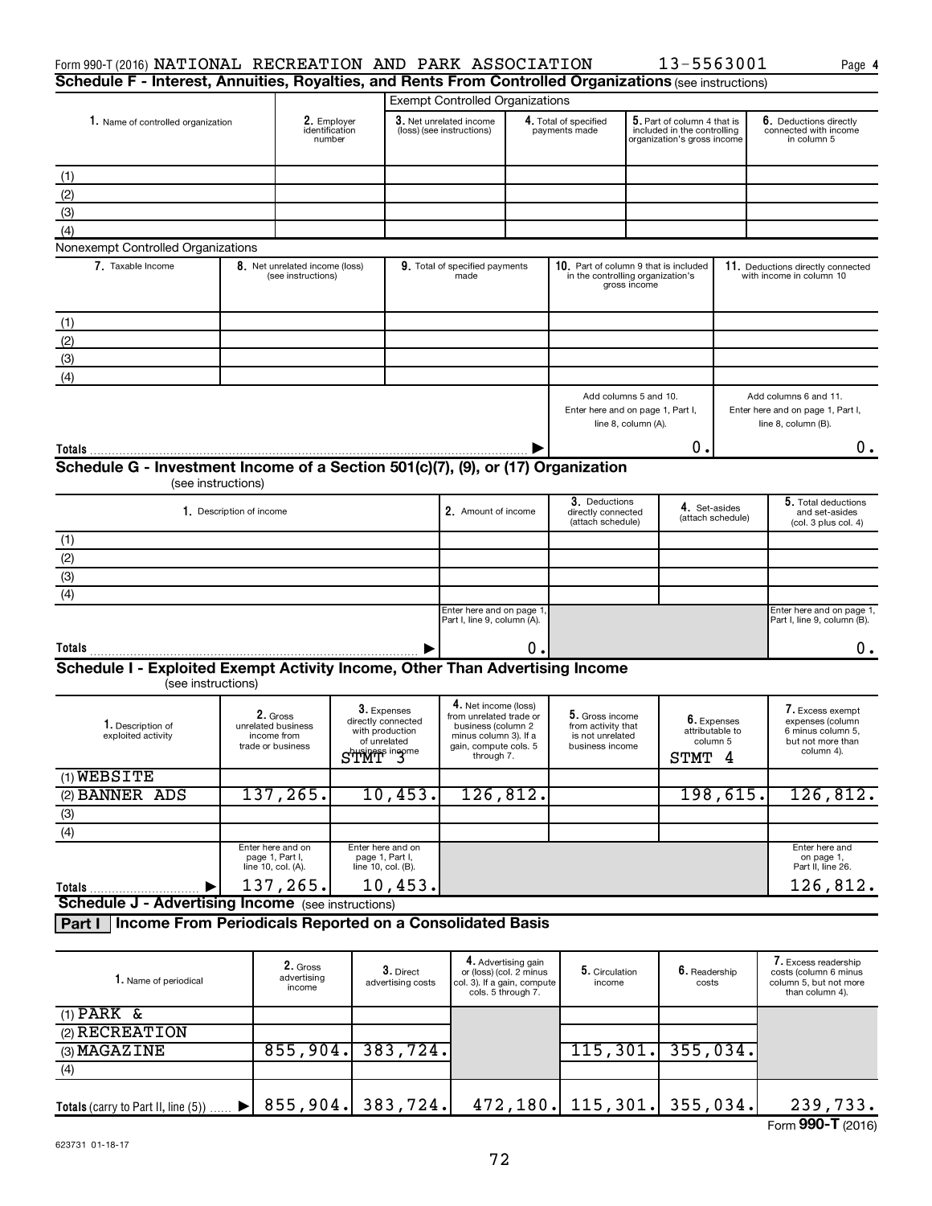Form 990-T (2016) NATIONAL RECREATION AND PARK ASSOCIATION 13-5563001 Page 4

## Schedule F - Interest, Annuities, Royalties, and Rents From Controlled Organizations (see instructions)

**Exempt Controlled Organizations**

| 1. Name of controlled organization | 2. Employer identification number | 3. Net unrelated income (loss) (see instructions) | 4. Total of specified payments made | 5. Part of column 4 that is included in the controlling organization's gross income | 6. Deductions directly connected with income in column 5 |
|---|---|---|---|---|---|
| (1) | | | | | |
| (2) | | | | | |
| (3) | | | | | |
| (4) | | | | | |

**Nonexempt Controlled Organizations**

| 7. Taxable Income | 8. Net unrelated income (loss) (see instructions) | 9. Total of specified payments made | 10. Part of column 9 that is included in the controlling organization's gross income | 11. Deductions directly connected with income in column 10 |
|---|---|---|---|---|
| (1) | | | | |
| (2) | | | | |
| (3) | | | | |
| (4) | | | | |
| | | | Add columns 5 and 10. Enter here and on page 1, Part I, line 8, column (A). | Add columns 6 and 11. Enter here and on page 1, Part I, line 8, column (B). |
| **Totals** | | | 0. | 0. |

## Schedule G - Investment Income of a Section 501(c)(7), (9), or (17) Organization
(see instructions)

| 1. Description of income | 2. Amount of income | 3. Deductions directly connected (attach schedule) | 4. Set-asides (attach schedule) | 5. Total deductions and set-asides (col. 3 plus col. 4) |
|---|---|---|---|---|
| (1) | | | | |
| (2) | | | | |
| (3) | | | | |
| (4) | | | | |
| | Enter here and on page 1, Part I, line 9, column (A). | | | Enter here and on page 1, Part I, line 9, column (B). |
| **Totals** | 0. | | | 0. |

## Schedule I - Exploited Exempt Activity Income, Other Than Advertising Income
(see instructions)

| 1. Description of exploited activity | 2. Gross unrelated business income from trade or business | 3. Expenses directly connected with production of unrelated business income STMT 3 | 4. Net income (loss) from unrelated trade or business (column 2 minus column 3). If a gain, compute cols. 5 through 7. | 5. Gross income from activity that is not unrelated business income | 6. Expenses attributable to column 5 STMT 4 | 7. Excess exempt expenses (column 6 minus column 5, but not more than column 4). |
|---|---|---|---|---|---|---|
| (1) WEBSITE | | | | | | |
| (2) BANNER ADS | 137,265. | 10,453. | 126,812. | | 198,615. | 126,812. |
| (3) | | | | | | |
| (4) | | | | | | |
| | Enter here and on page 1, Part I, line 10, col. (A). | Enter here and on page 1, Part I, line 10, col. (B). | | | | Enter here and on page 1, Part II, line 26. |
| **Totals** | 137,265. | 10,453. | | | | 126,812. |

## Schedule J - Advertising Income (see instructions)

### Part I Income From Periodicals Reported on a Consolidated Basis

| 1. Name of periodical | 2. Gross advertising income | 3. Direct advertising costs | 4. Advertising gain or (loss) (col. 2 minus col. 3). If a gain, compute cols. 5 through 7. | 5. Circulation income | 6. Readership costs | 7. Excess readership costs (column 6 minus column 5, but not more than column 4). |
|---|---|---|---|---|---|---|
| (1) PARK & | | | | | | |
| (2) RECREATION | | | | | | |
| (3) MAGAZINE | 855,904. | 383,724. | | 115,301. | 355,034. | |
| (4) | | | | | | |
| **Totals** (carry to Part II, line (5)) | 855,904. | 383,724. | 472,180. | 115,301. | 355,034. | 239,733. |

Form **990-T** (2016)

623731 01-18-17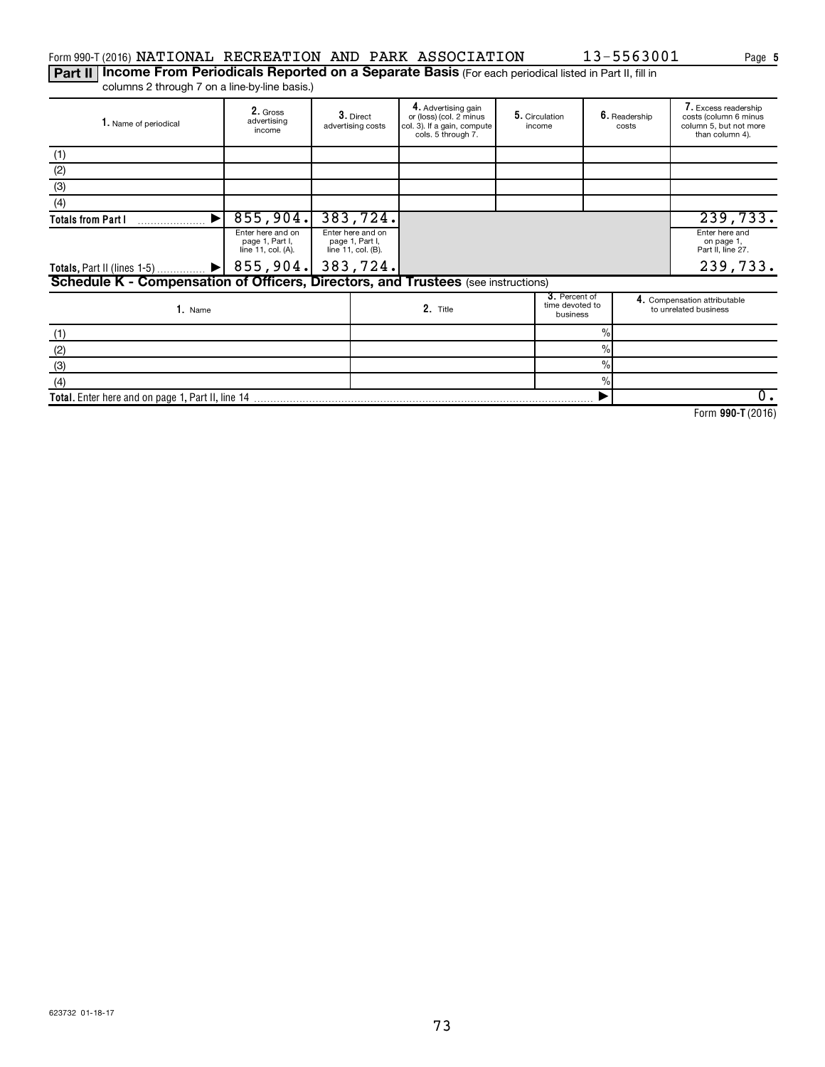Form 990-T (2016) NATIONAL RECREATION AND PARK ASSOCIATION 13-5563001 Page **5**

**Part II | Income From Periodicals Reported on a Separate Basis** (For each periodical listed in Part II, fill in columns 2 through 7 on a line-by-line basis.)

| 1. Name of periodical | 2. Gross advertising income | 3. Direct advertising costs | 4. Advertising gain or (loss) (col. 2 minus col. 3). If a gain, compute cols. 5 through 7. | 5. Circulation income | 6. Readership costs | 7. Excess readership costs (column 6 minus column 5, but not more than column 4). |
|---|---|---|---|---|---|---|
| (1) | | | | | | |
| (2) | | | | | | |
| (3) | | | | | | |
| (4) | | | | | | |
| **Totals from Part I** ▶ | 855,904. | 383,724. | | | | 239,733. |
| | Enter here and on page 1, Part I, line 11, col. (A). | Enter here and on page 1, Part I, line 11, col. (B). | | | | Enter here and on page 1, Part II, line 27. |
| **Totals**, Part II (lines 1-5) ▶ | 855,904. | 383,724. | | | | 239,733. |

**Schedule K - Compensation of Officers, Directors, and Trustees** (see instructions)

| 1. Name | 2. Title | 3. Percent of time devoted to business | 4. Compensation attributable to unrelated business |
|---|---|---|---|
| (1) | | % | |
| (2) | | % | |
| (3) | | % | |
| (4) | | % | |
| **Total.** Enter here and on page 1, Part II, line 14 | | ▶ | 0. |

Form **990-T** (2016)

623732 01-18-17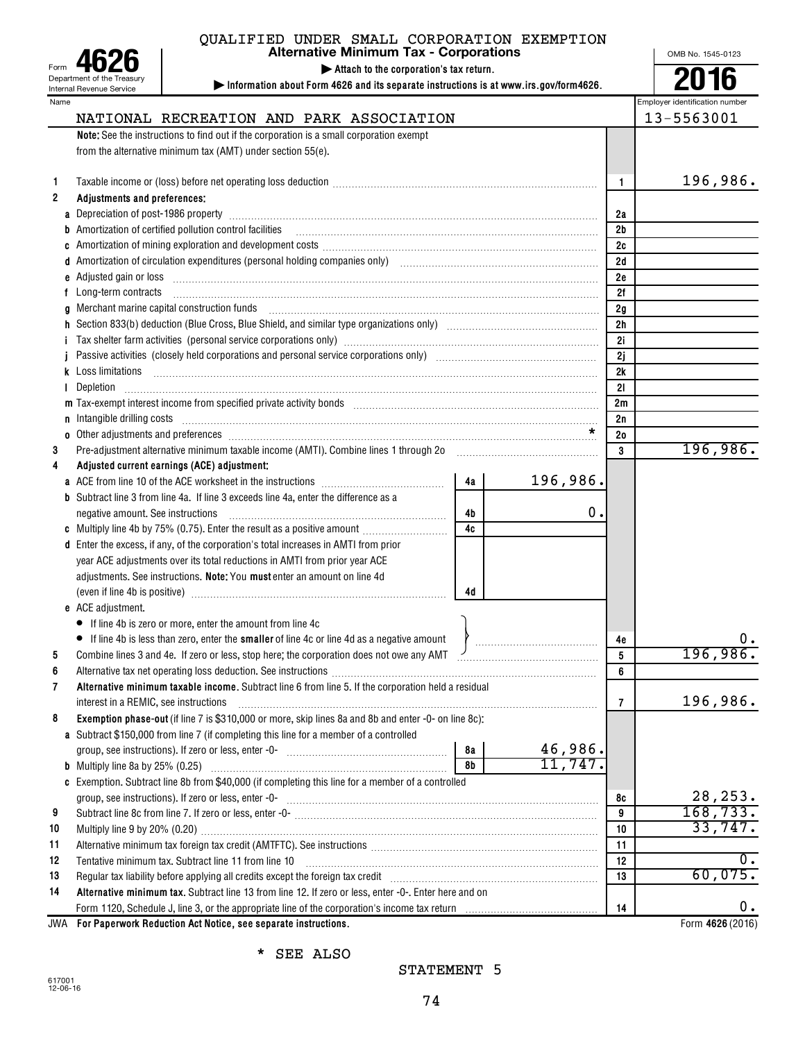QUALIFIED UNDER SMALL CORPORATION EXEMPTION

Form **4626**
Department of the Treasury
Internal Revenue Service

# Alternative Minimum Tax - Corporations

▶ Attach to the corporation's tax return.

▶ Information about Form 4626 and its separate instructions is at www.irs.gov/form4626.

OMB No. 1545-0123

**2016**

Name: NATIONAL RECREATION AND PARK ASSOCIATION

Employer identification number: 13-5563001

**Note:** See the instructions to find out if the corporation is a small corporation exempt from the alternative minimum tax (AMT) under section 55(e).

| Line | Description | | | Ref | Amount |
|---|---|---|---|---|---|
| 1 | Taxable income or (loss) before net operating loss deduction | | | 1 | 196,986. |
| 2 | **Adjustments and preferences:** | | | | |
| a | Depreciation of post-1986 property | | | 2a | |
| b | Amortization of certified pollution control facilities | | | 2b | |
| c | Amortization of mining exploration and development costs | | | 2c | |
| d | Amortization of circulation expenditures (personal holding companies only) | | | 2d | |
| e | Adjusted gain or loss | | | 2e | |
| f | Long-term contracts | | | 2f | |
| g | Merchant marine capital construction funds | | | 2g | |
| h | Section 833(b) deduction (Blue Cross, Blue Shield, and similar type organizations only) | | | 2h | |
| i | Tax shelter farm activities (personal service corporations only) | | | 2i | |
| j | Passive activities (closely held corporations and personal service corporations only) | | | 2j | |
| k | Loss limitations | | | 2k | |
| l | Depletion | | | 2l | |
| m | Tax-exempt interest income from specified private activity bonds | | | 2m | |
| n | Intangible drilling costs | | | 2n | |
| o | Other adjustments and preferences * | | | 2o | |
| 3 | Pre-adjustment alternative minimum taxable income (AMTI). Combine lines 1 through 2o | | | 3 | 196,986. |
| 4 | **Adjusted current earnings (ACE) adjustment:** | | | | |
| a | ACE from line 10 of the ACE worksheet in the instructions | 4a | 196,986. | | |
| b | Subtract line 3 from line 4a. If line 3 exceeds line 4a, enter the difference as a negative amount. See instructions | 4b | 0. | | |
| c | Multiply line 4b by 75% (0.75). Enter the result as a positive amount | 4c | | | |
| d | Enter the excess, if any, of the corporation's total increases in AMTI from prior year ACE adjustments over its total reductions in AMTI from prior year ACE adjustments. See instructions. **Note:** You **must** enter an amount on line 4d (even if line 4b is positive) | 4d | | | |
| e | ACE adjustment. • If line 4b is zero or more, enter the amount from line 4c • If line 4b is less than zero, enter the **smaller** of line 4c or line 4d as a negative amount | | | 4e | 0. |
| 5 | Combine lines 3 and 4e. If zero or less, stop here; the corporation does not owe any AMT | | | 5 | 196,986. |
| 6 | Alternative tax net operating loss deduction. See instructions | | | 6 | |
| 7 | **Alternative minimum taxable income.** Subtract line 6 from line 5. If the corporation held a residual interest in a REMIC, see instructions | | | 7 | 196,986. |
| 8 | **Exemption phase-out** (if line 7 is $310,000 or more, skip lines 8a and 8b and enter -0- on line 8c): | | | | |
| a | Subtract $150,000 from line 7 (if completing this line for a member of a controlled group, see instructions). If zero or less, enter -0- | 8a | 46,986. | | |
| b | Multiply line 8a by 25% (0.25) | 8b | 11,747. | | |
| c | Exemption. Subtract line 8b from $40,000 (if completing this line for a member of a controlled group, see instructions). If zero or less, enter -0- | | | 8c | 28,253. |
| 9 | Subtract line 8c from line 7. If zero or less, enter -0- | | | 9 | 168,733. |
| 10 | Multiply line 9 by 20% (0.20) | | | 10 | 33,747. |
| 11 | Alternative minimum tax foreign tax credit (AMTFTC). See instructions | | | 11 | |
| 12 | Tentative minimum tax. Subtract line 11 from line 10 | | | 12 | 0. |
| 13 | Regular tax liability before applying all credits except the foreign tax credit | | | 13 | 60,075. |
| 14 | **Alternative minimum tax.** Subtract line 13 from line 12. If zero or less, enter -0-. Enter here and on Form 1120, Schedule J, line 3, or the appropriate line of the corporation's income tax return | | | 14 | 0. |

JWA **For Paperwork Reduction Act Notice, see separate instructions.** Form **4626** (2016)

\* SEE ALSO STATEMENT 5

617001 12-06-16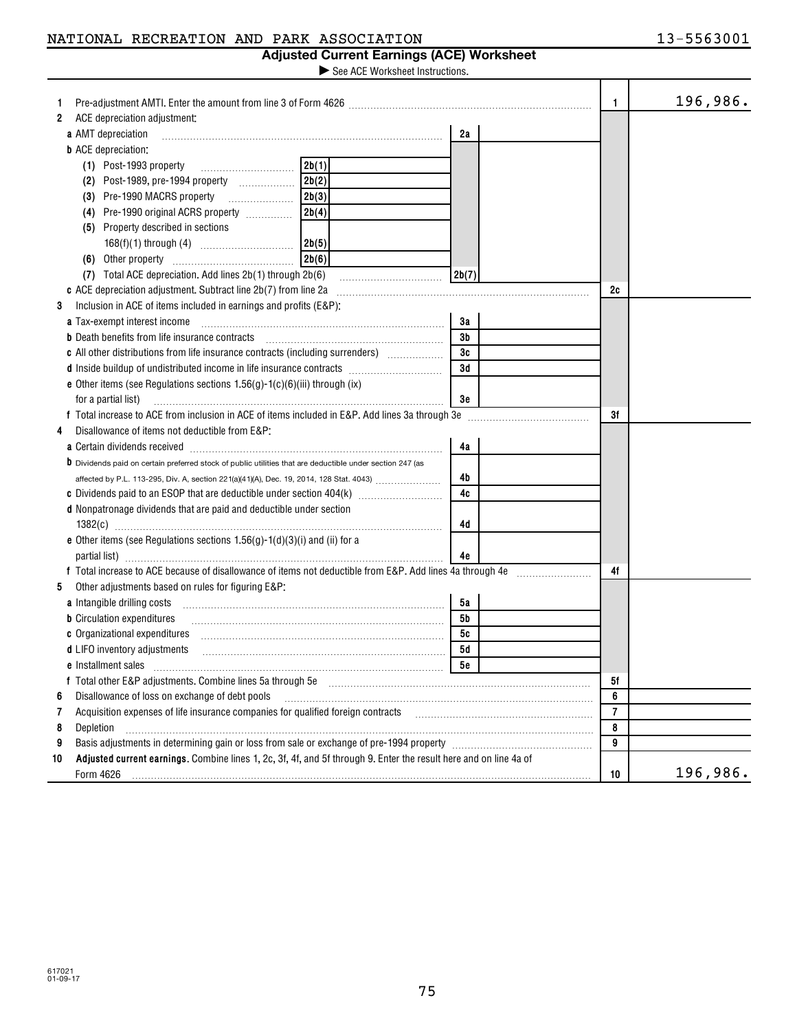NATIONAL RECREATION AND PARK ASSOCIATION 13-5563001

## Adjusted Current Earnings (ACE) Worksheet

▶ See ACE Worksheet Instructions.

| Line | Description | | Amount |
|---|---|---|---|
| 1 | Pre-adjustment AMTI. Enter the amount from line 3 of Form 4626 | 1 | 196,986. |
| 2 | ACE depreciation adjustment: | | |
| | **a** AMT depreciation — 2a | | |
| | **b** ACE depreciation: | | |
| | (1) Post-1993 property — 2b(1) | | |
| | (2) Post-1989, pre-1994 property — 2b(2) | | |
| | (3) Pre-1990 MACRS property — 2b(3) | | |
| | (4) Pre-1990 original ACRS property — 2b(4) | | |
| | (5) Property described in sections 168(f)(1) through (4) — 2b(5) | | |
| | (6) Other property — 2b(6) | | |
| | (7) Total ACE depreciation. Add lines 2b(1) through 2b(6) — 2b(7) | | |
| | **c** ACE depreciation adjustment. Subtract line 2b(7) from line 2a | 2c | |
| 3 | Inclusion in ACE of items included in earnings and profits (E&P): | | |
| | **a** Tax-exempt interest income — 3a | | |
| | **b** Death benefits from life insurance contracts — 3b | | |
| | **c** All other distributions from life insurance contracts (including surrenders) — 3c | | |
| | **d** Inside buildup of undistributed income in life insurance contracts — 3d | | |
| | **e** Other items (see Regulations sections 1.56(g)-1(c)(6)(iii) through (ix) for a partial list) — 3e | | |
| | **f** Total increase to ACE from inclusion in ACE of items included in E&P. Add lines 3a through 3e | 3f | |
| 4 | Disallowance of items not deductible from E&P: | | |
| | **a** Certain dividends received — 4a | | |
| | **b** Dividends paid on certain preferred stock of public utilities that are deductible under section 247 (as affected by P.L. 113-295, Div. A, section 221(a)(41)(A), Dec. 19, 2014, 128 Stat. 4043) — 4b | | |
| | **c** Dividends paid to an ESOP that are deductible under section 404(k) — 4c | | |
| | **d** Nonpatronage dividends that are paid and deductible under section 1382(c) — 4d | | |
| | **e** Other items (see Regulations sections 1.56(g)-1(d)(3)(i) and (ii) for a partial list) — 4e | | |
| | **f** Total increase to ACE because of disallowance of items not deductible from E&P. Add lines 4a through 4e | 4f | |
| 5 | Other adjustments based on rules for figuring E&P: | | |
| | **a** Intangible drilling costs — 5a | | |
| | **b** Circulation expenditures — 5b | | |
| | **c** Organizational expenditures — 5c | | |
| | **d** LIFO inventory adjustments — 5d | | |
| | **e** Installment sales — 5e | | |
| | **f** Total other E&P adjustments. Combine lines 5a through 5e | 5f | |
| 6 | Disallowance of loss on exchange of debt pools | 6 | |
| 7 | Acquisition expenses of life insurance companies for qualified foreign contracts | 7 | |
| 8 | Depletion | 8 | |
| 9 | Basis adjustments in determining gain or loss from sale or exchange of pre-1994 property | 9 | |
| 10 | **Adjusted current earnings.** Combine lines 1, 2c, 3f, 4f, and 5f through 9. Enter the result here and on line 4a of Form 4626 | 10 | 196,986. |

617021
01-09-17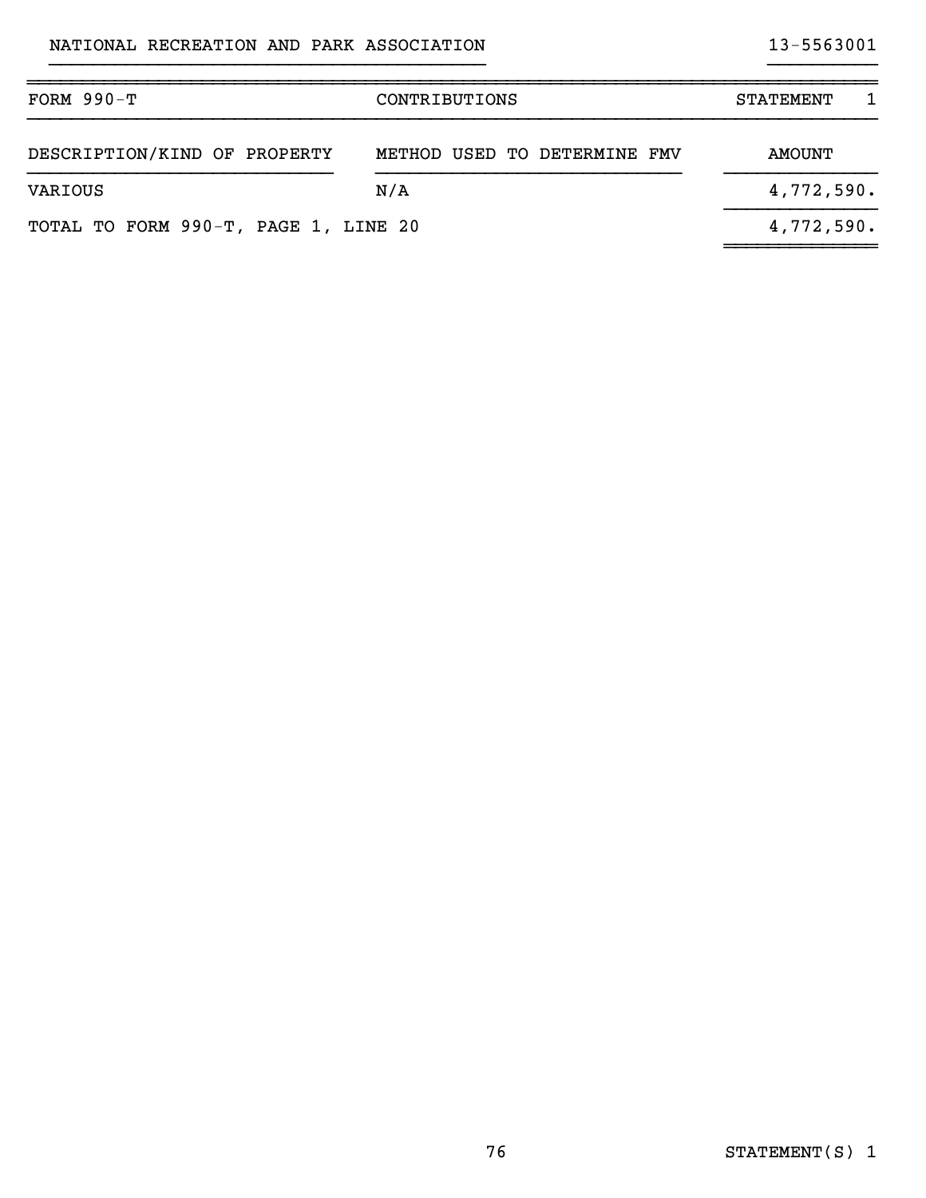NATIONAL RECREATION AND PARK ASSOCIATION 13-5563001

| FORM 990-T | CONTRIBUTIONS | STATEMENT 1 |
|---|---|---|
| DESCRIPTION/KIND OF PROPERTY | METHOD USED TO DETERMINE FMV | AMOUNT |
| VARIOUS | N/A | 4,772,590. |
| TOTAL TO FORM 990-T, PAGE 1, LINE 20 | | 4,772,590. |

STATEMENT(S) 1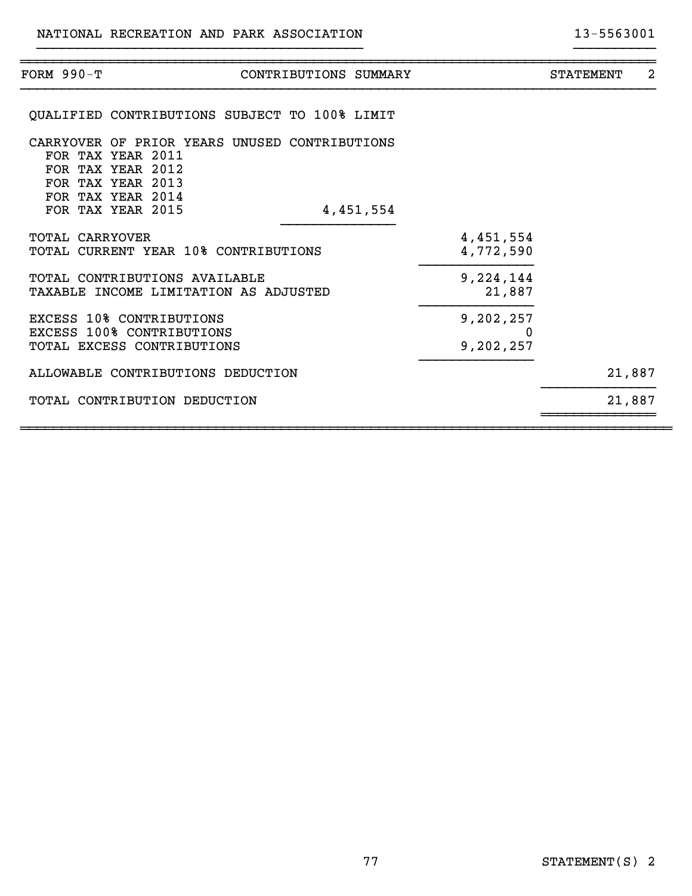NATIONAL RECREATION AND PARK ASSOCIATION 13-5563001

| FORM 990-T | CONTRIBUTIONS SUMMARY | | STATEMENT 2 |
|---|---|---|---|
| QUALIFIED CONTRIBUTIONS SUBJECT TO 100% LIMIT | | | |
| CARRYOVER OF PRIOR YEARS UNUSED CONTRIBUTIONS | | | |
| FOR TAX YEAR 2011 | | | |
| FOR TAX YEAR 2012 | | | |
| FOR TAX YEAR 2013 | | | |
| FOR TAX YEAR 2014 | | | |
| FOR TAX YEAR 2015 | 4,451,554 | | |
| TOTAL CARRYOVER | | 4,451,554 | |
| TOTAL CURRENT YEAR 10% CONTRIBUTIONS | | 4,772,590 | |
| TOTAL CONTRIBUTIONS AVAILABLE | | 9,224,144 | |
| TAXABLE INCOME LIMITATION AS ADJUSTED | | 21,887 | |
| EXCESS 10% CONTRIBUTIONS | | 9,202,257 | |
| EXCESS 100% CONTRIBUTIONS | | 0 | |
| TOTAL EXCESS CONTRIBUTIONS | | 9,202,257 | |
| ALLOWABLE CONTRIBUTIONS DEDUCTION | | | 21,887 |
| TOTAL CONTRIBUTION DEDUCTION | | | 21,887 |

STATEMENT(S) 2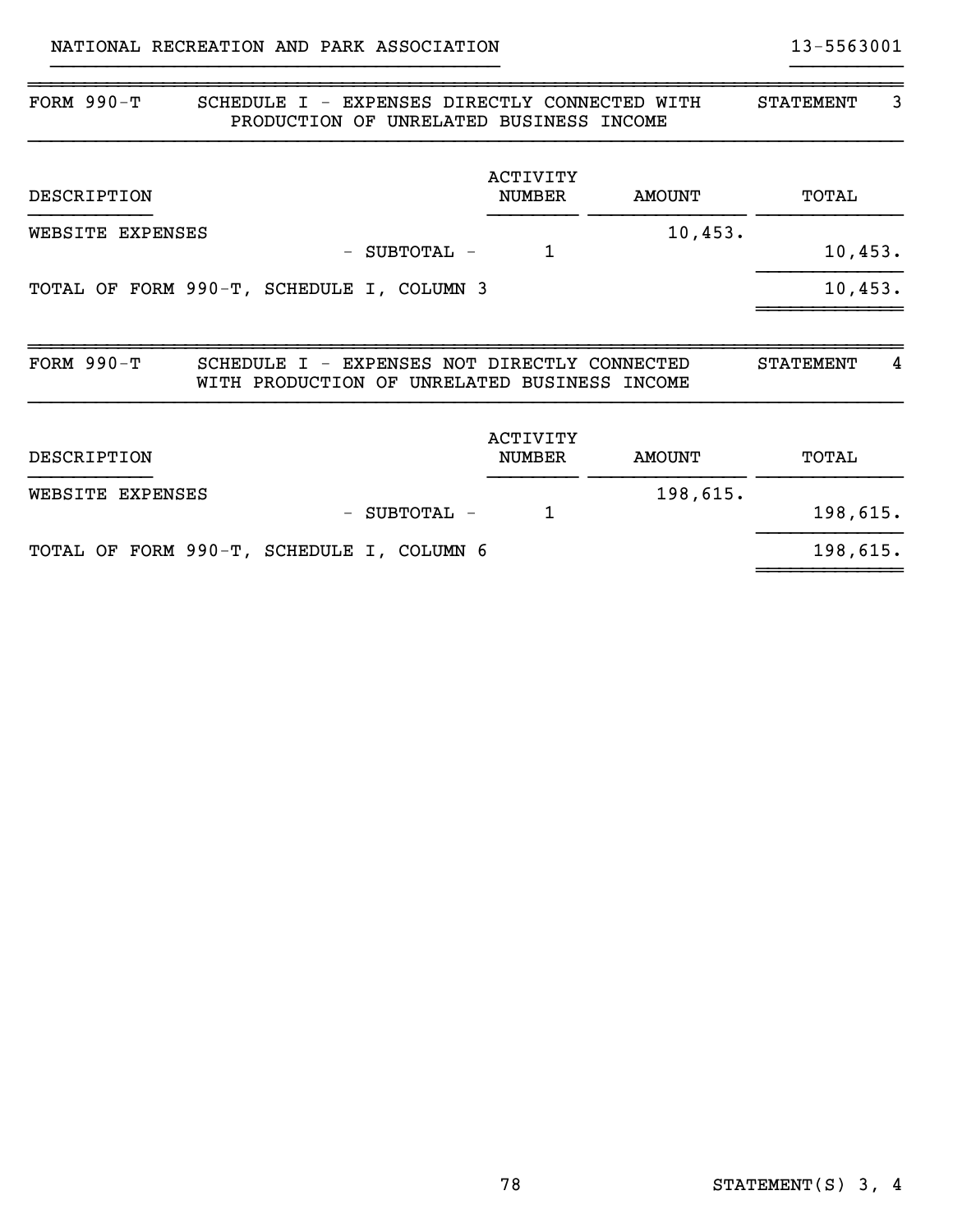NATIONAL RECREATION AND PARK ASSOCIATION 13-5563001

## FORM 990-T SCHEDULE I - EXPENSES DIRECTLY CONNECTED WITH PRODUCTION OF UNRELATED BUSINESS INCOME — STATEMENT 3

| DESCRIPTION | ACTIVITY NUMBER | AMOUNT | TOTAL |
|---|---|---|---|
| WEBSITE EXPENSES | | 10,453. | |
| - SUBTOTAL - | 1 | | 10,453. |
| TOTAL OF FORM 990-T, SCHEDULE I, COLUMN 3 | | | 10,453. |

## FORM 990-T SCHEDULE I - EXPENSES NOT DIRECTLY CONNECTED WITH PRODUCTION OF UNRELATED BUSINESS INCOME — STATEMENT 4

| DESCRIPTION | ACTIVITY NUMBER | AMOUNT | TOTAL |
|---|---|---|---|
| WEBSITE EXPENSES | | 198,615. | |
| - SUBTOTAL - | 1 | | 198,615. |
| TOTAL OF FORM 990-T, SCHEDULE I, COLUMN 6 | | | 198,615. |

STATEMENT(S) 3, 4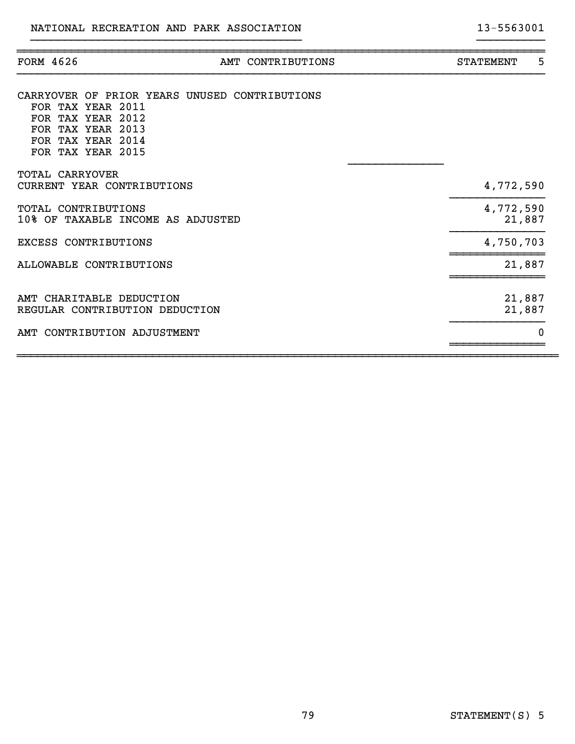NATIONAL RECREATION AND PARK ASSOCIATION 13-5563001

| FORM 4626 | AMT CONTRIBUTIONS | STATEMENT 5 |
| --- | --- | --- |
| CARRYOVER OF PRIOR YEARS UNUSED CONTRIBUTIONS | | |
| FOR TAX YEAR 2011 | | |
| FOR TAX YEAR 2012 | | |
| FOR TAX YEAR 2013 | | |
| FOR TAX YEAR 2014 | | |
| FOR TAX YEAR 2015 | | |
| TOTAL CARRYOVER | | |
| CURRENT YEAR CONTRIBUTIONS | | 4,772,590 |
| TOTAL CONTRIBUTIONS | | 4,772,590 |
| 10% OF TAXABLE INCOME AS ADJUSTED | | 21,887 |
| EXCESS CONTRIBUTIONS | | 4,750,703 |
| ALLOWABLE CONTRIBUTIONS | | 21,887 |
| AMT CHARITABLE DEDUCTION | | 21,887 |
| REGULAR CONTRIBUTION DEDUCTION | | 21,887 |
| AMT CONTRIBUTION ADJUSTMENT | | 0 |

STATEMENT(S) 5